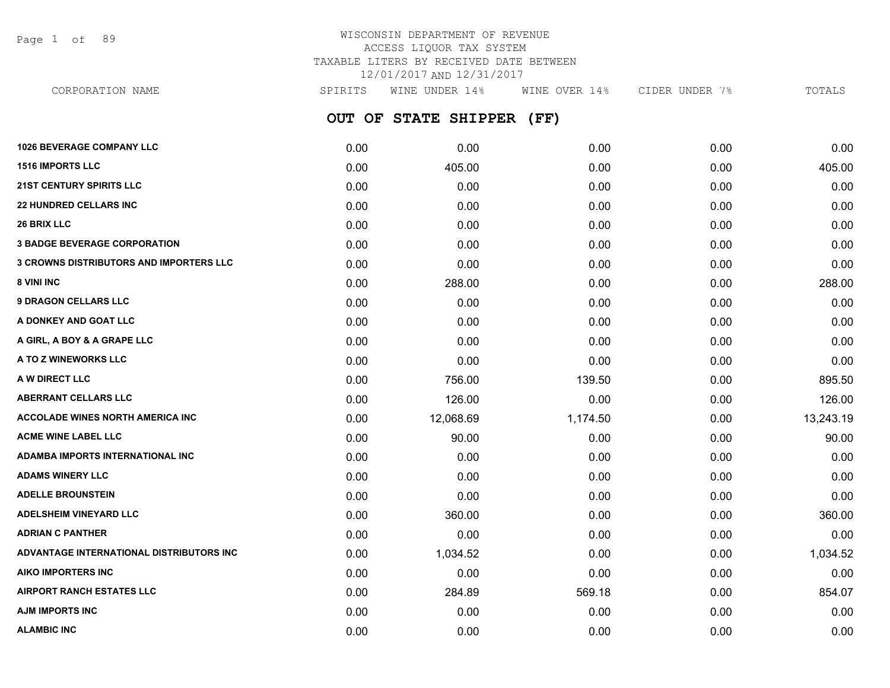# WISCONSIN DEPARTMENT OF REVENUE
## ACCESS LIQUOR TAX SYSTEM
## TAXABLE LITERS BY RECEIVED DATE BETWEEN 12/01/2017 AND 12/31/2017

## OUT OF STATE SHIPPER (FF)

| CORPORATION NAME | SPIRITS | WINE UNDER 14% | WINE OVER 14% | CIDER UNDER 7% | TOTALS |
|---|---|---|---|---|---|
| **1026 BEVERAGE COMPANY LLC** | 0.00 | 0.00 | 0.00 | 0.00 | 0.00 |
| **1516 IMPORTS LLC** | 0.00 | 405.00 | 0.00 | 0.00 | 405.00 |
| **21ST CENTURY SPIRITS LLC** | 0.00 | 0.00 | 0.00 | 0.00 | 0.00 |
| **22 HUNDRED CELLARS INC** | 0.00 | 0.00 | 0.00 | 0.00 | 0.00 |
| **26 BRIX LLC** | 0.00 | 0.00 | 0.00 | 0.00 | 0.00 |
| **3 BADGE BEVERAGE CORPORATION** | 0.00 | 0.00 | 0.00 | 0.00 | 0.00 |
| **3 CROWNS DISTRIBUTORS AND IMPORTERS LLC** | 0.00 | 0.00 | 0.00 | 0.00 | 0.00 |
| **8 VINI INC** | 0.00 | 288.00 | 0.00 | 0.00 | 288.00 |
| **9 DRAGON CELLARS LLC** | 0.00 | 0.00 | 0.00 | 0.00 | 0.00 |
| **A DONKEY AND GOAT LLC** | 0.00 | 0.00 | 0.00 | 0.00 | 0.00 |
| **A GIRL, A BOY & A GRAPE LLC** | 0.00 | 0.00 | 0.00 | 0.00 | 0.00 |
| **A TO Z WINEWORKS LLC** | 0.00 | 0.00 | 0.00 | 0.00 | 0.00 |
| **A W DIRECT LLC** | 0.00 | 756.00 | 139.50 | 0.00 | 895.50 |
| **ABERRANT CELLARS LLC** | 0.00 | 126.00 | 0.00 | 0.00 | 126.00 |
| **ACCOLADE WINES NORTH AMERICA INC** | 0.00 | 12,068.69 | 1,174.50 | 0.00 | 13,243.19 |
| **ACME WINE LABEL LLC** | 0.00 | 90.00 | 0.00 | 0.00 | 90.00 |
| **ADAMBA IMPORTS INTERNATIONAL INC** | 0.00 | 0.00 | 0.00 | 0.00 | 0.00 |
| **ADAMS WINERY LLC** | 0.00 | 0.00 | 0.00 | 0.00 | 0.00 |
| **ADELLE BROUNSTEIN** | 0.00 | 0.00 | 0.00 | 0.00 | 0.00 |
| **ADELSHEIM VINEYARD LLC** | 0.00 | 360.00 | 0.00 | 0.00 | 360.00 |
| **ADRIAN C PANTHER** | 0.00 | 0.00 | 0.00 | 0.00 | 0.00 |
| **ADVANTAGE INTERNATIONAL DISTRIBUTORS INC** | 0.00 | 1,034.52 | 0.00 | 0.00 | 1,034.52 |
| **AIKO IMPORTERS INC** | 0.00 | 0.00 | 0.00 | 0.00 | 0.00 |
| **AIRPORT RANCH ESTATES LLC** | 0.00 | 284.89 | 569.18 | 0.00 | 854.07 |
| **AJM IMPORTS INC** | 0.00 | 0.00 | 0.00 | 0.00 | 0.00 |
| **ALAMBIC INC** | 0.00 | 0.00 | 0.00 | 0.00 | 0.00 |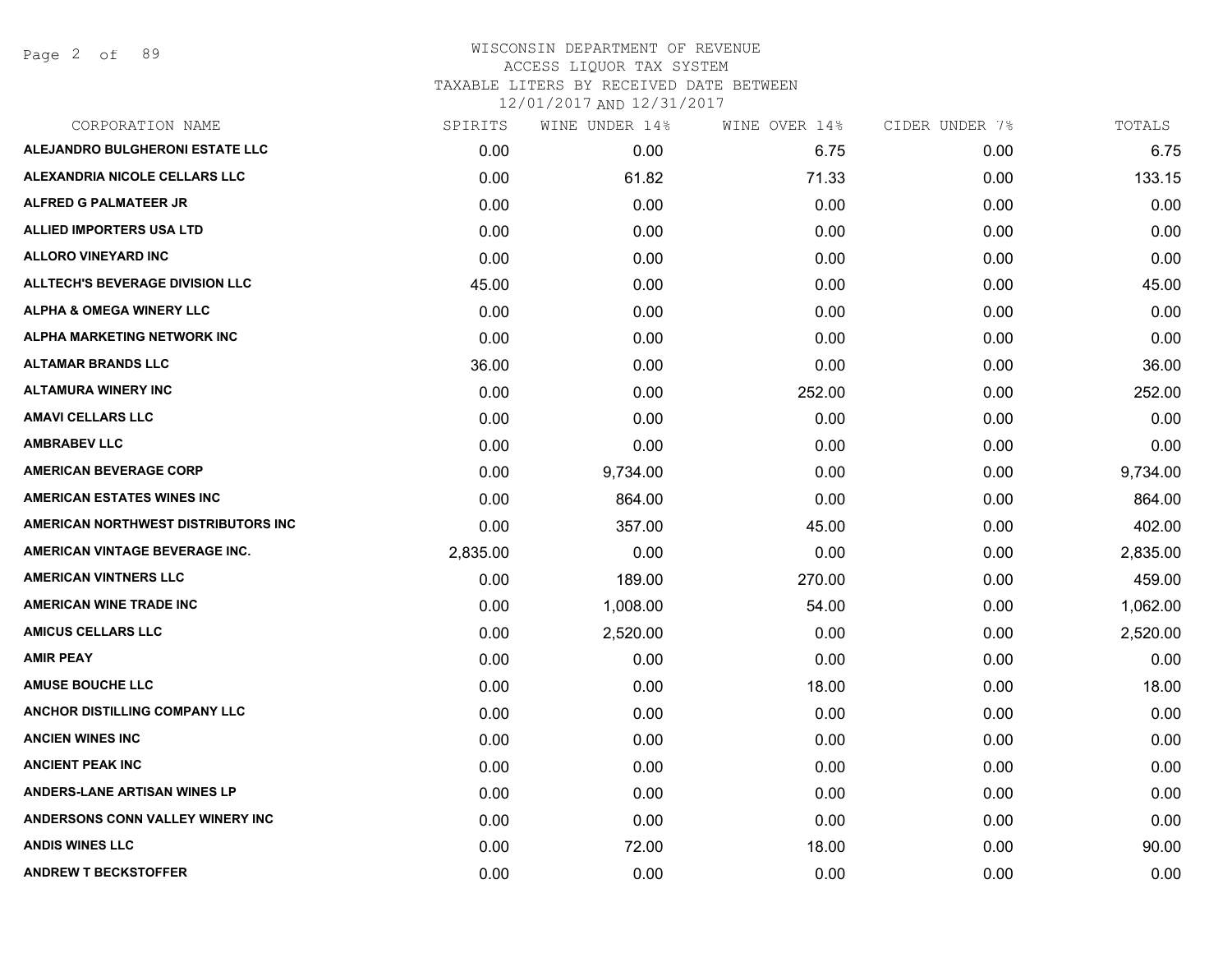# WISCONSIN DEPARTMENT OF REVENUE
## ACCESS LIQUOR TAX SYSTEM
### TAXABLE LITERS BY RECEIVED DATE BETWEEN 12/01/2017 AND 12/31/2017

| CORPORATION NAME | SPIRITS | WINE UNDER 14% | WINE OVER 14% | CIDER UNDER 7% | TOTALS |
|---|---|---|---|---|---|
| ALEJANDRO BULGHERONI ESTATE LLC | 0.00 | 0.00 | 6.75 | 0.00 | 6.75 |
| ALEXANDRIA NICOLE CELLARS LLC | 0.00 | 61.82 | 71.33 | 0.00 | 133.15 |
| ALFRED G PALMATEER JR | 0.00 | 0.00 | 0.00 | 0.00 | 0.00 |
| ALLIED IMPORTERS USA LTD | 0.00 | 0.00 | 0.00 | 0.00 | 0.00 |
| ALLORO VINEYARD INC | 0.00 | 0.00 | 0.00 | 0.00 | 0.00 |
| ALLTECH'S BEVERAGE DIVISION LLC | 45.00 | 0.00 | 0.00 | 0.00 | 45.00 |
| ALPHA & OMEGA WINERY LLC | 0.00 | 0.00 | 0.00 | 0.00 | 0.00 |
| ALPHA MARKETING NETWORK INC | 0.00 | 0.00 | 0.00 | 0.00 | 0.00 |
| ALTAMAR BRANDS LLC | 36.00 | 0.00 | 0.00 | 0.00 | 36.00 |
| ALTAMURA WINERY INC | 0.00 | 0.00 | 252.00 | 0.00 | 252.00 |
| AMAVI CELLARS LLC | 0.00 | 0.00 | 0.00 | 0.00 | 0.00 |
| AMBRABEV LLC | 0.00 | 0.00 | 0.00 | 0.00 | 0.00 |
| AMERICAN BEVERAGE CORP | 0.00 | 9,734.00 | 0.00 | 0.00 | 9,734.00 |
| AMERICAN ESTATES WINES INC | 0.00 | 864.00 | 0.00 | 0.00 | 864.00 |
| AMERICAN NORTHWEST DISTRIBUTORS INC | 0.00 | 357.00 | 45.00 | 0.00 | 402.00 |
| AMERICAN VINTAGE BEVERAGE INC. | 2,835.00 | 0.00 | 0.00 | 0.00 | 2,835.00 |
| AMERICAN VINTNERS LLC | 0.00 | 189.00 | 270.00 | 0.00 | 459.00 |
| AMERICAN WINE TRADE INC | 0.00 | 1,008.00 | 54.00 | 0.00 | 1,062.00 |
| AMICUS CELLARS LLC | 0.00 | 2,520.00 | 0.00 | 0.00 | 2,520.00 |
| AMIR PEAY | 0.00 | 0.00 | 0.00 | 0.00 | 0.00 |
| AMUSE BOUCHE LLC | 0.00 | 0.00 | 18.00 | 0.00 | 18.00 |
| ANCHOR DISTILLING COMPANY LLC | 0.00 | 0.00 | 0.00 | 0.00 | 0.00 |
| ANCIEN WINES INC | 0.00 | 0.00 | 0.00 | 0.00 | 0.00 |
| ANCIENT PEAK INC | 0.00 | 0.00 | 0.00 | 0.00 | 0.00 |
| ANDERS-LANE ARTISAN WINES LP | 0.00 | 0.00 | 0.00 | 0.00 | 0.00 |
| ANDERSONS CONN VALLEY WINERY INC | 0.00 | 0.00 | 0.00 | 0.00 | 0.00 |
| ANDIS WINES LLC | 0.00 | 72.00 | 18.00 | 0.00 | 90.00 |
| ANDREW T BECKSTOFFER | 0.00 | 0.00 | 0.00 | 0.00 | 0.00 |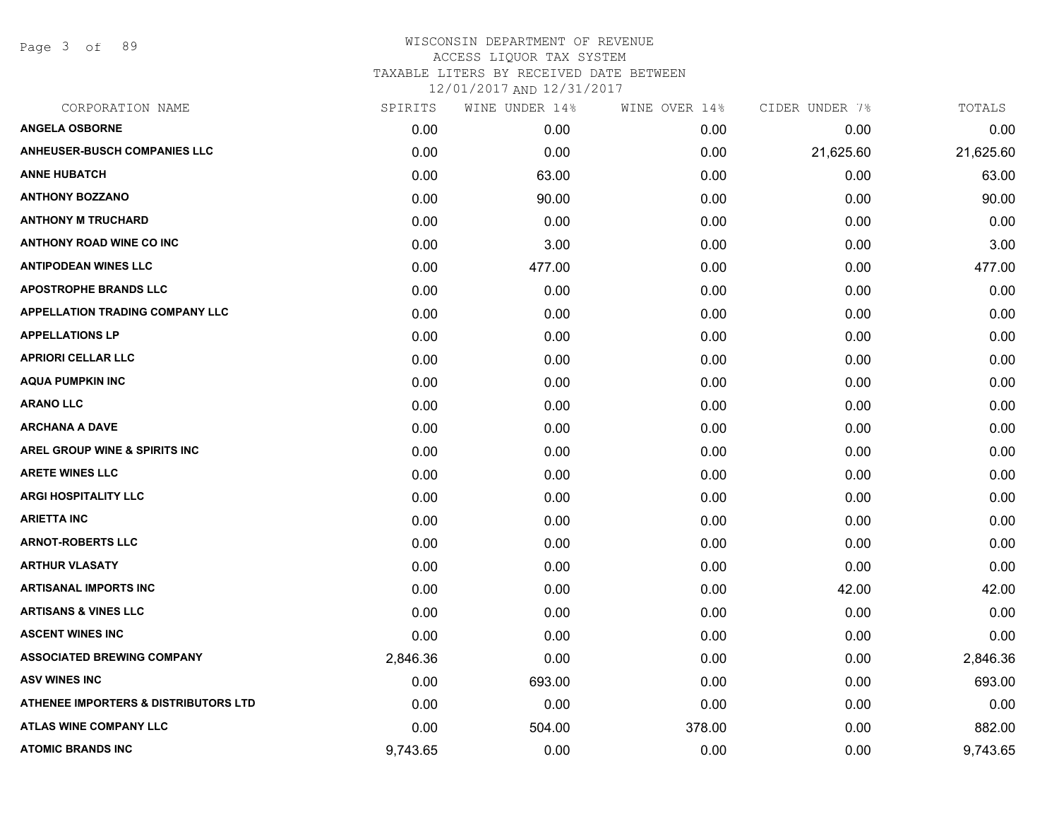# WISCONSIN DEPARTMENT OF REVENUE
## ACCESS LIQUOR TAX SYSTEM
### TAXABLE LITERS BY RECEIVED DATE BETWEEN 12/01/2017 AND 12/31/2017

| CORPORATION NAME | SPIRITS | WINE UNDER 14% | WINE OVER 14% | CIDER UNDER 7% | TOTALS |
|---|---|---|---|---|---|
| ANGELA OSBORNE | 0.00 | 0.00 | 0.00 | 0.00 | 0.00 |
| ANHEUSER-BUSCH COMPANIES LLC | 0.00 | 0.00 | 0.00 | 21,625.60 | 21,625.60 |
| ANNE HUBATCH | 0.00 | 63.00 | 0.00 | 0.00 | 63.00 |
| ANTHONY BOZZANO | 0.00 | 90.00 | 0.00 | 0.00 | 90.00 |
| ANTHONY M TRUCHARD | 0.00 | 0.00 | 0.00 | 0.00 | 0.00 |
| ANTHONY ROAD WINE CO INC | 0.00 | 3.00 | 0.00 | 0.00 | 3.00 |
| ANTIPODEAN WINES LLC | 0.00 | 477.00 | 0.00 | 0.00 | 477.00 |
| APOSTROPHE BRANDS LLC | 0.00 | 0.00 | 0.00 | 0.00 | 0.00 |
| APPELLATION TRADING COMPANY LLC | 0.00 | 0.00 | 0.00 | 0.00 | 0.00 |
| APPELLATIONS LP | 0.00 | 0.00 | 0.00 | 0.00 | 0.00 |
| APRIORI CELLAR LLC | 0.00 | 0.00 | 0.00 | 0.00 | 0.00 |
| AQUA PUMPKIN INC | 0.00 | 0.00 | 0.00 | 0.00 | 0.00 |
| ARANO LLC | 0.00 | 0.00 | 0.00 | 0.00 | 0.00 |
| ARCHANA A DAVE | 0.00 | 0.00 | 0.00 | 0.00 | 0.00 |
| AREL GROUP WINE & SPIRITS INC | 0.00 | 0.00 | 0.00 | 0.00 | 0.00 |
| ARETE WINES LLC | 0.00 | 0.00 | 0.00 | 0.00 | 0.00 |
| ARGI HOSPITALITY LLC | 0.00 | 0.00 | 0.00 | 0.00 | 0.00 |
| ARIETTA INC | 0.00 | 0.00 | 0.00 | 0.00 | 0.00 |
| ARNOT-ROBERTS LLC | 0.00 | 0.00 | 0.00 | 0.00 | 0.00 |
| ARTHUR VLASATY | 0.00 | 0.00 | 0.00 | 0.00 | 0.00 |
| ARTISANAL IMPORTS INC | 0.00 | 0.00 | 0.00 | 42.00 | 42.00 |
| ARTISANS & VINES LLC | 0.00 | 0.00 | 0.00 | 0.00 | 0.00 |
| ASCENT WINES INC | 0.00 | 0.00 | 0.00 | 0.00 | 0.00 |
| ASSOCIATED BREWING COMPANY | 2,846.36 | 0.00 | 0.00 | 0.00 | 2,846.36 |
| ASV WINES INC | 0.00 | 693.00 | 0.00 | 0.00 | 693.00 |
| ATHENEE IMPORTERS & DISTRIBUTORS LTD | 0.00 | 0.00 | 0.00 | 0.00 | 0.00 |
| ATLAS WINE COMPANY LLC | 0.00 | 504.00 | 378.00 | 0.00 | 882.00 |
| ATOMIC BRANDS INC | 9,743.65 | 0.00 | 0.00 | 0.00 | 9,743.65 |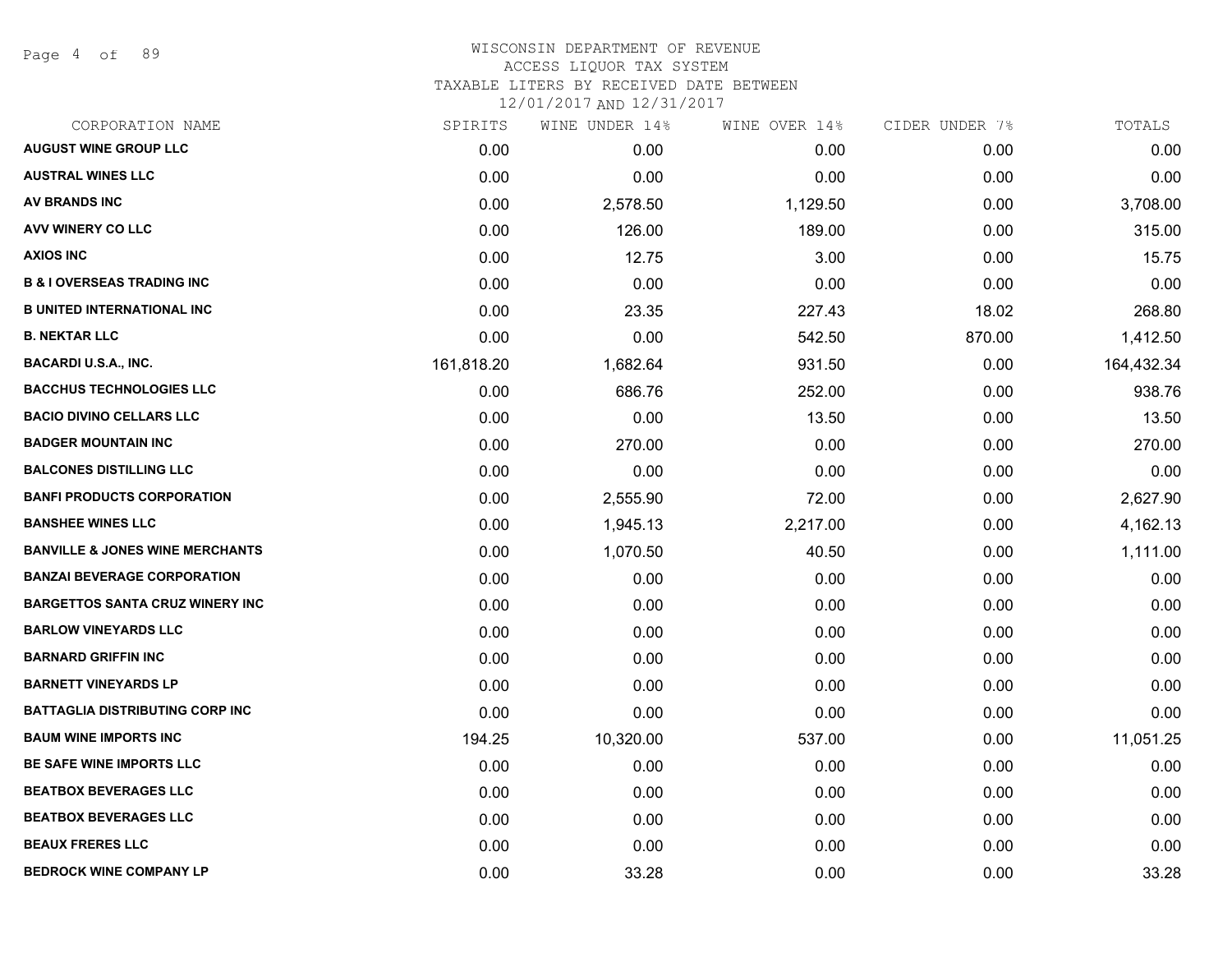# WISCONSIN DEPARTMENT OF REVENUE
## ACCESS LIQUOR TAX SYSTEM
### TAXABLE LITERS BY RECEIVED DATE BETWEEN 12/01/2017 AND 12/31/2017

| CORPORATION NAME | SPIRITS | WINE UNDER 14% | WINE OVER 14% | CIDER UNDER 7% | TOTALS |
|---|---|---|---|---|---|
| AUGUST WINE GROUP LLC | 0.00 | 0.00 | 0.00 | 0.00 | 0.00 |
| AUSTRAL WINES LLC | 0.00 | 0.00 | 0.00 | 0.00 | 0.00 |
| AV BRANDS INC | 0.00 | 2,578.50 | 1,129.50 | 0.00 | 3,708.00 |
| AVV WINERY CO LLC | 0.00 | 126.00 | 189.00 | 0.00 | 315.00 |
| AXIOS INC | 0.00 | 12.75 | 3.00 | 0.00 | 15.75 |
| B & I OVERSEAS TRADING INC | 0.00 | 0.00 | 0.00 | 0.00 | 0.00 |
| B UNITED INTERNATIONAL INC | 0.00 | 23.35 | 227.43 | 18.02 | 268.80 |
| B. NEKTAR LLC | 0.00 | 0.00 | 542.50 | 870.00 | 1,412.50 |
| BACARDI U.S.A., INC. | 161,818.20 | 1,682.64 | 931.50 | 0.00 | 164,432.34 |
| BACCHUS TECHNOLOGIES LLC | 0.00 | 686.76 | 252.00 | 0.00 | 938.76 |
| BACIO DIVINO CELLARS LLC | 0.00 | 0.00 | 13.50 | 0.00 | 13.50 |
| BADGER MOUNTAIN INC | 0.00 | 270.00 | 0.00 | 0.00 | 270.00 |
| BALCONES DISTILLING LLC | 0.00 | 0.00 | 0.00 | 0.00 | 0.00 |
| BANFI PRODUCTS CORPORATION | 0.00 | 2,555.90 | 72.00 | 0.00 | 2,627.90 |
| BANSHEE WINES LLC | 0.00 | 1,945.13 | 2,217.00 | 0.00 | 4,162.13 |
| BANVILLE & JONES WINE MERCHANTS | 0.00 | 1,070.50 | 40.50 | 0.00 | 1,111.00 |
| BANZAI BEVERAGE CORPORATION | 0.00 | 0.00 | 0.00 | 0.00 | 0.00 |
| BARGETTOS SANTA CRUZ WINERY INC | 0.00 | 0.00 | 0.00 | 0.00 | 0.00 |
| BARLOW VINEYARDS LLC | 0.00 | 0.00 | 0.00 | 0.00 | 0.00 |
| BARNARD GRIFFIN INC | 0.00 | 0.00 | 0.00 | 0.00 | 0.00 |
| BARNETT VINEYARDS LP | 0.00 | 0.00 | 0.00 | 0.00 | 0.00 |
| BATTAGLIA DISTRIBUTING CORP INC | 0.00 | 0.00 | 0.00 | 0.00 | 0.00 |
| BAUM WINE IMPORTS INC | 194.25 | 10,320.00 | 537.00 | 0.00 | 11,051.25 |
| BE SAFE WINE IMPORTS LLC | 0.00 | 0.00 | 0.00 | 0.00 | 0.00 |
| BEATBOX BEVERAGES LLC | 0.00 | 0.00 | 0.00 | 0.00 | 0.00 |
| BEATBOX BEVERAGES LLC | 0.00 | 0.00 | 0.00 | 0.00 | 0.00 |
| BEAUX FRERES LLC | 0.00 | 0.00 | 0.00 | 0.00 | 0.00 |
| BEDROCK WINE COMPANY LP | 0.00 | 33.28 | 0.00 | 0.00 | 33.28 |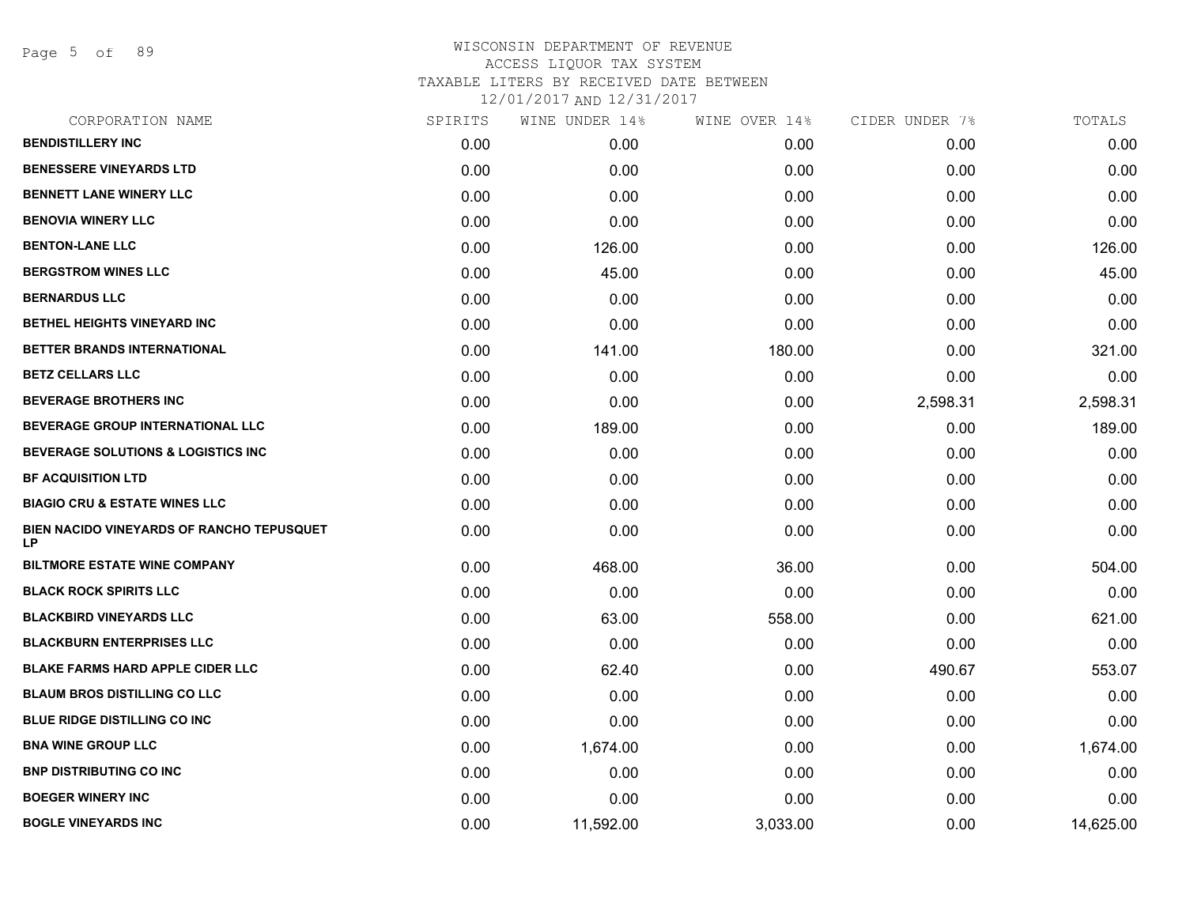# WISCONSIN DEPARTMENT OF REVENUE
ACCESS LIQUOR TAX SYSTEM
TAXABLE LITERS BY RECEIVED DATE BETWEEN
12/01/2017 AND 12/31/2017

| CORPORATION NAME | SPIRITS | WINE UNDER 14% | WINE OVER 14% | CIDER UNDER 7% | TOTALS |
|---|---|---|---|---|---|
| BENDISTILLERY INC | 0.00 | 0.00 | 0.00 | 0.00 | 0.00 |
| BENESSERE VINEYARDS LTD | 0.00 | 0.00 | 0.00 | 0.00 | 0.00 |
| BENNETT LANE WINERY LLC | 0.00 | 0.00 | 0.00 | 0.00 | 0.00 |
| BENOVIA WINERY LLC | 0.00 | 0.00 | 0.00 | 0.00 | 0.00 |
| BENTON-LANE LLC | 0.00 | 126.00 | 0.00 | 0.00 | 126.00 |
| BERGSTROM WINES LLC | 0.00 | 45.00 | 0.00 | 0.00 | 45.00 |
| BERNARDUS LLC | 0.00 | 0.00 | 0.00 | 0.00 | 0.00 |
| BETHEL HEIGHTS VINEYARD INC | 0.00 | 0.00 | 0.00 | 0.00 | 0.00 |
| BETTER BRANDS INTERNATIONAL | 0.00 | 141.00 | 180.00 | 0.00 | 321.00 |
| BETZ CELLARS LLC | 0.00 | 0.00 | 0.00 | 0.00 | 0.00 |
| BEVERAGE BROTHERS INC | 0.00 | 0.00 | 0.00 | 2,598.31 | 2,598.31 |
| BEVERAGE GROUP INTERNATIONAL LLC | 0.00 | 189.00 | 0.00 | 0.00 | 189.00 |
| BEVERAGE SOLUTIONS & LOGISTICS INC | 0.00 | 0.00 | 0.00 | 0.00 | 0.00 |
| BF ACQUISITION LTD | 0.00 | 0.00 | 0.00 | 0.00 | 0.00 |
| BIAGIO CRU & ESTATE WINES LLC | 0.00 | 0.00 | 0.00 | 0.00 | 0.00 |
| BIEN NACIDO VINEYARDS OF RANCHO TEPUSQUET LP | 0.00 | 0.00 | 0.00 | 0.00 | 0.00 |
| BILTMORE ESTATE WINE COMPANY | 0.00 | 468.00 | 36.00 | 0.00 | 504.00 |
| BLACK ROCK SPIRITS LLC | 0.00 | 0.00 | 0.00 | 0.00 | 0.00 |
| BLACKBIRD VINEYARDS LLC | 0.00 | 63.00 | 558.00 | 0.00 | 621.00 |
| BLACKBURN ENTERPRISES LLC | 0.00 | 0.00 | 0.00 | 0.00 | 0.00 |
| BLAKE FARMS HARD APPLE CIDER LLC | 0.00 | 62.40 | 0.00 | 490.67 | 553.07 |
| BLAUM BROS DISTILLING CO LLC | 0.00 | 0.00 | 0.00 | 0.00 | 0.00 |
| BLUE RIDGE DISTILLING CO INC | 0.00 | 0.00 | 0.00 | 0.00 | 0.00 |
| BNA WINE GROUP LLC | 0.00 | 1,674.00 | 0.00 | 0.00 | 1,674.00 |
| BNP DISTRIBUTING CO INC | 0.00 | 0.00 | 0.00 | 0.00 | 0.00 |
| BOEGER WINERY INC | 0.00 | 0.00 | 0.00 | 0.00 | 0.00 |
| BOGLE VINEYARDS INC | 0.00 | 11,592.00 | 3,033.00 | 0.00 | 14,625.00 |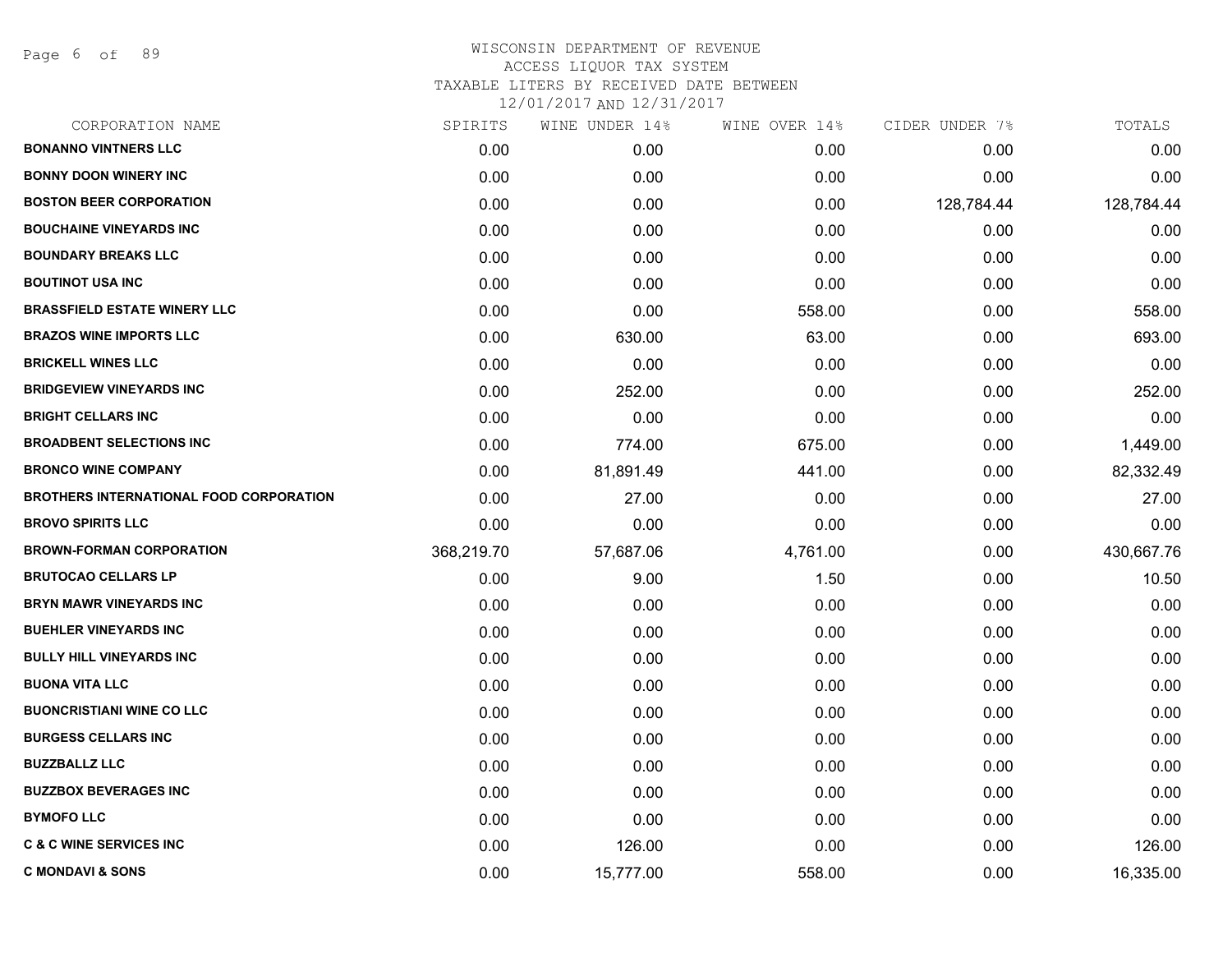WISCONSIN DEPARTMENT OF REVENUE
ACCESS LIQUOR TAX SYSTEM
TAXABLE LITERS BY RECEIVED DATE BETWEEN
12/01/2017 AND 12/31/2017

| CORPORATION NAME | SPIRITS | WINE UNDER 14% | WINE OVER 14% | CIDER UNDER 7% | TOTALS |
|---|---|---|---|---|---|
| **BONANNO VINTNERS LLC** | 0.00 | 0.00 | 0.00 | 0.00 | 0.00 |
| **BONNY DOON WINERY INC** | 0.00 | 0.00 | 0.00 | 0.00 | 0.00 |
| **BOSTON BEER CORPORATION** | 0.00 | 0.00 | 0.00 | 128,784.44 | 128,784.44 |
| **BOUCHAINE VINEYARDS INC** | 0.00 | 0.00 | 0.00 | 0.00 | 0.00 |
| **BOUNDARY BREAKS LLC** | 0.00 | 0.00 | 0.00 | 0.00 | 0.00 |
| **BOUTINOT USA INC** | 0.00 | 0.00 | 0.00 | 0.00 | 0.00 |
| **BRASSFIELD ESTATE WINERY LLC** | 0.00 | 0.00 | 558.00 | 0.00 | 558.00 |
| **BRAZOS WINE IMPORTS LLC** | 0.00 | 630.00 | 63.00 | 0.00 | 693.00 |
| **BRICKELL WINES LLC** | 0.00 | 0.00 | 0.00 | 0.00 | 0.00 |
| **BRIDGEVIEW VINEYARDS INC** | 0.00 | 252.00 | 0.00 | 0.00 | 252.00 |
| **BRIGHT CELLARS INC** | 0.00 | 0.00 | 0.00 | 0.00 | 0.00 |
| **BROADBENT SELECTIONS INC** | 0.00 | 774.00 | 675.00 | 0.00 | 1,449.00 |
| **BRONCO WINE COMPANY** | 0.00 | 81,891.49 | 441.00 | 0.00 | 82,332.49 |
| **BROTHERS INTERNATIONAL FOOD CORPORATION** | 0.00 | 27.00 | 0.00 | 0.00 | 27.00 |
| **BROVO SPIRITS LLC** | 0.00 | 0.00 | 0.00 | 0.00 | 0.00 |
| **BROWN-FORMAN CORPORATION** | 368,219.70 | 57,687.06 | 4,761.00 | 0.00 | 430,667.76 |
| **BRUTOCAO CELLARS LP** | 0.00 | 9.00 | 1.50 | 0.00 | 10.50 |
| **BRYN MAWR VINEYARDS INC** | 0.00 | 0.00 | 0.00 | 0.00 | 0.00 |
| **BUEHLER VINEYARDS INC** | 0.00 | 0.00 | 0.00 | 0.00 | 0.00 |
| **BULLY HILL VINEYARDS INC** | 0.00 | 0.00 | 0.00 | 0.00 | 0.00 |
| **BUONA VITA LLC** | 0.00 | 0.00 | 0.00 | 0.00 | 0.00 |
| **BUONCRISTIANI WINE CO LLC** | 0.00 | 0.00 | 0.00 | 0.00 | 0.00 |
| **BURGESS CELLARS INC** | 0.00 | 0.00 | 0.00 | 0.00 | 0.00 |
| **BUZZBALLZ LLC** | 0.00 | 0.00 | 0.00 | 0.00 | 0.00 |
| **BUZZBOX BEVERAGES INC** | 0.00 | 0.00 | 0.00 | 0.00 | 0.00 |
| **BYMOFO LLC** | 0.00 | 0.00 | 0.00 | 0.00 | 0.00 |
| **C & C WINE SERVICES INC** | 0.00 | 126.00 | 0.00 | 0.00 | 126.00 |
| **C MONDAVI & SONS** | 0.00 | 15,777.00 | 558.00 | 0.00 | 16,335.00 |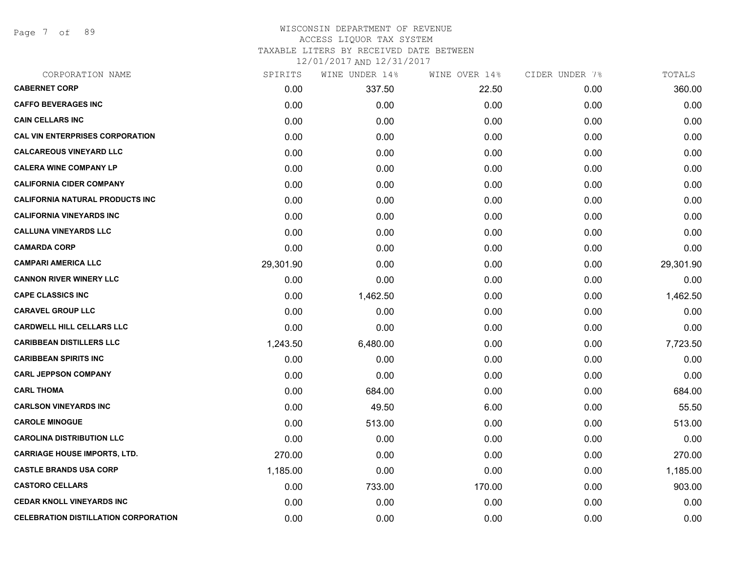WISCONSIN DEPARTMENT OF REVENUE
ACCESS LIQUOR TAX SYSTEM
TAXABLE LITERS BY RECEIVED DATE BETWEEN
12/01/2017 AND 12/31/2017

| CORPORATION NAME | SPIRITS | WINE UNDER 14% | WINE OVER 14% | CIDER UNDER 7% | TOTALS |
|---|---|---|---|---|---|
| **CABERNET CORP** | 0.00 | 337.50 | 22.50 | 0.00 | 360.00 |
| **CAFFO BEVERAGES INC** | 0.00 | 0.00 | 0.00 | 0.00 | 0.00 |
| **CAIN CELLARS INC** | 0.00 | 0.00 | 0.00 | 0.00 | 0.00 |
| **CAL VIN ENTERPRISES CORPORATION** | 0.00 | 0.00 | 0.00 | 0.00 | 0.00 |
| **CALCAREOUS VINEYARD LLC** | 0.00 | 0.00 | 0.00 | 0.00 | 0.00 |
| **CALERA WINE COMPANY LP** | 0.00 | 0.00 | 0.00 | 0.00 | 0.00 |
| **CALIFORNIA CIDER COMPANY** | 0.00 | 0.00 | 0.00 | 0.00 | 0.00 |
| **CALIFORNIA NATURAL PRODUCTS INC** | 0.00 | 0.00 | 0.00 | 0.00 | 0.00 |
| **CALIFORNIA VINEYARDS INC** | 0.00 | 0.00 | 0.00 | 0.00 | 0.00 |
| **CALLUNA VINEYARDS LLC** | 0.00 | 0.00 | 0.00 | 0.00 | 0.00 |
| **CAMARDA CORP** | 0.00 | 0.00 | 0.00 | 0.00 | 0.00 |
| **CAMPARI AMERICA LLC** | 29,301.90 | 0.00 | 0.00 | 0.00 | 29,301.90 |
| **CANNON RIVER WINERY LLC** | 0.00 | 0.00 | 0.00 | 0.00 | 0.00 |
| **CAPE CLASSICS INC** | 0.00 | 1,462.50 | 0.00 | 0.00 | 1,462.50 |
| **CARAVEL GROUP LLC** | 0.00 | 0.00 | 0.00 | 0.00 | 0.00 |
| **CARDWELL HILL CELLARS LLC** | 0.00 | 0.00 | 0.00 | 0.00 | 0.00 |
| **CARIBBEAN DISTILLERS LLC** | 1,243.50 | 6,480.00 | 0.00 | 0.00 | 7,723.50 |
| **CARIBBEAN SPIRITS INC** | 0.00 | 0.00 | 0.00 | 0.00 | 0.00 |
| **CARL JEPPSON COMPANY** | 0.00 | 0.00 | 0.00 | 0.00 | 0.00 |
| **CARL THOMA** | 0.00 | 684.00 | 0.00 | 0.00 | 684.00 |
| **CARLSON VINEYARDS INC** | 0.00 | 49.50 | 6.00 | 0.00 | 55.50 |
| **CAROLE MINOGUE** | 0.00 | 513.00 | 0.00 | 0.00 | 513.00 |
| **CAROLINA DISTRIBUTION LLC** | 0.00 | 0.00 | 0.00 | 0.00 | 0.00 |
| **CARRIAGE HOUSE IMPORTS, LTD.** | 270.00 | 0.00 | 0.00 | 0.00 | 270.00 |
| **CASTLE BRANDS USA CORP** | 1,185.00 | 0.00 | 0.00 | 0.00 | 1,185.00 |
| **CASTORO CELLARS** | 0.00 | 733.00 | 170.00 | 0.00 | 903.00 |
| **CEDAR KNOLL VINEYARDS INC** | 0.00 | 0.00 | 0.00 | 0.00 | 0.00 |
| **CELEBRATION DISTILLATION CORPORATION** | 0.00 | 0.00 | 0.00 | 0.00 | 0.00 |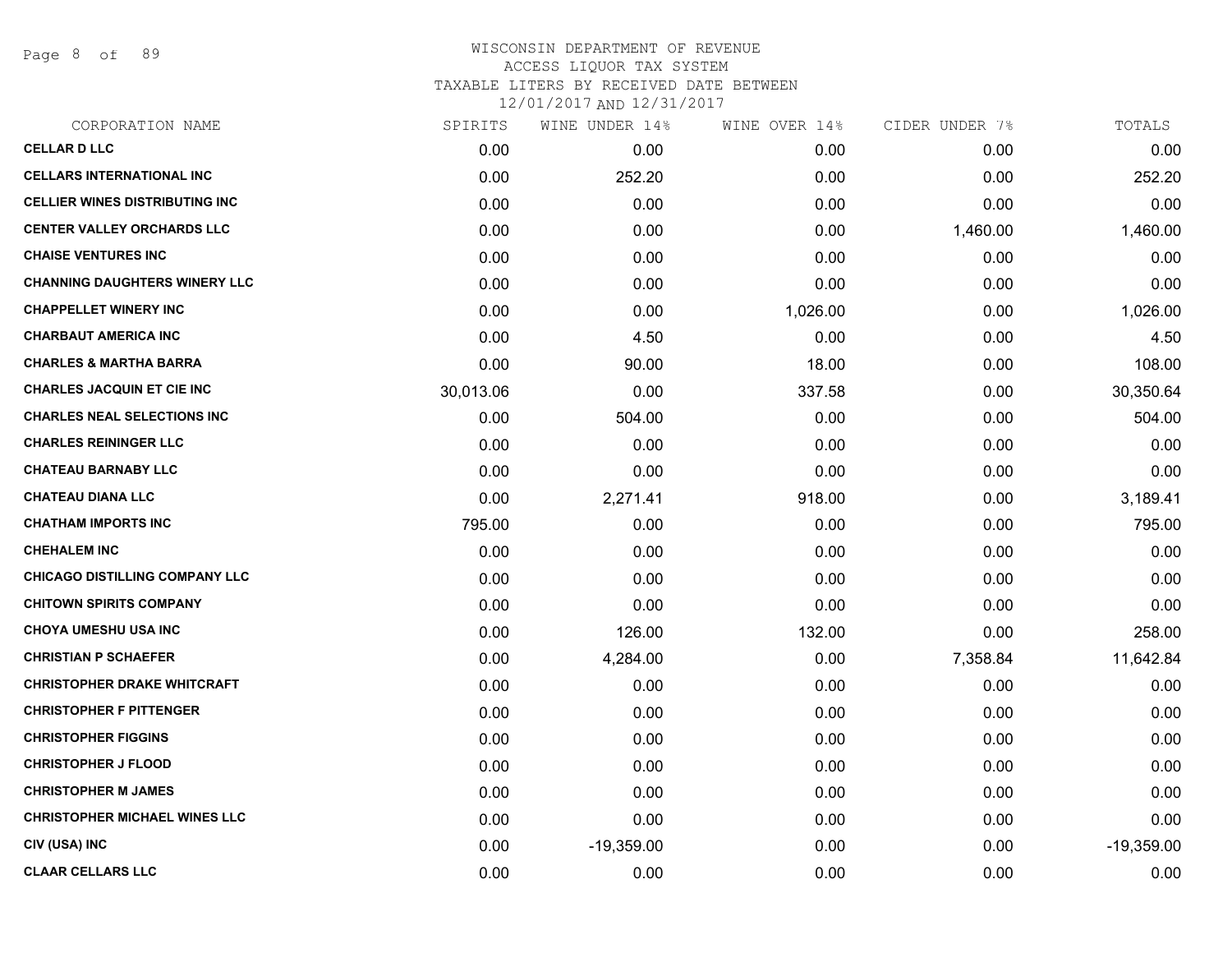# WISCONSIN DEPARTMENT OF REVENUE
## ACCESS LIQUOR TAX SYSTEM
### TAXABLE LITERS BY RECEIVED DATE BETWEEN 12/01/2017 AND 12/31/2017

| CORPORATION NAME | SPIRITS | WINE UNDER 14% | WINE OVER 14% | CIDER UNDER 7% | TOTALS |
|---|---|---|---|---|---|
| CELLAR D LLC | 0.00 | 0.00 | 0.00 | 0.00 | 0.00 |
| CELLARS INTERNATIONAL INC | 0.00 | 252.20 | 0.00 | 0.00 | 252.20 |
| CELLIER WINES DISTRIBUTING INC | 0.00 | 0.00 | 0.00 | 0.00 | 0.00 |
| CENTER VALLEY ORCHARDS LLC | 0.00 | 0.00 | 0.00 | 1,460.00 | 1,460.00 |
| CHAISE VENTURES INC | 0.00 | 0.00 | 0.00 | 0.00 | 0.00 |
| CHANNING DAUGHTERS WINERY LLC | 0.00 | 0.00 | 0.00 | 0.00 | 0.00 |
| CHAPPELLET WINERY INC | 0.00 | 0.00 | 1,026.00 | 0.00 | 1,026.00 |
| CHARBAUT AMERICA INC | 0.00 | 4.50 | 0.00 | 0.00 | 4.50 |
| CHARLES & MARTHA BARRA | 0.00 | 90.00 | 18.00 | 0.00 | 108.00 |
| CHARLES JACQUIN ET CIE INC | 30,013.06 | 0.00 | 337.58 | 0.00 | 30,350.64 |
| CHARLES NEAL SELECTIONS INC | 0.00 | 504.00 | 0.00 | 0.00 | 504.00 |
| CHARLES REININGER LLC | 0.00 | 0.00 | 0.00 | 0.00 | 0.00 |
| CHATEAU BARNABY LLC | 0.00 | 0.00 | 0.00 | 0.00 | 0.00 |
| CHATEAU DIANA LLC | 0.00 | 2,271.41 | 918.00 | 0.00 | 3,189.41 |
| CHATHAM IMPORTS INC | 795.00 | 0.00 | 0.00 | 0.00 | 795.00 |
| CHEHALEM INC | 0.00 | 0.00 | 0.00 | 0.00 | 0.00 |
| CHICAGO DISTILLING COMPANY LLC | 0.00 | 0.00 | 0.00 | 0.00 | 0.00 |
| CHITOWN SPIRITS COMPANY | 0.00 | 0.00 | 0.00 | 0.00 | 0.00 |
| CHOYA UMESHU USA INC | 0.00 | 126.00 | 132.00 | 0.00 | 258.00 |
| CHRISTIAN P SCHAEFER | 0.00 | 4,284.00 | 0.00 | 7,358.84 | 11,642.84 |
| CHRISTOPHER DRAKE WHITCRAFT | 0.00 | 0.00 | 0.00 | 0.00 | 0.00 |
| CHRISTOPHER F PITTENGER | 0.00 | 0.00 | 0.00 | 0.00 | 0.00 |
| CHRISTOPHER FIGGINS | 0.00 | 0.00 | 0.00 | 0.00 | 0.00 |
| CHRISTOPHER J FLOOD | 0.00 | 0.00 | 0.00 | 0.00 | 0.00 |
| CHRISTOPHER M JAMES | 0.00 | 0.00 | 0.00 | 0.00 | 0.00 |
| CHRISTOPHER MICHAEL WINES LLC | 0.00 | 0.00 | 0.00 | 0.00 | 0.00 |
| CIV (USA) INC | 0.00 | -19,359.00 | 0.00 | 0.00 | -19,359.00 |
| CLAAR CELLARS LLC | 0.00 | 0.00 | 0.00 | 0.00 | 0.00 |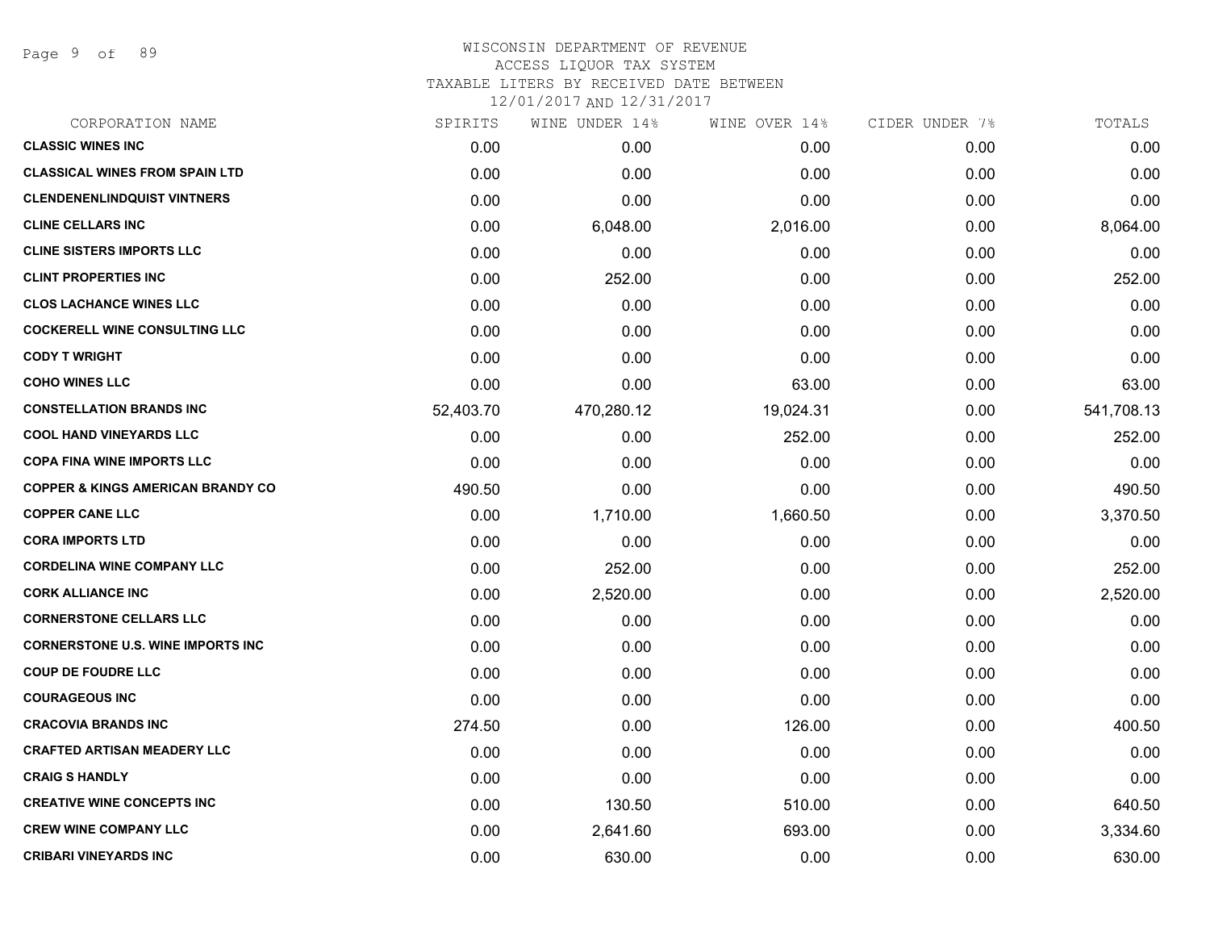WISCONSIN DEPARTMENT OF REVENUE
ACCESS LIQUOR TAX SYSTEM
TAXABLE LITERS BY RECEIVED DATE BETWEEN
12/01/2017 AND 12/31/2017

| CORPORATION NAME | SPIRITS | WINE UNDER 14% | WINE OVER 14% | CIDER UNDER 7% | TOTALS |
|---|---|---|---|---|---|
| CLASSIC WINES INC | 0.00 | 0.00 | 0.00 | 0.00 | 0.00 |
| CLASSICAL WINES FROM SPAIN LTD | 0.00 | 0.00 | 0.00 | 0.00 | 0.00 |
| CLENDENENLINDQUIST VINTNERS | 0.00 | 0.00 | 0.00 | 0.00 | 0.00 |
| CLINE CELLARS INC | 0.00 | 6,048.00 | 2,016.00 | 0.00 | 8,064.00 |
| CLINE SISTERS IMPORTS LLC | 0.00 | 0.00 | 0.00 | 0.00 | 0.00 |
| CLINT PROPERTIES INC | 0.00 | 252.00 | 0.00 | 0.00 | 252.00 |
| CLOS LACHANCE WINES LLC | 0.00 | 0.00 | 0.00 | 0.00 | 0.00 |
| COCKERELL WINE CONSULTING LLC | 0.00 | 0.00 | 0.00 | 0.00 | 0.00 |
| CODY T WRIGHT | 0.00 | 0.00 | 0.00 | 0.00 | 0.00 |
| COHO WINES LLC | 0.00 | 0.00 | 63.00 | 0.00 | 63.00 |
| CONSTELLATION BRANDS INC | 52,403.70 | 470,280.12 | 19,024.31 | 0.00 | 541,708.13 |
| COOL HAND VINEYARDS LLC | 0.00 | 0.00 | 252.00 | 0.00 | 252.00 |
| COPA FINA WINE IMPORTS LLC | 0.00 | 0.00 | 0.00 | 0.00 | 0.00 |
| COPPER & KINGS AMERICAN BRANDY CO | 490.50 | 0.00 | 0.00 | 0.00 | 490.50 |
| COPPER CANE LLC | 0.00 | 1,710.00 | 1,660.50 | 0.00 | 3,370.50 |
| CORA IMPORTS LTD | 0.00 | 0.00 | 0.00 | 0.00 | 0.00 |
| CORDELINA WINE COMPANY LLC | 0.00 | 252.00 | 0.00 | 0.00 | 252.00 |
| CORK ALLIANCE INC | 0.00 | 2,520.00 | 0.00 | 0.00 | 2,520.00 |
| CORNERSTONE CELLARS LLC | 0.00 | 0.00 | 0.00 | 0.00 | 0.00 |
| CORNERSTONE U.S. WINE IMPORTS INC | 0.00 | 0.00 | 0.00 | 0.00 | 0.00 |
| COUP DE FOUDRE LLC | 0.00 | 0.00 | 0.00 | 0.00 | 0.00 |
| COURAGEOUS INC | 0.00 | 0.00 | 0.00 | 0.00 | 0.00 |
| CRACOVIA BRANDS INC | 274.50 | 0.00 | 126.00 | 0.00 | 400.50 |
| CRAFTED ARTISAN MEADERY LLC | 0.00 | 0.00 | 0.00 | 0.00 | 0.00 |
| CRAIG S HANDLY | 0.00 | 0.00 | 0.00 | 0.00 | 0.00 |
| CREATIVE WINE CONCEPTS INC | 0.00 | 130.50 | 510.00 | 0.00 | 640.50 |
| CREW WINE COMPANY LLC | 0.00 | 2,641.60 | 693.00 | 0.00 | 3,334.60 |
| CRIBARI VINEYARDS INC | 0.00 | 630.00 | 0.00 | 0.00 | 630.00 |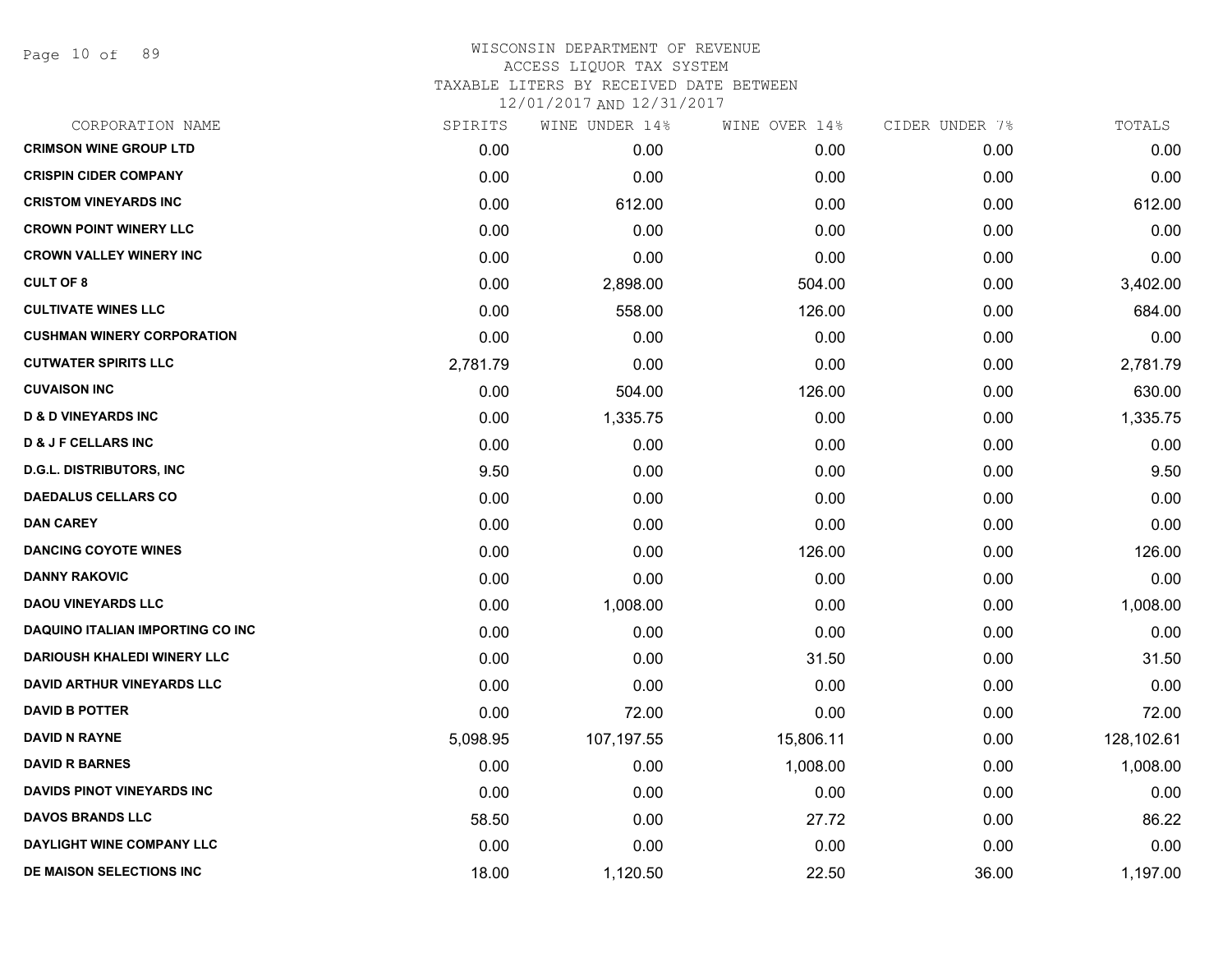# WISCONSIN DEPARTMENT OF REVENUE
## ACCESS LIQUOR TAX SYSTEM
### TAXABLE LITERS BY RECEIVED DATE BETWEEN 12/01/2017 AND 12/31/2017

| CORPORATION NAME | SPIRITS | WINE UNDER 14% | WINE OVER 14% | CIDER UNDER 7% | TOTALS |
|---|---|---|---|---|---|
| CRIMSON WINE GROUP LTD | 0.00 | 0.00 | 0.00 | 0.00 | 0.00 |
| CRISPIN CIDER COMPANY | 0.00 | 0.00 | 0.00 | 0.00 | 0.00 |
| CRISTOM VINEYARDS INC | 0.00 | 612.00 | 0.00 | 0.00 | 612.00 |
| CROWN POINT WINERY LLC | 0.00 | 0.00 | 0.00 | 0.00 | 0.00 |
| CROWN VALLEY WINERY INC | 0.00 | 0.00 | 0.00 | 0.00 | 0.00 |
| CULT OF 8 | 0.00 | 2,898.00 | 504.00 | 0.00 | 3,402.00 |
| CULTIVATE WINES LLC | 0.00 | 558.00 | 126.00 | 0.00 | 684.00 |
| CUSHMAN WINERY CORPORATION | 0.00 | 0.00 | 0.00 | 0.00 | 0.00 |
| CUTWATER SPIRITS LLC | 2,781.79 | 0.00 | 0.00 | 0.00 | 2,781.79 |
| CUVAISON INC | 0.00 | 504.00 | 126.00 | 0.00 | 630.00 |
| D & D VINEYARDS INC | 0.00 | 1,335.75 | 0.00 | 0.00 | 1,335.75 |
| D & J F CELLARS INC | 0.00 | 0.00 | 0.00 | 0.00 | 0.00 |
| D.G.L. DISTRIBUTORS, INC | 9.50 | 0.00 | 0.00 | 0.00 | 9.50 |
| DAEDALUS CELLARS CO | 0.00 | 0.00 | 0.00 | 0.00 | 0.00 |
| DAN CAREY | 0.00 | 0.00 | 0.00 | 0.00 | 0.00 |
| DANCING COYOTE WINES | 0.00 | 0.00 | 126.00 | 0.00 | 126.00 |
| DANNY RAKOVIC | 0.00 | 0.00 | 0.00 | 0.00 | 0.00 |
| DAOU VINEYARDS LLC | 0.00 | 1,008.00 | 0.00 | 0.00 | 1,008.00 |
| DAQUINO ITALIAN IMPORTING CO INC | 0.00 | 0.00 | 0.00 | 0.00 | 0.00 |
| DARIOUSH KHALEDI WINERY LLC | 0.00 | 0.00 | 31.50 | 0.00 | 31.50 |
| DAVID ARTHUR VINEYARDS LLC | 0.00 | 0.00 | 0.00 | 0.00 | 0.00 |
| DAVID B POTTER | 0.00 | 72.00 | 0.00 | 0.00 | 72.00 |
| DAVID N RAYNE | 5,098.95 | 107,197.55 | 15,806.11 | 0.00 | 128,102.61 |
| DAVID R BARNES | 0.00 | 0.00 | 1,008.00 | 0.00 | 1,008.00 |
| DAVIDS PINOT VINEYARDS INC | 0.00 | 0.00 | 0.00 | 0.00 | 0.00 |
| DAVOS BRANDS LLC | 58.50 | 0.00 | 27.72 | 0.00 | 86.22 |
| DAYLIGHT WINE COMPANY LLC | 0.00 | 0.00 | 0.00 | 0.00 | 0.00 |
| DE MAISON SELECTIONS INC | 18.00 | 1,120.50 | 22.50 | 36.00 | 1,197.00 |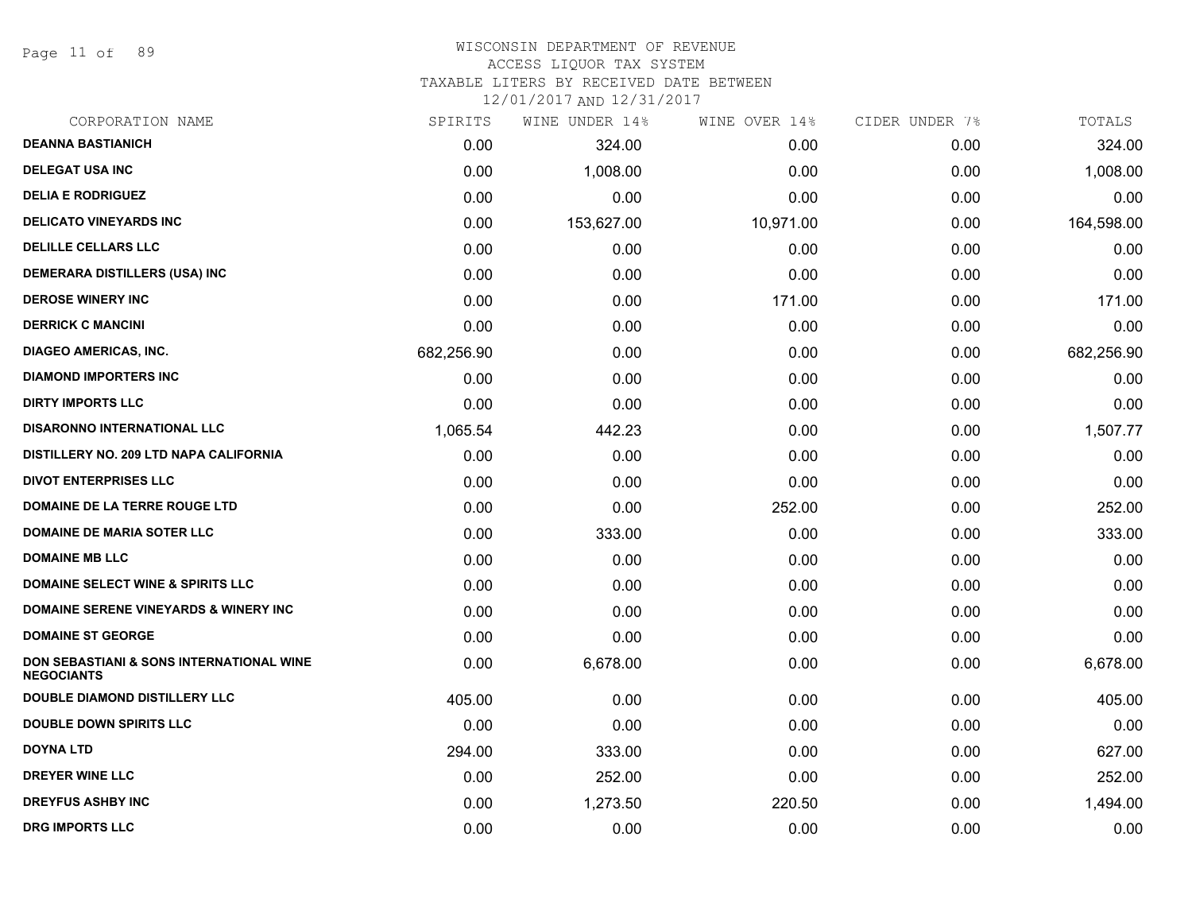WISCONSIN DEPARTMENT OF REVENUE
ACCESS LIQUOR TAX SYSTEM
TAXABLE LITERS BY RECEIVED DATE BETWEEN
12/01/2017 AND 12/31/2017

| CORPORATION NAME | SPIRITS | WINE UNDER 14% | WINE OVER 14% | CIDER UNDER 7% | TOTALS |
|---|---|---|---|---|---|
| DEANNA BASTIANICH | 0.00 | 324.00 | 0.00 | 0.00 | 324.00 |
| DELEGAT USA INC | 0.00 | 1,008.00 | 0.00 | 0.00 | 1,008.00 |
| DELIA E RODRIGUEZ | 0.00 | 0.00 | 0.00 | 0.00 | 0.00 |
| DELICATO VINEYARDS INC | 0.00 | 153,627.00 | 10,971.00 | 0.00 | 164,598.00 |
| DELILLE CELLARS LLC | 0.00 | 0.00 | 0.00 | 0.00 | 0.00 |
| DEMERARA DISTILLERS (USA) INC | 0.00 | 0.00 | 0.00 | 0.00 | 0.00 |
| DEROSE WINERY INC | 0.00 | 0.00 | 171.00 | 0.00 | 171.00 |
| DERRICK C MANCINI | 0.00 | 0.00 | 0.00 | 0.00 | 0.00 |
| DIAGEO AMERICAS, INC. | 682,256.90 | 0.00 | 0.00 | 0.00 | 682,256.90 |
| DIAMOND IMPORTERS INC | 0.00 | 0.00 | 0.00 | 0.00 | 0.00 |
| DIRTY IMPORTS LLC | 0.00 | 0.00 | 0.00 | 0.00 | 0.00 |
| DISARONNO INTERNATIONAL LLC | 1,065.54 | 442.23 | 0.00 | 0.00 | 1,507.77 |
| DISTILLERY NO. 209 LTD NAPA CALIFORNIA | 0.00 | 0.00 | 0.00 | 0.00 | 0.00 |
| DIVOT ENTERPRISES LLC | 0.00 | 0.00 | 0.00 | 0.00 | 0.00 |
| DOMAINE DE LA TERRE ROUGE LTD | 0.00 | 0.00 | 252.00 | 0.00 | 252.00 |
| DOMAINE DE MARIA SOTER LLC | 0.00 | 333.00 | 0.00 | 0.00 | 333.00 |
| DOMAINE MB LLC | 0.00 | 0.00 | 0.00 | 0.00 | 0.00 |
| DOMAINE SELECT WINE & SPIRITS LLC | 0.00 | 0.00 | 0.00 | 0.00 | 0.00 |
| DOMAINE SERENE VINEYARDS & WINERY INC | 0.00 | 0.00 | 0.00 | 0.00 | 0.00 |
| DOMAINE ST GEORGE | 0.00 | 0.00 | 0.00 | 0.00 | 0.00 |
| DON SEBASTIANI & SONS INTERNATIONAL WINE NEGOCIANTS | 0.00 | 6,678.00 | 0.00 | 0.00 | 6,678.00 |
| DOUBLE DIAMOND DISTILLERY LLC | 405.00 | 0.00 | 0.00 | 0.00 | 405.00 |
| DOUBLE DOWN SPIRITS LLC | 0.00 | 0.00 | 0.00 | 0.00 | 0.00 |
| DOYNA LTD | 294.00 | 333.00 | 0.00 | 0.00 | 627.00 |
| DREYER WINE LLC | 0.00 | 252.00 | 0.00 | 0.00 | 252.00 |
| DREYFUS ASHBY INC | 0.00 | 1,273.50 | 220.50 | 0.00 | 1,494.00 |
| DRG IMPORTS LLC | 0.00 | 0.00 | 0.00 | 0.00 | 0.00 |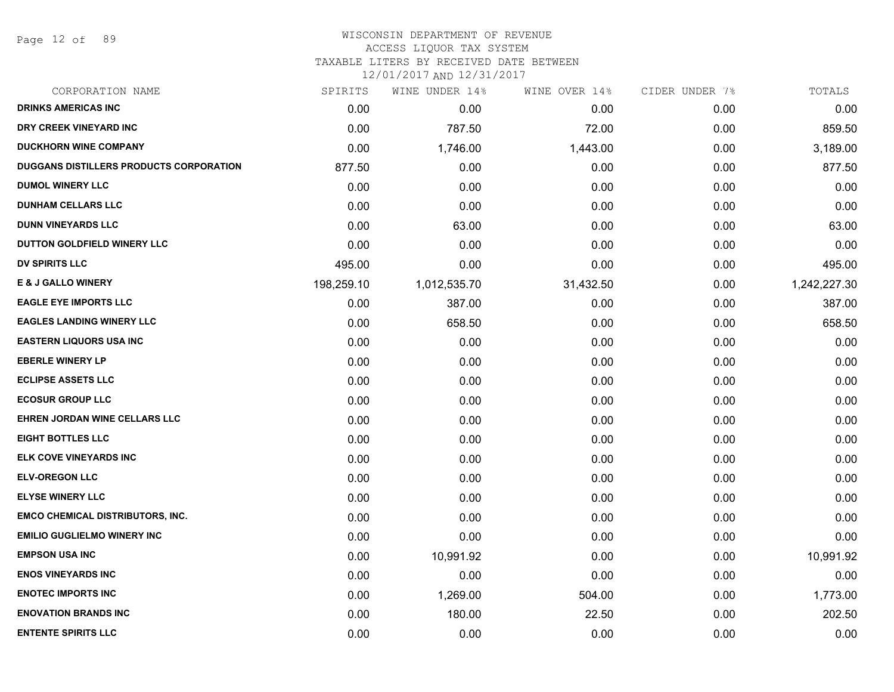# WISCONSIN DEPARTMENT OF REVENUE
## ACCESS LIQUOR TAX SYSTEM
### TAXABLE LITERS BY RECEIVED DATE BETWEEN 12/01/2017 AND 12/31/2017

| CORPORATION NAME | SPIRITS | WINE UNDER 14% | WINE OVER 14% | CIDER UNDER 7% | TOTALS |
|---|---|---|---|---|---|
| DRINKS AMERICAS INC | 0.00 | 0.00 | 0.00 | 0.00 | 0.00 |
| DRY CREEK VINEYARD INC | 0.00 | 787.50 | 72.00 | 0.00 | 859.50 |
| DUCKHORN WINE COMPANY | 0.00 | 1,746.00 | 1,443.00 | 0.00 | 3,189.00 |
| DUGGANS DISTILLERS PRODUCTS CORPORATION | 877.50 | 0.00 | 0.00 | 0.00 | 877.50 |
| DUMOL WINERY LLC | 0.00 | 0.00 | 0.00 | 0.00 | 0.00 |
| DUNHAM CELLARS LLC | 0.00 | 0.00 | 0.00 | 0.00 | 0.00 |
| DUNN VINEYARDS LLC | 0.00 | 63.00 | 0.00 | 0.00 | 63.00 |
| DUTTON GOLDFIELD WINERY LLC | 0.00 | 0.00 | 0.00 | 0.00 | 0.00 |
| DV SPIRITS LLC | 495.00 | 0.00 | 0.00 | 0.00 | 495.00 |
| E & J GALLO WINERY | 198,259.10 | 1,012,535.70 | 31,432.50 | 0.00 | 1,242,227.30 |
| EAGLE EYE IMPORTS LLC | 0.00 | 387.00 | 0.00 | 0.00 | 387.00 |
| EAGLES LANDING WINERY LLC | 0.00 | 658.50 | 0.00 | 0.00 | 658.50 |
| EASTERN LIQUORS USA INC | 0.00 | 0.00 | 0.00 | 0.00 | 0.00 |
| EBERLE WINERY LP | 0.00 | 0.00 | 0.00 | 0.00 | 0.00 |
| ECLIPSE ASSETS LLC | 0.00 | 0.00 | 0.00 | 0.00 | 0.00 |
| ECOSUR GROUP LLC | 0.00 | 0.00 | 0.00 | 0.00 | 0.00 |
| EHREN JORDAN WINE CELLARS LLC | 0.00 | 0.00 | 0.00 | 0.00 | 0.00 |
| EIGHT BOTTLES LLC | 0.00 | 0.00 | 0.00 | 0.00 | 0.00 |
| ELK COVE VINEYARDS INC | 0.00 | 0.00 | 0.00 | 0.00 | 0.00 |
| ELV-OREGON LLC | 0.00 | 0.00 | 0.00 | 0.00 | 0.00 |
| ELYSE WINERY LLC | 0.00 | 0.00 | 0.00 | 0.00 | 0.00 |
| EMCO CHEMICAL DISTRIBUTORS, INC. | 0.00 | 0.00 | 0.00 | 0.00 | 0.00 |
| EMILIO GUGLIELMO WINERY INC | 0.00 | 0.00 | 0.00 | 0.00 | 0.00 |
| EMPSON USA INC | 0.00 | 10,991.92 | 0.00 | 0.00 | 10,991.92 |
| ENOS VINEYARDS INC | 0.00 | 0.00 | 0.00 | 0.00 | 0.00 |
| ENOTEC IMPORTS INC | 0.00 | 1,269.00 | 504.00 | 0.00 | 1,773.00 |
| ENOVATION BRANDS INC | 0.00 | 180.00 | 22.50 | 0.00 | 202.50 |
| ENTENTE SPIRITS LLC | 0.00 | 0.00 | 0.00 | 0.00 | 0.00 |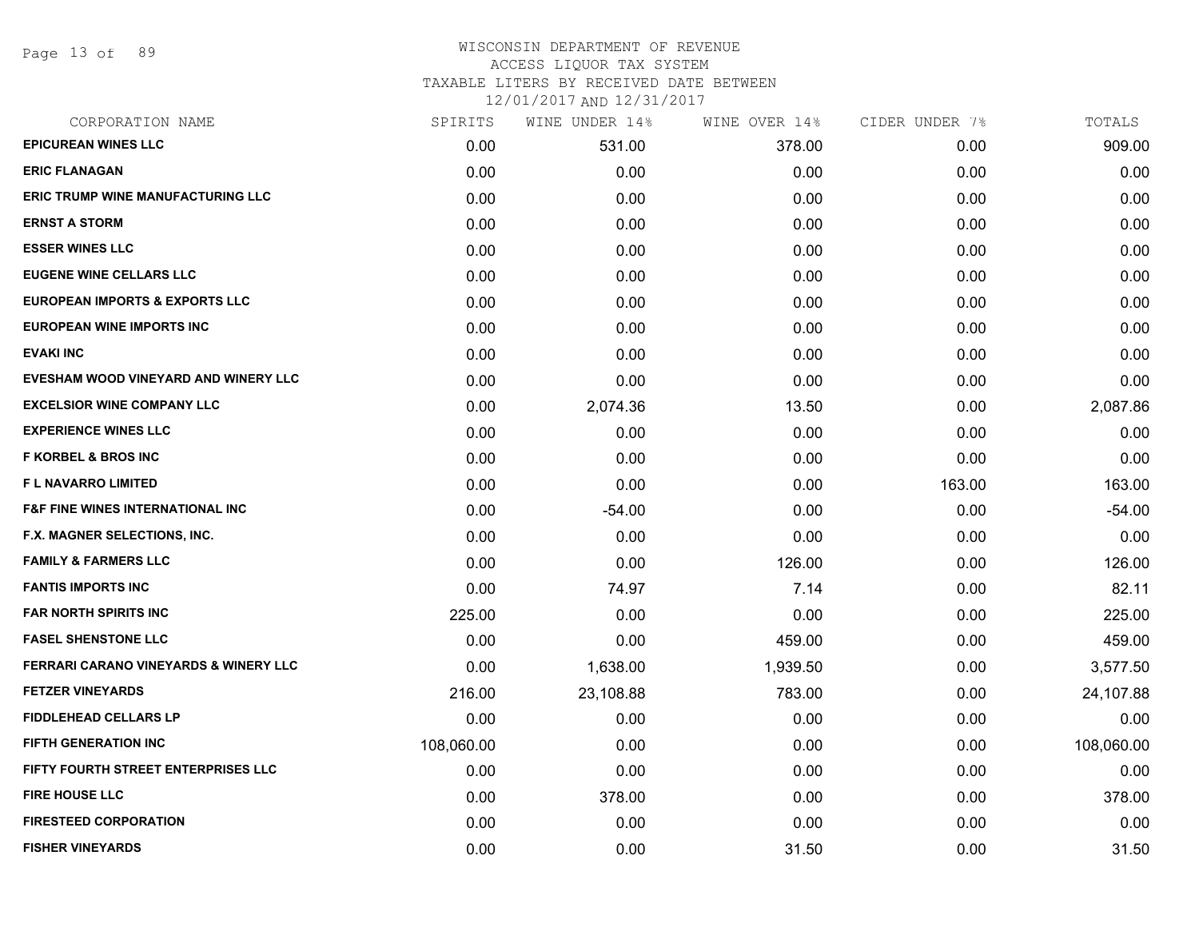# WISCONSIN DEPARTMENT OF REVENUE
## ACCESS LIQUOR TAX SYSTEM
### TAXABLE LITERS BY RECEIVED DATE BETWEEN 12/01/2017 AND 12/31/2017

| CORPORATION NAME | SPIRITS | WINE UNDER 14% | WINE OVER 14% | CIDER UNDER 7% | TOTALS |
|---|---|---|---|---|---|
| EPICUREAN WINES LLC | 0.00 | 531.00 | 378.00 | 0.00 | 909.00 |
| ERIC FLANAGAN | 0.00 | 0.00 | 0.00 | 0.00 | 0.00 |
| ERIC TRUMP WINE MANUFACTURING LLC | 0.00 | 0.00 | 0.00 | 0.00 | 0.00 |
| ERNST A STORM | 0.00 | 0.00 | 0.00 | 0.00 | 0.00 |
| ESSER WINES LLC | 0.00 | 0.00 | 0.00 | 0.00 | 0.00 |
| EUGENE WINE CELLARS LLC | 0.00 | 0.00 | 0.00 | 0.00 | 0.00 |
| EUROPEAN IMPORTS & EXPORTS LLC | 0.00 | 0.00 | 0.00 | 0.00 | 0.00 |
| EUROPEAN WINE IMPORTS INC | 0.00 | 0.00 | 0.00 | 0.00 | 0.00 |
| EVAKI INC | 0.00 | 0.00 | 0.00 | 0.00 | 0.00 |
| EVESHAM WOOD VINEYARD AND WINERY LLC | 0.00 | 0.00 | 0.00 | 0.00 | 0.00 |
| EXCELSIOR WINE COMPANY LLC | 0.00 | 2,074.36 | 13.50 | 0.00 | 2,087.86 |
| EXPERIENCE WINES LLC | 0.00 | 0.00 | 0.00 | 0.00 | 0.00 |
| F KORBEL & BROS INC | 0.00 | 0.00 | 0.00 | 0.00 | 0.00 |
| F L NAVARRO LIMITED | 0.00 | 0.00 | 0.00 | 163.00 | 163.00 |
| F&F FINE WINES INTERNATIONAL INC | 0.00 | -54.00 | 0.00 | 0.00 | -54.00 |
| F.X. MAGNER SELECTIONS, INC. | 0.00 | 0.00 | 0.00 | 0.00 | 0.00 |
| FAMILY & FARMERS LLC | 0.00 | 0.00 | 126.00 | 0.00 | 126.00 |
| FANTIS IMPORTS INC | 0.00 | 74.97 | 7.14 | 0.00 | 82.11 |
| FAR NORTH SPIRITS INC | 225.00 | 0.00 | 0.00 | 0.00 | 225.00 |
| FASEL SHENSTONE LLC | 0.00 | 0.00 | 459.00 | 0.00 | 459.00 |
| FERRARI CARANO VINEYARDS & WINERY LLC | 0.00 | 1,638.00 | 1,939.50 | 0.00 | 3,577.50 |
| FETZER VINEYARDS | 216.00 | 23,108.88 | 783.00 | 0.00 | 24,107.88 |
| FIDDLEHEAD CELLARS LP | 0.00 | 0.00 | 0.00 | 0.00 | 0.00 |
| FIFTH GENERATION INC | 108,060.00 | 0.00 | 0.00 | 0.00 | 108,060.00 |
| FIFTY FOURTH STREET ENTERPRISES LLC | 0.00 | 0.00 | 0.00 | 0.00 | 0.00 |
| FIRE HOUSE LLC | 0.00 | 378.00 | 0.00 | 0.00 | 378.00 |
| FIRESTEED CORPORATION | 0.00 | 0.00 | 0.00 | 0.00 | 0.00 |
| FISHER VINEYARDS | 0.00 | 0.00 | 31.50 | 0.00 | 31.50 |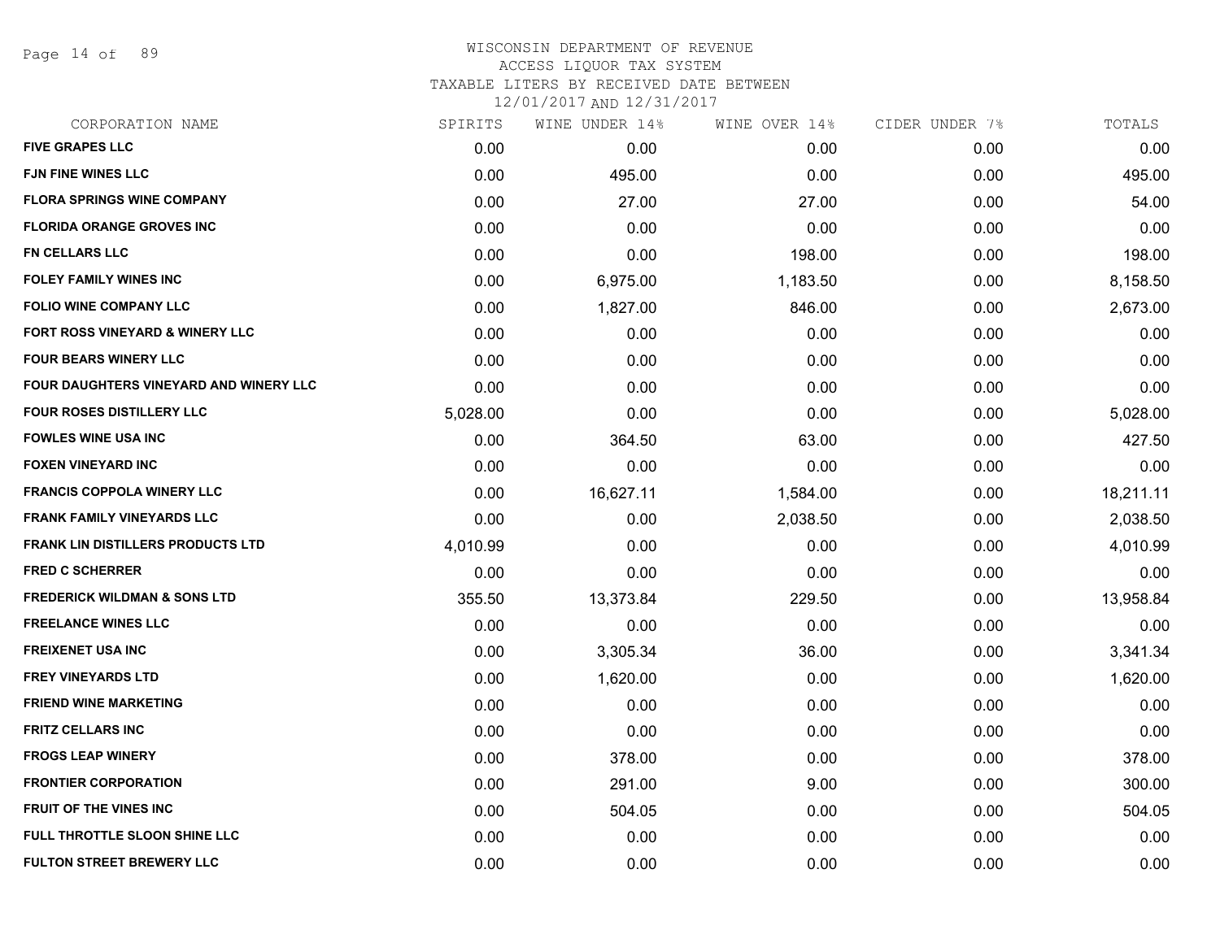# WISCONSIN DEPARTMENT OF REVENUE
ACCESS LIQUOR TAX SYSTEM
TAXABLE LITERS BY RECEIVED DATE BETWEEN
12/01/2017 AND 12/31/2017

| CORPORATION NAME | SPIRITS | WINE UNDER 14% | WINE OVER 14% | CIDER UNDER 7% | TOTALS |
|---|---|---|---|---|---|
| FIVE GRAPES LLC | 0.00 | 0.00 | 0.00 | 0.00 | 0.00 |
| FJN FINE WINES LLC | 0.00 | 495.00 | 0.00 | 0.00 | 495.00 |
| FLORA SPRINGS WINE COMPANY | 0.00 | 27.00 | 27.00 | 0.00 | 54.00 |
| FLORIDA ORANGE GROVES INC | 0.00 | 0.00 | 0.00 | 0.00 | 0.00 |
| FN CELLARS LLC | 0.00 | 0.00 | 198.00 | 0.00 | 198.00 |
| FOLEY FAMILY WINES INC | 0.00 | 6,975.00 | 1,183.50 | 0.00 | 8,158.50 |
| FOLIO WINE COMPANY LLC | 0.00 | 1,827.00 | 846.00 | 0.00 | 2,673.00 |
| FORT ROSS VINEYARD & WINERY LLC | 0.00 | 0.00 | 0.00 | 0.00 | 0.00 |
| FOUR BEARS WINERY LLC | 0.00 | 0.00 | 0.00 | 0.00 | 0.00 |
| FOUR DAUGHTERS VINEYARD AND WINERY LLC | 0.00 | 0.00 | 0.00 | 0.00 | 0.00 |
| FOUR ROSES DISTILLERY LLC | 5,028.00 | 0.00 | 0.00 | 0.00 | 5,028.00 |
| FOWLES WINE USA INC | 0.00 | 364.50 | 63.00 | 0.00 | 427.50 |
| FOXEN VINEYARD INC | 0.00 | 0.00 | 0.00 | 0.00 | 0.00 |
| FRANCIS COPPOLA WINERY LLC | 0.00 | 16,627.11 | 1,584.00 | 0.00 | 18,211.11 |
| FRANK FAMILY VINEYARDS LLC | 0.00 | 0.00 | 2,038.50 | 0.00 | 2,038.50 |
| FRANK LIN DISTILLERS PRODUCTS LTD | 4,010.99 | 0.00 | 0.00 | 0.00 | 4,010.99 |
| FRED C SCHERRER | 0.00 | 0.00 | 0.00 | 0.00 | 0.00 |
| FREDERICK WILDMAN & SONS LTD | 355.50 | 13,373.84 | 229.50 | 0.00 | 13,958.84 |
| FREELANCE WINES LLC | 0.00 | 0.00 | 0.00 | 0.00 | 0.00 |
| FREIXENET USA INC | 0.00 | 3,305.34 | 36.00 | 0.00 | 3,341.34 |
| FREY VINEYARDS LTD | 0.00 | 1,620.00 | 0.00 | 0.00 | 1,620.00 |
| FRIEND WINE MARKETING | 0.00 | 0.00 | 0.00 | 0.00 | 0.00 |
| FRITZ CELLARS INC | 0.00 | 0.00 | 0.00 | 0.00 | 0.00 |
| FROGS LEAP WINERY | 0.00 | 378.00 | 0.00 | 0.00 | 378.00 |
| FRONTIER CORPORATION | 0.00 | 291.00 | 9.00 | 0.00 | 300.00 |
| FRUIT OF THE VINES INC | 0.00 | 504.05 | 0.00 | 0.00 | 504.05 |
| FULL THROTTLE SLOON SHINE LLC | 0.00 | 0.00 | 0.00 | 0.00 | 0.00 |
| FULTON STREET BREWERY LLC | 0.00 | 0.00 | 0.00 | 0.00 | 0.00 |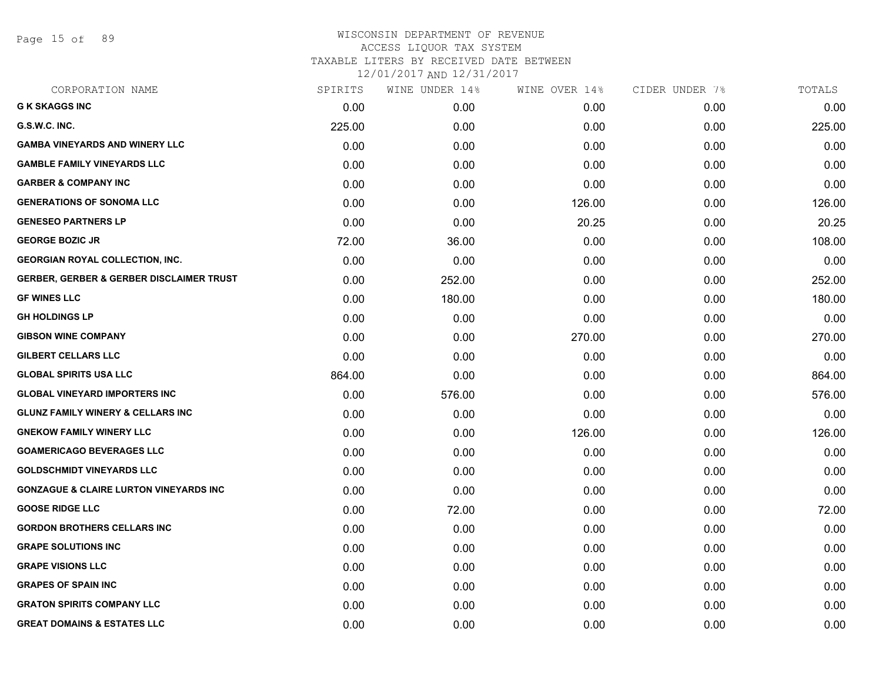WISCONSIN DEPARTMENT OF REVENUE
ACCESS LIQUOR TAX SYSTEM
TAXABLE LITERS BY RECEIVED DATE BETWEEN
12/01/2017 AND 12/31/2017

| CORPORATION NAME | SPIRITS | WINE UNDER 14% | WINE OVER 14% | CIDER UNDER 7% | TOTALS |
|---|---|---|---|---|---|
| **G K SKAGGS INC** | 0.00 | 0.00 | 0.00 | 0.00 | 0.00 |
| **G.S.W.C. INC.** | 225.00 | 0.00 | 0.00 | 0.00 | 225.00 |
| **GAMBA VINEYARDS AND WINERY LLC** | 0.00 | 0.00 | 0.00 | 0.00 | 0.00 |
| **GAMBLE FAMILY VINEYARDS LLC** | 0.00 | 0.00 | 0.00 | 0.00 | 0.00 |
| **GARBER & COMPANY INC** | 0.00 | 0.00 | 0.00 | 0.00 | 0.00 |
| **GENERATIONS OF SONOMA LLC** | 0.00 | 0.00 | 126.00 | 0.00 | 126.00 |
| **GENESEO PARTNERS LP** | 0.00 | 0.00 | 20.25 | 0.00 | 20.25 |
| **GEORGE BOZIC JR** | 72.00 | 36.00 | 0.00 | 0.00 | 108.00 |
| **GEORGIAN ROYAL COLLECTION, INC.** | 0.00 | 0.00 | 0.00 | 0.00 | 0.00 |
| **GERBER, GERBER & GERBER DISCLAIMER TRUST** | 0.00 | 252.00 | 0.00 | 0.00 | 252.00 |
| **GF WINES LLC** | 0.00 | 180.00 | 0.00 | 0.00 | 180.00 |
| **GH HOLDINGS LP** | 0.00 | 0.00 | 0.00 | 0.00 | 0.00 |
| **GIBSON WINE COMPANY** | 0.00 | 0.00 | 270.00 | 0.00 | 270.00 |
| **GILBERT CELLARS LLC** | 0.00 | 0.00 | 0.00 | 0.00 | 0.00 |
| **GLOBAL SPIRITS USA LLC** | 864.00 | 0.00 | 0.00 | 0.00 | 864.00 |
| **GLOBAL VINEYARD IMPORTERS INC** | 0.00 | 576.00 | 0.00 | 0.00 | 576.00 |
| **GLUNZ FAMILY WINERY & CELLARS INC** | 0.00 | 0.00 | 0.00 | 0.00 | 0.00 |
| **GNEKOW FAMILY WINERY LLC** | 0.00 | 0.00 | 126.00 | 0.00 | 126.00 |
| **GOAMERICAGO BEVERAGES LLC** | 0.00 | 0.00 | 0.00 | 0.00 | 0.00 |
| **GOLDSCHMIDT VINEYARDS LLC** | 0.00 | 0.00 | 0.00 | 0.00 | 0.00 |
| **GONZAGUE & CLAIRE LURTON VINEYARDS INC** | 0.00 | 0.00 | 0.00 | 0.00 | 0.00 |
| **GOOSE RIDGE LLC** | 0.00 | 72.00 | 0.00 | 0.00 | 72.00 |
| **GORDON BROTHERS CELLARS INC** | 0.00 | 0.00 | 0.00 | 0.00 | 0.00 |
| **GRAPE SOLUTIONS INC** | 0.00 | 0.00 | 0.00 | 0.00 | 0.00 |
| **GRAPE VISIONS LLC** | 0.00 | 0.00 | 0.00 | 0.00 | 0.00 |
| **GRAPES OF SPAIN INC** | 0.00 | 0.00 | 0.00 | 0.00 | 0.00 |
| **GRATON SPIRITS COMPANY LLC** | 0.00 | 0.00 | 0.00 | 0.00 | 0.00 |
| **GREAT DOMAINS & ESTATES LLC** | 0.00 | 0.00 | 0.00 | 0.00 | 0.00 |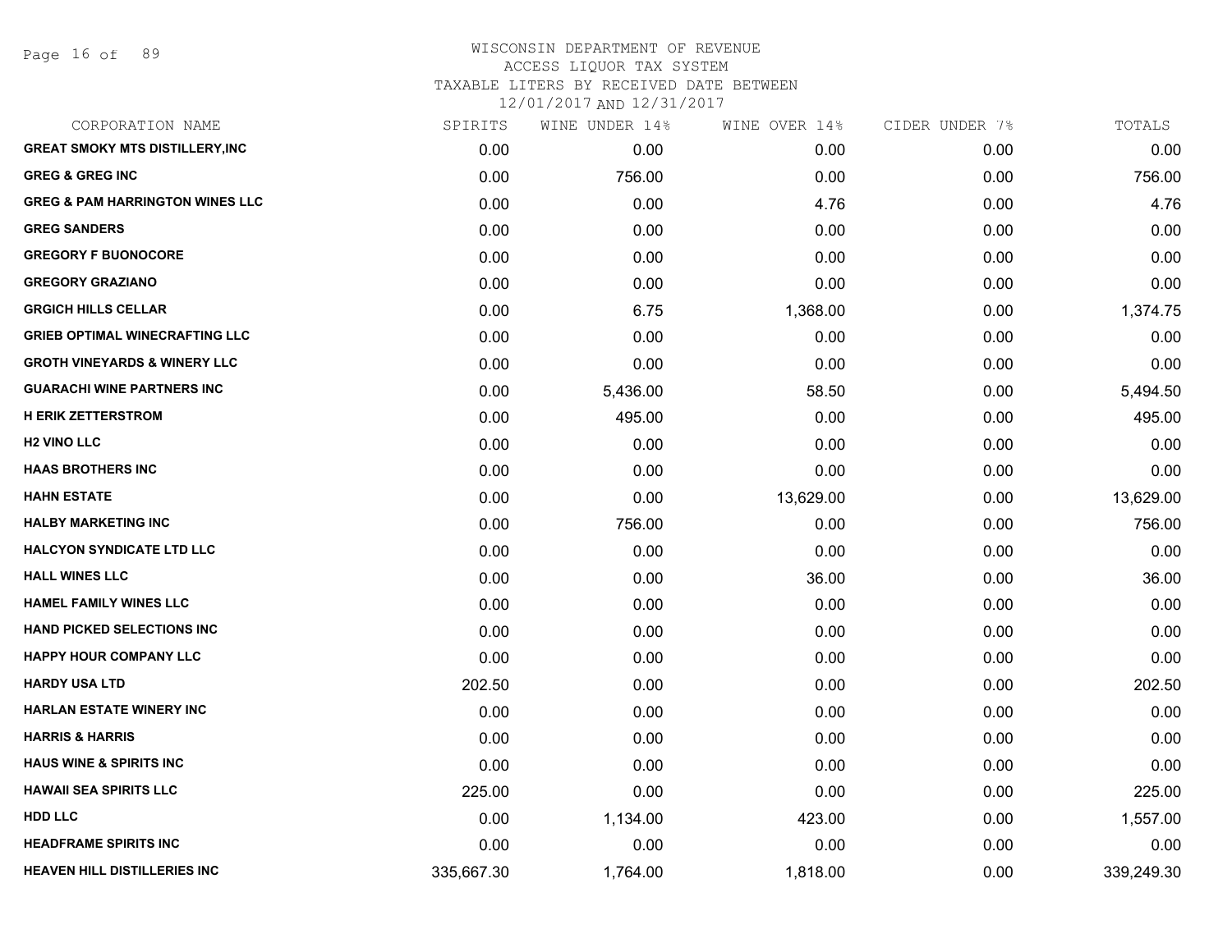# WISCONSIN DEPARTMENT OF REVENUE
ACCESS LIQUOR TAX SYSTEM
TAXABLE LITERS BY RECEIVED DATE BETWEEN
12/01/2017 AND 12/31/2017

| CORPORATION NAME | SPIRITS | WINE UNDER 14% | WINE OVER 14% | CIDER UNDER 7% | TOTALS |
|---|---|---|---|---|---|
| GREAT SMOKY MTS DISTILLERY,INC | 0.00 | 0.00 | 0.00 | 0.00 | 0.00 |
| GREG & GREG INC | 0.00 | 756.00 | 0.00 | 0.00 | 756.00 |
| GREG & PAM HARRINGTON WINES LLC | 0.00 | 0.00 | 4.76 | 0.00 | 4.76 |
| GREG SANDERS | 0.00 | 0.00 | 0.00 | 0.00 | 0.00 |
| GREGORY F BUONOCORE | 0.00 | 0.00 | 0.00 | 0.00 | 0.00 |
| GREGORY GRAZIANO | 0.00 | 0.00 | 0.00 | 0.00 | 0.00 |
| GRGICH HILLS CELLAR | 0.00 | 6.75 | 1,368.00 | 0.00 | 1,374.75 |
| GRIEB OPTIMAL WINECRAFTING LLC | 0.00 | 0.00 | 0.00 | 0.00 | 0.00 |
| GROTH VINEYARDS & WINERY LLC | 0.00 | 0.00 | 0.00 | 0.00 | 0.00 |
| GUARACHI WINE PARTNERS INC | 0.00 | 5,436.00 | 58.50 | 0.00 | 5,494.50 |
| H ERIK ZETTERSTROM | 0.00 | 495.00 | 0.00 | 0.00 | 495.00 |
| H2 VINO LLC | 0.00 | 0.00 | 0.00 | 0.00 | 0.00 |
| HAAS BROTHERS INC | 0.00 | 0.00 | 0.00 | 0.00 | 0.00 |
| HAHN ESTATE | 0.00 | 0.00 | 13,629.00 | 0.00 | 13,629.00 |
| HALBY MARKETING INC | 0.00 | 756.00 | 0.00 | 0.00 | 756.00 |
| HALCYON SYNDICATE LTD LLC | 0.00 | 0.00 | 0.00 | 0.00 | 0.00 |
| HALL WINES LLC | 0.00 | 0.00 | 36.00 | 0.00 | 36.00 |
| HAMEL FAMILY WINES LLC | 0.00 | 0.00 | 0.00 | 0.00 | 0.00 |
| HAND PICKED SELECTIONS INC | 0.00 | 0.00 | 0.00 | 0.00 | 0.00 |
| HAPPY HOUR COMPANY LLC | 0.00 | 0.00 | 0.00 | 0.00 | 0.00 |
| HARDY USA LTD | 202.50 | 0.00 | 0.00 | 0.00 | 202.50 |
| HARLAN ESTATE WINERY INC | 0.00 | 0.00 | 0.00 | 0.00 | 0.00 |
| HARRIS & HARRIS | 0.00 | 0.00 | 0.00 | 0.00 | 0.00 |
| HAUS WINE & SPIRITS INC | 0.00 | 0.00 | 0.00 | 0.00 | 0.00 |
| HAWAII SEA SPIRITS LLC | 225.00 | 0.00 | 0.00 | 0.00 | 225.00 |
| HDD LLC | 0.00 | 1,134.00 | 423.00 | 0.00 | 1,557.00 |
| HEADFRAME SPIRITS INC | 0.00 | 0.00 | 0.00 | 0.00 | 0.00 |
| HEAVEN HILL DISTILLERIES INC | 335,667.30 | 1,764.00 | 1,818.00 | 0.00 | 339,249.30 |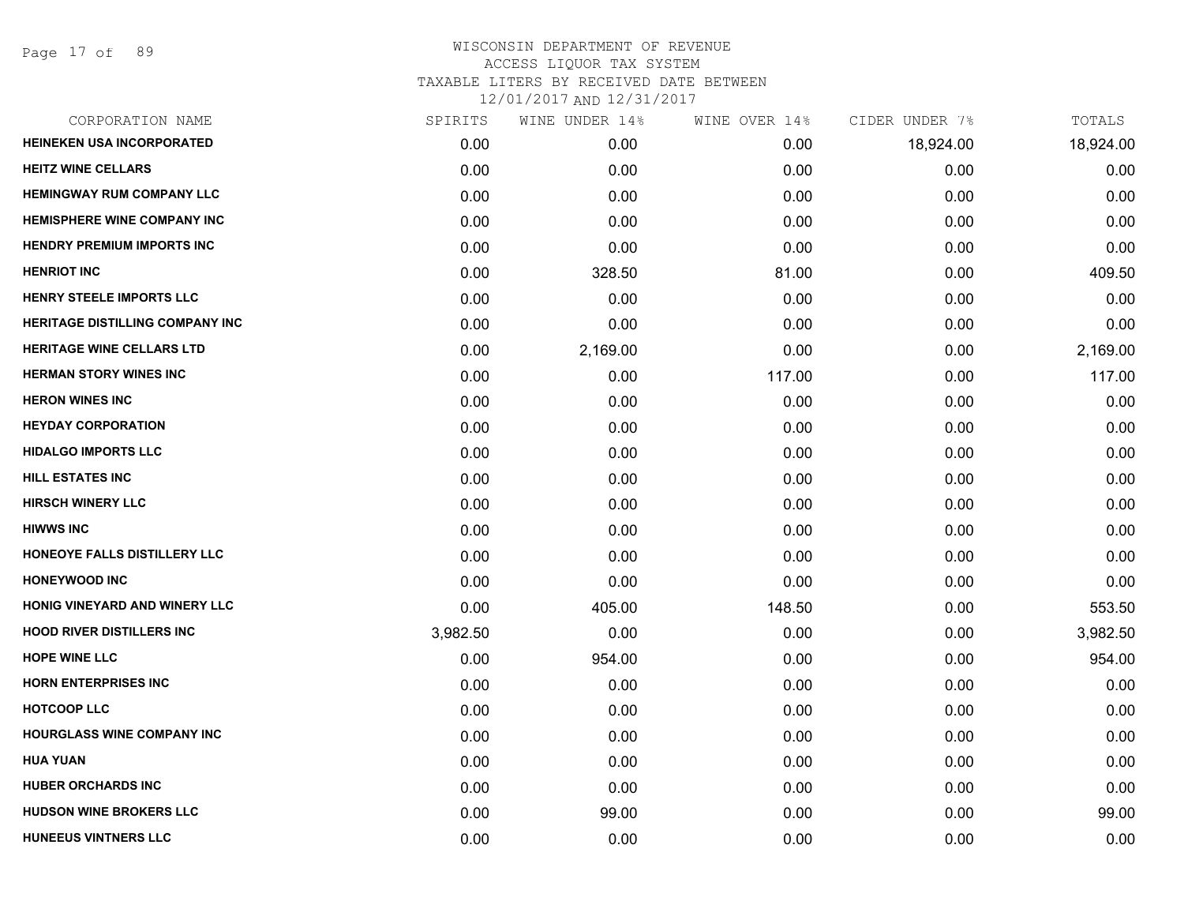WISCONSIN DEPARTMENT OF REVENUE
ACCESS LIQUOR TAX SYSTEM
TAXABLE LITERS BY RECEIVED DATE BETWEEN
12/01/2017 AND 12/31/2017

| CORPORATION NAME | SPIRITS | WINE UNDER 14% | WINE OVER 14% | CIDER UNDER 7% | TOTALS |
|---|---|---|---|---|---|
| HEINEKEN USA INCORPORATED | 0.00 | 0.00 | 0.00 | 18,924.00 | 18,924.00 |
| HEITZ WINE CELLARS | 0.00 | 0.00 | 0.00 | 0.00 | 0.00 |
| HEMINGWAY RUM COMPANY LLC | 0.00 | 0.00 | 0.00 | 0.00 | 0.00 |
| HEMISPHERE WINE COMPANY INC | 0.00 | 0.00 | 0.00 | 0.00 | 0.00 |
| HENDRY PREMIUM IMPORTS INC | 0.00 | 0.00 | 0.00 | 0.00 | 0.00 |
| HENRIOT INC | 0.00 | 328.50 | 81.00 | 0.00 | 409.50 |
| HENRY STEELE IMPORTS LLC | 0.00 | 0.00 | 0.00 | 0.00 | 0.00 |
| HERITAGE DISTILLING COMPANY INC | 0.00 | 0.00 | 0.00 | 0.00 | 0.00 |
| HERITAGE WINE CELLARS LTD | 0.00 | 2,169.00 | 0.00 | 0.00 | 2,169.00 |
| HERMAN STORY WINES INC | 0.00 | 0.00 | 117.00 | 0.00 | 117.00 |
| HERON WINES INC | 0.00 | 0.00 | 0.00 | 0.00 | 0.00 |
| HEYDAY CORPORATION | 0.00 | 0.00 | 0.00 | 0.00 | 0.00 |
| HIDALGO IMPORTS LLC | 0.00 | 0.00 | 0.00 | 0.00 | 0.00 |
| HILL ESTATES INC | 0.00 | 0.00 | 0.00 | 0.00 | 0.00 |
| HIRSCH WINERY LLC | 0.00 | 0.00 | 0.00 | 0.00 | 0.00 |
| HIWWS INC | 0.00 | 0.00 | 0.00 | 0.00 | 0.00 |
| HONEOYE FALLS DISTILLERY LLC | 0.00 | 0.00 | 0.00 | 0.00 | 0.00 |
| HONEYWOOD INC | 0.00 | 0.00 | 0.00 | 0.00 | 0.00 |
| HONIG VINEYARD AND WINERY LLC | 0.00 | 405.00 | 148.50 | 0.00 | 553.50 |
| HOOD RIVER DISTILLERS INC | 3,982.50 | 0.00 | 0.00 | 0.00 | 3,982.50 |
| HOPE WINE LLC | 0.00 | 954.00 | 0.00 | 0.00 | 954.00 |
| HORN ENTERPRISES INC | 0.00 | 0.00 | 0.00 | 0.00 | 0.00 |
| HOTCOOP LLC | 0.00 | 0.00 | 0.00 | 0.00 | 0.00 |
| HOURGLASS WINE COMPANY INC | 0.00 | 0.00 | 0.00 | 0.00 | 0.00 |
| HUA YUAN | 0.00 | 0.00 | 0.00 | 0.00 | 0.00 |
| HUBER ORCHARDS INC | 0.00 | 0.00 | 0.00 | 0.00 | 0.00 |
| HUDSON WINE BROKERS LLC | 0.00 | 99.00 | 0.00 | 0.00 | 99.00 |
| HUNEEUS VINTNERS LLC | 0.00 | 0.00 | 0.00 | 0.00 | 0.00 |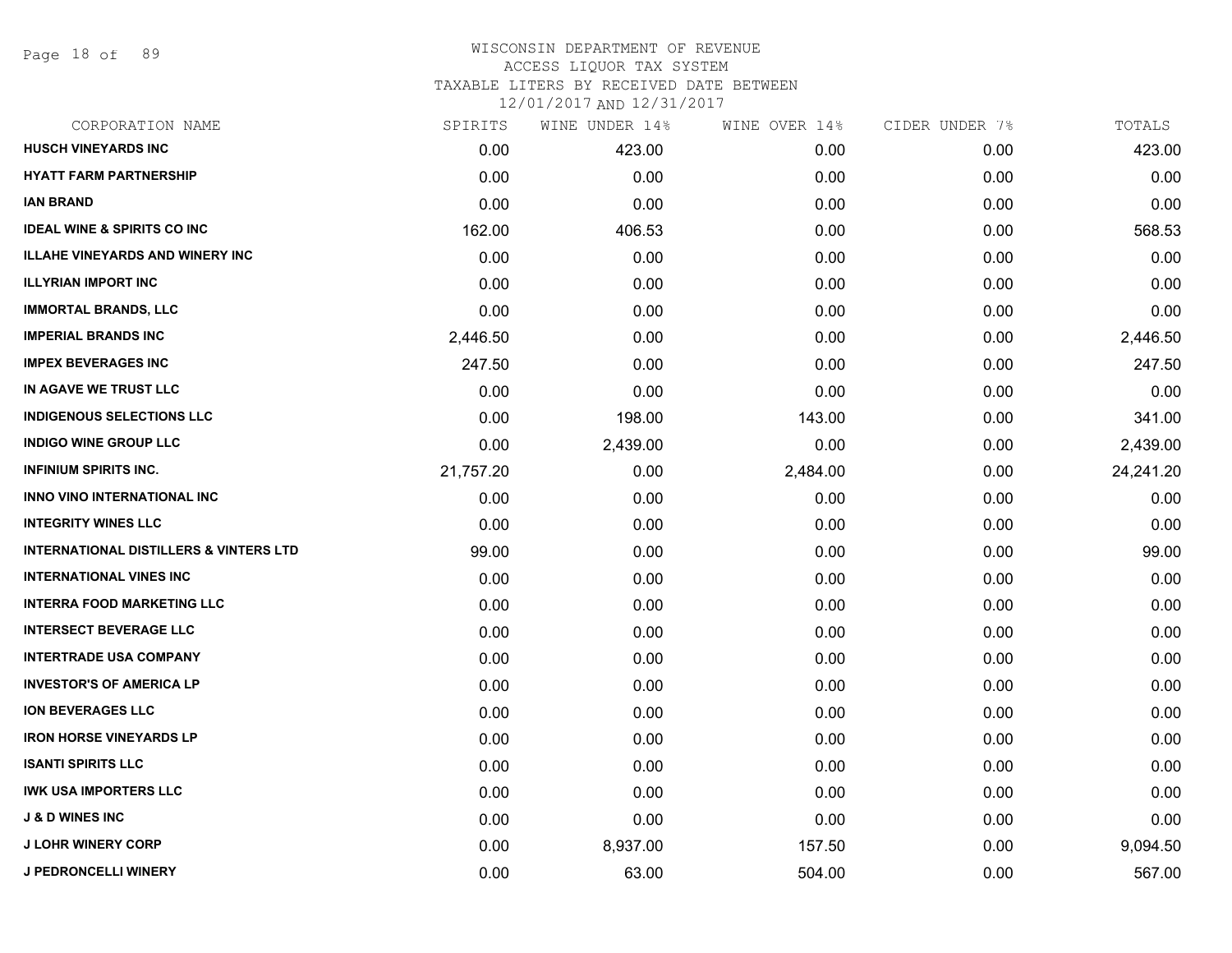# WISCONSIN DEPARTMENT OF REVENUE
## ACCESS LIQUOR TAX SYSTEM
### TAXABLE LITERS BY RECEIVED DATE BETWEEN 12/01/2017 AND 12/31/2017

| CORPORATION NAME | SPIRITS | WINE UNDER 14% | WINE OVER 14% | CIDER UNDER 7% | TOTALS |
|---|---|---|---|---|---|
| **HUSCH VINEYARDS INC** | 0.00 | 423.00 | 0.00 | 0.00 | 423.00 |
| **HYATT FARM PARTNERSHIP** | 0.00 | 0.00 | 0.00 | 0.00 | 0.00 |
| **IAN BRAND** | 0.00 | 0.00 | 0.00 | 0.00 | 0.00 |
| **IDEAL WINE & SPIRITS CO INC** | 162.00 | 406.53 | 0.00 | 0.00 | 568.53 |
| **ILLAHE VINEYARDS AND WINERY INC** | 0.00 | 0.00 | 0.00 | 0.00 | 0.00 |
| **ILLYRIAN IMPORT INC** | 0.00 | 0.00 | 0.00 | 0.00 | 0.00 |
| **IMMORTAL BRANDS, LLC** | 0.00 | 0.00 | 0.00 | 0.00 | 0.00 |
| **IMPERIAL BRANDS INC** | 2,446.50 | 0.00 | 0.00 | 0.00 | 2,446.50 |
| **IMPEX BEVERAGES INC** | 247.50 | 0.00 | 0.00 | 0.00 | 247.50 |
| **IN AGAVE WE TRUST LLC** | 0.00 | 0.00 | 0.00 | 0.00 | 0.00 |
| **INDIGENOUS SELECTIONS LLC** | 0.00 | 198.00 | 143.00 | 0.00 | 341.00 |
| **INDIGO WINE GROUP LLC** | 0.00 | 2,439.00 | 0.00 | 0.00 | 2,439.00 |
| **INFINIUM SPIRITS INC.** | 21,757.20 | 0.00 | 2,484.00 | 0.00 | 24,241.20 |
| **INNO VINO INTERNATIONAL INC** | 0.00 | 0.00 | 0.00 | 0.00 | 0.00 |
| **INTEGRITY WINES LLC** | 0.00 | 0.00 | 0.00 | 0.00 | 0.00 |
| **INTERNATIONAL DISTILLERS & VINTERS LTD** | 99.00 | 0.00 | 0.00 | 0.00 | 99.00 |
| **INTERNATIONAL VINES INC** | 0.00 | 0.00 | 0.00 | 0.00 | 0.00 |
| **INTERRA FOOD MARKETING LLC** | 0.00 | 0.00 | 0.00 | 0.00 | 0.00 |
| **INTERSECT BEVERAGE LLC** | 0.00 | 0.00 | 0.00 | 0.00 | 0.00 |
| **INTERTRADE USA COMPANY** | 0.00 | 0.00 | 0.00 | 0.00 | 0.00 |
| **INVESTOR'S OF AMERICA LP** | 0.00 | 0.00 | 0.00 | 0.00 | 0.00 |
| **ION BEVERAGES LLC** | 0.00 | 0.00 | 0.00 | 0.00 | 0.00 |
| **IRON HORSE VINEYARDS LP** | 0.00 | 0.00 | 0.00 | 0.00 | 0.00 |
| **ISANTI SPIRITS LLC** | 0.00 | 0.00 | 0.00 | 0.00 | 0.00 |
| **IWK USA IMPORTERS LLC** | 0.00 | 0.00 | 0.00 | 0.00 | 0.00 |
| **J & D WINES INC** | 0.00 | 0.00 | 0.00 | 0.00 | 0.00 |
| **J LOHR WINERY CORP** | 0.00 | 8,937.00 | 157.50 | 0.00 | 9,094.50 |
| **J PEDRONCELLI WINERY** | 0.00 | 63.00 | 504.00 | 0.00 | 567.00 |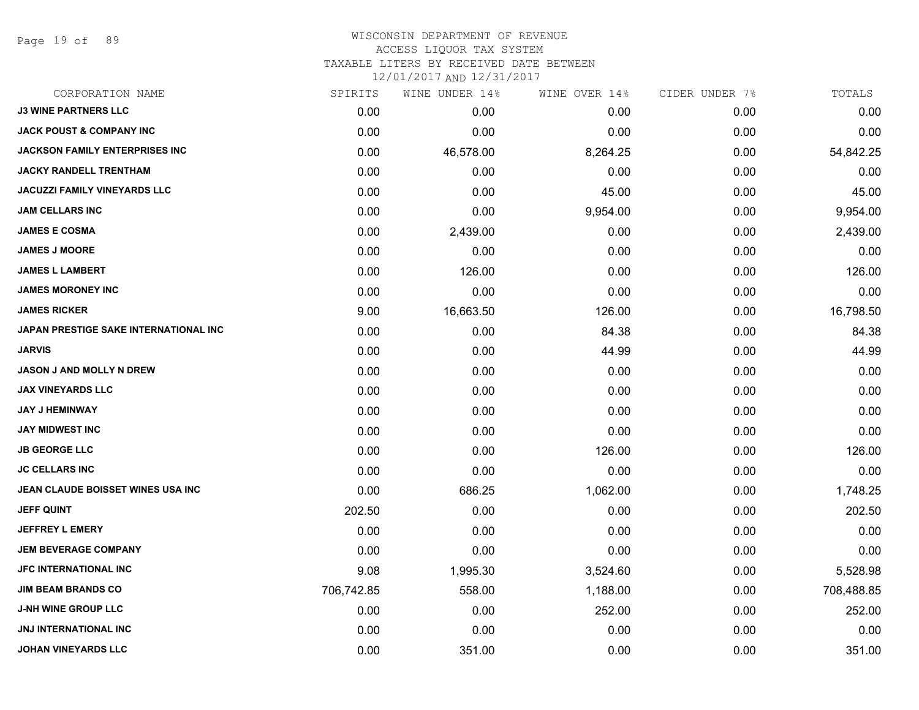# WISCONSIN DEPARTMENT OF REVENUE
## ACCESS LIQUOR TAX SYSTEM
### TAXABLE LITERS BY RECEIVED DATE BETWEEN 12/01/2017 AND 12/31/2017

| CORPORATION NAME | SPIRITS | WINE UNDER 14% | WINE OVER 14% | CIDER UNDER 7% | TOTALS |
|---|---|---|---|---|---|
| J3 WINE PARTNERS LLC | 0.00 | 0.00 | 0.00 | 0.00 | 0.00 |
| JACK POUST & COMPANY INC | 0.00 | 0.00 | 0.00 | 0.00 | 0.00 |
| JACKSON FAMILY ENTERPRISES INC | 0.00 | 46,578.00 | 8,264.25 | 0.00 | 54,842.25 |
| JACKY RANDELL TRENTHAM | 0.00 | 0.00 | 0.00 | 0.00 | 0.00 |
| JACUZZI FAMILY VINEYARDS LLC | 0.00 | 0.00 | 45.00 | 0.00 | 45.00 |
| JAM CELLARS INC | 0.00 | 0.00 | 9,954.00 | 0.00 | 9,954.00 |
| JAMES E COSMA | 0.00 | 2,439.00 | 0.00 | 0.00 | 2,439.00 |
| JAMES J MOORE | 0.00 | 0.00 | 0.00 | 0.00 | 0.00 |
| JAMES L LAMBERT | 0.00 | 126.00 | 0.00 | 0.00 | 126.00 |
| JAMES MORONEY INC | 0.00 | 0.00 | 0.00 | 0.00 | 0.00 |
| JAMES RICKER | 9.00 | 16,663.50 | 126.00 | 0.00 | 16,798.50 |
| JAPAN PRESTIGE SAKE INTERNATIONAL INC | 0.00 | 0.00 | 84.38 | 0.00 | 84.38 |
| JARVIS | 0.00 | 0.00 | 44.99 | 0.00 | 44.99 |
| JASON J AND MOLLY N DREW | 0.00 | 0.00 | 0.00 | 0.00 | 0.00 |
| JAX VINEYARDS LLC | 0.00 | 0.00 | 0.00 | 0.00 | 0.00 |
| JAY J HEMINWAY | 0.00 | 0.00 | 0.00 | 0.00 | 0.00 |
| JAY MIDWEST INC | 0.00 | 0.00 | 0.00 | 0.00 | 0.00 |
| JB GEORGE LLC | 0.00 | 0.00 | 126.00 | 0.00 | 126.00 |
| JC CELLARS INC | 0.00 | 0.00 | 0.00 | 0.00 | 0.00 |
| JEAN CLAUDE BOISSET WINES USA INC | 0.00 | 686.25 | 1,062.00 | 0.00 | 1,748.25 |
| JEFF QUINT | 202.50 | 0.00 | 0.00 | 0.00 | 202.50 |
| JEFFREY L EMERY | 0.00 | 0.00 | 0.00 | 0.00 | 0.00 |
| JEM BEVERAGE COMPANY | 0.00 | 0.00 | 0.00 | 0.00 | 0.00 |
| JFC INTERNATIONAL INC | 9.08 | 1,995.30 | 3,524.60 | 0.00 | 5,528.98 |
| JIM BEAM BRANDS CO | 706,742.85 | 558.00 | 1,188.00 | 0.00 | 708,488.85 |
| J-NH WINE GROUP LLC | 0.00 | 0.00 | 252.00 | 0.00 | 252.00 |
| JNJ INTERNATIONAL INC | 0.00 | 0.00 | 0.00 | 0.00 | 0.00 |
| JOHAN VINEYARDS LLC | 0.00 | 351.00 | 0.00 | 0.00 | 351.00 |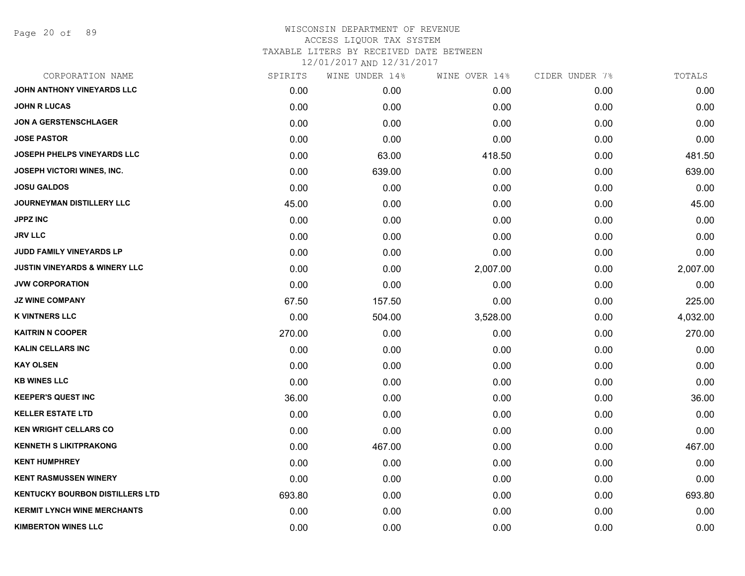WISCONSIN DEPARTMENT OF REVENUE
ACCESS LIQUOR TAX SYSTEM
TAXABLE LITERS BY RECEIVED DATE BETWEEN
12/01/2017 AND 12/31/2017

| CORPORATION NAME | SPIRITS | WINE UNDER 14% | WINE OVER 14% | CIDER UNDER 7% | TOTALS |
|---|---|---|---|---|---|
| JOHN ANTHONY VINEYARDS LLC | 0.00 | 0.00 | 0.00 | 0.00 | 0.00 |
| JOHN R LUCAS | 0.00 | 0.00 | 0.00 | 0.00 | 0.00 |
| JON A GERSTENSCHLAGER | 0.00 | 0.00 | 0.00 | 0.00 | 0.00 |
| JOSE PASTOR | 0.00 | 0.00 | 0.00 | 0.00 | 0.00 |
| JOSEPH PHELPS VINEYARDS LLC | 0.00 | 63.00 | 418.50 | 0.00 | 481.50 |
| JOSEPH VICTORI WINES, INC. | 0.00 | 639.00 | 0.00 | 0.00 | 639.00 |
| JOSU GALDOS | 0.00 | 0.00 | 0.00 | 0.00 | 0.00 |
| JOURNEYMAN DISTILLERY LLC | 45.00 | 0.00 | 0.00 | 0.00 | 45.00 |
| JPPZ INC | 0.00 | 0.00 | 0.00 | 0.00 | 0.00 |
| JRV LLC | 0.00 | 0.00 | 0.00 | 0.00 | 0.00 |
| JUDD FAMILY VINEYARDS LP | 0.00 | 0.00 | 0.00 | 0.00 | 0.00 |
| JUSTIN VINEYARDS & WINERY LLC | 0.00 | 0.00 | 2,007.00 | 0.00 | 2,007.00 |
| JVW CORPORATION | 0.00 | 0.00 | 0.00 | 0.00 | 0.00 |
| JZ WINE COMPANY | 67.50 | 157.50 | 0.00 | 0.00 | 225.00 |
| K VINTNERS LLC | 0.00 | 504.00 | 3,528.00 | 0.00 | 4,032.00 |
| KAITRIN N COOPER | 270.00 | 0.00 | 0.00 | 0.00 | 270.00 |
| KALIN CELLARS INC | 0.00 | 0.00 | 0.00 | 0.00 | 0.00 |
| KAY OLSEN | 0.00 | 0.00 | 0.00 | 0.00 | 0.00 |
| KB WINES LLC | 0.00 | 0.00 | 0.00 | 0.00 | 0.00 |
| KEEPER'S QUEST INC | 36.00 | 0.00 | 0.00 | 0.00 | 36.00 |
| KELLER ESTATE LTD | 0.00 | 0.00 | 0.00 | 0.00 | 0.00 |
| KEN WRIGHT CELLARS CO | 0.00 | 0.00 | 0.00 | 0.00 | 0.00 |
| KENNETH S LIKITPRAKONG | 0.00 | 467.00 | 0.00 | 0.00 | 467.00 |
| KENT HUMPHREY | 0.00 | 0.00 | 0.00 | 0.00 | 0.00 |
| KENT RASMUSSEN WINERY | 0.00 | 0.00 | 0.00 | 0.00 | 0.00 |
| KENTUCKY BOURBON DISTILLERS LTD | 693.80 | 0.00 | 0.00 | 0.00 | 693.80 |
| KERMIT LYNCH WINE MERCHANTS | 0.00 | 0.00 | 0.00 | 0.00 | 0.00 |
| KIMBERTON WINES LLC | 0.00 | 0.00 | 0.00 | 0.00 | 0.00 |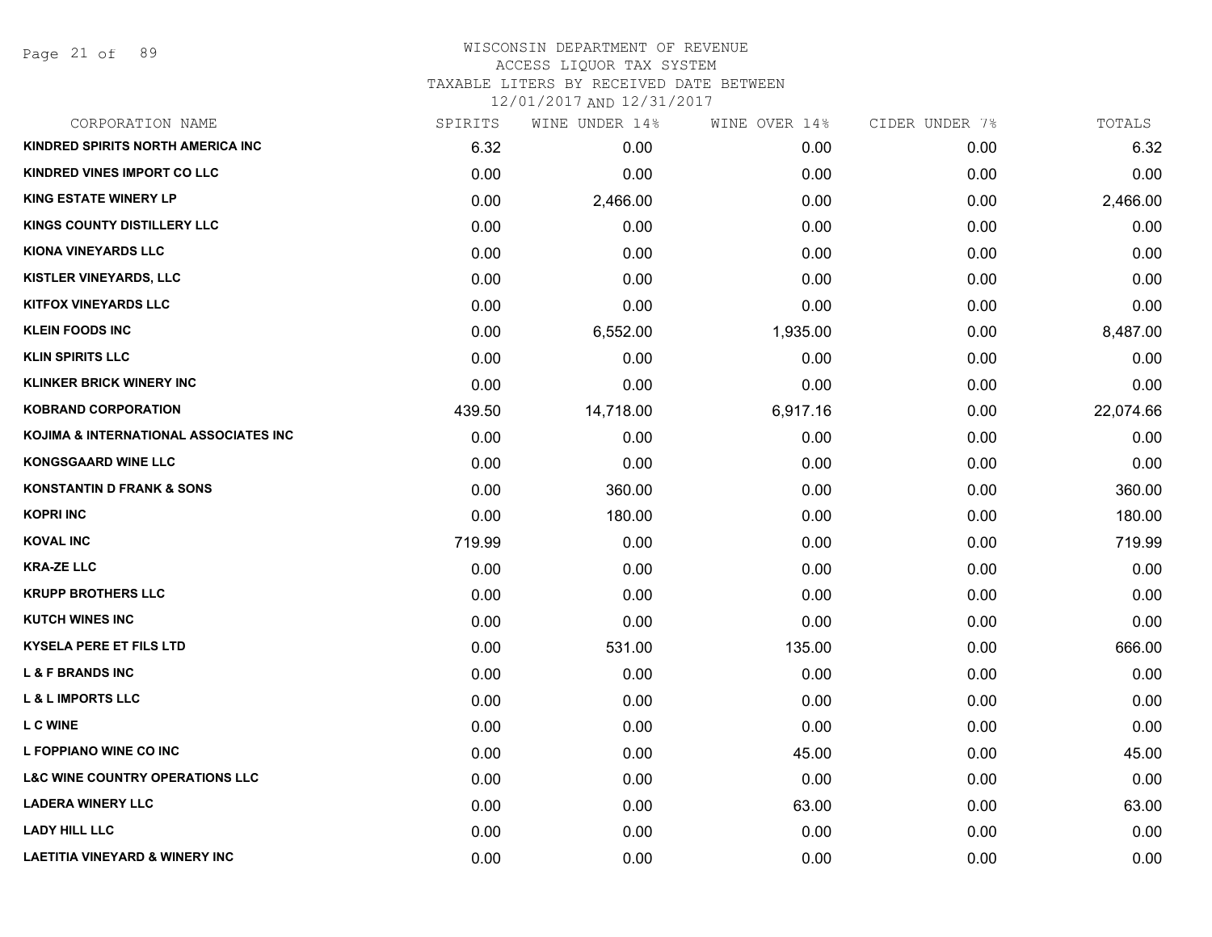# WISCONSIN DEPARTMENT OF REVENUE
## ACCESS LIQUOR TAX SYSTEM
## TAXABLE LITERS BY RECEIVED DATE BETWEEN
## 12/01/2017 AND 12/31/2017

| CORPORATION NAME | SPIRITS | WINE UNDER 14% | WINE OVER 14% | CIDER UNDER 7% | TOTALS |
|---|---|---|---|---|---|
| KINDRED SPIRITS NORTH AMERICA INC | 6.32 | 0.00 | 0.00 | 0.00 | 6.32 |
| KINDRED VINES IMPORT CO LLC | 0.00 | 0.00 | 0.00 | 0.00 | 0.00 |
| KING ESTATE WINERY LP | 0.00 | 2,466.00 | 0.00 | 0.00 | 2,466.00 |
| KINGS COUNTY DISTILLERY LLC | 0.00 | 0.00 | 0.00 | 0.00 | 0.00 |
| KIONA VINEYARDS LLC | 0.00 | 0.00 | 0.00 | 0.00 | 0.00 |
| KISTLER VINEYARDS, LLC | 0.00 | 0.00 | 0.00 | 0.00 | 0.00 |
| KITFOX VINEYARDS LLC | 0.00 | 0.00 | 0.00 | 0.00 | 0.00 |
| KLEIN FOODS INC | 0.00 | 6,552.00 | 1,935.00 | 0.00 | 8,487.00 |
| KLIN SPIRITS LLC | 0.00 | 0.00 | 0.00 | 0.00 | 0.00 |
| KLINKER BRICK WINERY INC | 0.00 | 0.00 | 0.00 | 0.00 | 0.00 |
| KOBRAND CORPORATION | 439.50 | 14,718.00 | 6,917.16 | 0.00 | 22,074.66 |
| KOJIMA & INTERNATIONAL ASSOCIATES INC | 0.00 | 0.00 | 0.00 | 0.00 | 0.00 |
| KONGSGAARD WINE LLC | 0.00 | 0.00 | 0.00 | 0.00 | 0.00 |
| KONSTANTIN D FRANK & SONS | 0.00 | 360.00 | 0.00 | 0.00 | 360.00 |
| KOPRI INC | 0.00 | 180.00 | 0.00 | 0.00 | 180.00 |
| KOVAL INC | 719.99 | 0.00 | 0.00 | 0.00 | 719.99 |
| KRA-ZE LLC | 0.00 | 0.00 | 0.00 | 0.00 | 0.00 |
| KRUPP BROTHERS LLC | 0.00 | 0.00 | 0.00 | 0.00 | 0.00 |
| KUTCH WINES INC | 0.00 | 0.00 | 0.00 | 0.00 | 0.00 |
| KYSELA PERE ET FILS LTD | 0.00 | 531.00 | 135.00 | 0.00 | 666.00 |
| L & F BRANDS INC | 0.00 | 0.00 | 0.00 | 0.00 | 0.00 |
| L & L IMPORTS LLC | 0.00 | 0.00 | 0.00 | 0.00 | 0.00 |
| L C WINE | 0.00 | 0.00 | 0.00 | 0.00 | 0.00 |
| L FOPPIANO WINE CO INC | 0.00 | 0.00 | 45.00 | 0.00 | 45.00 |
| L&C WINE COUNTRY OPERATIONS LLC | 0.00 | 0.00 | 0.00 | 0.00 | 0.00 |
| LADERA WINERY LLC | 0.00 | 0.00 | 63.00 | 0.00 | 63.00 |
| LADY HILL LLC | 0.00 | 0.00 | 0.00 | 0.00 | 0.00 |
| LAETITIA VINEYARD & WINERY INC | 0.00 | 0.00 | 0.00 | 0.00 | 0.00 |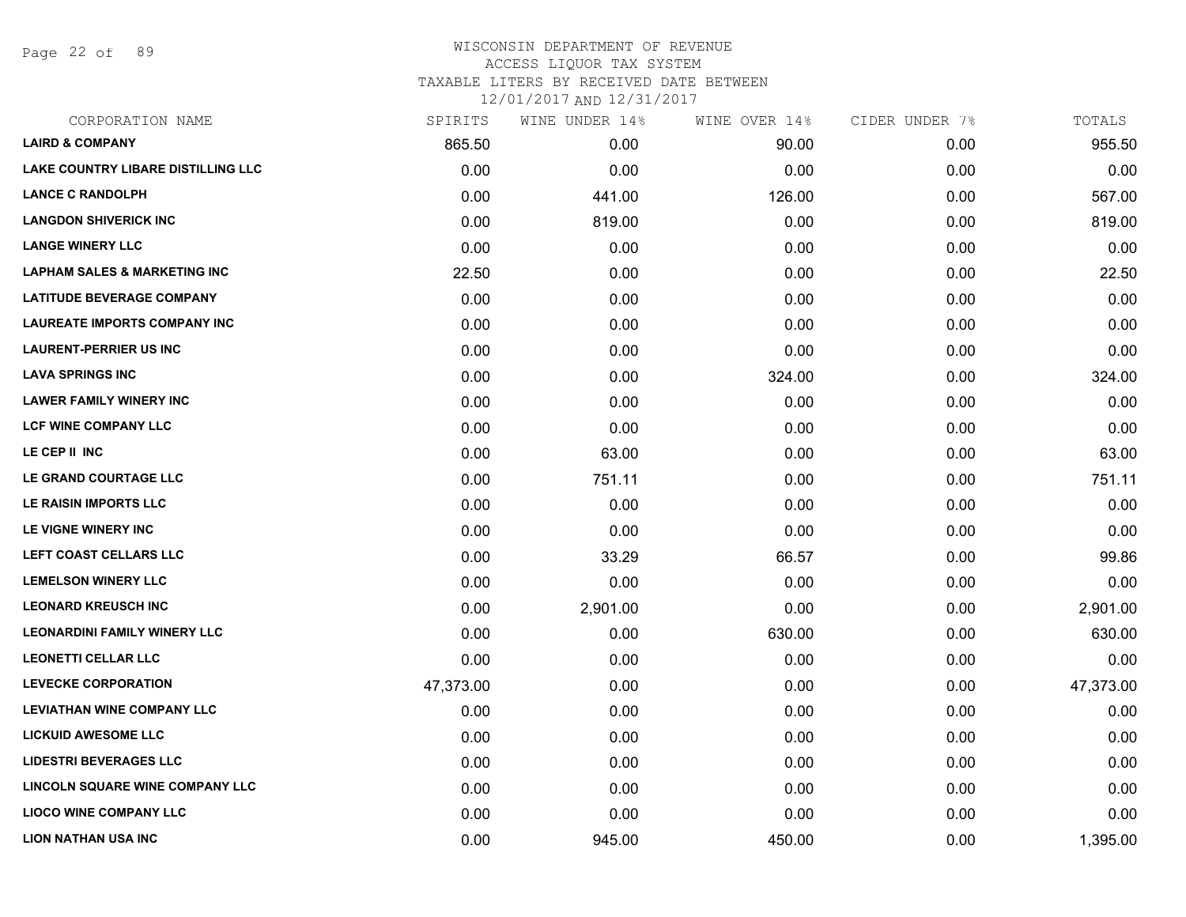WISCONSIN DEPARTMENT OF REVENUE
ACCESS LIQUOR TAX SYSTEM
TAXABLE LITERS BY RECEIVED DATE BETWEEN
12/01/2017 AND 12/31/2017

| CORPORATION NAME | SPIRITS | WINE UNDER 14% | WINE OVER 14% | CIDER UNDER 7% | TOTALS |
|---|---|---|---|---|---|
| **LAIRD & COMPANY** | 865.50 | 0.00 | 90.00 | 0.00 | 955.50 |
| **LAKE COUNTRY LIBARE DISTILLING LLC** | 0.00 | 0.00 | 0.00 | 0.00 | 0.00 |
| **LANCE C RANDOLPH** | 0.00 | 441.00 | 126.00 | 0.00 | 567.00 |
| **LANGDON SHIVERICK INC** | 0.00 | 819.00 | 0.00 | 0.00 | 819.00 |
| **LANGE WINERY LLC** | 0.00 | 0.00 | 0.00 | 0.00 | 0.00 |
| **LAPHAM SALES & MARKETING INC** | 22.50 | 0.00 | 0.00 | 0.00 | 22.50 |
| **LATITUDE BEVERAGE COMPANY** | 0.00 | 0.00 | 0.00 | 0.00 | 0.00 |
| **LAUREATE IMPORTS COMPANY INC** | 0.00 | 0.00 | 0.00 | 0.00 | 0.00 |
| **LAURENT-PERRIER US INC** | 0.00 | 0.00 | 0.00 | 0.00 | 0.00 |
| **LAVA SPRINGS INC** | 0.00 | 0.00 | 324.00 | 0.00 | 324.00 |
| **LAWER FAMILY WINERY INC** | 0.00 | 0.00 | 0.00 | 0.00 | 0.00 |
| **LCF WINE COMPANY LLC** | 0.00 | 0.00 | 0.00 | 0.00 | 0.00 |
| **LE CEP II INC** | 0.00 | 63.00 | 0.00 | 0.00 | 63.00 |
| **LE GRAND COURTAGE LLC** | 0.00 | 751.11 | 0.00 | 0.00 | 751.11 |
| **LE RAISIN IMPORTS LLC** | 0.00 | 0.00 | 0.00 | 0.00 | 0.00 |
| **LE VIGNE WINERY INC** | 0.00 | 0.00 | 0.00 | 0.00 | 0.00 |
| **LEFT COAST CELLARS LLC** | 0.00 | 33.29 | 66.57 | 0.00 | 99.86 |
| **LEMELSON WINERY LLC** | 0.00 | 0.00 | 0.00 | 0.00 | 0.00 |
| **LEONARD KREUSCH INC** | 0.00 | 2,901.00 | 0.00 | 0.00 | 2,901.00 |
| **LEONARDINI FAMILY WINERY LLC** | 0.00 | 0.00 | 630.00 | 0.00 | 630.00 |
| **LEONETTI CELLAR LLC** | 0.00 | 0.00 | 0.00 | 0.00 | 0.00 |
| **LEVECKE CORPORATION** | 47,373.00 | 0.00 | 0.00 | 0.00 | 47,373.00 |
| **LEVIATHAN WINE COMPANY LLC** | 0.00 | 0.00 | 0.00 | 0.00 | 0.00 |
| **LICKUID AWESOME LLC** | 0.00 | 0.00 | 0.00 | 0.00 | 0.00 |
| **LIDESTRI BEVERAGES LLC** | 0.00 | 0.00 | 0.00 | 0.00 | 0.00 |
| **LINCOLN SQUARE WINE COMPANY LLC** | 0.00 | 0.00 | 0.00 | 0.00 | 0.00 |
| **LIOCO WINE COMPANY LLC** | 0.00 | 0.00 | 0.00 | 0.00 | 0.00 |
| **LION NATHAN USA INC** | 0.00 | 945.00 | 450.00 | 0.00 | 1,395.00 |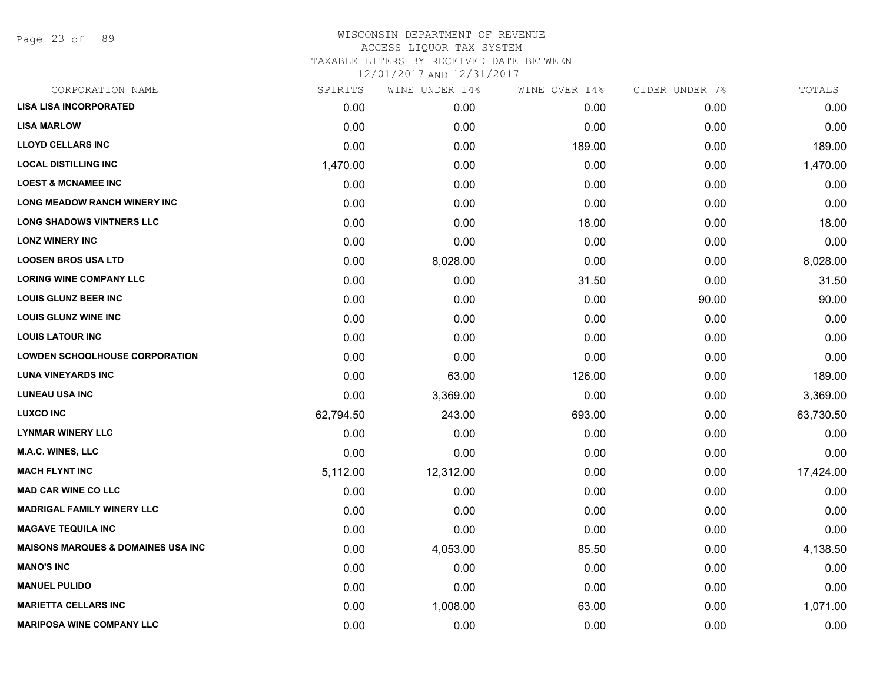WISCONSIN DEPARTMENT OF REVENUE
ACCESS LIQUOR TAX SYSTEM
TAXABLE LITERS BY RECEIVED DATE BETWEEN
12/01/2017 AND 12/31/2017

| CORPORATION NAME | SPIRITS | WINE UNDER 14% | WINE OVER 14% | CIDER UNDER 7% | TOTALS |
|---|---|---|---|---|---|
| **LISA LISA INCORPORATED** | 0.00 | 0.00 | 0.00 | 0.00 | 0.00 |
| **LISA MARLOW** | 0.00 | 0.00 | 0.00 | 0.00 | 0.00 |
| **LLOYD CELLARS INC** | 0.00 | 0.00 | 189.00 | 0.00 | 189.00 |
| **LOCAL DISTILLING INC** | 1,470.00 | 0.00 | 0.00 | 0.00 | 1,470.00 |
| **LOEST & MCNAMEE INC** | 0.00 | 0.00 | 0.00 | 0.00 | 0.00 |
| **LONG MEADOW RANCH WINERY INC** | 0.00 | 0.00 | 0.00 | 0.00 | 0.00 |
| **LONG SHADOWS VINTNERS LLC** | 0.00 | 0.00 | 18.00 | 0.00 | 18.00 |
| **LONZ WINERY INC** | 0.00 | 0.00 | 0.00 | 0.00 | 0.00 |
| **LOOSEN BROS USA LTD** | 0.00 | 8,028.00 | 0.00 | 0.00 | 8,028.00 |
| **LORING WINE COMPANY LLC** | 0.00 | 0.00 | 31.50 | 0.00 | 31.50 |
| **LOUIS GLUNZ BEER INC** | 0.00 | 0.00 | 0.00 | 90.00 | 90.00 |
| **LOUIS GLUNZ WINE INC** | 0.00 | 0.00 | 0.00 | 0.00 | 0.00 |
| **LOUIS LATOUR INC** | 0.00 | 0.00 | 0.00 | 0.00 | 0.00 |
| **LOWDEN SCHOOLHOUSE CORPORATION** | 0.00 | 0.00 | 0.00 | 0.00 | 0.00 |
| **LUNA VINEYARDS INC** | 0.00 | 63.00 | 126.00 | 0.00 | 189.00 |
| **LUNEAU USA INC** | 0.00 | 3,369.00 | 0.00 | 0.00 | 3,369.00 |
| **LUXCO INC** | 62,794.50 | 243.00 | 693.00 | 0.00 | 63,730.50 |
| **LYNMAR WINERY LLC** | 0.00 | 0.00 | 0.00 | 0.00 | 0.00 |
| **M.A.C. WINES, LLC** | 0.00 | 0.00 | 0.00 | 0.00 | 0.00 |
| **MACH FLYNT INC** | 5,112.00 | 12,312.00 | 0.00 | 0.00 | 17,424.00 |
| **MAD CAR WINE CO LLC** | 0.00 | 0.00 | 0.00 | 0.00 | 0.00 |
| **MADRIGAL FAMILY WINERY LLC** | 0.00 | 0.00 | 0.00 | 0.00 | 0.00 |
| **MAGAVE TEQUILA INC** | 0.00 | 0.00 | 0.00 | 0.00 | 0.00 |
| **MAISONS MARQUES & DOMAINES USA INC** | 0.00 | 4,053.00 | 85.50 | 0.00 | 4,138.50 |
| **MANO'S INC** | 0.00 | 0.00 | 0.00 | 0.00 | 0.00 |
| **MANUEL PULIDO** | 0.00 | 0.00 | 0.00 | 0.00 | 0.00 |
| **MARIETTA CELLARS INC** | 0.00 | 1,008.00 | 63.00 | 0.00 | 1,071.00 |
| **MARIPOSA WINE COMPANY LLC** | 0.00 | 0.00 | 0.00 | 0.00 | 0.00 |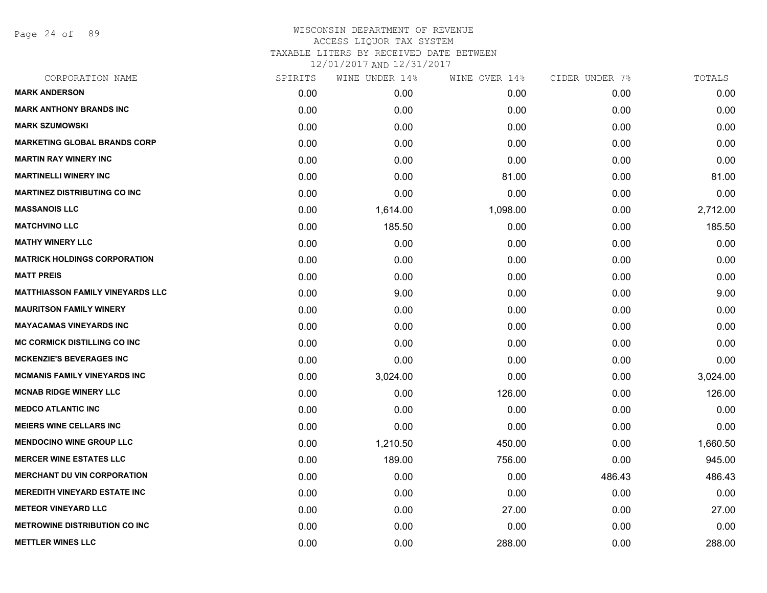# WISCONSIN DEPARTMENT OF REVENUE
## ACCESS LIQUOR TAX SYSTEM
### TAXABLE LITERS BY RECEIVED DATE BETWEEN 12/01/2017 AND 12/31/2017

| CORPORATION NAME | SPIRITS | WINE UNDER 14% | WINE OVER 14% | CIDER UNDER 7% | TOTALS |
|---|---|---|---|---|---|
| MARK ANDERSON | 0.00 | 0.00 | 0.00 | 0.00 | 0.00 |
| MARK ANTHONY BRANDS INC | 0.00 | 0.00 | 0.00 | 0.00 | 0.00 |
| MARK SZUMOWSKI | 0.00 | 0.00 | 0.00 | 0.00 | 0.00 |
| MARKETING GLOBAL BRANDS CORP | 0.00 | 0.00 | 0.00 | 0.00 | 0.00 |
| MARTIN RAY WINERY INC | 0.00 | 0.00 | 0.00 | 0.00 | 0.00 |
| MARTINELLI WINERY INC | 0.00 | 0.00 | 81.00 | 0.00 | 81.00 |
| MARTINEZ DISTRIBUTING CO INC | 0.00 | 0.00 | 0.00 | 0.00 | 0.00 |
| MASSANOIS LLC | 0.00 | 1,614.00 | 1,098.00 | 0.00 | 2,712.00 |
| MATCHVINO LLC | 0.00 | 185.50 | 0.00 | 0.00 | 185.50 |
| MATHY WINERY LLC | 0.00 | 0.00 | 0.00 | 0.00 | 0.00 |
| MATRICK HOLDINGS CORPORATION | 0.00 | 0.00 | 0.00 | 0.00 | 0.00 |
| MATT PREIS | 0.00 | 0.00 | 0.00 | 0.00 | 0.00 |
| MATTHIASSON FAMILY VINEYARDS LLC | 0.00 | 9.00 | 0.00 | 0.00 | 9.00 |
| MAURITSON FAMILY WINERY | 0.00 | 0.00 | 0.00 | 0.00 | 0.00 |
| MAYACAMAS VINEYARDS INC | 0.00 | 0.00 | 0.00 | 0.00 | 0.00 |
| MC CORMICK DISTILLING CO INC | 0.00 | 0.00 | 0.00 | 0.00 | 0.00 |
| MCKENZIE'S BEVERAGES INC | 0.00 | 0.00 | 0.00 | 0.00 | 0.00 |
| MCMANIS FAMILY VINEYARDS INC | 0.00 | 3,024.00 | 0.00 | 0.00 | 3,024.00 |
| MCNAB RIDGE WINERY LLC | 0.00 | 0.00 | 126.00 | 0.00 | 126.00 |
| MEDCO ATLANTIC INC | 0.00 | 0.00 | 0.00 | 0.00 | 0.00 |
| MEIERS WINE CELLARS INC | 0.00 | 0.00 | 0.00 | 0.00 | 0.00 |
| MENDOCINO WINE GROUP LLC | 0.00 | 1,210.50 | 450.00 | 0.00 | 1,660.50 |
| MERCER WINE ESTATES LLC | 0.00 | 189.00 | 756.00 | 0.00 | 945.00 |
| MERCHANT DU VIN CORPORATION | 0.00 | 0.00 | 0.00 | 486.43 | 486.43 |
| MEREDITH VINEYARD ESTATE INC | 0.00 | 0.00 | 0.00 | 0.00 | 0.00 |
| METEOR VINEYARD LLC | 0.00 | 0.00 | 27.00 | 0.00 | 27.00 |
| METROWINE DISTRIBUTION CO INC | 0.00 | 0.00 | 0.00 | 0.00 | 0.00 |
| METTLER WINES LLC | 0.00 | 0.00 | 288.00 | 0.00 | 288.00 |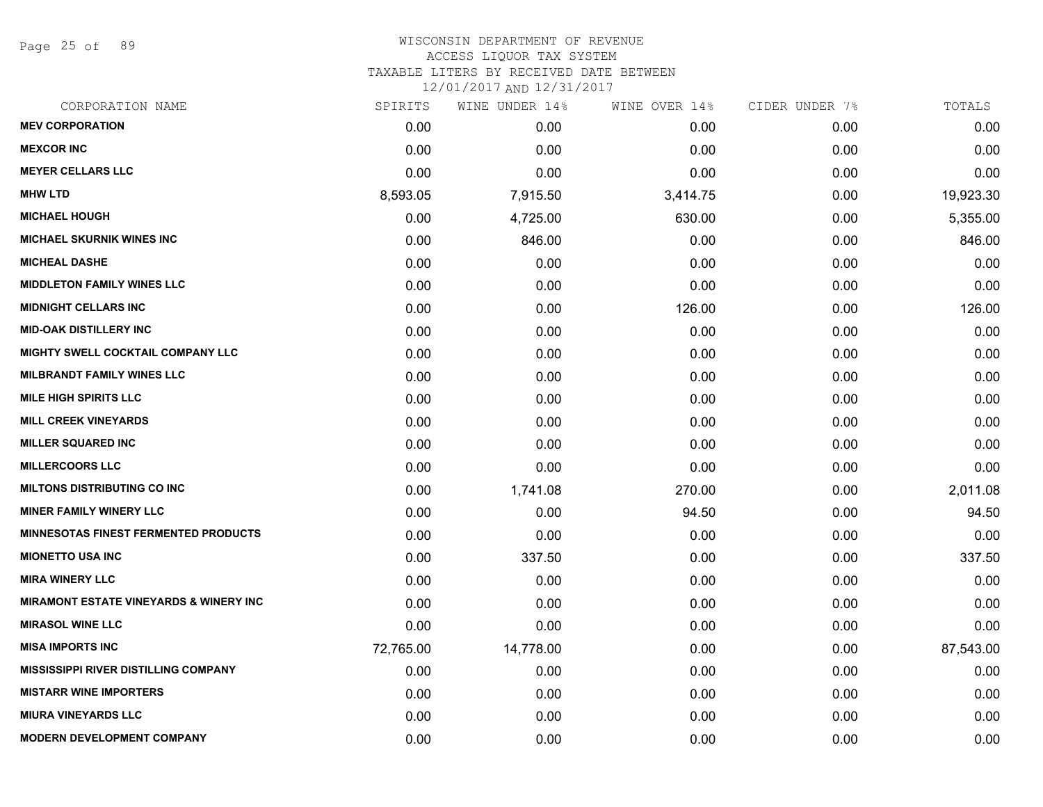# WISCONSIN DEPARTMENT OF REVENUE
ACCESS LIQUOR TAX SYSTEM
TAXABLE LITERS BY RECEIVED DATE BETWEEN
12/01/2017 AND 12/31/2017

| CORPORATION NAME | SPIRITS | WINE UNDER 14% | WINE OVER 14% | CIDER UNDER 7% | TOTALS |
|---|---|---|---|---|---|
| **MEV CORPORATION** | 0.00 | 0.00 | 0.00 | 0.00 | 0.00 |
| **MEXCOR INC** | 0.00 | 0.00 | 0.00 | 0.00 | 0.00 |
| **MEYER CELLARS LLC** | 0.00 | 0.00 | 0.00 | 0.00 | 0.00 |
| **MHW LTD** | 8,593.05 | 7,915.50 | 3,414.75 | 0.00 | 19,923.30 |
| **MICHAEL HOUGH** | 0.00 | 4,725.00 | 630.00 | 0.00 | 5,355.00 |
| **MICHAEL SKURNIK WINES INC** | 0.00 | 846.00 | 0.00 | 0.00 | 846.00 |
| **MICHEAL DASHE** | 0.00 | 0.00 | 0.00 | 0.00 | 0.00 |
| **MIDDLETON FAMILY WINES LLC** | 0.00 | 0.00 | 0.00 | 0.00 | 0.00 |
| **MIDNIGHT CELLARS INC** | 0.00 | 0.00 | 126.00 | 0.00 | 126.00 |
| **MID-OAK DISTILLERY INC** | 0.00 | 0.00 | 0.00 | 0.00 | 0.00 |
| **MIGHTY SWELL COCKTAIL COMPANY LLC** | 0.00 | 0.00 | 0.00 | 0.00 | 0.00 |
| **MILBRANDT FAMILY WINES LLC** | 0.00 | 0.00 | 0.00 | 0.00 | 0.00 |
| **MILE HIGH SPIRITS LLC** | 0.00 | 0.00 | 0.00 | 0.00 | 0.00 |
| **MILL CREEK VINEYARDS** | 0.00 | 0.00 | 0.00 | 0.00 | 0.00 |
| **MILLER SQUARED INC** | 0.00 | 0.00 | 0.00 | 0.00 | 0.00 |
| **MILLERCOORS LLC** | 0.00 | 0.00 | 0.00 | 0.00 | 0.00 |
| **MILTONS DISTRIBUTING CO INC** | 0.00 | 1,741.08 | 270.00 | 0.00 | 2,011.08 |
| **MINER FAMILY WINERY LLC** | 0.00 | 0.00 | 94.50 | 0.00 | 94.50 |
| **MINNESOTAS FINEST FERMENTED PRODUCTS** | 0.00 | 0.00 | 0.00 | 0.00 | 0.00 |
| **MIONETTO USA INC** | 0.00 | 337.50 | 0.00 | 0.00 | 337.50 |
| **MIRA WINERY LLC** | 0.00 | 0.00 | 0.00 | 0.00 | 0.00 |
| **MIRAMONT ESTATE VINEYARDS & WINERY INC** | 0.00 | 0.00 | 0.00 | 0.00 | 0.00 |
| **MIRASOL WINE LLC** | 0.00 | 0.00 | 0.00 | 0.00 | 0.00 |
| **MISA IMPORTS INC** | 72,765.00 | 14,778.00 | 0.00 | 0.00 | 87,543.00 |
| **MISSISSIPPI RIVER DISTILLING COMPANY** | 0.00 | 0.00 | 0.00 | 0.00 | 0.00 |
| **MISTARR WINE IMPORTERS** | 0.00 | 0.00 | 0.00 | 0.00 | 0.00 |
| **MIURA VINEYARDS LLC** | 0.00 | 0.00 | 0.00 | 0.00 | 0.00 |
| **MODERN DEVELOPMENT COMPANY** | 0.00 | 0.00 | 0.00 | 0.00 | 0.00 |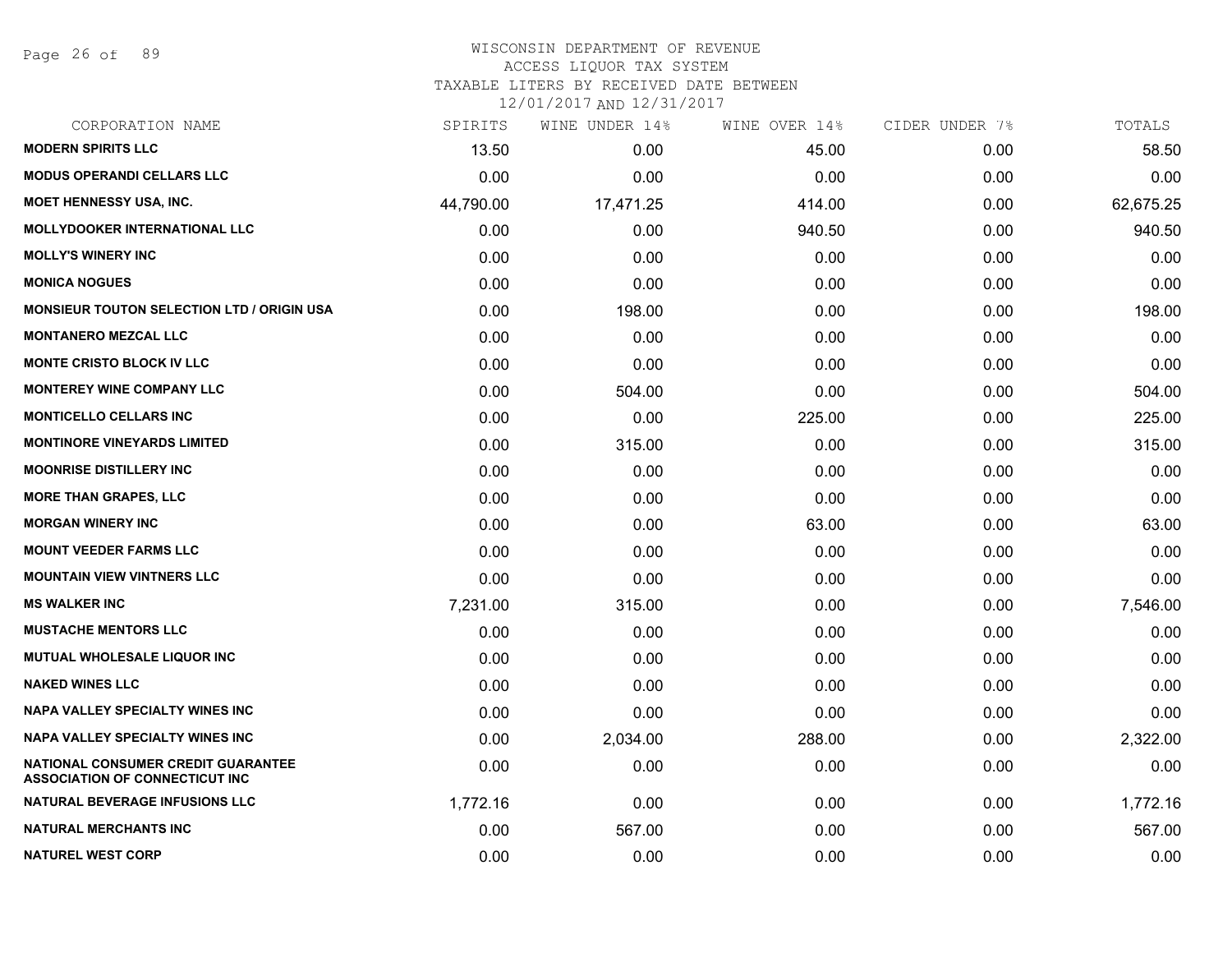# WISCONSIN DEPARTMENT OF REVENUE
ACCESS LIQUOR TAX SYSTEM
TAXABLE LITERS BY RECEIVED DATE BETWEEN
12/01/2017 AND 12/31/2017

| CORPORATION NAME | SPIRITS | WINE UNDER 14% | WINE OVER 14% | CIDER UNDER 7% | TOTALS |
|---|---|---|---|---|---|
| MODERN SPIRITS LLC | 13.50 | 0.00 | 45.00 | 0.00 | 58.50 |
| MODUS OPERANDI CELLARS LLC | 0.00 | 0.00 | 0.00 | 0.00 | 0.00 |
| MOET HENNESSY USA, INC. | 44,790.00 | 17,471.25 | 414.00 | 0.00 | 62,675.25 |
| MOLLYDOOKER INTERNATIONAL LLC | 0.00 | 0.00 | 940.50 | 0.00 | 940.50 |
| MOLLY'S WINERY INC | 0.00 | 0.00 | 0.00 | 0.00 | 0.00 |
| MONICA NOGUES | 0.00 | 0.00 | 0.00 | 0.00 | 0.00 |
| MONSIEUR TOUTON SELECTION LTD / ORIGIN USA | 0.00 | 198.00 | 0.00 | 0.00 | 198.00 |
| MONTANERO MEZCAL LLC | 0.00 | 0.00 | 0.00 | 0.00 | 0.00 |
| MONTE CRISTO BLOCK IV LLC | 0.00 | 0.00 | 0.00 | 0.00 | 0.00 |
| MONTEREY WINE COMPANY LLC | 0.00 | 504.00 | 0.00 | 0.00 | 504.00 |
| MONTICELLO CELLARS INC | 0.00 | 0.00 | 225.00 | 0.00 | 225.00 |
| MONTINORE VINEYARDS LIMITED | 0.00 | 315.00 | 0.00 | 0.00 | 315.00 |
| MOONRISE DISTILLERY INC | 0.00 | 0.00 | 0.00 | 0.00 | 0.00 |
| MORE THAN GRAPES, LLC | 0.00 | 0.00 | 0.00 | 0.00 | 0.00 |
| MORGAN WINERY INC | 0.00 | 0.00 | 63.00 | 0.00 | 63.00 |
| MOUNT VEEDER FARMS LLC | 0.00 | 0.00 | 0.00 | 0.00 | 0.00 |
| MOUNTAIN VIEW VINTNERS LLC | 0.00 | 0.00 | 0.00 | 0.00 | 0.00 |
| MS WALKER INC | 7,231.00 | 315.00 | 0.00 | 0.00 | 7,546.00 |
| MUSTACHE MENTORS LLC | 0.00 | 0.00 | 0.00 | 0.00 | 0.00 |
| MUTUAL WHOLESALE LIQUOR INC | 0.00 | 0.00 | 0.00 | 0.00 | 0.00 |
| NAKED WINES LLC | 0.00 | 0.00 | 0.00 | 0.00 | 0.00 |
| NAPA VALLEY SPECIALTY WINES INC | 0.00 | 0.00 | 0.00 | 0.00 | 0.00 |
| NAPA VALLEY SPECIALTY WINES INC | 0.00 | 2,034.00 | 288.00 | 0.00 | 2,322.00 |
| NATIONAL CONSUMER CREDIT GUARANTEE ASSOCIATION OF CONNECTICUT INC | 0.00 | 0.00 | 0.00 | 0.00 | 0.00 |
| NATURAL BEVERAGE INFUSIONS LLC | 1,772.16 | 0.00 | 0.00 | 0.00 | 1,772.16 |
| NATURAL MERCHANTS INC | 0.00 | 567.00 | 0.00 | 0.00 | 567.00 |
| NATUREL WEST CORP | 0.00 | 0.00 | 0.00 | 0.00 | 0.00 |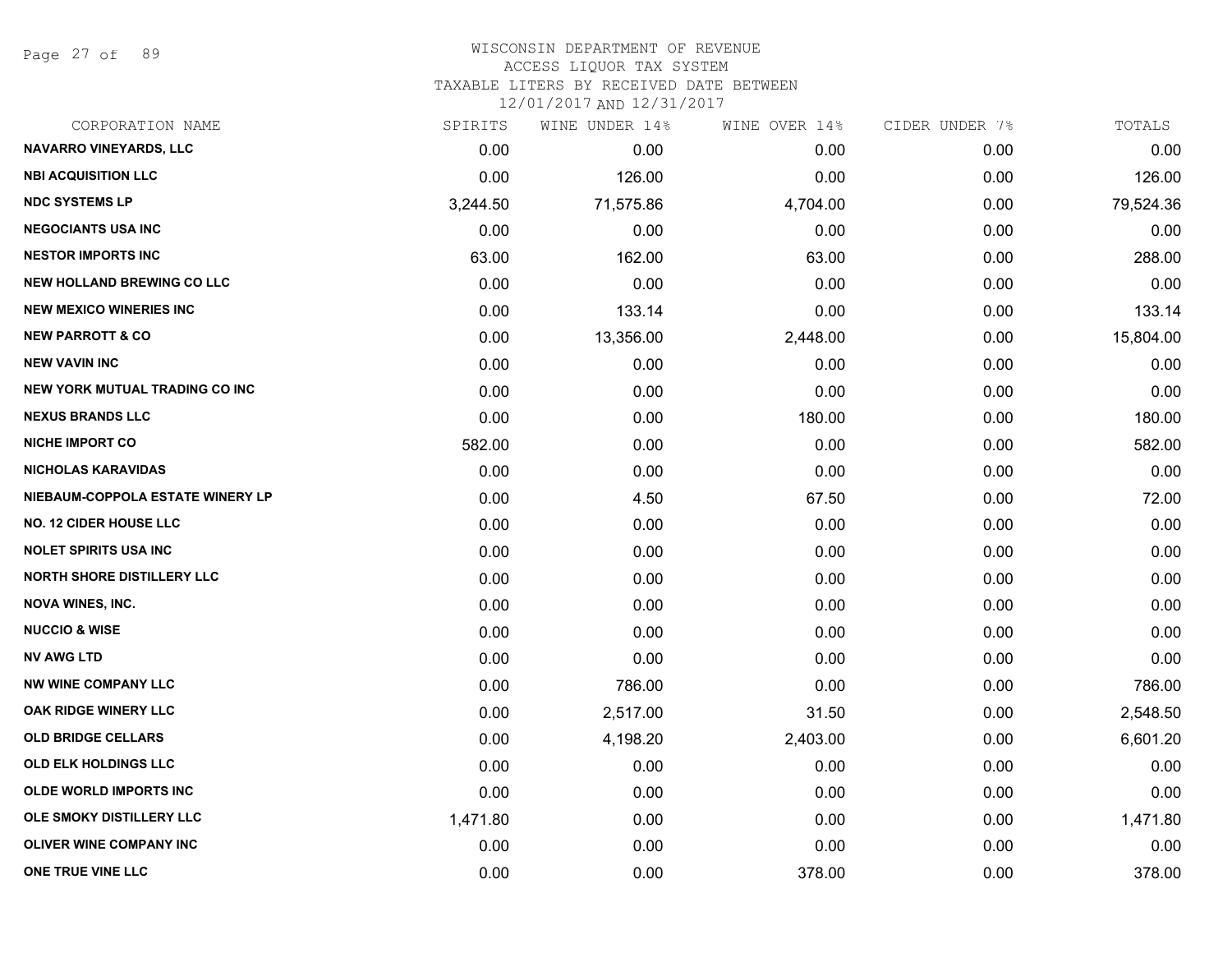WISCONSIN DEPARTMENT OF REVENUE
ACCESS LIQUOR TAX SYSTEM
TAXABLE LITERS BY RECEIVED DATE BETWEEN
12/01/2017 AND 12/31/2017

| CORPORATION NAME | SPIRITS | WINE UNDER 14% | WINE OVER 14% | CIDER UNDER 7% | TOTALS |
|---|---|---|---|---|---|
| NAVARRO VINEYARDS, LLC | 0.00 | 0.00 | 0.00 | 0.00 | 0.00 |
| NBI ACQUISITION LLC | 0.00 | 126.00 | 0.00 | 0.00 | 126.00 |
| NDC SYSTEMS LP | 3,244.50 | 71,575.86 | 4,704.00 | 0.00 | 79,524.36 |
| NEGOCIANTS USA INC | 0.00 | 0.00 | 0.00 | 0.00 | 0.00 |
| NESTOR IMPORTS INC | 63.00 | 162.00 | 63.00 | 0.00 | 288.00 |
| NEW HOLLAND BREWING CO LLC | 0.00 | 0.00 | 0.00 | 0.00 | 0.00 |
| NEW MEXICO WINERIES INC | 0.00 | 133.14 | 0.00 | 0.00 | 133.14 |
| NEW PARROTT & CO | 0.00 | 13,356.00 | 2,448.00 | 0.00 | 15,804.00 |
| NEW VAVIN INC | 0.00 | 0.00 | 0.00 | 0.00 | 0.00 |
| NEW YORK MUTUAL TRADING CO INC | 0.00 | 0.00 | 0.00 | 0.00 | 0.00 |
| NEXUS BRANDS LLC | 0.00 | 0.00 | 180.00 | 0.00 | 180.00 |
| NICHE IMPORT CO | 582.00 | 0.00 | 0.00 | 0.00 | 582.00 |
| NICHOLAS KARAVIDAS | 0.00 | 0.00 | 0.00 | 0.00 | 0.00 |
| NIEBAUM-COPPOLA ESTATE WINERY LP | 0.00 | 4.50 | 67.50 | 0.00 | 72.00 |
| NO. 12 CIDER HOUSE LLC | 0.00 | 0.00 | 0.00 | 0.00 | 0.00 |
| NOLET SPIRITS USA INC | 0.00 | 0.00 | 0.00 | 0.00 | 0.00 |
| NORTH SHORE DISTILLERY LLC | 0.00 | 0.00 | 0.00 | 0.00 | 0.00 |
| NOVA WINES, INC. | 0.00 | 0.00 | 0.00 | 0.00 | 0.00 |
| NUCCIO & WISE | 0.00 | 0.00 | 0.00 | 0.00 | 0.00 |
| NV AWG LTD | 0.00 | 0.00 | 0.00 | 0.00 | 0.00 |
| NW WINE COMPANY LLC | 0.00 | 786.00 | 0.00 | 0.00 | 786.00 |
| OAK RIDGE WINERY LLC | 0.00 | 2,517.00 | 31.50 | 0.00 | 2,548.50 |
| OLD BRIDGE CELLARS | 0.00 | 4,198.20 | 2,403.00 | 0.00 | 6,601.20 |
| OLD ELK HOLDINGS LLC | 0.00 | 0.00 | 0.00 | 0.00 | 0.00 |
| OLDE WORLD IMPORTS INC | 0.00 | 0.00 | 0.00 | 0.00 | 0.00 |
| OLE SMOKY DISTILLERY LLC | 1,471.80 | 0.00 | 0.00 | 0.00 | 1,471.80 |
| OLIVER WINE COMPANY INC | 0.00 | 0.00 | 0.00 | 0.00 | 0.00 |
| ONE TRUE VINE LLC | 0.00 | 0.00 | 378.00 | 0.00 | 378.00 |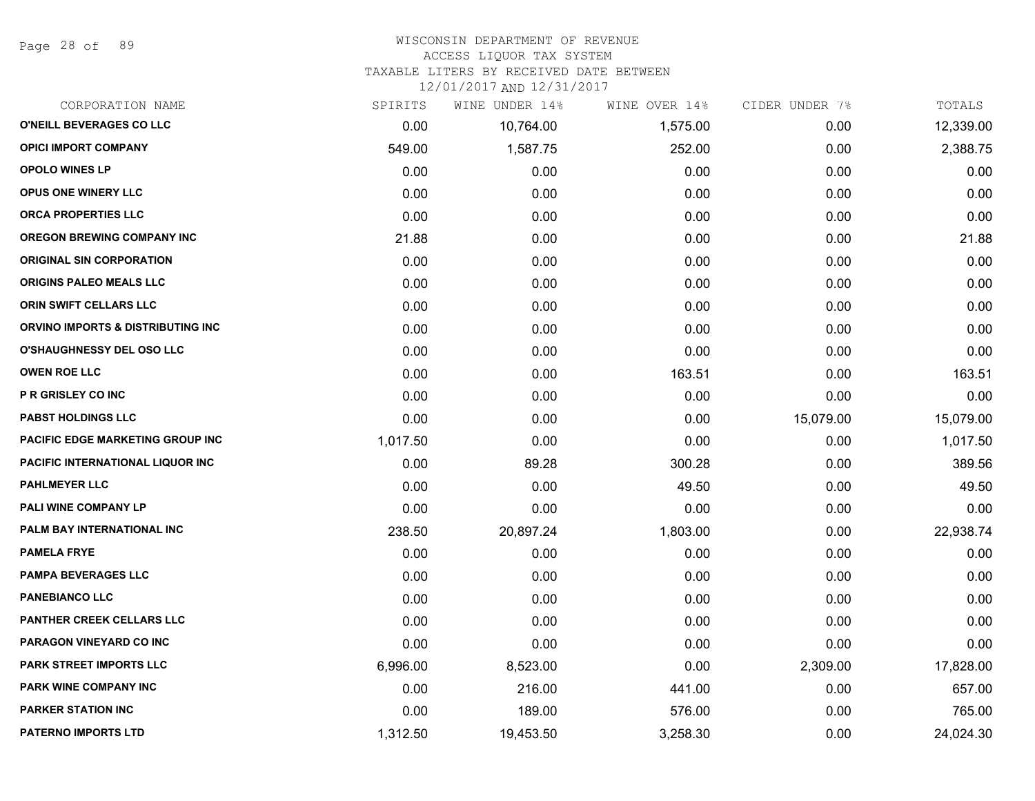WISCONSIN DEPARTMENT OF REVENUE
ACCESS LIQUOR TAX SYSTEM
TAXABLE LITERS BY RECEIVED DATE BETWEEN
12/01/2017 AND 12/31/2017

| CORPORATION NAME | SPIRITS | WINE UNDER 14% | WINE OVER 14% | CIDER UNDER 7% | TOTALS |
|---|---|---|---|---|---|
| O'NEILL BEVERAGES CO LLC | 0.00 | 10,764.00 | 1,575.00 | 0.00 | 12,339.00 |
| OPICI IMPORT COMPANY | 549.00 | 1,587.75 | 252.00 | 0.00 | 2,388.75 |
| OPOLO WINES LP | 0.00 | 0.00 | 0.00 | 0.00 | 0.00 |
| OPUS ONE WINERY LLC | 0.00 | 0.00 | 0.00 | 0.00 | 0.00 |
| ORCA PROPERTIES LLC | 0.00 | 0.00 | 0.00 | 0.00 | 0.00 |
| OREGON BREWING COMPANY INC | 21.88 | 0.00 | 0.00 | 0.00 | 21.88 |
| ORIGINAL SIN CORPORATION | 0.00 | 0.00 | 0.00 | 0.00 | 0.00 |
| ORIGINS PALEO MEALS LLC | 0.00 | 0.00 | 0.00 | 0.00 | 0.00 |
| ORIN SWIFT CELLARS LLC | 0.00 | 0.00 | 0.00 | 0.00 | 0.00 |
| ORVINO IMPORTS & DISTRIBUTING INC | 0.00 | 0.00 | 0.00 | 0.00 | 0.00 |
| O'SHAUGHNESSY DEL OSO LLC | 0.00 | 0.00 | 0.00 | 0.00 | 0.00 |
| OWEN ROE LLC | 0.00 | 0.00 | 163.51 | 0.00 | 163.51 |
| P R GRISLEY CO INC | 0.00 | 0.00 | 0.00 | 0.00 | 0.00 |
| PABST HOLDINGS LLC | 0.00 | 0.00 | 0.00 | 15,079.00 | 15,079.00 |
| PACIFIC EDGE MARKETING GROUP INC | 1,017.50 | 0.00 | 0.00 | 0.00 | 1,017.50 |
| PACIFIC INTERNATIONAL LIQUOR INC | 0.00 | 89.28 | 300.28 | 0.00 | 389.56 |
| PAHLMEYER LLC | 0.00 | 0.00 | 49.50 | 0.00 | 49.50 |
| PALI WINE COMPANY LP | 0.00 | 0.00 | 0.00 | 0.00 | 0.00 |
| PALM BAY INTERNATIONAL INC | 238.50 | 20,897.24 | 1,803.00 | 0.00 | 22,938.74 |
| PAMELA FRYE | 0.00 | 0.00 | 0.00 | 0.00 | 0.00 |
| PAMPA BEVERAGES LLC | 0.00 | 0.00 | 0.00 | 0.00 | 0.00 |
| PANEBIANCO LLC | 0.00 | 0.00 | 0.00 | 0.00 | 0.00 |
| PANTHER CREEK CELLARS LLC | 0.00 | 0.00 | 0.00 | 0.00 | 0.00 |
| PARAGON VINEYARD CO INC | 0.00 | 0.00 | 0.00 | 0.00 | 0.00 |
| PARK STREET IMPORTS LLC | 6,996.00 | 8,523.00 | 0.00 | 2,309.00 | 17,828.00 |
| PARK WINE COMPANY INC | 0.00 | 216.00 | 441.00 | 0.00 | 657.00 |
| PARKER STATION INC | 0.00 | 189.00 | 576.00 | 0.00 | 765.00 |
| PATERNO IMPORTS LTD | 1,312.50 | 19,453.50 | 3,258.30 | 0.00 | 24,024.30 |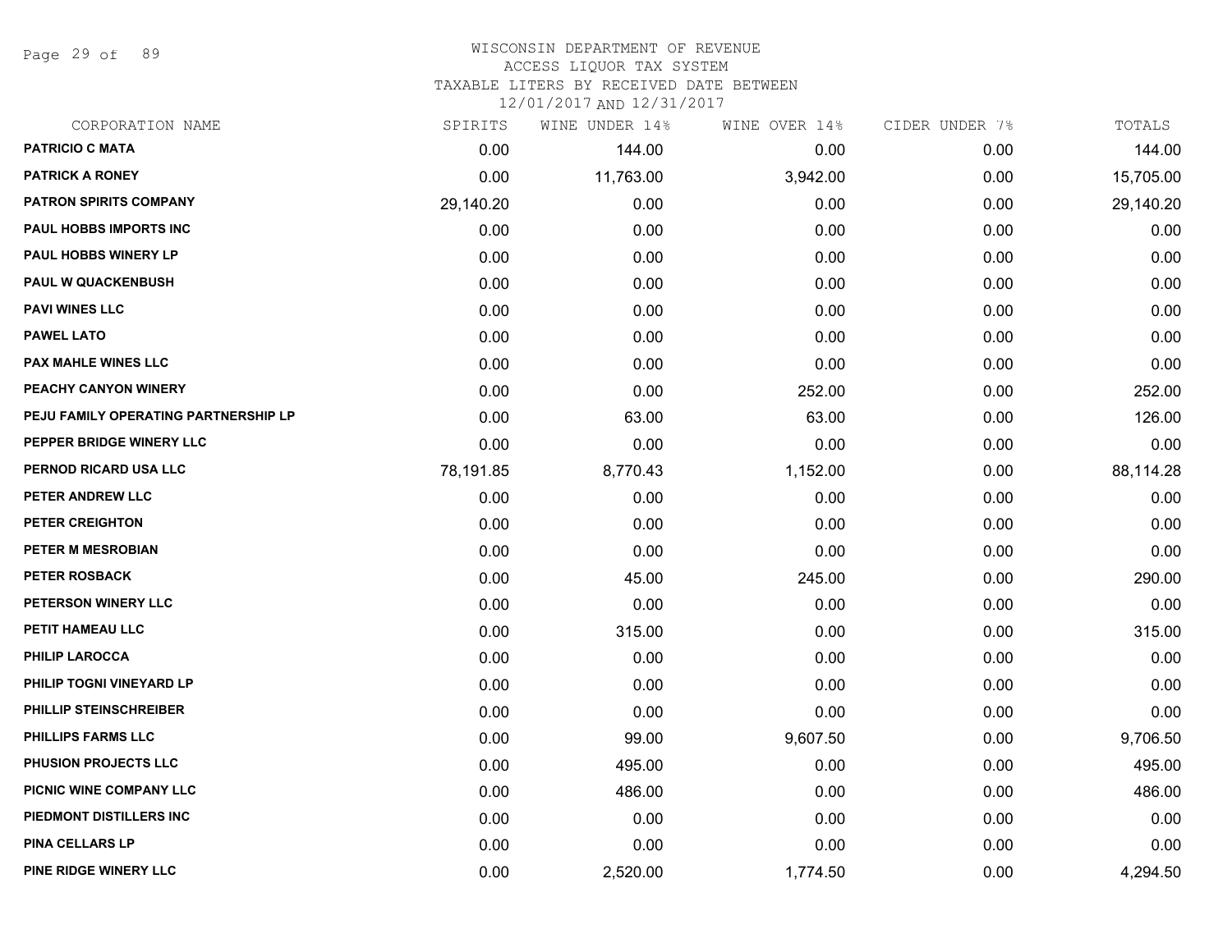# WISCONSIN DEPARTMENT OF REVENUE
ACCESS LIQUOR TAX SYSTEM
TAXABLE LITERS BY RECEIVED DATE BETWEEN
12/01/2017 AND 12/31/2017

| CORPORATION NAME | SPIRITS | WINE UNDER 14% | WINE OVER 14% | CIDER UNDER 7% | TOTALS |
|---|---|---|---|---|---|
| PATRICIO C MATA | 0.00 | 144.00 | 0.00 | 0.00 | 144.00 |
| PATRICK A RONEY | 0.00 | 11,763.00 | 3,942.00 | 0.00 | 15,705.00 |
| PATRON SPIRITS COMPANY | 29,140.20 | 0.00 | 0.00 | 0.00 | 29,140.20 |
| PAUL HOBBS IMPORTS INC | 0.00 | 0.00 | 0.00 | 0.00 | 0.00 |
| PAUL HOBBS WINERY LP | 0.00 | 0.00 | 0.00 | 0.00 | 0.00 |
| PAUL W QUACKENBUSH | 0.00 | 0.00 | 0.00 | 0.00 | 0.00 |
| PAVI WINES LLC | 0.00 | 0.00 | 0.00 | 0.00 | 0.00 |
| PAWEL LATO | 0.00 | 0.00 | 0.00 | 0.00 | 0.00 |
| PAX MAHLE WINES LLC | 0.00 | 0.00 | 0.00 | 0.00 | 0.00 |
| PEACHY CANYON WINERY | 0.00 | 0.00 | 252.00 | 0.00 | 252.00 |
| PEJU FAMILY OPERATING PARTNERSHIP LP | 0.00 | 63.00 | 63.00 | 0.00 | 126.00 |
| PEPPER BRIDGE WINERY LLC | 0.00 | 0.00 | 0.00 | 0.00 | 0.00 |
| PERNOD RICARD USA LLC | 78,191.85 | 8,770.43 | 1,152.00 | 0.00 | 88,114.28 |
| PETER ANDREW LLC | 0.00 | 0.00 | 0.00 | 0.00 | 0.00 |
| PETER CREIGHTON | 0.00 | 0.00 | 0.00 | 0.00 | 0.00 |
| PETER M MESROBIAN | 0.00 | 0.00 | 0.00 | 0.00 | 0.00 |
| PETER ROSBACK | 0.00 | 45.00 | 245.00 | 0.00 | 290.00 |
| PETERSON WINERY LLC | 0.00 | 0.00 | 0.00 | 0.00 | 0.00 |
| PETIT HAMEAU LLC | 0.00 | 315.00 | 0.00 | 0.00 | 315.00 |
| PHILIP LAROCCA | 0.00 | 0.00 | 0.00 | 0.00 | 0.00 |
| PHILIP TOGNI VINEYARD LP | 0.00 | 0.00 | 0.00 | 0.00 | 0.00 |
| PHILLIP STEINSCHREIBER | 0.00 | 0.00 | 0.00 | 0.00 | 0.00 |
| PHILLIPS FARMS LLC | 0.00 | 99.00 | 9,607.50 | 0.00 | 9,706.50 |
| PHUSION PROJECTS LLC | 0.00 | 495.00 | 0.00 | 0.00 | 495.00 |
| PICNIC WINE COMPANY LLC | 0.00 | 486.00 | 0.00 | 0.00 | 486.00 |
| PIEDMONT DISTILLERS INC | 0.00 | 0.00 | 0.00 | 0.00 | 0.00 |
| PINA CELLARS LP | 0.00 | 0.00 | 0.00 | 0.00 | 0.00 |
| PINE RIDGE WINERY LLC | 0.00 | 2,520.00 | 1,774.50 | 0.00 | 4,294.50 |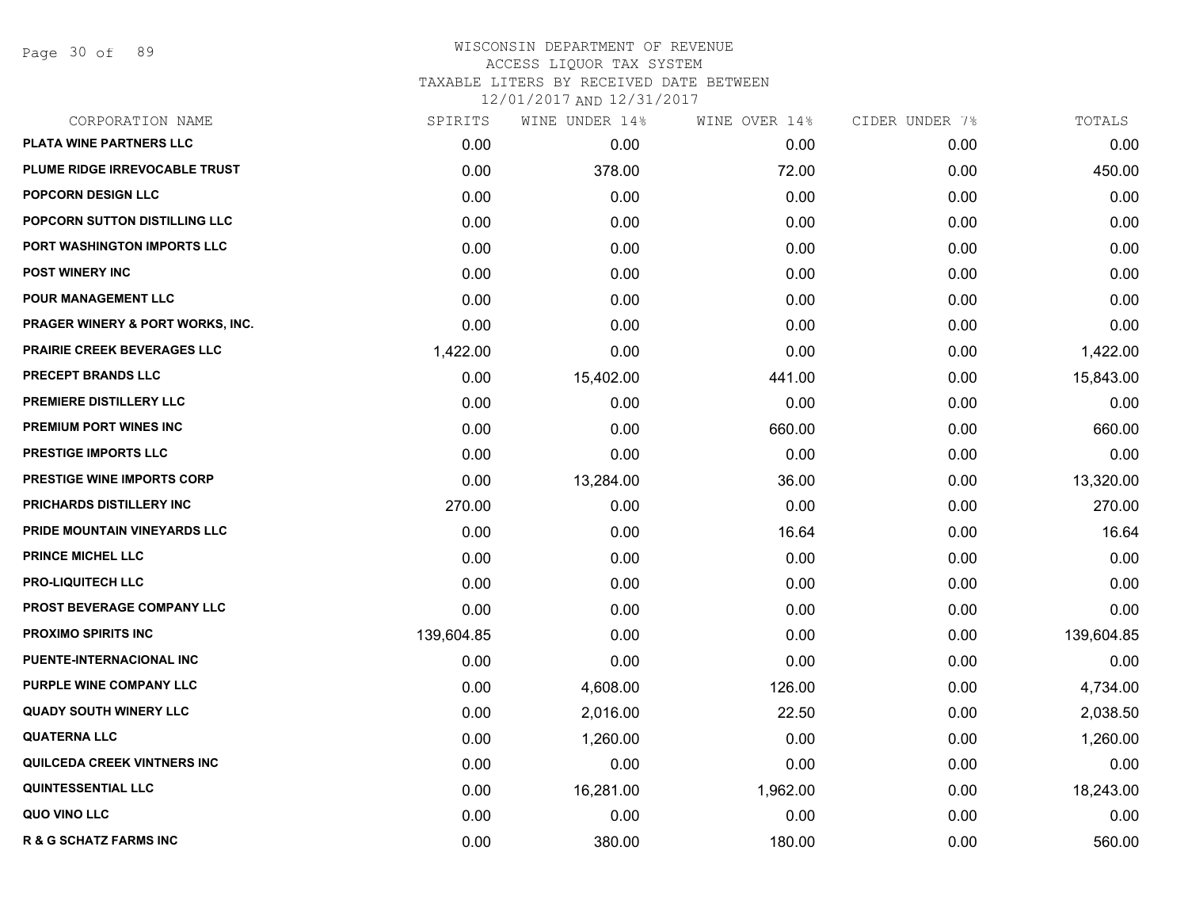WISCONSIN DEPARTMENT OF REVENUE
ACCESS LIQUOR TAX SYSTEM
TAXABLE LITERS BY RECEIVED DATE BETWEEN
12/01/2017 AND 12/31/2017

| CORPORATION NAME | SPIRITS | WINE UNDER 14% | WINE OVER 14% | CIDER UNDER 7% | TOTALS |
|---|---|---|---|---|---|
| PLATA WINE PARTNERS LLC | 0.00 | 0.00 | 0.00 | 0.00 | 0.00 |
| PLUME RIDGE IRREVOCABLE TRUST | 0.00 | 378.00 | 72.00 | 0.00 | 450.00 |
| POPCORN DESIGN LLC | 0.00 | 0.00 | 0.00 | 0.00 | 0.00 |
| POPCORN SUTTON DISTILLING LLC | 0.00 | 0.00 | 0.00 | 0.00 | 0.00 |
| PORT WASHINGTON IMPORTS LLC | 0.00 | 0.00 | 0.00 | 0.00 | 0.00 |
| POST WINERY INC | 0.00 | 0.00 | 0.00 | 0.00 | 0.00 |
| POUR MANAGEMENT LLC | 0.00 | 0.00 | 0.00 | 0.00 | 0.00 |
| PRAGER WINERY & PORT WORKS, INC. | 0.00 | 0.00 | 0.00 | 0.00 | 0.00 |
| PRAIRIE CREEK BEVERAGES LLC | 1,422.00 | 0.00 | 0.00 | 0.00 | 1,422.00 |
| PRECEPT BRANDS LLC | 0.00 | 15,402.00 | 441.00 | 0.00 | 15,843.00 |
| PREMIERE DISTILLERY LLC | 0.00 | 0.00 | 0.00 | 0.00 | 0.00 |
| PREMIUM PORT WINES INC | 0.00 | 0.00 | 660.00 | 0.00 | 660.00 |
| PRESTIGE IMPORTS LLC | 0.00 | 0.00 | 0.00 | 0.00 | 0.00 |
| PRESTIGE WINE IMPORTS CORP | 0.00 | 13,284.00 | 36.00 | 0.00 | 13,320.00 |
| PRICHARDS DISTILLERY INC | 270.00 | 0.00 | 0.00 | 0.00 | 270.00 |
| PRIDE MOUNTAIN VINEYARDS LLC | 0.00 | 0.00 | 16.64 | 0.00 | 16.64 |
| PRINCE MICHEL LLC | 0.00 | 0.00 | 0.00 | 0.00 | 0.00 |
| PRO-LIQUITECH LLC | 0.00 | 0.00 | 0.00 | 0.00 | 0.00 |
| PROST BEVERAGE COMPANY LLC | 0.00 | 0.00 | 0.00 | 0.00 | 0.00 |
| PROXIMO SPIRITS INC | 139,604.85 | 0.00 | 0.00 | 0.00 | 139,604.85 |
| PUENTE-INTERNACIONAL INC | 0.00 | 0.00 | 0.00 | 0.00 | 0.00 |
| PURPLE WINE COMPANY LLC | 0.00 | 4,608.00 | 126.00 | 0.00 | 4,734.00 |
| QUADY SOUTH WINERY LLC | 0.00 | 2,016.00 | 22.50 | 0.00 | 2,038.50 |
| QUATERNA LLC | 0.00 | 1,260.00 | 0.00 | 0.00 | 1,260.00 |
| QUILCEDA CREEK VINTNERS INC | 0.00 | 0.00 | 0.00 | 0.00 | 0.00 |
| QUINTESSENTIAL LLC | 0.00 | 16,281.00 | 1,962.00 | 0.00 | 18,243.00 |
| QUO VINO LLC | 0.00 | 0.00 | 0.00 | 0.00 | 0.00 |
| R & G SCHATZ FARMS INC | 0.00 | 380.00 | 180.00 | 0.00 | 560.00 |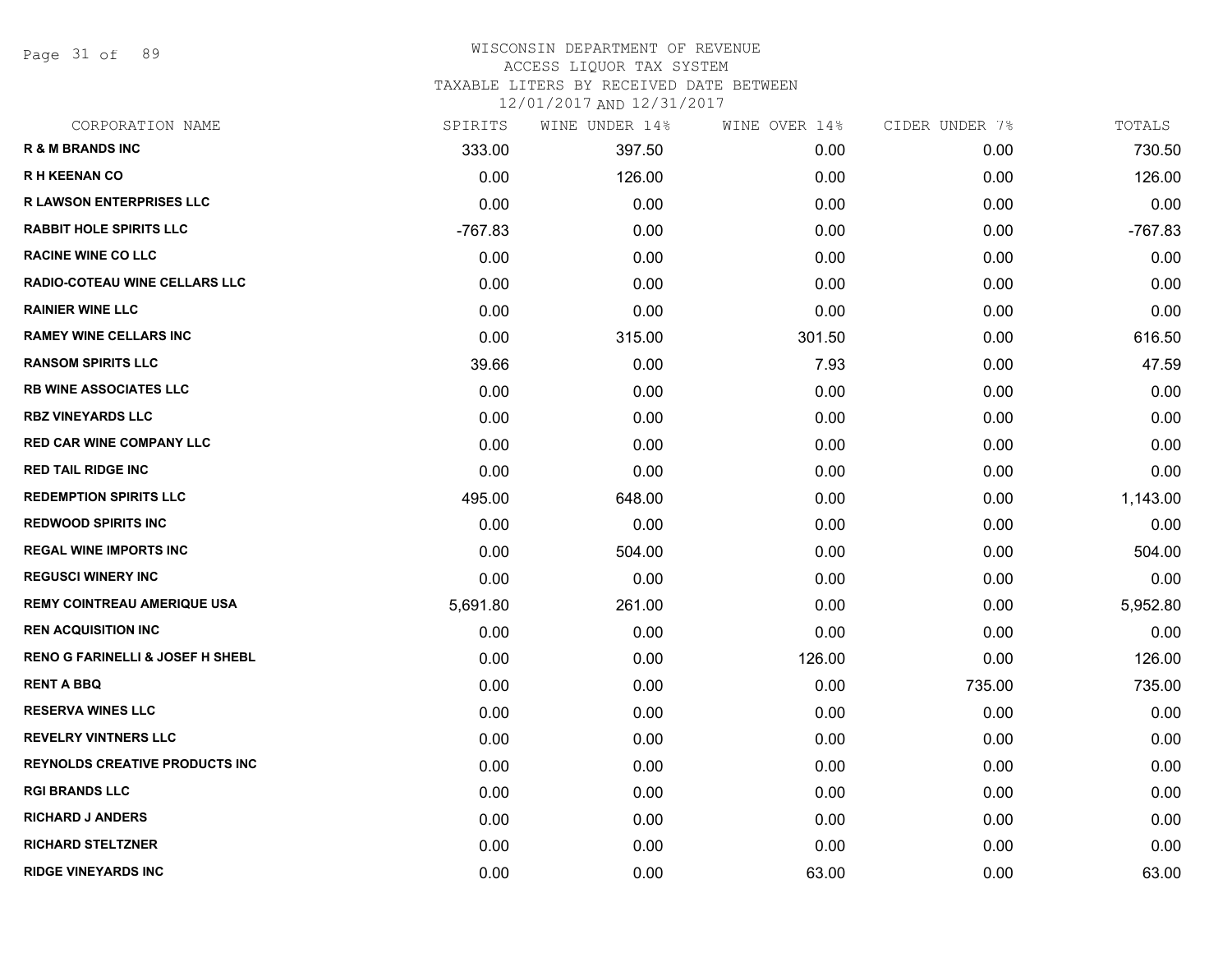# WISCONSIN DEPARTMENT OF REVENUE
## ACCESS LIQUOR TAX SYSTEM
### TAXABLE LITERS BY RECEIVED DATE BETWEEN 12/01/2017 AND 12/31/2017

| CORPORATION NAME | SPIRITS | WINE UNDER 14% | WINE OVER 14% | CIDER UNDER 7% | TOTALS |
|---|---|---|---|---|---|
| **R & M BRANDS INC** | 333.00 | 397.50 | 0.00 | 0.00 | 730.50 |
| **R H KEENAN CO** | 0.00 | 126.00 | 0.00 | 0.00 | 126.00 |
| **R LAWSON ENTERPRISES LLC** | 0.00 | 0.00 | 0.00 | 0.00 | 0.00 |
| **RABBIT HOLE SPIRITS LLC** | -767.83 | 0.00 | 0.00 | 0.00 | -767.83 |
| **RACINE WINE CO LLC** | 0.00 | 0.00 | 0.00 | 0.00 | 0.00 |
| **RADIO-COTEAU WINE CELLARS LLC** | 0.00 | 0.00 | 0.00 | 0.00 | 0.00 |
| **RAINIER WINE LLC** | 0.00 | 0.00 | 0.00 | 0.00 | 0.00 |
| **RAMEY WINE CELLARS INC** | 0.00 | 315.00 | 301.50 | 0.00 | 616.50 |
| **RANSOM SPIRITS LLC** | 39.66 | 0.00 | 7.93 | 0.00 | 47.59 |
| **RB WINE ASSOCIATES LLC** | 0.00 | 0.00 | 0.00 | 0.00 | 0.00 |
| **RBZ VINEYARDS LLC** | 0.00 | 0.00 | 0.00 | 0.00 | 0.00 |
| **RED CAR WINE COMPANY LLC** | 0.00 | 0.00 | 0.00 | 0.00 | 0.00 |
| **RED TAIL RIDGE INC** | 0.00 | 0.00 | 0.00 | 0.00 | 0.00 |
| **REDEMPTION SPIRITS LLC** | 495.00 | 648.00 | 0.00 | 0.00 | 1,143.00 |
| **REDWOOD SPIRITS INC** | 0.00 | 0.00 | 0.00 | 0.00 | 0.00 |
| **REGAL WINE IMPORTS INC** | 0.00 | 504.00 | 0.00 | 0.00 | 504.00 |
| **REGUSCI WINERY INC** | 0.00 | 0.00 | 0.00 | 0.00 | 0.00 |
| **REMY COINTREAU AMERIQUE USA** | 5,691.80 | 261.00 | 0.00 | 0.00 | 5,952.80 |
| **REN ACQUISITION INC** | 0.00 | 0.00 | 0.00 | 0.00 | 0.00 |
| **RENO G FARINELLI & JOSEF H SHEBL** | 0.00 | 0.00 | 126.00 | 0.00 | 126.00 |
| **RENT A BBQ** | 0.00 | 0.00 | 0.00 | 735.00 | 735.00 |
| **RESERVA WINES LLC** | 0.00 | 0.00 | 0.00 | 0.00 | 0.00 |
| **REVELRY VINTNERS LLC** | 0.00 | 0.00 | 0.00 | 0.00 | 0.00 |
| **REYNOLDS CREATIVE PRODUCTS INC** | 0.00 | 0.00 | 0.00 | 0.00 | 0.00 |
| **RGI BRANDS LLC** | 0.00 | 0.00 | 0.00 | 0.00 | 0.00 |
| **RICHARD J ANDERS** | 0.00 | 0.00 | 0.00 | 0.00 | 0.00 |
| **RICHARD STELTZNER** | 0.00 | 0.00 | 0.00 | 0.00 | 0.00 |
| **RIDGE VINEYARDS INC** | 0.00 | 0.00 | 63.00 | 0.00 | 63.00 |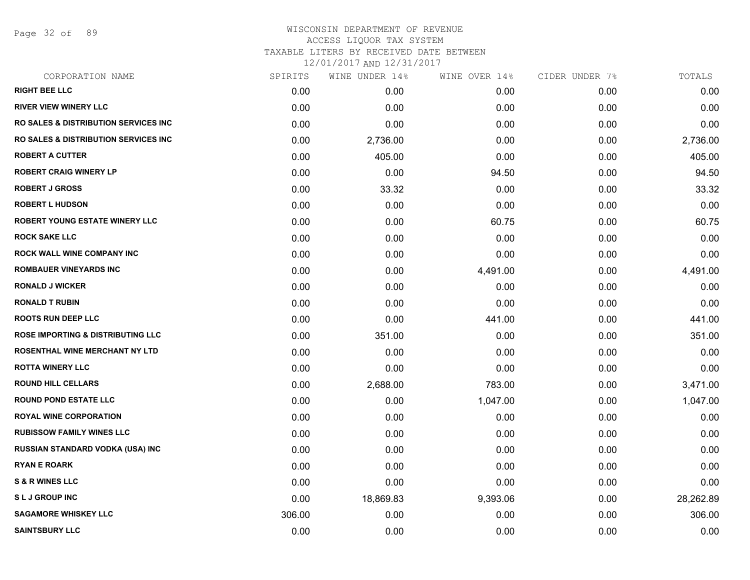# WISCONSIN DEPARTMENT OF REVENUE
ACCESS LIQUOR TAX SYSTEM
TAXABLE LITERS BY RECEIVED DATE BETWEEN
12/01/2017 AND 12/31/2017

| CORPORATION NAME | SPIRITS | WINE UNDER 14% | WINE OVER 14% | CIDER UNDER 7% | TOTALS |
|---|---|---|---|---|---|
| RIGHT BEE LLC | 0.00 | 0.00 | 0.00 | 0.00 | 0.00 |
| RIVER VIEW WINERY LLC | 0.00 | 0.00 | 0.00 | 0.00 | 0.00 |
| RO SALES & DISTRIBUTION SERVICES INC | 0.00 | 0.00 | 0.00 | 0.00 | 0.00 |
| RO SALES & DISTRIBUTION SERVICES INC | 0.00 | 2,736.00 | 0.00 | 0.00 | 2,736.00 |
| ROBERT A CUTTER | 0.00 | 405.00 | 0.00 | 0.00 | 405.00 |
| ROBERT CRAIG WINERY LP | 0.00 | 0.00 | 94.50 | 0.00 | 94.50 |
| ROBERT J GROSS | 0.00 | 33.32 | 0.00 | 0.00 | 33.32 |
| ROBERT L HUDSON | 0.00 | 0.00 | 0.00 | 0.00 | 0.00 |
| ROBERT YOUNG ESTATE WINERY LLC | 0.00 | 0.00 | 60.75 | 0.00 | 60.75 |
| ROCK SAKE LLC | 0.00 | 0.00 | 0.00 | 0.00 | 0.00 |
| ROCK WALL WINE COMPANY INC | 0.00 | 0.00 | 0.00 | 0.00 | 0.00 |
| ROMBAUER VINEYARDS INC | 0.00 | 0.00 | 4,491.00 | 0.00 | 4,491.00 |
| RONALD J WICKER | 0.00 | 0.00 | 0.00 | 0.00 | 0.00 |
| RONALD T RUBIN | 0.00 | 0.00 | 0.00 | 0.00 | 0.00 |
| ROOTS RUN DEEP LLC | 0.00 | 0.00 | 441.00 | 0.00 | 441.00 |
| ROSE IMPORTING & DISTRIBUTING LLC | 0.00 | 351.00 | 0.00 | 0.00 | 351.00 |
| ROSENTHAL WINE MERCHANT NY LTD | 0.00 | 0.00 | 0.00 | 0.00 | 0.00 |
| ROTTA WINERY LLC | 0.00 | 0.00 | 0.00 | 0.00 | 0.00 |
| ROUND HILL CELLARS | 0.00 | 2,688.00 | 783.00 | 0.00 | 3,471.00 |
| ROUND POND ESTATE LLC | 0.00 | 0.00 | 1,047.00 | 0.00 | 1,047.00 |
| ROYAL WINE CORPORATION | 0.00 | 0.00 | 0.00 | 0.00 | 0.00 |
| RUBISSOW FAMILY WINES LLC | 0.00 | 0.00 | 0.00 | 0.00 | 0.00 |
| RUSSIAN STANDARD VODKA (USA) INC | 0.00 | 0.00 | 0.00 | 0.00 | 0.00 |
| RYAN E ROARK | 0.00 | 0.00 | 0.00 | 0.00 | 0.00 |
| S & R WINES LLC | 0.00 | 0.00 | 0.00 | 0.00 | 0.00 |
| S L J GROUP INC | 0.00 | 18,869.83 | 9,393.06 | 0.00 | 28,262.89 |
| SAGAMORE WHISKEY LLC | 306.00 | 0.00 | 0.00 | 0.00 | 306.00 |
| SAINTSBURY LLC | 0.00 | 0.00 | 0.00 | 0.00 | 0.00 |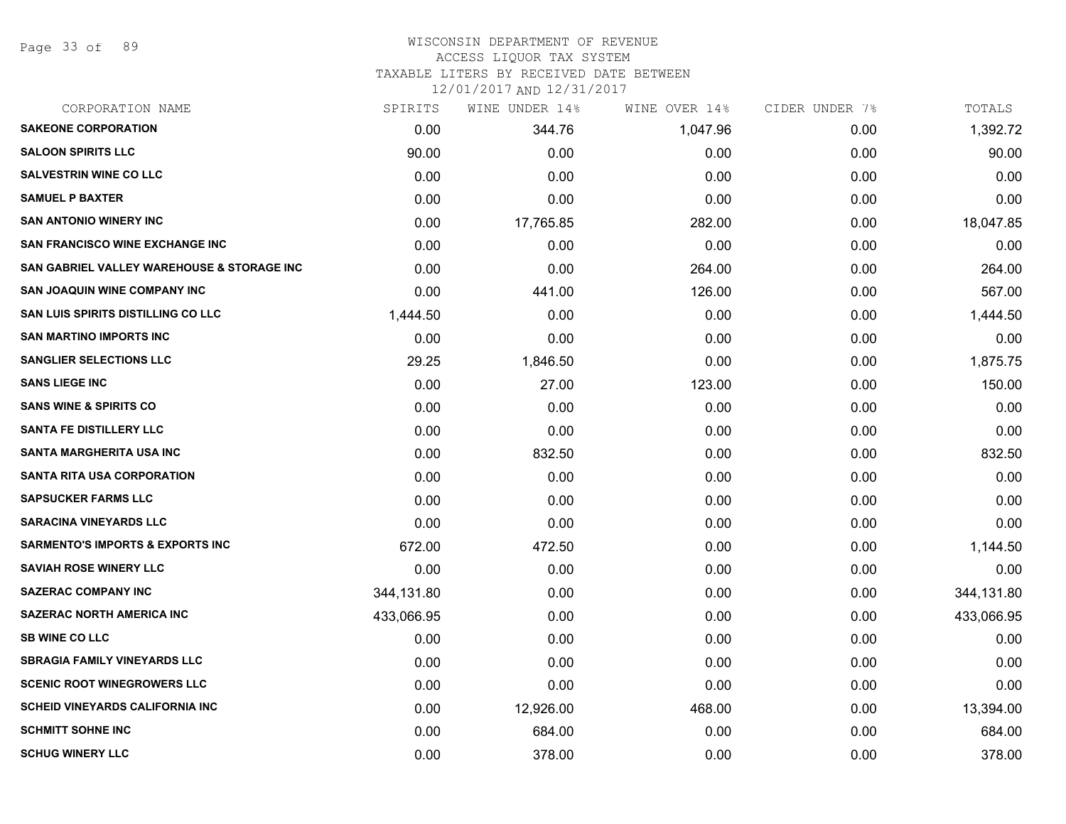WISCONSIN DEPARTMENT OF REVENUE
ACCESS LIQUOR TAX SYSTEM
TAXABLE LITERS BY RECEIVED DATE BETWEEN
12/01/2017 AND 12/31/2017

| CORPORATION NAME | SPIRITS | WINE UNDER 14% | WINE OVER 14% | CIDER UNDER 7% | TOTALS |
|---|---|---|---|---|---|
| SAKEONE CORPORATION | 0.00 | 344.76 | 1,047.96 | 0.00 | 1,392.72 |
| SALOON SPIRITS LLC | 90.00 | 0.00 | 0.00 | 0.00 | 90.00 |
| SALVESTRIN WINE CO LLC | 0.00 | 0.00 | 0.00 | 0.00 | 0.00 |
| SAMUEL P BAXTER | 0.00 | 0.00 | 0.00 | 0.00 | 0.00 |
| SAN ANTONIO WINERY INC | 0.00 | 17,765.85 | 282.00 | 0.00 | 18,047.85 |
| SAN FRANCISCO WINE EXCHANGE INC | 0.00 | 0.00 | 0.00 | 0.00 | 0.00 |
| SAN GABRIEL VALLEY WAREHOUSE & STORAGE INC | 0.00 | 0.00 | 264.00 | 0.00 | 264.00 |
| SAN JOAQUIN WINE COMPANY INC | 0.00 | 441.00 | 126.00 | 0.00 | 567.00 |
| SAN LUIS SPIRITS DISTILLING CO LLC | 1,444.50 | 0.00 | 0.00 | 0.00 | 1,444.50 |
| SAN MARTINO IMPORTS INC | 0.00 | 0.00 | 0.00 | 0.00 | 0.00 |
| SANGLIER SELECTIONS LLC | 29.25 | 1,846.50 | 0.00 | 0.00 | 1,875.75 |
| SANS LIEGE INC | 0.00 | 27.00 | 123.00 | 0.00 | 150.00 |
| SANS WINE & SPIRITS CO | 0.00 | 0.00 | 0.00 | 0.00 | 0.00 |
| SANTA FE DISTILLERY LLC | 0.00 | 0.00 | 0.00 | 0.00 | 0.00 |
| SANTA MARGHERITA USA INC | 0.00 | 832.50 | 0.00 | 0.00 | 832.50 |
| SANTA RITA USA CORPORATION | 0.00 | 0.00 | 0.00 | 0.00 | 0.00 |
| SAPSUCKER FARMS LLC | 0.00 | 0.00 | 0.00 | 0.00 | 0.00 |
| SARACINA VINEYARDS LLC | 0.00 | 0.00 | 0.00 | 0.00 | 0.00 |
| SARMENTO'S IMPORTS & EXPORTS INC | 672.00 | 472.50 | 0.00 | 0.00 | 1,144.50 |
| SAVIAH ROSE WINERY LLC | 0.00 | 0.00 | 0.00 | 0.00 | 0.00 |
| SAZERAC COMPANY INC | 344,131.80 | 0.00 | 0.00 | 0.00 | 344,131.80 |
| SAZERAC NORTH AMERICA INC | 433,066.95 | 0.00 | 0.00 | 0.00 | 433,066.95 |
| SB WINE CO LLC | 0.00 | 0.00 | 0.00 | 0.00 | 0.00 |
| SBRAGIA FAMILY VINEYARDS LLC | 0.00 | 0.00 | 0.00 | 0.00 | 0.00 |
| SCENIC ROOT WINEGROWERS LLC | 0.00 | 0.00 | 0.00 | 0.00 | 0.00 |
| SCHEID VINEYARDS CALIFORNIA INC | 0.00 | 12,926.00 | 468.00 | 0.00 | 13,394.00 |
| SCHMITT SOHNE INC | 0.00 | 684.00 | 0.00 | 0.00 | 684.00 |
| SCHUG WINERY LLC | 0.00 | 378.00 | 0.00 | 0.00 | 378.00 |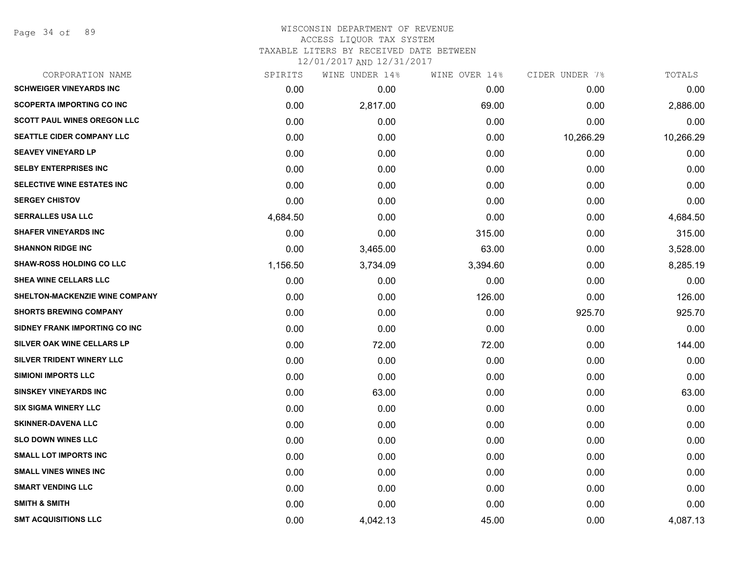# WISCONSIN DEPARTMENT OF REVENUE

ACCESS LIQUOR TAX SYSTEM

TAXABLE LITERS BY RECEIVED DATE BETWEEN

12/01/2017 AND 12/31/2017

| CORPORATION NAME | SPIRITS | WINE UNDER 14% | WINE OVER 14% | CIDER UNDER 7% | TOTALS |
|---|---|---|---|---|---|
| SCHWEIGER VINEYARDS INC | 0.00 | 0.00 | 0.00 | 0.00 | 0.00 |
| SCOPERTA IMPORTING CO INC | 0.00 | 2,817.00 | 69.00 | 0.00 | 2,886.00 |
| SCOTT PAUL WINES OREGON LLC | 0.00 | 0.00 | 0.00 | 0.00 | 0.00 |
| SEATTLE CIDER COMPANY LLC | 0.00 | 0.00 | 0.00 | 10,266.29 | 10,266.29 |
| SEAVEY VINEYARD LP | 0.00 | 0.00 | 0.00 | 0.00 | 0.00 |
| SELBY ENTERPRISES INC | 0.00 | 0.00 | 0.00 | 0.00 | 0.00 |
| SELECTIVE WINE ESTATES INC | 0.00 | 0.00 | 0.00 | 0.00 | 0.00 |
| SERGEY CHISTOV | 0.00 | 0.00 | 0.00 | 0.00 | 0.00 |
| SERRALLES USA LLC | 4,684.50 | 0.00 | 0.00 | 0.00 | 4,684.50 |
| SHAFER VINEYARDS INC | 0.00 | 0.00 | 315.00 | 0.00 | 315.00 |
| SHANNON RIDGE INC | 0.00 | 3,465.00 | 63.00 | 0.00 | 3,528.00 |
| SHAW-ROSS HOLDING CO LLC | 1,156.50 | 3,734.09 | 3,394.60 | 0.00 | 8,285.19 |
| SHEA WINE CELLARS LLC | 0.00 | 0.00 | 0.00 | 0.00 | 0.00 |
| SHELTON-MACKENZIE WINE COMPANY | 0.00 | 0.00 | 126.00 | 0.00 | 126.00 |
| SHORTS BREWING COMPANY | 0.00 | 0.00 | 0.00 | 925.70 | 925.70 |
| SIDNEY FRANK IMPORTING CO INC | 0.00 | 0.00 | 0.00 | 0.00 | 0.00 |
| SILVER OAK WINE CELLARS LP | 0.00 | 72.00 | 72.00 | 0.00 | 144.00 |
| SILVER TRIDENT WINERY LLC | 0.00 | 0.00 | 0.00 | 0.00 | 0.00 |
| SIMIONI IMPORTS LLC | 0.00 | 0.00 | 0.00 | 0.00 | 0.00 |
| SINSKEY VINEYARDS INC | 0.00 | 63.00 | 0.00 | 0.00 | 63.00 |
| SIX SIGMA WINERY LLC | 0.00 | 0.00 | 0.00 | 0.00 | 0.00 |
| SKINNER-DAVENA LLC | 0.00 | 0.00 | 0.00 | 0.00 | 0.00 |
| SLO DOWN WINES LLC | 0.00 | 0.00 | 0.00 | 0.00 | 0.00 |
| SMALL LOT IMPORTS INC | 0.00 | 0.00 | 0.00 | 0.00 | 0.00 |
| SMALL VINES WINES INC | 0.00 | 0.00 | 0.00 | 0.00 | 0.00 |
| SMART VENDING LLC | 0.00 | 0.00 | 0.00 | 0.00 | 0.00 |
| SMITH & SMITH | 0.00 | 0.00 | 0.00 | 0.00 | 0.00 |
| SMT ACQUISITIONS LLC | 0.00 | 4,042.13 | 45.00 | 0.00 | 4,087.13 |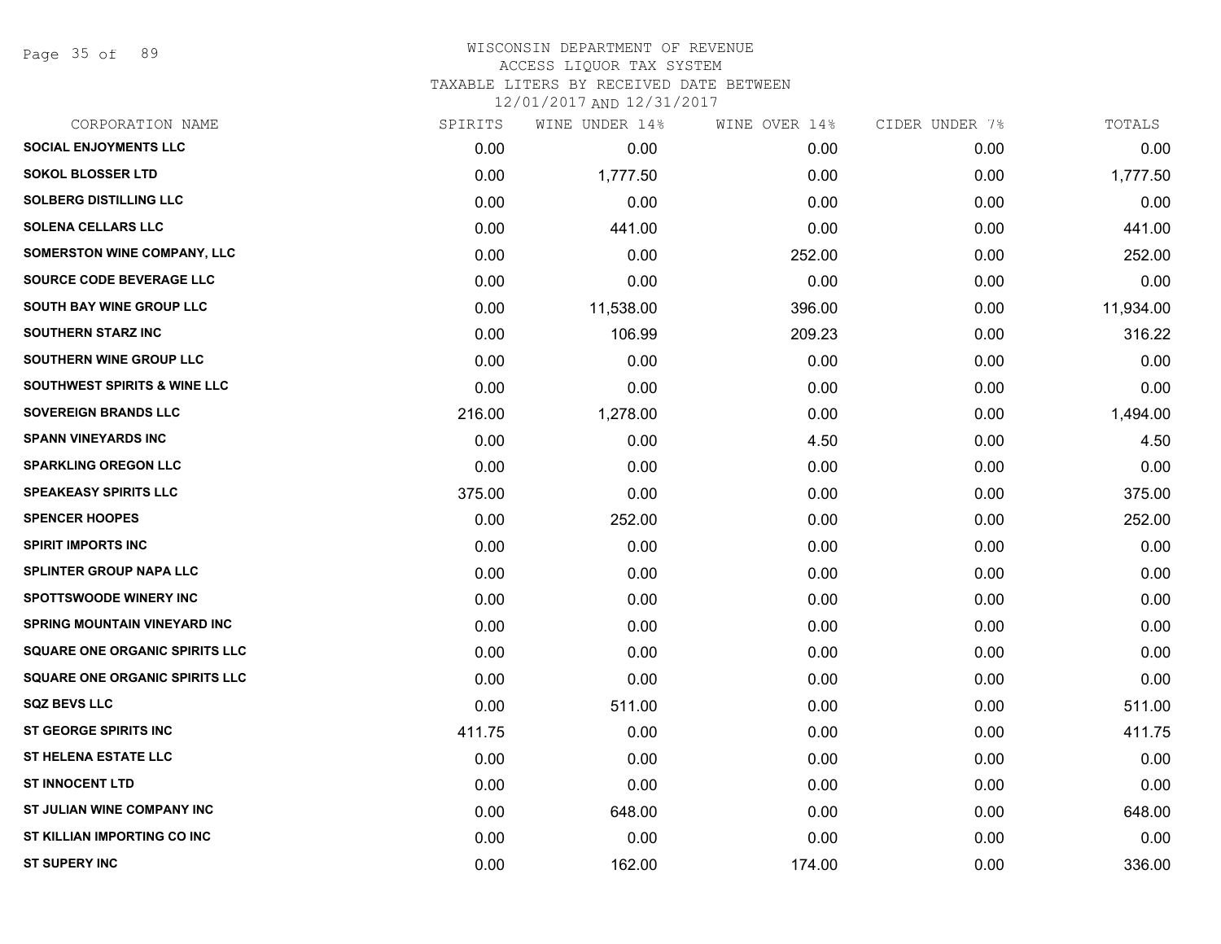WISCONSIN DEPARTMENT OF REVENUE
ACCESS LIQUOR TAX SYSTEM
TAXABLE LITERS BY RECEIVED DATE BETWEEN
12/01/2017 AND 12/31/2017

| CORPORATION NAME | SPIRITS | WINE UNDER 14% | WINE OVER 14% | CIDER UNDER 7% | TOTALS |
|---|---|---|---|---|---|
| SOCIAL ENJOYMENTS LLC | 0.00 | 0.00 | 0.00 | 0.00 | 0.00 |
| SOKOL BLOSSER LTD | 0.00 | 1,777.50 | 0.00 | 0.00 | 1,777.50 |
| SOLBERG DISTILLING LLC | 0.00 | 0.00 | 0.00 | 0.00 | 0.00 |
| SOLENA CELLARS LLC | 0.00 | 441.00 | 0.00 | 0.00 | 441.00 |
| SOMERSTON WINE COMPANY, LLC | 0.00 | 0.00 | 252.00 | 0.00 | 252.00 |
| SOURCE CODE BEVERAGE LLC | 0.00 | 0.00 | 0.00 | 0.00 | 0.00 |
| SOUTH BAY WINE GROUP LLC | 0.00 | 11,538.00 | 396.00 | 0.00 | 11,934.00 |
| SOUTHERN STARZ INC | 0.00 | 106.99 | 209.23 | 0.00 | 316.22 |
| SOUTHERN WINE GROUP LLC | 0.00 | 0.00 | 0.00 | 0.00 | 0.00 |
| SOUTHWEST SPIRITS & WINE LLC | 0.00 | 0.00 | 0.00 | 0.00 | 0.00 |
| SOVEREIGN BRANDS LLC | 216.00 | 1,278.00 | 0.00 | 0.00 | 1,494.00 |
| SPANN VINEYARDS INC | 0.00 | 0.00 | 4.50 | 0.00 | 4.50 |
| SPARKLING OREGON LLC | 0.00 | 0.00 | 0.00 | 0.00 | 0.00 |
| SPEAKEASY SPIRITS LLC | 375.00 | 0.00 | 0.00 | 0.00 | 375.00 |
| SPENCER HOOPES | 0.00 | 252.00 | 0.00 | 0.00 | 252.00 |
| SPIRIT IMPORTS INC | 0.00 | 0.00 | 0.00 | 0.00 | 0.00 |
| SPLINTER GROUP NAPA LLC | 0.00 | 0.00 | 0.00 | 0.00 | 0.00 |
| SPOTTSWOODE WINERY INC | 0.00 | 0.00 | 0.00 | 0.00 | 0.00 |
| SPRING MOUNTAIN VINEYARD INC | 0.00 | 0.00 | 0.00 | 0.00 | 0.00 |
| SQUARE ONE ORGANIC SPIRITS LLC | 0.00 | 0.00 | 0.00 | 0.00 | 0.00 |
| SQUARE ONE ORGANIC SPIRITS LLC | 0.00 | 0.00 | 0.00 | 0.00 | 0.00 |
| SQZ BEVS LLC | 0.00 | 511.00 | 0.00 | 0.00 | 511.00 |
| ST GEORGE SPIRITS INC | 411.75 | 0.00 | 0.00 | 0.00 | 411.75 |
| ST HELENA ESTATE LLC | 0.00 | 0.00 | 0.00 | 0.00 | 0.00 |
| ST INNOCENT LTD | 0.00 | 0.00 | 0.00 | 0.00 | 0.00 |
| ST JULIAN WINE COMPANY INC | 0.00 | 648.00 | 0.00 | 0.00 | 648.00 |
| ST KILLIAN IMPORTING CO INC | 0.00 | 0.00 | 0.00 | 0.00 | 0.00 |
| ST SUPERY INC | 0.00 | 162.00 | 174.00 | 0.00 | 336.00 |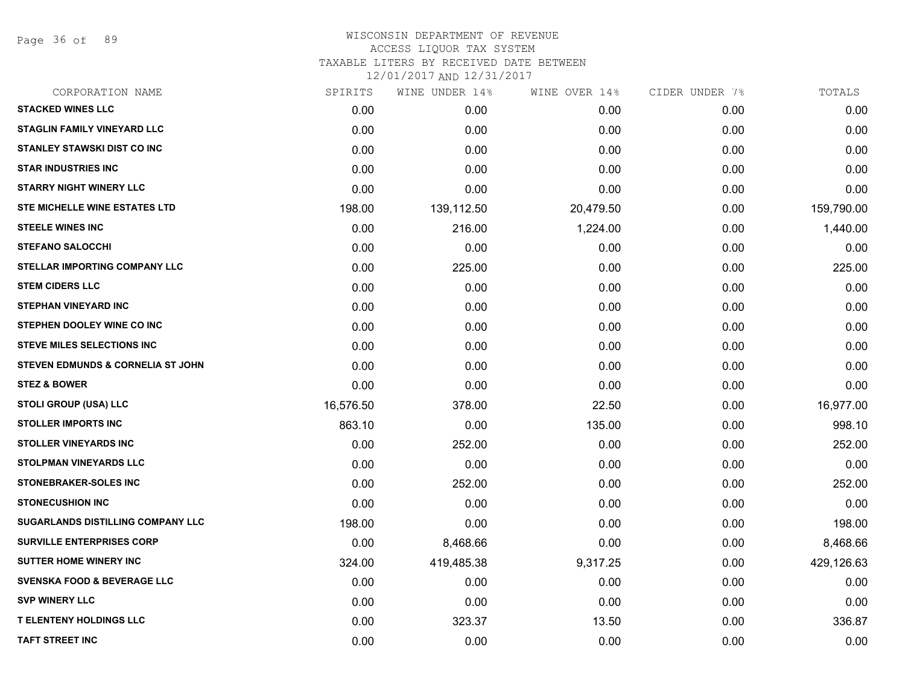WISCONSIN DEPARTMENT OF REVENUE
ACCESS LIQUOR TAX SYSTEM
TAXABLE LITERS BY RECEIVED DATE BETWEEN
12/01/2017 AND 12/31/2017

| CORPORATION NAME | SPIRITS | WINE UNDER 14% | WINE OVER 14% | CIDER UNDER 7% | TOTALS |
|---|---|---|---|---|---|
| STACKED WINES LLC | 0.00 | 0.00 | 0.00 | 0.00 | 0.00 |
| STAGLIN FAMILY VINEYARD LLC | 0.00 | 0.00 | 0.00 | 0.00 | 0.00 |
| STANLEY STAWSKI DIST CO INC | 0.00 | 0.00 | 0.00 | 0.00 | 0.00 |
| STAR INDUSTRIES INC | 0.00 | 0.00 | 0.00 | 0.00 | 0.00 |
| STARRY NIGHT WINERY LLC | 0.00 | 0.00 | 0.00 | 0.00 | 0.00 |
| STE MICHELLE WINE ESTATES LTD | 198.00 | 139,112.50 | 20,479.50 | 0.00 | 159,790.00 |
| STEELE WINES INC | 0.00 | 216.00 | 1,224.00 | 0.00 | 1,440.00 |
| STEFANO SALOCCHI | 0.00 | 0.00 | 0.00 | 0.00 | 0.00 |
| STELLAR IMPORTING COMPANY LLC | 0.00 | 225.00 | 0.00 | 0.00 | 225.00 |
| STEM CIDERS LLC | 0.00 | 0.00 | 0.00 | 0.00 | 0.00 |
| STEPHAN VINEYARD INC | 0.00 | 0.00 | 0.00 | 0.00 | 0.00 |
| STEPHEN DOOLEY WINE CO INC | 0.00 | 0.00 | 0.00 | 0.00 | 0.00 |
| STEVE MILES SELECTIONS INC | 0.00 | 0.00 | 0.00 | 0.00 | 0.00 |
| STEVEN EDMUNDS & CORNELIA ST JOHN | 0.00 | 0.00 | 0.00 | 0.00 | 0.00 |
| STEZ & BOWER | 0.00 | 0.00 | 0.00 | 0.00 | 0.00 |
| STOLI GROUP (USA) LLC | 16,576.50 | 378.00 | 22.50 | 0.00 | 16,977.00 |
| STOLLER IMPORTS INC | 863.10 | 0.00 | 135.00 | 0.00 | 998.10 |
| STOLLER VINEYARDS INC | 0.00 | 252.00 | 0.00 | 0.00 | 252.00 |
| STOLPMAN VINEYARDS LLC | 0.00 | 0.00 | 0.00 | 0.00 | 0.00 |
| STONEBRAKER-SOLES INC | 0.00 | 252.00 | 0.00 | 0.00 | 252.00 |
| STONECUSHION INC | 0.00 | 0.00 | 0.00 | 0.00 | 0.00 |
| SUGARLANDS DISTILLING COMPANY LLC | 198.00 | 0.00 | 0.00 | 0.00 | 198.00 |
| SURVILLE ENTERPRISES CORP | 0.00 | 8,468.66 | 0.00 | 0.00 | 8,468.66 |
| SUTTER HOME WINERY INC | 324.00 | 419,485.38 | 9,317.25 | 0.00 | 429,126.63 |
| SVENSKA FOOD & BEVERAGE LLC | 0.00 | 0.00 | 0.00 | 0.00 | 0.00 |
| SVP WINERY LLC | 0.00 | 0.00 | 0.00 | 0.00 | 0.00 |
| T ELENTENY HOLDINGS LLC | 0.00 | 323.37 | 13.50 | 0.00 | 336.87 |
| TAFT STREET INC | 0.00 | 0.00 | 0.00 | 0.00 | 0.00 |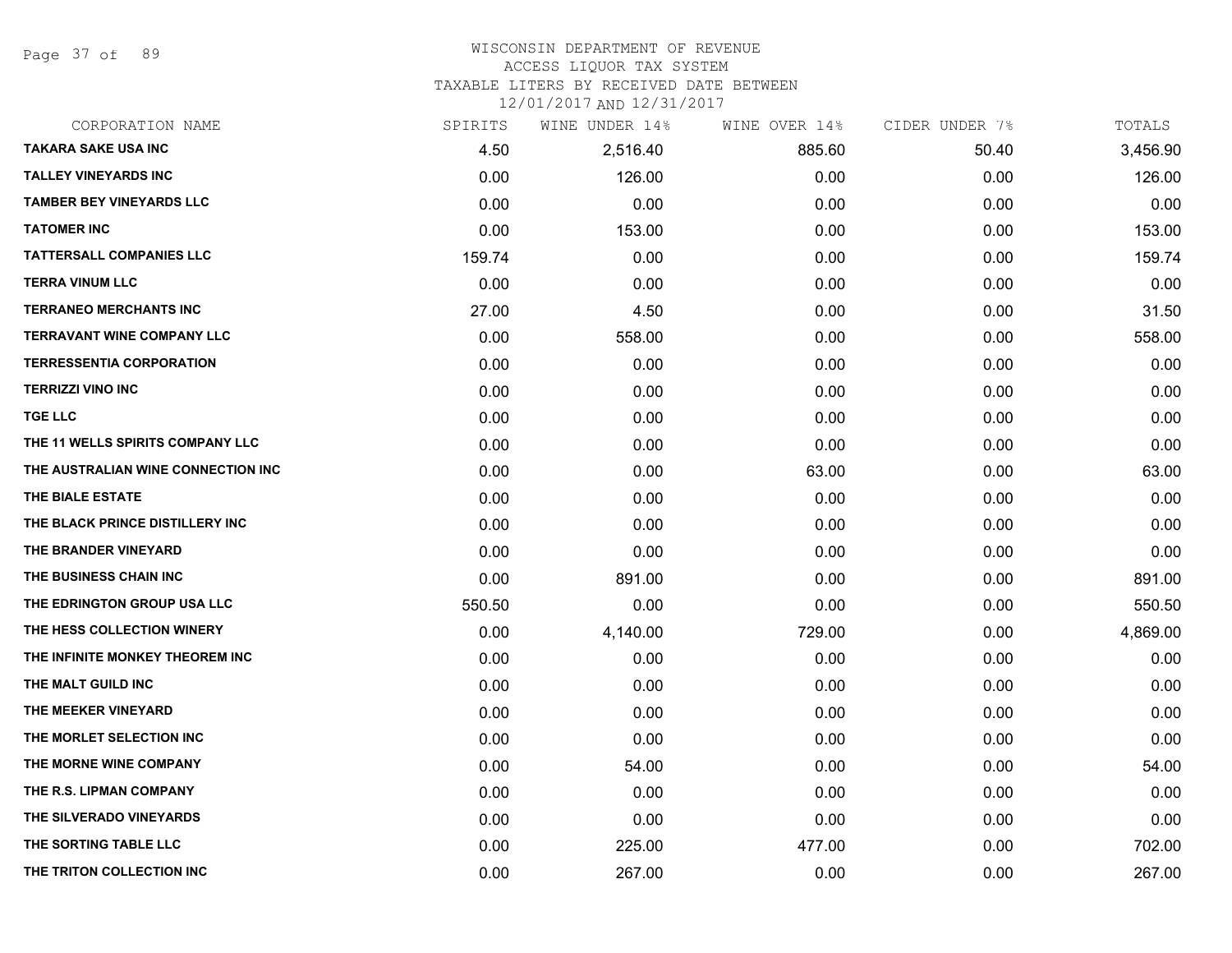WISCONSIN DEPARTMENT OF REVENUE
ACCESS LIQUOR TAX SYSTEM
TAXABLE LITERS BY RECEIVED DATE BETWEEN
12/01/2017 AND 12/31/2017

| CORPORATION NAME | SPIRITS | WINE UNDER 14% | WINE OVER 14% | CIDER UNDER 7% | TOTALS |
|---|---|---|---|---|---|
| TAKARA SAKE USA INC | 4.50 | 2,516.40 | 885.60 | 50.40 | 3,456.90 |
| TALLEY VINEYARDS INC | 0.00 | 126.00 | 0.00 | 0.00 | 126.00 |
| TAMBER BEY VINEYARDS LLC | 0.00 | 0.00 | 0.00 | 0.00 | 0.00 |
| TATOMER INC | 0.00 | 153.00 | 0.00 | 0.00 | 153.00 |
| TATTERSALL COMPANIES LLC | 159.74 | 0.00 | 0.00 | 0.00 | 159.74 |
| TERRA VINUM LLC | 0.00 | 0.00 | 0.00 | 0.00 | 0.00 |
| TERRANEO MERCHANTS INC | 27.00 | 4.50 | 0.00 | 0.00 | 31.50 |
| TERRAVANT WINE COMPANY LLC | 0.00 | 558.00 | 0.00 | 0.00 | 558.00 |
| TERRESSENTIA CORPORATION | 0.00 | 0.00 | 0.00 | 0.00 | 0.00 |
| TERRIZZI VINO INC | 0.00 | 0.00 | 0.00 | 0.00 | 0.00 |
| TGE LLC | 0.00 | 0.00 | 0.00 | 0.00 | 0.00 |
| THE 11 WELLS SPIRITS COMPANY LLC | 0.00 | 0.00 | 0.00 | 0.00 | 0.00 |
| THE AUSTRALIAN WINE CONNECTION INC | 0.00 | 0.00 | 63.00 | 0.00 | 63.00 |
| THE BIALE ESTATE | 0.00 | 0.00 | 0.00 | 0.00 | 0.00 |
| THE BLACK PRINCE DISTILLERY INC | 0.00 | 0.00 | 0.00 | 0.00 | 0.00 |
| THE BRANDER VINEYARD | 0.00 | 0.00 | 0.00 | 0.00 | 0.00 |
| THE BUSINESS CHAIN INC | 0.00 | 891.00 | 0.00 | 0.00 | 891.00 |
| THE EDRINGTON GROUP USA LLC | 550.50 | 0.00 | 0.00 | 0.00 | 550.50 |
| THE HESS COLLECTION WINERY | 0.00 | 4,140.00 | 729.00 | 0.00 | 4,869.00 |
| THE INFINITE MONKEY THEOREM INC | 0.00 | 0.00 | 0.00 | 0.00 | 0.00 |
| THE MALT GUILD INC | 0.00 | 0.00 | 0.00 | 0.00 | 0.00 |
| THE MEEKER VINEYARD | 0.00 | 0.00 | 0.00 | 0.00 | 0.00 |
| THE MORLET SELECTION INC | 0.00 | 0.00 | 0.00 | 0.00 | 0.00 |
| THE MORNE WINE COMPANY | 0.00 | 54.00 | 0.00 | 0.00 | 54.00 |
| THE R.S. LIPMAN COMPANY | 0.00 | 0.00 | 0.00 | 0.00 | 0.00 |
| THE SILVERADO VINEYARDS | 0.00 | 0.00 | 0.00 | 0.00 | 0.00 |
| THE SORTING TABLE LLC | 0.00 | 225.00 | 477.00 | 0.00 | 702.00 |
| THE TRITON COLLECTION INC | 0.00 | 267.00 | 0.00 | 0.00 | 267.00 |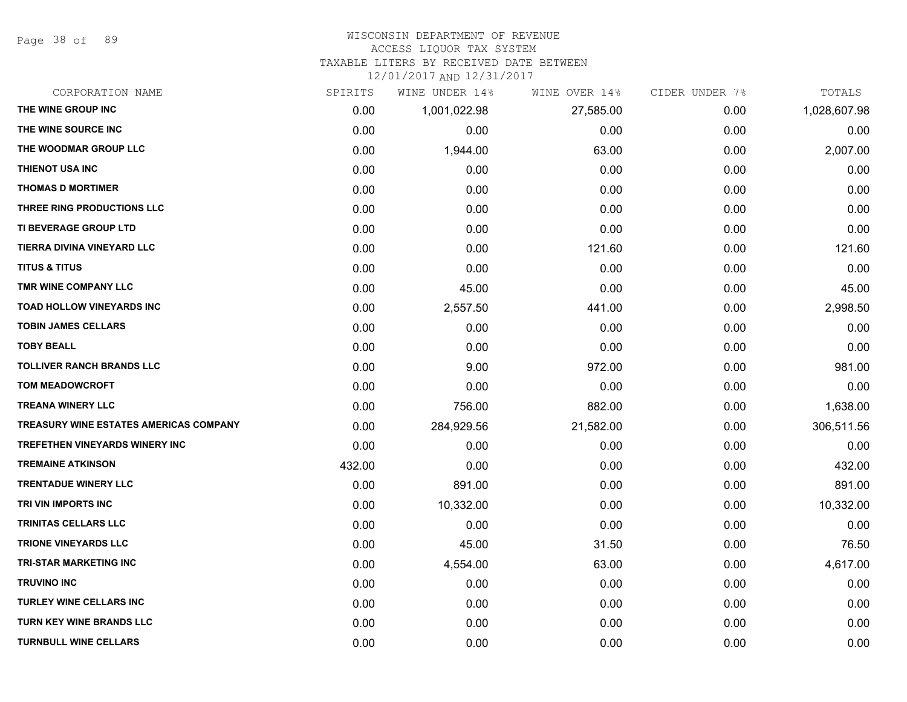WISCONSIN DEPARTMENT OF REVENUE
ACCESS LIQUOR TAX SYSTEM
TAXABLE LITERS BY RECEIVED DATE BETWEEN
12/01/2017 AND 12/31/2017

| CORPORATION NAME | SPIRITS | WINE UNDER 14% | WINE OVER 14% | CIDER UNDER 7% | TOTALS |
|---|---|---|---|---|---|
| THE WINE GROUP INC | 0.00 | 1,001,022.98 | 27,585.00 | 0.00 | 1,028,607.98 |
| THE WINE SOURCE INC | 0.00 | 0.00 | 0.00 | 0.00 | 0.00 |
| THE WOODMAR GROUP LLC | 0.00 | 1,944.00 | 63.00 | 0.00 | 2,007.00 |
| THIENOT USA INC | 0.00 | 0.00 | 0.00 | 0.00 | 0.00 |
| THOMAS D MORTIMER | 0.00 | 0.00 | 0.00 | 0.00 | 0.00 |
| THREE RING PRODUCTIONS LLC | 0.00 | 0.00 | 0.00 | 0.00 | 0.00 |
| TI BEVERAGE GROUP LTD | 0.00 | 0.00 | 0.00 | 0.00 | 0.00 |
| TIERRA DIVINA VINEYARD LLC | 0.00 | 0.00 | 121.60 | 0.00 | 121.60 |
| TITUS & TITUS | 0.00 | 0.00 | 0.00 | 0.00 | 0.00 |
| TMR WINE COMPANY LLC | 0.00 | 45.00 | 0.00 | 0.00 | 45.00 |
| TOAD HOLLOW VINEYARDS INC | 0.00 | 2,557.50 | 441.00 | 0.00 | 2,998.50 |
| TOBIN JAMES CELLARS | 0.00 | 0.00 | 0.00 | 0.00 | 0.00 |
| TOBY BEALL | 0.00 | 0.00 | 0.00 | 0.00 | 0.00 |
| TOLLIVER RANCH BRANDS LLC | 0.00 | 9.00 | 972.00 | 0.00 | 981.00 |
| TOM MEADOWCROFT | 0.00 | 0.00 | 0.00 | 0.00 | 0.00 |
| TREANA WINERY LLC | 0.00 | 756.00 | 882.00 | 0.00 | 1,638.00 |
| TREASURY WINE ESTATES AMERICAS COMPANY | 0.00 | 284,929.56 | 21,582.00 | 0.00 | 306,511.56 |
| TREFETHEN VINEYARDS WINERY INC | 0.00 | 0.00 | 0.00 | 0.00 | 0.00 |
| TREMAINE ATKINSON | 432.00 | 0.00 | 0.00 | 0.00 | 432.00 |
| TRENTADUE WINERY LLC | 0.00 | 891.00 | 0.00 | 0.00 | 891.00 |
| TRI VIN IMPORTS INC | 0.00 | 10,332.00 | 0.00 | 0.00 | 10,332.00 |
| TRINITAS CELLARS LLC | 0.00 | 0.00 | 0.00 | 0.00 | 0.00 |
| TRIONE VINEYARDS LLC | 0.00 | 45.00 | 31.50 | 0.00 | 76.50 |
| TRI-STAR MARKETING INC | 0.00 | 4,554.00 | 63.00 | 0.00 | 4,617.00 |
| TRUVINO INC | 0.00 | 0.00 | 0.00 | 0.00 | 0.00 |
| TURLEY WINE CELLARS INC | 0.00 | 0.00 | 0.00 | 0.00 | 0.00 |
| TURN KEY WINE BRANDS LLC | 0.00 | 0.00 | 0.00 | 0.00 | 0.00 |
| TURNBULL WINE CELLARS | 0.00 | 0.00 | 0.00 | 0.00 | 0.00 |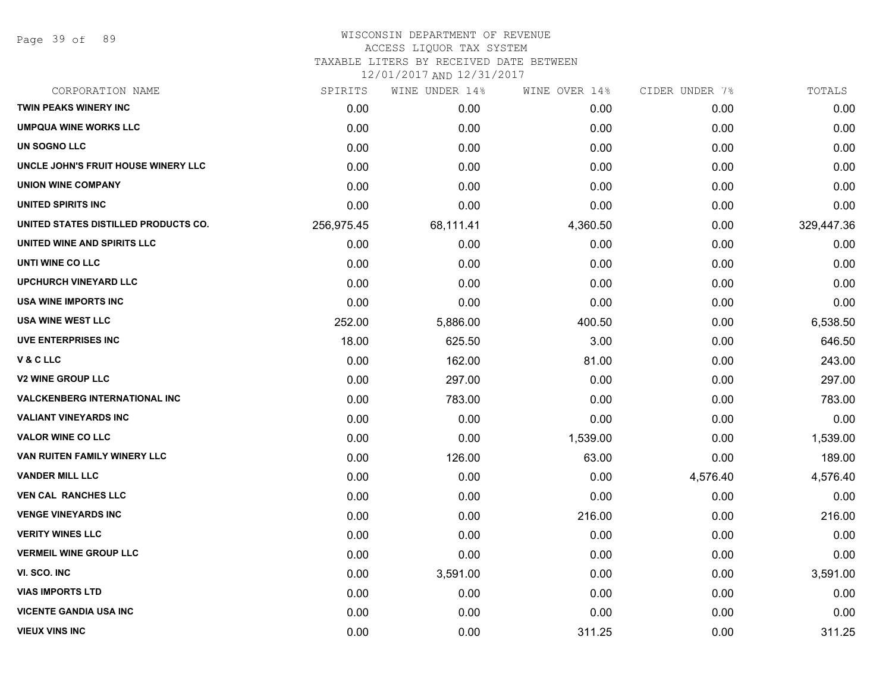WISCONSIN DEPARTMENT OF REVENUE
ACCESS LIQUOR TAX SYSTEM
TAXABLE LITERS BY RECEIVED DATE BETWEEN
12/01/2017 AND 12/31/2017

| CORPORATION NAME | SPIRITS | WINE UNDER 14% | WINE OVER 14% | CIDER UNDER 7% | TOTALS |
|---|---|---|---|---|---|
| TWIN PEAKS WINERY INC | 0.00 | 0.00 | 0.00 | 0.00 | 0.00 |
| UMPQUA WINE WORKS LLC | 0.00 | 0.00 | 0.00 | 0.00 | 0.00 |
| UN SOGNO LLC | 0.00 | 0.00 | 0.00 | 0.00 | 0.00 |
| UNCLE JOHN'S FRUIT HOUSE WINERY LLC | 0.00 | 0.00 | 0.00 | 0.00 | 0.00 |
| UNION WINE COMPANY | 0.00 | 0.00 | 0.00 | 0.00 | 0.00 |
| UNITED SPIRITS INC | 0.00 | 0.00 | 0.00 | 0.00 | 0.00 |
| UNITED STATES DISTILLED PRODUCTS CO. | 256,975.45 | 68,111.41 | 4,360.50 | 0.00 | 329,447.36 |
| UNITED WINE AND SPIRITS LLC | 0.00 | 0.00 | 0.00 | 0.00 | 0.00 |
| UNTI WINE CO LLC | 0.00 | 0.00 | 0.00 | 0.00 | 0.00 |
| UPCHURCH VINEYARD LLC | 0.00 | 0.00 | 0.00 | 0.00 | 0.00 |
| USA WINE IMPORTS INC | 0.00 | 0.00 | 0.00 | 0.00 | 0.00 |
| USA WINE WEST LLC | 252.00 | 5,886.00 | 400.50 | 0.00 | 6,538.50 |
| UVE ENTERPRISES INC | 18.00 | 625.50 | 3.00 | 0.00 | 646.50 |
| V & C LLC | 0.00 | 162.00 | 81.00 | 0.00 | 243.00 |
| V2 WINE GROUP LLC | 0.00 | 297.00 | 0.00 | 0.00 | 297.00 |
| VALCKENBERG INTERNATIONAL INC | 0.00 | 783.00 | 0.00 | 0.00 | 783.00 |
| VALIANT VINEYARDS INC | 0.00 | 0.00 | 0.00 | 0.00 | 0.00 |
| VALOR WINE CO LLC | 0.00 | 0.00 | 1,539.00 | 0.00 | 1,539.00 |
| VAN RUITEN FAMILY WINERY LLC | 0.00 | 126.00 | 63.00 | 0.00 | 189.00 |
| VANDER MILL LLC | 0.00 | 0.00 | 0.00 | 4,576.40 | 4,576.40 |
| VEN CAL RANCHES LLC | 0.00 | 0.00 | 0.00 | 0.00 | 0.00 |
| VENGE VINEYARDS INC | 0.00 | 0.00 | 216.00 | 0.00 | 216.00 |
| VERITY WINES LLC | 0.00 | 0.00 | 0.00 | 0.00 | 0.00 |
| VERMEIL WINE GROUP LLC | 0.00 | 0.00 | 0.00 | 0.00 | 0.00 |
| VI. SCO. INC | 0.00 | 3,591.00 | 0.00 | 0.00 | 3,591.00 |
| VIAS IMPORTS LTD | 0.00 | 0.00 | 0.00 | 0.00 | 0.00 |
| VICENTE GANDIA USA INC | 0.00 | 0.00 | 0.00 | 0.00 | 0.00 |
| VIEUX VINS INC | 0.00 | 0.00 | 311.25 | 0.00 | 311.25 |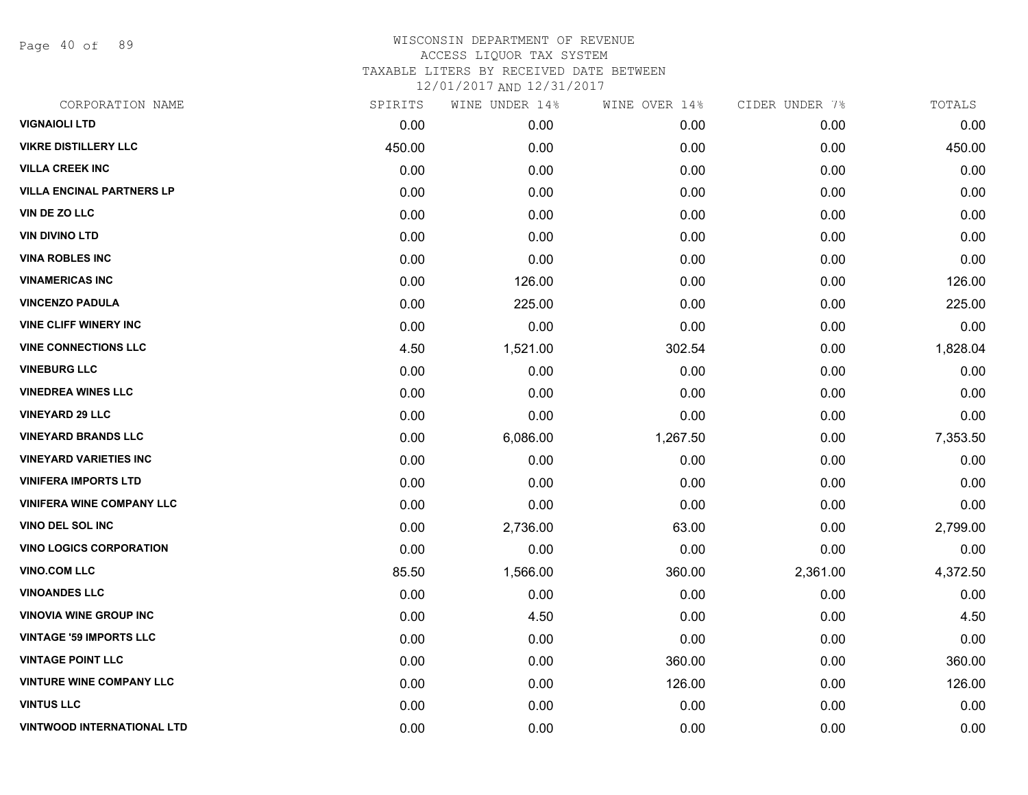WISCONSIN DEPARTMENT OF REVENUE
ACCESS LIQUOR TAX SYSTEM
TAXABLE LITERS BY RECEIVED DATE BETWEEN
12/01/2017 AND 12/31/2017

| CORPORATION NAME | SPIRITS | WINE UNDER 14% | WINE OVER 14% | CIDER UNDER 7% | TOTALS |
|---|---|---|---|---|---|
| VIGNAIOLI LTD | 0.00 | 0.00 | 0.00 | 0.00 | 0.00 |
| VIKRE DISTILLERY LLC | 450.00 | 0.00 | 0.00 | 0.00 | 450.00 |
| VILLA CREEK INC | 0.00 | 0.00 | 0.00 | 0.00 | 0.00 |
| VILLA ENCINAL PARTNERS LP | 0.00 | 0.00 | 0.00 | 0.00 | 0.00 |
| VIN DE ZO LLC | 0.00 | 0.00 | 0.00 | 0.00 | 0.00 |
| VIN DIVINO LTD | 0.00 | 0.00 | 0.00 | 0.00 | 0.00 |
| VINA ROBLES INC | 0.00 | 0.00 | 0.00 | 0.00 | 0.00 |
| VINAMERICAS INC | 0.00 | 126.00 | 0.00 | 0.00 | 126.00 |
| VINCENZO PADULA | 0.00 | 225.00 | 0.00 | 0.00 | 225.00 |
| VINE CLIFF WINERY INC | 0.00 | 0.00 | 0.00 | 0.00 | 0.00 |
| VINE CONNECTIONS LLC | 4.50 | 1,521.00 | 302.54 | 0.00 | 1,828.04 |
| VINEBURG LLC | 0.00 | 0.00 | 0.00 | 0.00 | 0.00 |
| VINEDREA WINES LLC | 0.00 | 0.00 | 0.00 | 0.00 | 0.00 |
| VINEYARD 29 LLC | 0.00 | 0.00 | 0.00 | 0.00 | 0.00 |
| VINEYARD BRANDS LLC | 0.00 | 6,086.00 | 1,267.50 | 0.00 | 7,353.50 |
| VINEYARD VARIETIES INC | 0.00 | 0.00 | 0.00 | 0.00 | 0.00 |
| VINIFERA IMPORTS LTD | 0.00 | 0.00 | 0.00 | 0.00 | 0.00 |
| VINIFERA WINE COMPANY LLC | 0.00 | 0.00 | 0.00 | 0.00 | 0.00 |
| VINO DEL SOL INC | 0.00 | 2,736.00 | 63.00 | 0.00 | 2,799.00 |
| VINO LOGICS CORPORATION | 0.00 | 0.00 | 0.00 | 0.00 | 0.00 |
| VINO.COM LLC | 85.50 | 1,566.00 | 360.00 | 2,361.00 | 4,372.50 |
| VINOANDES LLC | 0.00 | 0.00 | 0.00 | 0.00 | 0.00 |
| VINOVIA WINE GROUP INC | 0.00 | 4.50 | 0.00 | 0.00 | 4.50 |
| VINTAGE '59 IMPORTS LLC | 0.00 | 0.00 | 0.00 | 0.00 | 0.00 |
| VINTAGE POINT LLC | 0.00 | 0.00 | 360.00 | 0.00 | 360.00 |
| VINTURE WINE COMPANY LLC | 0.00 | 0.00 | 126.00 | 0.00 | 126.00 |
| VINTUS LLC | 0.00 | 0.00 | 0.00 | 0.00 | 0.00 |
| VINTWOOD INTERNATIONAL LTD | 0.00 | 0.00 | 0.00 | 0.00 | 0.00 |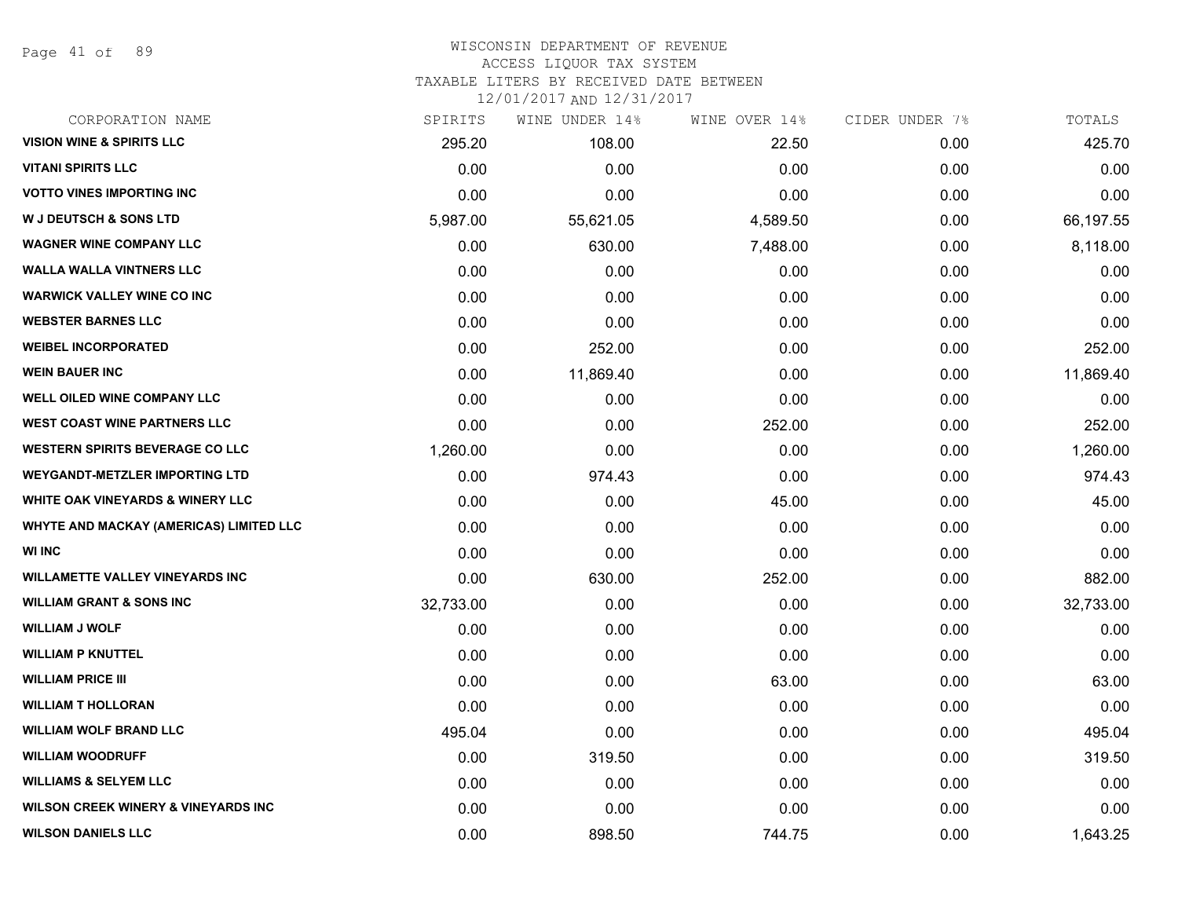WISCONSIN DEPARTMENT OF REVENUE
ACCESS LIQUOR TAX SYSTEM
TAXABLE LITERS BY RECEIVED DATE BETWEEN
12/01/2017 AND 12/31/2017

| CORPORATION NAME | SPIRITS | WINE UNDER 14% | WINE OVER 14% | CIDER UNDER 7% | TOTALS |
|---|---|---|---|---|---|
| VISION WINE & SPIRITS LLC | 295.20 | 108.00 | 22.50 | 0.00 | 425.70 |
| VITANI SPIRITS LLC | 0.00 | 0.00 | 0.00 | 0.00 | 0.00 |
| VOTTO VINES IMPORTING INC | 0.00 | 0.00 | 0.00 | 0.00 | 0.00 |
| W J DEUTSCH & SONS LTD | 5,987.00 | 55,621.05 | 4,589.50 | 0.00 | 66,197.55 |
| WAGNER WINE COMPANY LLC | 0.00 | 630.00 | 7,488.00 | 0.00 | 8,118.00 |
| WALLA WALLA VINTNERS LLC | 0.00 | 0.00 | 0.00 | 0.00 | 0.00 |
| WARWICK VALLEY WINE CO INC | 0.00 | 0.00 | 0.00 | 0.00 | 0.00 |
| WEBSTER BARNES LLC | 0.00 | 0.00 | 0.00 | 0.00 | 0.00 |
| WEIBEL INCORPORATED | 0.00 | 252.00 | 0.00 | 0.00 | 252.00 |
| WEIN BAUER INC | 0.00 | 11,869.40 | 0.00 | 0.00 | 11,869.40 |
| WELL OILED WINE COMPANY LLC | 0.00 | 0.00 | 0.00 | 0.00 | 0.00 |
| WEST COAST WINE PARTNERS LLC | 0.00 | 0.00 | 252.00 | 0.00 | 252.00 |
| WESTERN SPIRITS BEVERAGE CO LLC | 1,260.00 | 0.00 | 0.00 | 0.00 | 1,260.00 |
| WEYGANDT-METZLER IMPORTING LTD | 0.00 | 974.43 | 0.00 | 0.00 | 974.43 |
| WHITE OAK VINEYARDS & WINERY LLC | 0.00 | 0.00 | 45.00 | 0.00 | 45.00 |
| WHYTE AND MACKAY (AMERICAS) LIMITED LLC | 0.00 | 0.00 | 0.00 | 0.00 | 0.00 |
| WI INC | 0.00 | 0.00 | 0.00 | 0.00 | 0.00 |
| WILLAMETTE VALLEY VINEYARDS INC | 0.00 | 630.00 | 252.00 | 0.00 | 882.00 |
| WILLIAM GRANT & SONS INC | 32,733.00 | 0.00 | 0.00 | 0.00 | 32,733.00 |
| WILLIAM J WOLF | 0.00 | 0.00 | 0.00 | 0.00 | 0.00 |
| WILLIAM P KNUTTEL | 0.00 | 0.00 | 0.00 | 0.00 | 0.00 |
| WILLIAM PRICE III | 0.00 | 0.00 | 63.00 | 0.00 | 63.00 |
| WILLIAM T HOLLORAN | 0.00 | 0.00 | 0.00 | 0.00 | 0.00 |
| WILLIAM WOLF BRAND LLC | 495.04 | 0.00 | 0.00 | 0.00 | 495.04 |
| WILLIAM WOODRUFF | 0.00 | 319.50 | 0.00 | 0.00 | 319.50 |
| WILLIAMS & SELYEM LLC | 0.00 | 0.00 | 0.00 | 0.00 | 0.00 |
| WILSON CREEK WINERY & VINEYARDS INC | 0.00 | 0.00 | 0.00 | 0.00 | 0.00 |
| WILSON DANIELS LLC | 0.00 | 898.50 | 744.75 | 0.00 | 1,643.25 |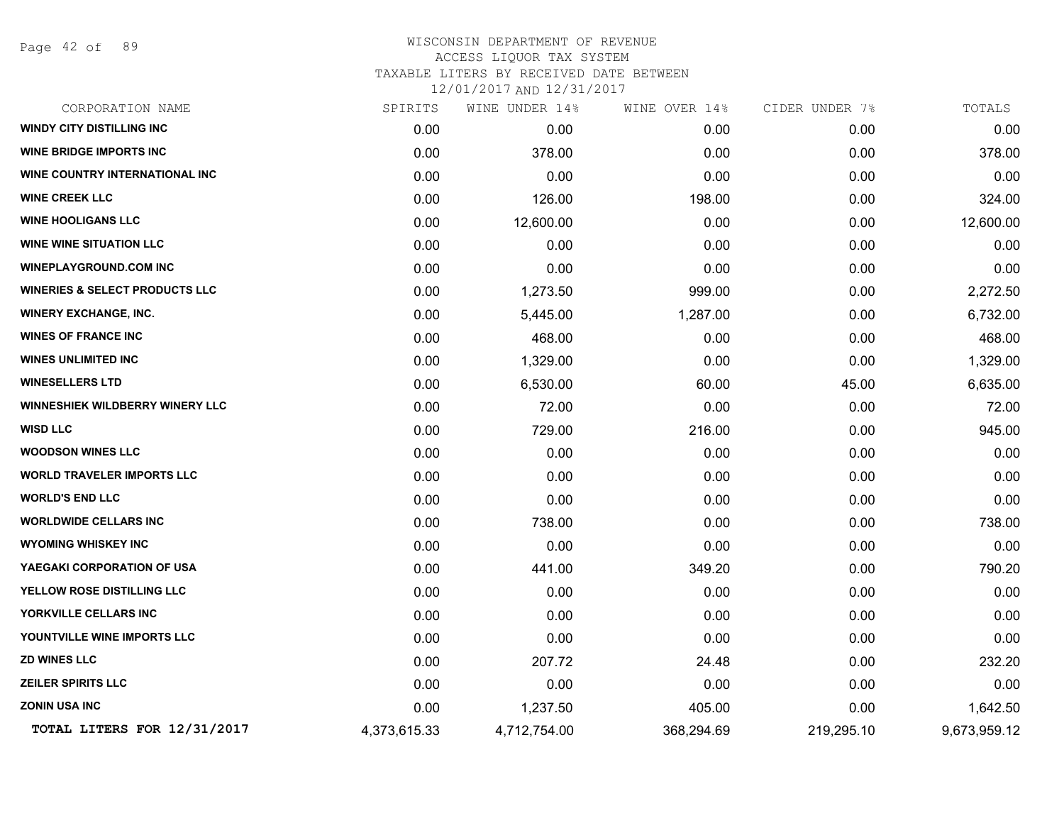# WISCONSIN DEPARTMENT OF REVENUE
ACCESS LIQUOR TAX SYSTEM
TAXABLE LITERS BY RECEIVED DATE BETWEEN
12/01/2017 AND 12/31/2017

| CORPORATION NAME | SPIRITS | WINE UNDER 14% | WINE OVER 14% | CIDER UNDER 7% | TOTALS |
|---|---|---|---|---|---|
| WINDY CITY DISTILLING INC | 0.00 | 0.00 | 0.00 | 0.00 | 0.00 |
| WINE BRIDGE IMPORTS INC | 0.00 | 378.00 | 0.00 | 0.00 | 378.00 |
| WINE COUNTRY INTERNATIONAL INC | 0.00 | 0.00 | 0.00 | 0.00 | 0.00 |
| WINE CREEK LLC | 0.00 | 126.00 | 198.00 | 0.00 | 324.00 |
| WINE HOOLIGANS LLC | 0.00 | 12,600.00 | 0.00 | 0.00 | 12,600.00 |
| WINE WINE SITUATION LLC | 0.00 | 0.00 | 0.00 | 0.00 | 0.00 |
| WINEPLAYGROUND.COM INC | 0.00 | 0.00 | 0.00 | 0.00 | 0.00 |
| WINERIES & SELECT PRODUCTS LLC | 0.00 | 1,273.50 | 999.00 | 0.00 | 2,272.50 |
| WINERY EXCHANGE, INC. | 0.00 | 5,445.00 | 1,287.00 | 0.00 | 6,732.00 |
| WINES OF FRANCE INC | 0.00 | 468.00 | 0.00 | 0.00 | 468.00 |
| WINES UNLIMITED INC | 0.00 | 1,329.00 | 0.00 | 0.00 | 1,329.00 |
| WINESELLERS LTD | 0.00 | 6,530.00 | 60.00 | 45.00 | 6,635.00 |
| WINNESHIEK WILDBERRY WINERY LLC | 0.00 | 72.00 | 0.00 | 0.00 | 72.00 |
| WISD LLC | 0.00 | 729.00 | 216.00 | 0.00 | 945.00 |
| WOODSON WINES LLC | 0.00 | 0.00 | 0.00 | 0.00 | 0.00 |
| WORLD TRAVELER IMPORTS LLC | 0.00 | 0.00 | 0.00 | 0.00 | 0.00 |
| WORLD'S END LLC | 0.00 | 0.00 | 0.00 | 0.00 | 0.00 |
| WORLDWIDE CELLARS INC | 0.00 | 738.00 | 0.00 | 0.00 | 738.00 |
| WYOMING WHISKEY INC | 0.00 | 0.00 | 0.00 | 0.00 | 0.00 |
| YAEGAKI CORPORATION OF USA | 0.00 | 441.00 | 349.20 | 0.00 | 790.20 |
| YELLOW ROSE DISTILLING LLC | 0.00 | 0.00 | 0.00 | 0.00 | 0.00 |
| YORKVILLE CELLARS INC | 0.00 | 0.00 | 0.00 | 0.00 | 0.00 |
| YOUNTVILLE WINE IMPORTS LLC | 0.00 | 0.00 | 0.00 | 0.00 | 0.00 |
| ZD WINES LLC | 0.00 | 207.72 | 24.48 | 0.00 | 232.20 |
| ZEILER SPIRITS LLC | 0.00 | 0.00 | 0.00 | 0.00 | 0.00 |
| ZONIN USA INC | 0.00 | 1,237.50 | 405.00 | 0.00 | 1,642.50 |
| **TOTAL LITERS FOR 12/31/2017** | 4,373,615.33 | 4,712,754.00 | 368,294.69 | 219,295.10 | 9,673,959.12 |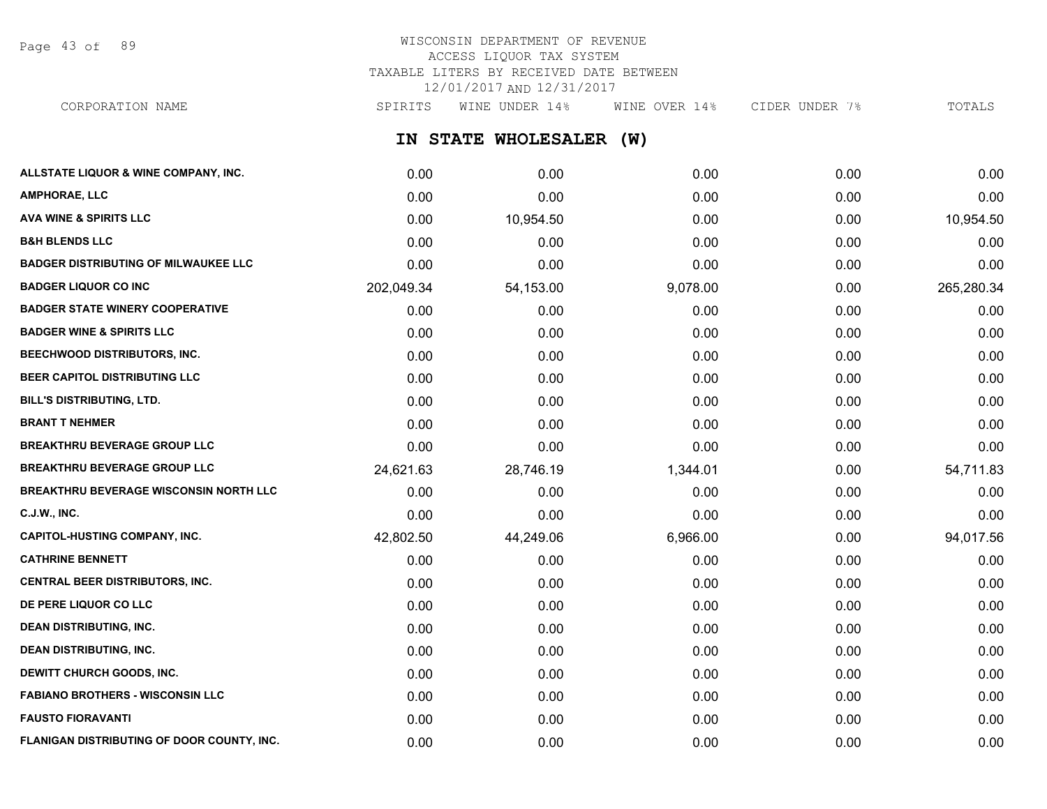WISCONSIN DEPARTMENT OF REVENUE
ACCESS LIQUOR TAX SYSTEM
TAXABLE LITERS BY RECEIVED DATE BETWEEN
12/01/2017 AND 12/31/2017

## IN STATE WHOLESALER (W)

| CORPORATION NAME | SPIRITS | WINE UNDER 14% | WINE OVER 14% | CIDER UNDER 7% | TOTALS |
|---|---|---|---|---|---|
| ALLSTATE LIQUOR & WINE COMPANY, INC. | 0.00 | 0.00 | 0.00 | 0.00 | 0.00 |
| AMPHORAE, LLC | 0.00 | 0.00 | 0.00 | 0.00 | 0.00 |
| AVA WINE & SPIRITS LLC | 0.00 | 10,954.50 | 0.00 | 0.00 | 10,954.50 |
| B&H BLENDS LLC | 0.00 | 0.00 | 0.00 | 0.00 | 0.00 |
| BADGER DISTRIBUTING OF MILWAUKEE LLC | 0.00 | 0.00 | 0.00 | 0.00 | 0.00 |
| BADGER LIQUOR CO INC | 202,049.34 | 54,153.00 | 9,078.00 | 0.00 | 265,280.34 |
| BADGER STATE WINERY COOPERATIVE | 0.00 | 0.00 | 0.00 | 0.00 | 0.00 |
| BADGER WINE & SPIRITS LLC | 0.00 | 0.00 | 0.00 | 0.00 | 0.00 |
| BEECHWOOD DISTRIBUTORS, INC. | 0.00 | 0.00 | 0.00 | 0.00 | 0.00 |
| BEER CAPITOL DISTRIBUTING LLC | 0.00 | 0.00 | 0.00 | 0.00 | 0.00 |
| BILL'S DISTRIBUTING, LTD. | 0.00 | 0.00 | 0.00 | 0.00 | 0.00 |
| BRANT T NEHMER | 0.00 | 0.00 | 0.00 | 0.00 | 0.00 |
| BREAKTHRU BEVERAGE GROUP LLC | 0.00 | 0.00 | 0.00 | 0.00 | 0.00 |
| BREAKTHRU BEVERAGE GROUP LLC | 24,621.63 | 28,746.19 | 1,344.01 | 0.00 | 54,711.83 |
| BREAKTHRU BEVERAGE WISCONSIN NORTH LLC | 0.00 | 0.00 | 0.00 | 0.00 | 0.00 |
| C.J.W., INC. | 0.00 | 0.00 | 0.00 | 0.00 | 0.00 |
| CAPITOL-HUSTING COMPANY, INC. | 42,802.50 | 44,249.06 | 6,966.00 | 0.00 | 94,017.56 |
| CATHRINE BENNETT | 0.00 | 0.00 | 0.00 | 0.00 | 0.00 |
| CENTRAL BEER DISTRIBUTORS, INC. | 0.00 | 0.00 | 0.00 | 0.00 | 0.00 |
| DE PERE LIQUOR CO LLC | 0.00 | 0.00 | 0.00 | 0.00 | 0.00 |
| DEAN DISTRIBUTING, INC. | 0.00 | 0.00 | 0.00 | 0.00 | 0.00 |
| DEAN DISTRIBUTING, INC. | 0.00 | 0.00 | 0.00 | 0.00 | 0.00 |
| DEWITT CHURCH GOODS, INC. | 0.00 | 0.00 | 0.00 | 0.00 | 0.00 |
| FABIANO BROTHERS - WISCONSIN LLC | 0.00 | 0.00 | 0.00 | 0.00 | 0.00 |
| FAUSTO FIORAVANTI | 0.00 | 0.00 | 0.00 | 0.00 | 0.00 |
| FLANIGAN DISTRIBUTING OF DOOR COUNTY, INC. | 0.00 | 0.00 | 0.00 | 0.00 | 0.00 |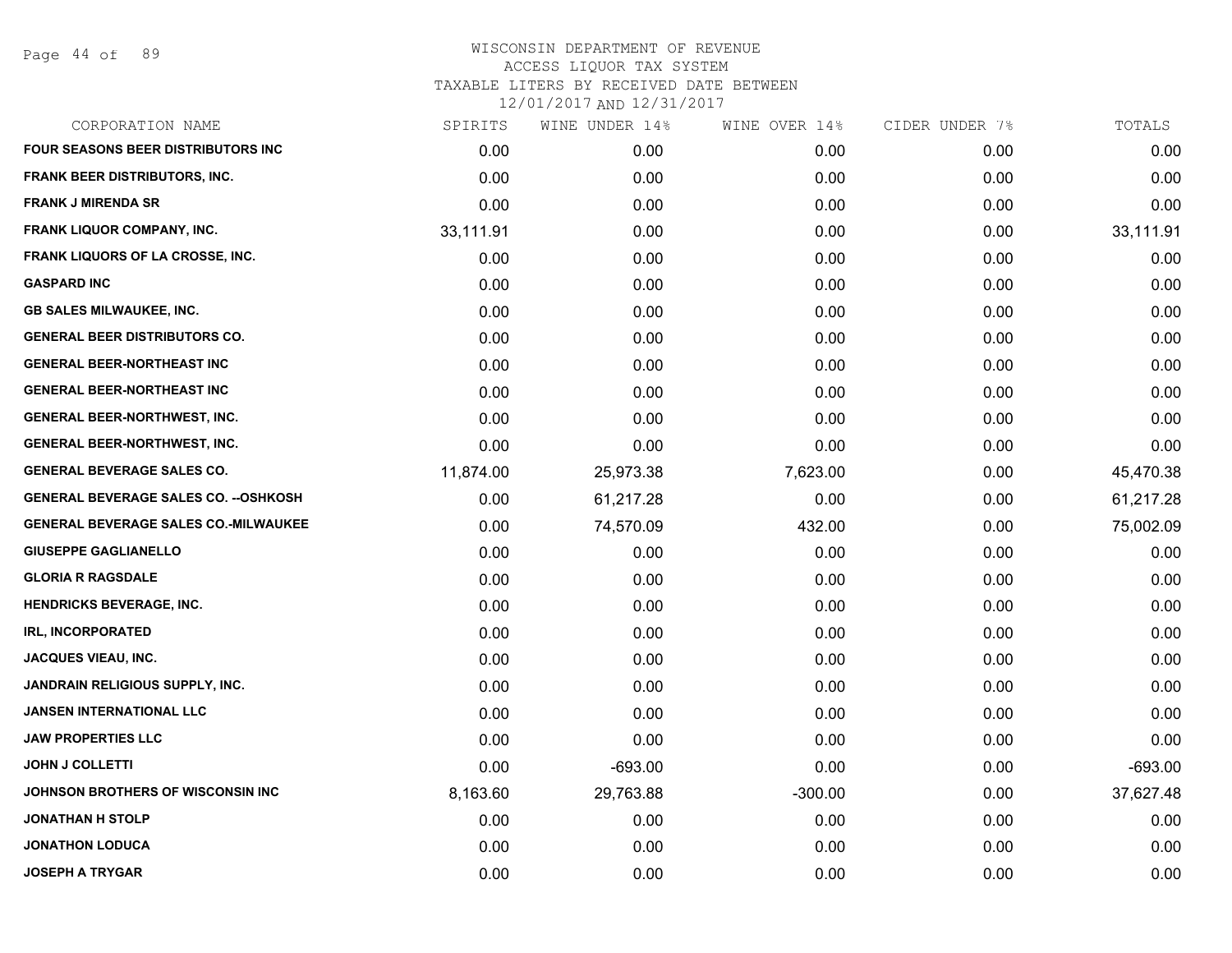WISCONSIN DEPARTMENT OF REVENUE
ACCESS LIQUOR TAX SYSTEM
TAXABLE LITERS BY RECEIVED DATE BETWEEN
12/01/2017 AND 12/31/2017

| CORPORATION NAME | SPIRITS | WINE UNDER 14% | WINE OVER 14% | CIDER UNDER 7% | TOTALS |
|---|---|---|---|---|---|
| FOUR SEASONS BEER DISTRIBUTORS INC | 0.00 | 0.00 | 0.00 | 0.00 | 0.00 |
| FRANK BEER DISTRIBUTORS, INC. | 0.00 | 0.00 | 0.00 | 0.00 | 0.00 |
| FRANK J MIRENDA SR | 0.00 | 0.00 | 0.00 | 0.00 | 0.00 |
| FRANK LIQUOR COMPANY, INC. | 33,111.91 | 0.00 | 0.00 | 0.00 | 33,111.91 |
| FRANK LIQUORS OF LA CROSSE, INC. | 0.00 | 0.00 | 0.00 | 0.00 | 0.00 |
| GASPARD INC | 0.00 | 0.00 | 0.00 | 0.00 | 0.00 |
| GB SALES MILWAUKEE, INC. | 0.00 | 0.00 | 0.00 | 0.00 | 0.00 |
| GENERAL BEER DISTRIBUTORS CO. | 0.00 | 0.00 | 0.00 | 0.00 | 0.00 |
| GENERAL BEER-NORTHEAST INC | 0.00 | 0.00 | 0.00 | 0.00 | 0.00 |
| GENERAL BEER-NORTHEAST INC | 0.00 | 0.00 | 0.00 | 0.00 | 0.00 |
| GENERAL BEER-NORTHWEST, INC. | 0.00 | 0.00 | 0.00 | 0.00 | 0.00 |
| GENERAL BEER-NORTHWEST, INC. | 0.00 | 0.00 | 0.00 | 0.00 | 0.00 |
| GENERAL BEVERAGE SALES CO. | 11,874.00 | 25,973.38 | 7,623.00 | 0.00 | 45,470.38 |
| GENERAL BEVERAGE SALES CO. --OSHKOSH | 0.00 | 61,217.28 | 0.00 | 0.00 | 61,217.28 |
| GENERAL BEVERAGE SALES CO.-MILWAUKEE | 0.00 | 74,570.09 | 432.00 | 0.00 | 75,002.09 |
| GIUSEPPE GAGLIANELLO | 0.00 | 0.00 | 0.00 | 0.00 | 0.00 |
| GLORIA R RAGSDALE | 0.00 | 0.00 | 0.00 | 0.00 | 0.00 |
| HENDRICKS BEVERAGE, INC. | 0.00 | 0.00 | 0.00 | 0.00 | 0.00 |
| IRL, INCORPORATED | 0.00 | 0.00 | 0.00 | 0.00 | 0.00 |
| JACQUES VIEAU, INC. | 0.00 | 0.00 | 0.00 | 0.00 | 0.00 |
| JANDRAIN RELIGIOUS SUPPLY, INC. | 0.00 | 0.00 | 0.00 | 0.00 | 0.00 |
| JANSEN INTERNATIONAL LLC | 0.00 | 0.00 | 0.00 | 0.00 | 0.00 |
| JAW PROPERTIES LLC | 0.00 | 0.00 | 0.00 | 0.00 | 0.00 |
| JOHN J COLLETTI | 0.00 | -693.00 | 0.00 | 0.00 | -693.00 |
| JOHNSON BROTHERS OF WISCONSIN INC | 8,163.60 | 29,763.88 | -300.00 | 0.00 | 37,627.48 |
| JONATHAN H STOLP | 0.00 | 0.00 | 0.00 | 0.00 | 0.00 |
| JONATHON LODUCA | 0.00 | 0.00 | 0.00 | 0.00 | 0.00 |
| JOSEPH A TRYGAR | 0.00 | 0.00 | 0.00 | 0.00 | 0.00 |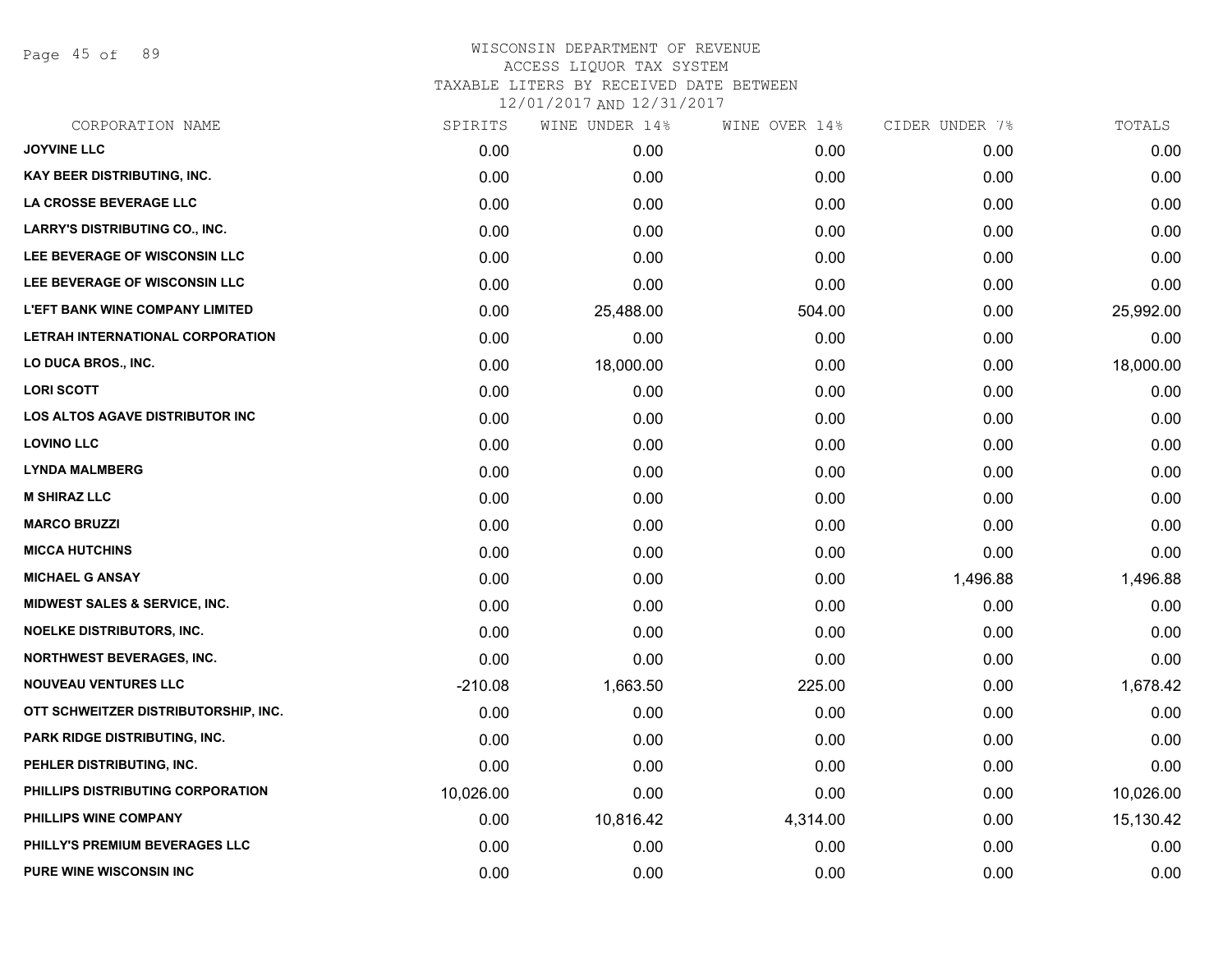WISCONSIN DEPARTMENT OF REVENUE
ACCESS LIQUOR TAX SYSTEM
TAXABLE LITERS BY RECEIVED DATE BETWEEN
12/01/2017 AND 12/31/2017

| CORPORATION NAME | SPIRITS | WINE UNDER 14% | WINE OVER 14% | CIDER UNDER 7% | TOTALS |
|---|---|---|---|---|---|
| JOYVINE LLC | 0.00 | 0.00 | 0.00 | 0.00 | 0.00 |
| KAY BEER DISTRIBUTING, INC. | 0.00 | 0.00 | 0.00 | 0.00 | 0.00 |
| LA CROSSE BEVERAGE LLC | 0.00 | 0.00 | 0.00 | 0.00 | 0.00 |
| LARRY'S DISTRIBUTING CO., INC. | 0.00 | 0.00 | 0.00 | 0.00 | 0.00 |
| LEE BEVERAGE OF WISCONSIN LLC | 0.00 | 0.00 | 0.00 | 0.00 | 0.00 |
| LEE BEVERAGE OF WISCONSIN LLC | 0.00 | 0.00 | 0.00 | 0.00 | 0.00 |
| L'EFT BANK WINE COMPANY LIMITED | 0.00 | 25,488.00 | 504.00 | 0.00 | 25,992.00 |
| LETRAH INTERNATIONAL CORPORATION | 0.00 | 0.00 | 0.00 | 0.00 | 0.00 |
| LO DUCA BROS., INC. | 0.00 | 18,000.00 | 0.00 | 0.00 | 18,000.00 |
| LORI SCOTT | 0.00 | 0.00 | 0.00 | 0.00 | 0.00 |
| LOS ALTOS AGAVE DISTRIBUTOR INC | 0.00 | 0.00 | 0.00 | 0.00 | 0.00 |
| LOVINO LLC | 0.00 | 0.00 | 0.00 | 0.00 | 0.00 |
| LYNDA MALMBERG | 0.00 | 0.00 | 0.00 | 0.00 | 0.00 |
| M SHIRAZ LLC | 0.00 | 0.00 | 0.00 | 0.00 | 0.00 |
| MARCO BRUZZI | 0.00 | 0.00 | 0.00 | 0.00 | 0.00 |
| MICCA HUTCHINS | 0.00 | 0.00 | 0.00 | 0.00 | 0.00 |
| MICHAEL G ANSAY | 0.00 | 0.00 | 0.00 | 1,496.88 | 1,496.88 |
| MIDWEST SALES & SERVICE, INC. | 0.00 | 0.00 | 0.00 | 0.00 | 0.00 |
| NOELKE DISTRIBUTORS, INC. | 0.00 | 0.00 | 0.00 | 0.00 | 0.00 |
| NORTHWEST BEVERAGES, INC. | 0.00 | 0.00 | 0.00 | 0.00 | 0.00 |
| NOUVEAU VENTURES LLC | -210.08 | 1,663.50 | 225.00 | 0.00 | 1,678.42 |
| OTT SCHWEITZER DISTRIBUTORSHIP, INC. | 0.00 | 0.00 | 0.00 | 0.00 | 0.00 |
| PARK RIDGE DISTRIBUTING, INC. | 0.00 | 0.00 | 0.00 | 0.00 | 0.00 |
| PEHLER DISTRIBUTING, INC. | 0.00 | 0.00 | 0.00 | 0.00 | 0.00 |
| PHILLIPS DISTRIBUTING CORPORATION | 10,026.00 | 0.00 | 0.00 | 0.00 | 10,026.00 |
| PHILLIPS WINE COMPANY | 0.00 | 10,816.42 | 4,314.00 | 0.00 | 15,130.42 |
| PHILLY'S PREMIUM BEVERAGES LLC | 0.00 | 0.00 | 0.00 | 0.00 | 0.00 |
| PURE WINE WISCONSIN INC | 0.00 | 0.00 | 0.00 | 0.00 | 0.00 |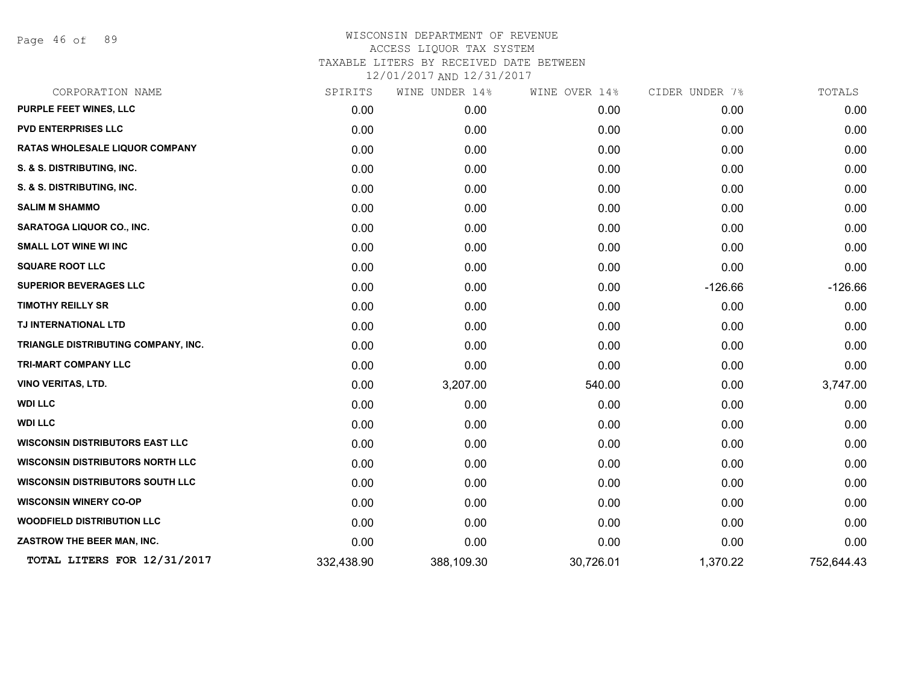WISCONSIN DEPARTMENT OF REVENUE
ACCESS LIQUOR TAX SYSTEM
TAXABLE LITERS BY RECEIVED DATE BETWEEN
12/01/2017 AND 12/31/2017

| CORPORATION NAME | SPIRITS | WINE UNDER 14% | WINE OVER 14% | CIDER UNDER 7% | TOTALS |
|---|---|---|---|---|---|
| PURPLE FEET WINES, LLC | 0.00 | 0.00 | 0.00 | 0.00 | 0.00 |
| PVD ENTERPRISES LLC | 0.00 | 0.00 | 0.00 | 0.00 | 0.00 |
| RATAS WHOLESALE LIQUOR COMPANY | 0.00 | 0.00 | 0.00 | 0.00 | 0.00 |
| S. & S. DISTRIBUTING, INC. | 0.00 | 0.00 | 0.00 | 0.00 | 0.00 |
| S. & S. DISTRIBUTING, INC. | 0.00 | 0.00 | 0.00 | 0.00 | 0.00 |
| SALIM M SHAMMO | 0.00 | 0.00 | 0.00 | 0.00 | 0.00 |
| SARATOGA LIQUOR CO., INC. | 0.00 | 0.00 | 0.00 | 0.00 | 0.00 |
| SMALL LOT WINE WI INC | 0.00 | 0.00 | 0.00 | 0.00 | 0.00 |
| SQUARE ROOT LLC | 0.00 | 0.00 | 0.00 | 0.00 | 0.00 |
| SUPERIOR BEVERAGES LLC | 0.00 | 0.00 | 0.00 | -126.66 | -126.66 |
| TIMOTHY REILLY SR | 0.00 | 0.00 | 0.00 | 0.00 | 0.00 |
| TJ INTERNATIONAL LTD | 0.00 | 0.00 | 0.00 | 0.00 | 0.00 |
| TRIANGLE DISTRIBUTING COMPANY, INC. | 0.00 | 0.00 | 0.00 | 0.00 | 0.00 |
| TRI-MART COMPANY LLC | 0.00 | 0.00 | 0.00 | 0.00 | 0.00 |
| VINO VERITAS, LTD. | 0.00 | 3,207.00 | 540.00 | 0.00 | 3,747.00 |
| WDI LLC | 0.00 | 0.00 | 0.00 | 0.00 | 0.00 |
| WDI LLC | 0.00 | 0.00 | 0.00 | 0.00 | 0.00 |
| WISCONSIN DISTRIBUTORS EAST LLC | 0.00 | 0.00 | 0.00 | 0.00 | 0.00 |
| WISCONSIN DISTRIBUTORS NORTH LLC | 0.00 | 0.00 | 0.00 | 0.00 | 0.00 |
| WISCONSIN DISTRIBUTORS SOUTH LLC | 0.00 | 0.00 | 0.00 | 0.00 | 0.00 |
| WISCONSIN WINERY CO-OP | 0.00 | 0.00 | 0.00 | 0.00 | 0.00 |
| WOODFIELD DISTRIBUTION LLC | 0.00 | 0.00 | 0.00 | 0.00 | 0.00 |
| ZASTROW THE BEER MAN, INC. | 0.00 | 0.00 | 0.00 | 0.00 | 0.00 |
| **TOTAL LITERS FOR 12/31/2017** | 332,438.90 | 388,109.30 | 30,726.01 | 1,370.22 | 752,644.43 |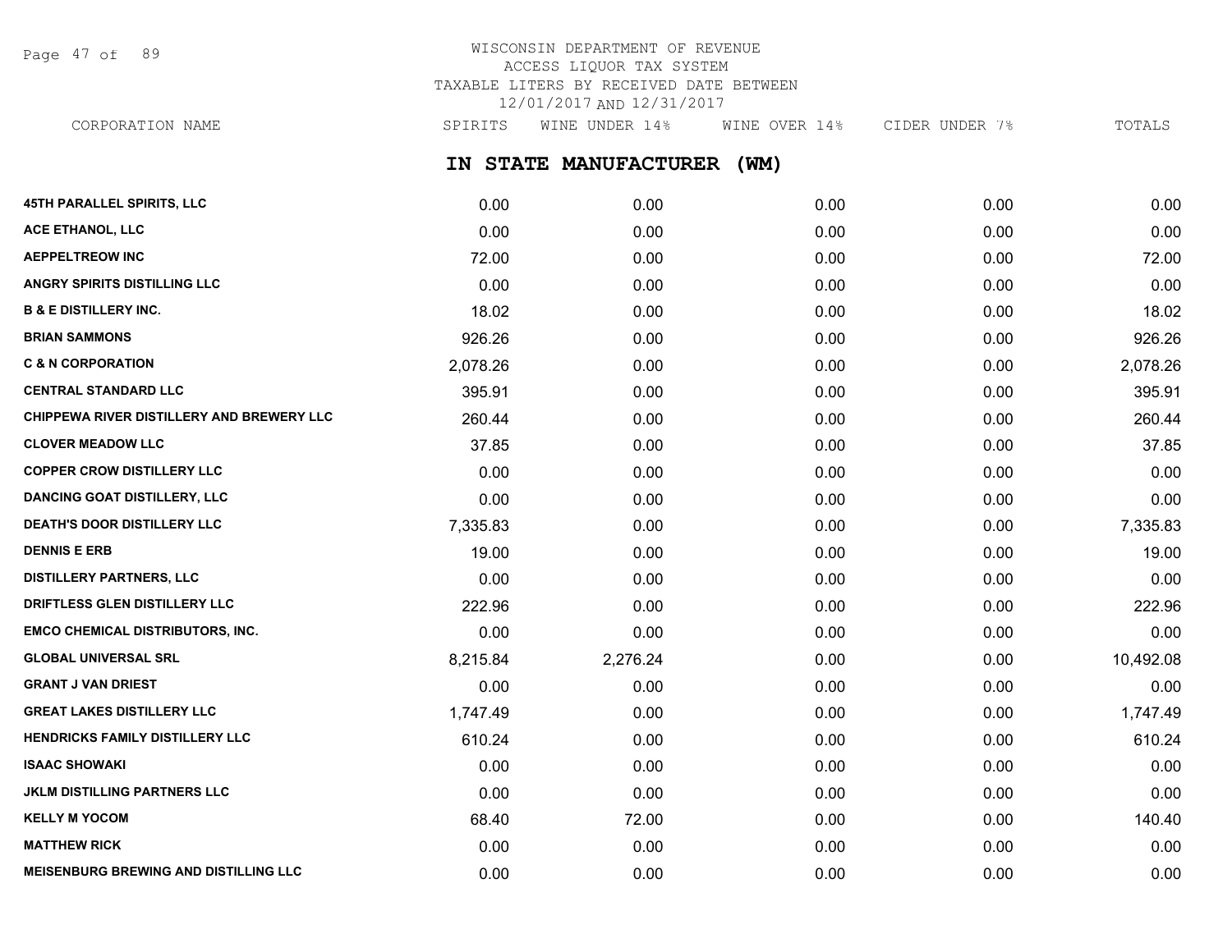WISCONSIN DEPARTMENT OF REVENUE
ACCESS LIQUOR TAX SYSTEM
TAXABLE LITERS BY RECEIVED DATE BETWEEN
12/01/2017 AND 12/31/2017

## IN STATE MANUFACTURER (WM)

| CORPORATION NAME | SPIRITS | WINE UNDER 14% | WINE OVER 14% | CIDER UNDER 7% | TOTALS |
|---|---|---|---|---|---|
| 45TH PARALLEL SPIRITS, LLC | 0.00 | 0.00 | 0.00 | 0.00 | 0.00 |
| ACE ETHANOL, LLC | 0.00 | 0.00 | 0.00 | 0.00 | 0.00 |
| AEPPELTREOW INC | 72.00 | 0.00 | 0.00 | 0.00 | 72.00 |
| ANGRY SPIRITS DISTILLING LLC | 0.00 | 0.00 | 0.00 | 0.00 | 0.00 |
| B & E DISTILLERY INC. | 18.02 | 0.00 | 0.00 | 0.00 | 18.02 |
| BRIAN SAMMONS | 926.26 | 0.00 | 0.00 | 0.00 | 926.26 |
| C & N CORPORATION | 2,078.26 | 0.00 | 0.00 | 0.00 | 2,078.26 |
| CENTRAL STANDARD LLC | 395.91 | 0.00 | 0.00 | 0.00 | 395.91 |
| CHIPPEWA RIVER DISTILLERY AND BREWERY LLC | 260.44 | 0.00 | 0.00 | 0.00 | 260.44 |
| CLOVER MEADOW LLC | 37.85 | 0.00 | 0.00 | 0.00 | 37.85 |
| COPPER CROW DISTILLERY LLC | 0.00 | 0.00 | 0.00 | 0.00 | 0.00 |
| DANCING GOAT DISTILLERY, LLC | 0.00 | 0.00 | 0.00 | 0.00 | 0.00 |
| DEATH'S DOOR DISTILLERY LLC | 7,335.83 | 0.00 | 0.00 | 0.00 | 7,335.83 |
| DENNIS E ERB | 19.00 | 0.00 | 0.00 | 0.00 | 19.00 |
| DISTILLERY PARTNERS, LLC | 0.00 | 0.00 | 0.00 | 0.00 | 0.00 |
| DRIFTLESS GLEN DISTILLERY LLC | 222.96 | 0.00 | 0.00 | 0.00 | 222.96 |
| EMCO CHEMICAL DISTRIBUTORS, INC. | 0.00 | 0.00 | 0.00 | 0.00 | 0.00 |
| GLOBAL UNIVERSAL SRL | 8,215.84 | 2,276.24 | 0.00 | 0.00 | 10,492.08 |
| GRANT J VAN DRIEST | 0.00 | 0.00 | 0.00 | 0.00 | 0.00 |
| GREAT LAKES DISTILLERY LLC | 1,747.49 | 0.00 | 0.00 | 0.00 | 1,747.49 |
| HENDRICKS FAMILY DISTILLERY LLC | 610.24 | 0.00 | 0.00 | 0.00 | 610.24 |
| ISAAC SHOWAKI | 0.00 | 0.00 | 0.00 | 0.00 | 0.00 |
| JKLM DISTILLING PARTNERS LLC | 0.00 | 0.00 | 0.00 | 0.00 | 0.00 |
| KELLY M YOCOM | 68.40 | 72.00 | 0.00 | 0.00 | 140.40 |
| MATTHEW RICK | 0.00 | 0.00 | 0.00 | 0.00 | 0.00 |
| MEISENBURG BREWING AND DISTILLING LLC | 0.00 | 0.00 | 0.00 | 0.00 | 0.00 |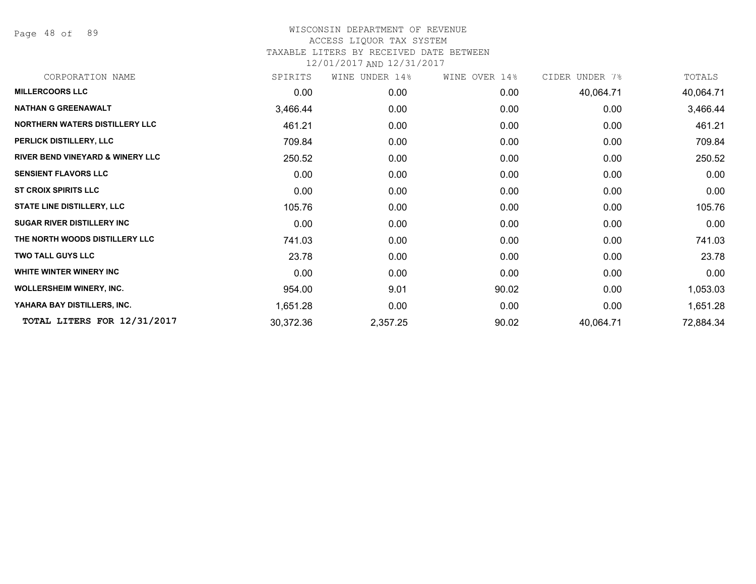# WISCONSIN DEPARTMENT OF REVENUE

ACCESS LIQUOR TAX SYSTEM

TAXABLE LITERS BY RECEIVED DATE BETWEEN

12/01/2017 AND 12/31/2017

| CORPORATION NAME | SPIRITS | WINE UNDER 14% | WINE OVER 14% | CIDER UNDER 7% | TOTALS |
|---|---|---|---|---|---|
| **MILLERCOORS LLC** | 0.00 | 0.00 | 0.00 | 40,064.71 | 40,064.71 |
| **NATHAN G GREENAWALT** | 3,466.44 | 0.00 | 0.00 | 0.00 | 3,466.44 |
| **NORTHERN WATERS DISTILLERY LLC** | 461.21 | 0.00 | 0.00 | 0.00 | 461.21 |
| **PERLICK DISTILLERY, LLC** | 709.84 | 0.00 | 0.00 | 0.00 | 709.84 |
| **RIVER BEND VINEYARD & WINERY LLC** | 250.52 | 0.00 | 0.00 | 0.00 | 250.52 |
| **SENSIENT FLAVORS LLC** | 0.00 | 0.00 | 0.00 | 0.00 | 0.00 |
| **ST CROIX SPIRITS LLC** | 0.00 | 0.00 | 0.00 | 0.00 | 0.00 |
| **STATE LINE DISTILLERY, LLC** | 105.76 | 0.00 | 0.00 | 0.00 | 105.76 |
| **SUGAR RIVER DISTILLERY INC** | 0.00 | 0.00 | 0.00 | 0.00 | 0.00 |
| **THE NORTH WOODS DISTILLERY LLC** | 741.03 | 0.00 | 0.00 | 0.00 | 741.03 |
| **TWO TALL GUYS LLC** | 23.78 | 0.00 | 0.00 | 0.00 | 23.78 |
| **WHITE WINTER WINERY INC** | 0.00 | 0.00 | 0.00 | 0.00 | 0.00 |
| **WOLLERSHEIM WINERY, INC.** | 954.00 | 9.01 | 90.02 | 0.00 | 1,053.03 |
| **YAHARA BAY DISTILLERS, INC.** | 1,651.28 | 0.00 | 0.00 | 0.00 | 1,651.28 |
| **TOTAL LITERS FOR 12/31/2017** | 30,372.36 | 2,357.25 | 90.02 | 40,064.71 | 72,884.34 |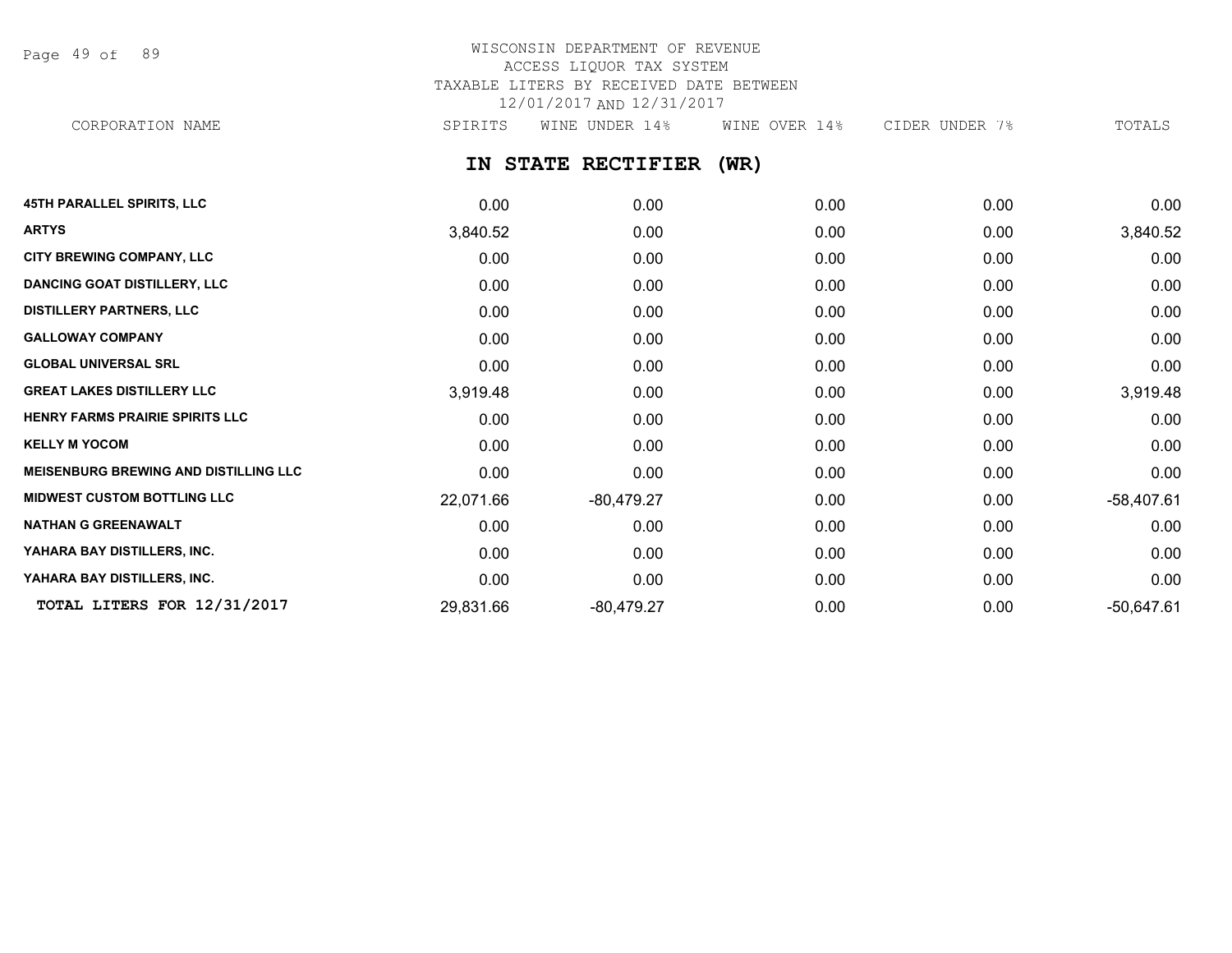WISCONSIN DEPARTMENT OF REVENUE
ACCESS LIQUOR TAX SYSTEM
TAXABLE LITERS BY RECEIVED DATE BETWEEN
12/01/2017 AND 12/31/2017

## IN STATE RECTIFIER (WR)

| CORPORATION NAME | SPIRITS | WINE UNDER 14% | WINE OVER 14% | CIDER UNDER 7% | TOTALS |
|---|---|---|---|---|---|
| **45TH PARALLEL SPIRITS, LLC** | 0.00 | 0.00 | 0.00 | 0.00 | 0.00 |
| **ARTYS** | 3,840.52 | 0.00 | 0.00 | 0.00 | 3,840.52 |
| **CITY BREWING COMPANY, LLC** | 0.00 | 0.00 | 0.00 | 0.00 | 0.00 |
| **DANCING GOAT DISTILLERY, LLC** | 0.00 | 0.00 | 0.00 | 0.00 | 0.00 |
| **DISTILLERY PARTNERS, LLC** | 0.00 | 0.00 | 0.00 | 0.00 | 0.00 |
| **GALLOWAY COMPANY** | 0.00 | 0.00 | 0.00 | 0.00 | 0.00 |
| **GLOBAL UNIVERSAL SRL** | 0.00 | 0.00 | 0.00 | 0.00 | 0.00 |
| **GREAT LAKES DISTILLERY LLC** | 3,919.48 | 0.00 | 0.00 | 0.00 | 3,919.48 |
| **HENRY FARMS PRAIRIE SPIRITS LLC** | 0.00 | 0.00 | 0.00 | 0.00 | 0.00 |
| **KELLY M YOCOM** | 0.00 | 0.00 | 0.00 | 0.00 | 0.00 |
| **MEISENBURG BREWING AND DISTILLING LLC** | 0.00 | 0.00 | 0.00 | 0.00 | 0.00 |
| **MIDWEST CUSTOM BOTTLING LLC** | 22,071.66 | -80,479.27 | 0.00 | 0.00 | -58,407.61 |
| **NATHAN G GREENAWALT** | 0.00 | 0.00 | 0.00 | 0.00 | 0.00 |
| **YAHARA BAY DISTILLERS, INC.** | 0.00 | 0.00 | 0.00 | 0.00 | 0.00 |
| **YAHARA BAY DISTILLERS, INC.** | 0.00 | 0.00 | 0.00 | 0.00 | 0.00 |
| **TOTAL LITERS FOR 12/31/2017** | 29,831.66 | -80,479.27 | 0.00 | 0.00 | -50,647.61 |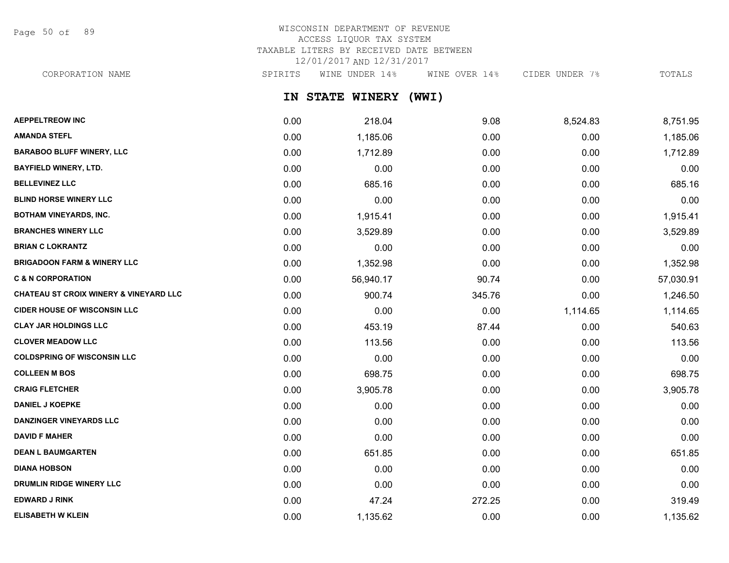# WISCONSIN DEPARTMENT OF REVENUE
ACCESS LIQUOR TAX SYSTEM
TAXABLE LITERS BY RECEIVED DATE BETWEEN
12/01/2017 AND 12/31/2017

## IN STATE WINERY (WWI)

| CORPORATION NAME | SPIRITS | WINE UNDER 14% | WINE OVER 14% | CIDER UNDER 7% | TOTALS |
|---|---|---|---|---|---|
| AEPPELTREOW INC | 0.00 | 218.04 | 9.08 | 8,524.83 | 8,751.95 |
| AMANDA STEFL | 0.00 | 1,185.06 | 0.00 | 0.00 | 1,185.06 |
| BARABOO BLUFF WINERY, LLC | 0.00 | 1,712.89 | 0.00 | 0.00 | 1,712.89 |
| BAYFIELD WINERY, LTD. | 0.00 | 0.00 | 0.00 | 0.00 | 0.00 |
| BELLEVINEZ LLC | 0.00 | 685.16 | 0.00 | 0.00 | 685.16 |
| BLIND HORSE WINERY LLC | 0.00 | 0.00 | 0.00 | 0.00 | 0.00 |
| BOTHAM VINEYARDS, INC. | 0.00 | 1,915.41 | 0.00 | 0.00 | 1,915.41 |
| BRANCHES WINERY LLC | 0.00 | 3,529.89 | 0.00 | 0.00 | 3,529.89 |
| BRIAN C LOKRANTZ | 0.00 | 0.00 | 0.00 | 0.00 | 0.00 |
| BRIGADOON FARM & WINERY LLC | 0.00 | 1,352.98 | 0.00 | 0.00 | 1,352.98 |
| C & N CORPORATION | 0.00 | 56,940.17 | 90.74 | 0.00 | 57,030.91 |
| CHATEAU ST CROIX WINERY & VINEYARD LLC | 0.00 | 900.74 | 345.76 | 0.00 | 1,246.50 |
| CIDER HOUSE OF WISCONSIN LLC | 0.00 | 0.00 | 0.00 | 1,114.65 | 1,114.65 |
| CLAY JAR HOLDINGS LLC | 0.00 | 453.19 | 87.44 | 0.00 | 540.63 |
| CLOVER MEADOW LLC | 0.00 | 113.56 | 0.00 | 0.00 | 113.56 |
| COLDSPRING OF WISCONSIN LLC | 0.00 | 0.00 | 0.00 | 0.00 | 0.00 |
| COLLEEN M BOS | 0.00 | 698.75 | 0.00 | 0.00 | 698.75 |
| CRAIG FLETCHER | 0.00 | 3,905.78 | 0.00 | 0.00 | 3,905.78 |
| DANIEL J KOEPKE | 0.00 | 0.00 | 0.00 | 0.00 | 0.00 |
| DANZINGER VINEYARDS LLC | 0.00 | 0.00 | 0.00 | 0.00 | 0.00 |
| DAVID F MAHER | 0.00 | 0.00 | 0.00 | 0.00 | 0.00 |
| DEAN L BAUMGARTEN | 0.00 | 651.85 | 0.00 | 0.00 | 651.85 |
| DIANA HOBSON | 0.00 | 0.00 | 0.00 | 0.00 | 0.00 |
| DRUMLIN RIDGE WINERY LLC | 0.00 | 0.00 | 0.00 | 0.00 | 0.00 |
| EDWARD J RINK | 0.00 | 47.24 | 272.25 | 0.00 | 319.49 |
| ELISABETH W KLEIN | 0.00 | 1,135.62 | 0.00 | 0.00 | 1,135.62 |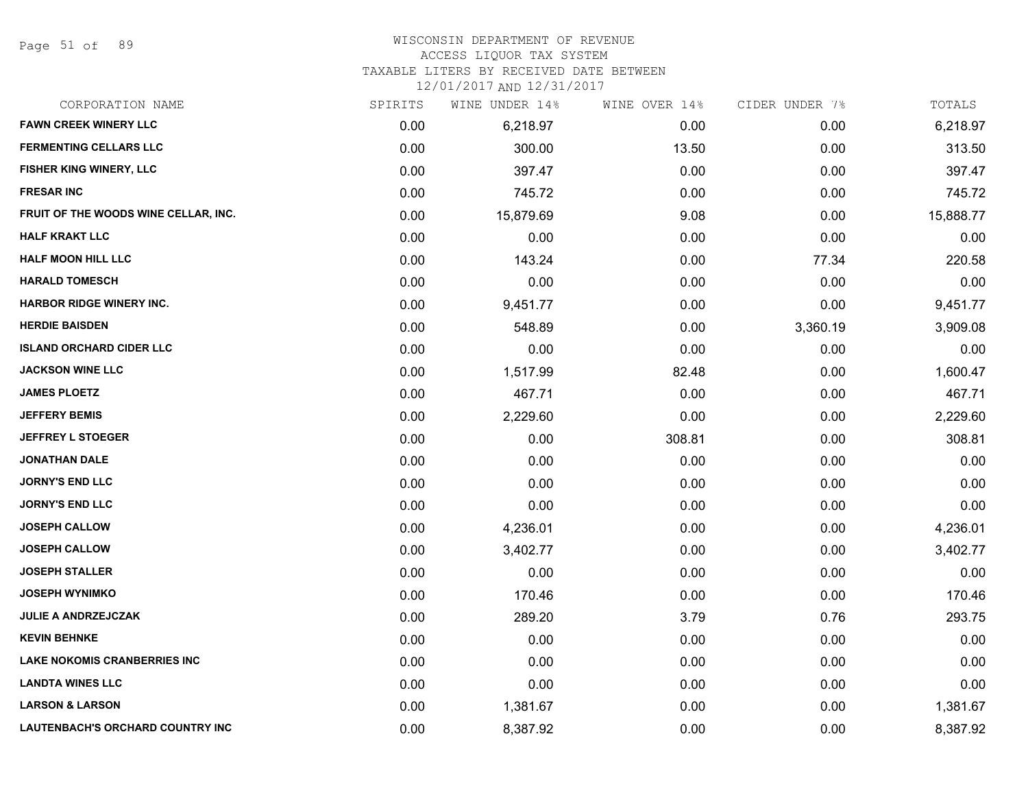WISCONSIN DEPARTMENT OF REVENUE
ACCESS LIQUOR TAX SYSTEM
TAXABLE LITERS BY RECEIVED DATE BETWEEN
12/01/2017 AND 12/31/2017

| CORPORATION NAME | SPIRITS | WINE UNDER 14% | WINE OVER 14% | CIDER UNDER 7% | TOTALS |
|---|---|---|---|---|---|
| FAWN CREEK WINERY LLC | 0.00 | 6,218.97 | 0.00 | 0.00 | 6,218.97 |
| FERMENTING CELLARS LLC | 0.00 | 300.00 | 13.50 | 0.00 | 313.50 |
| FISHER KING WINERY, LLC | 0.00 | 397.47 | 0.00 | 0.00 | 397.47 |
| FRESAR INC | 0.00 | 745.72 | 0.00 | 0.00 | 745.72 |
| FRUIT OF THE WOODS WINE CELLAR, INC. | 0.00 | 15,879.69 | 9.08 | 0.00 | 15,888.77 |
| HALF KRAKT LLC | 0.00 | 0.00 | 0.00 | 0.00 | 0.00 |
| HALF MOON HILL LLC | 0.00 | 143.24 | 0.00 | 77.34 | 220.58 |
| HARALD TOMESCH | 0.00 | 0.00 | 0.00 | 0.00 | 0.00 |
| HARBOR RIDGE WINERY INC. | 0.00 | 9,451.77 | 0.00 | 0.00 | 9,451.77 |
| HERDIE BAISDEN | 0.00 | 548.89 | 0.00 | 3,360.19 | 3,909.08 |
| ISLAND ORCHARD CIDER LLC | 0.00 | 0.00 | 0.00 | 0.00 | 0.00 |
| JACKSON WINE LLC | 0.00 | 1,517.99 | 82.48 | 0.00 | 1,600.47 |
| JAMES PLOETZ | 0.00 | 467.71 | 0.00 | 0.00 | 467.71 |
| JEFFERY BEMIS | 0.00 | 2,229.60 | 0.00 | 0.00 | 2,229.60 |
| JEFFREY L STOEGER | 0.00 | 0.00 | 308.81 | 0.00 | 308.81 |
| JONATHAN DALE | 0.00 | 0.00 | 0.00 | 0.00 | 0.00 |
| JORNY'S END LLC | 0.00 | 0.00 | 0.00 | 0.00 | 0.00 |
| JORNY'S END LLC | 0.00 | 0.00 | 0.00 | 0.00 | 0.00 |
| JOSEPH CALLOW | 0.00 | 4,236.01 | 0.00 | 0.00 | 4,236.01 |
| JOSEPH CALLOW | 0.00 | 3,402.77 | 0.00 | 0.00 | 3,402.77 |
| JOSEPH STALLER | 0.00 | 0.00 | 0.00 | 0.00 | 0.00 |
| JOSEPH WYNIMKO | 0.00 | 170.46 | 0.00 | 0.00 | 170.46 |
| JULIE A ANDRZEJCZAK | 0.00 | 289.20 | 3.79 | 0.76 | 293.75 |
| KEVIN BEHNKE | 0.00 | 0.00 | 0.00 | 0.00 | 0.00 |
| LAKE NOKOMIS CRANBERRIES INC | 0.00 | 0.00 | 0.00 | 0.00 | 0.00 |
| LANDTA WINES LLC | 0.00 | 0.00 | 0.00 | 0.00 | 0.00 |
| LARSON & LARSON | 0.00 | 1,381.67 | 0.00 | 0.00 | 1,381.67 |
| LAUTENBACH'S ORCHARD COUNTRY INC | 0.00 | 8,387.92 | 0.00 | 0.00 | 8,387.92 |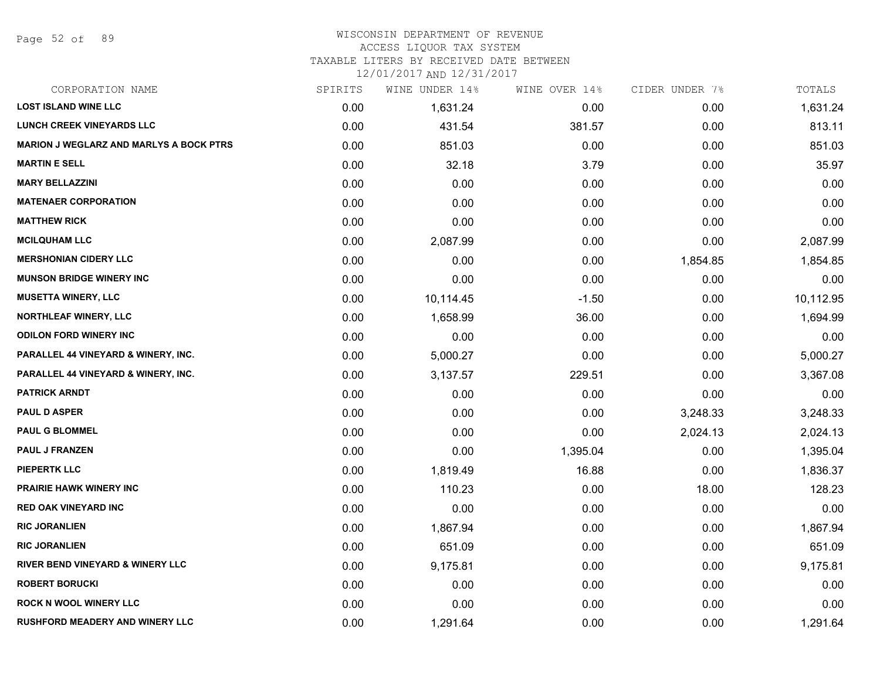# WISCONSIN DEPARTMENT OF REVENUE
ACCESS LIQUOR TAX SYSTEM
TAXABLE LITERS BY RECEIVED DATE BETWEEN
12/01/2017 AND 12/31/2017

| CORPORATION NAME | SPIRITS | WINE UNDER 14% | WINE OVER 14% | CIDER UNDER 7% | TOTALS |
|---|---|---|---|---|---|
| LOST ISLAND WINE LLC | 0.00 | 1,631.24 | 0.00 | 0.00 | 1,631.24 |
| LUNCH CREEK VINEYARDS LLC | 0.00 | 431.54 | 381.57 | 0.00 | 813.11 |
| MARION J WEGLARZ AND MARLYS A BOCK PTRS | 0.00 | 851.03 | 0.00 | 0.00 | 851.03 |
| MARTIN E SELL | 0.00 | 32.18 | 3.79 | 0.00 | 35.97 |
| MARY BELLAZZINI | 0.00 | 0.00 | 0.00 | 0.00 | 0.00 |
| MATENAER CORPORATION | 0.00 | 0.00 | 0.00 | 0.00 | 0.00 |
| MATTHEW RICK | 0.00 | 0.00 | 0.00 | 0.00 | 0.00 |
| MCILQUHAM LLC | 0.00 | 2,087.99 | 0.00 | 0.00 | 2,087.99 |
| MERSHONIAN CIDERY LLC | 0.00 | 0.00 | 0.00 | 1,854.85 | 1,854.85 |
| MUNSON BRIDGE WINERY INC | 0.00 | 0.00 | 0.00 | 0.00 | 0.00 |
| MUSETTA WINERY, LLC | 0.00 | 10,114.45 | -1.50 | 0.00 | 10,112.95 |
| NORTHLEAF WINERY, LLC | 0.00 | 1,658.99 | 36.00 | 0.00 | 1,694.99 |
| ODILON FORD WINERY INC | 0.00 | 0.00 | 0.00 | 0.00 | 0.00 |
| PARALLEL 44 VINEYARD & WINERY, INC. | 0.00 | 5,000.27 | 0.00 | 0.00 | 5,000.27 |
| PARALLEL 44 VINEYARD & WINERY, INC. | 0.00 | 3,137.57 | 229.51 | 0.00 | 3,367.08 |
| PATRICK ARNDT | 0.00 | 0.00 | 0.00 | 0.00 | 0.00 |
| PAUL D ASPER | 0.00 | 0.00 | 0.00 | 3,248.33 | 3,248.33 |
| PAUL G BLOMMEL | 0.00 | 0.00 | 0.00 | 2,024.13 | 2,024.13 |
| PAUL J FRANZEN | 0.00 | 0.00 | 1,395.04 | 0.00 | 1,395.04 |
| PIEPERTK LLC | 0.00 | 1,819.49 | 16.88 | 0.00 | 1,836.37 |
| PRAIRIE HAWK WINERY INC | 0.00 | 110.23 | 0.00 | 18.00 | 128.23 |
| RED OAK VINEYARD INC | 0.00 | 0.00 | 0.00 | 0.00 | 0.00 |
| RIC JORANLIEN | 0.00 | 1,867.94 | 0.00 | 0.00 | 1,867.94 |
| RIC JORANLIEN | 0.00 | 651.09 | 0.00 | 0.00 | 651.09 |
| RIVER BEND VINEYARD & WINERY LLC | 0.00 | 9,175.81 | 0.00 | 0.00 | 9,175.81 |
| ROBERT BORUCKI | 0.00 | 0.00 | 0.00 | 0.00 | 0.00 |
| ROCK N WOOL WINERY LLC | 0.00 | 0.00 | 0.00 | 0.00 | 0.00 |
| RUSHFORD MEADERY AND WINERY LLC | 0.00 | 1,291.64 | 0.00 | 0.00 | 1,291.64 |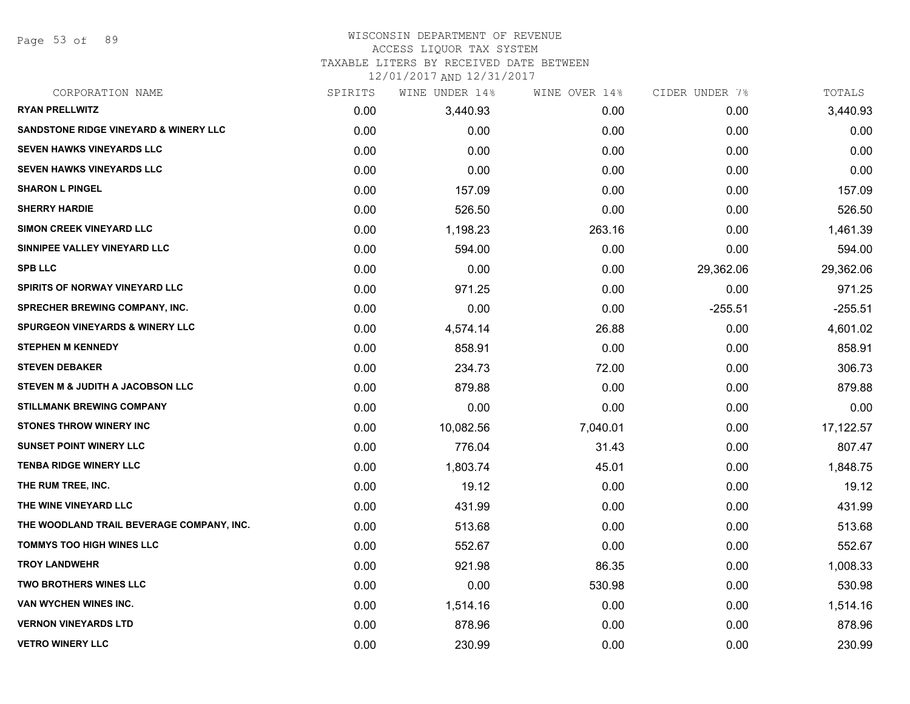WISCONSIN DEPARTMENT OF REVENUE
ACCESS LIQUOR TAX SYSTEM
TAXABLE LITERS BY RECEIVED DATE BETWEEN
12/01/2017 AND 12/31/2017

| CORPORATION NAME | SPIRITS | WINE UNDER 14% | WINE OVER 14% | CIDER UNDER 7% | TOTALS |
|---|---|---|---|---|---|
| RYAN PRELLWITZ | 0.00 | 3,440.93 | 0.00 | 0.00 | 3,440.93 |
| SANDSTONE RIDGE VINEYARD & WINERY LLC | 0.00 | 0.00 | 0.00 | 0.00 | 0.00 |
| SEVEN HAWKS VINEYARDS LLC | 0.00 | 0.00 | 0.00 | 0.00 | 0.00 |
| SEVEN HAWKS VINEYARDS LLC | 0.00 | 0.00 | 0.00 | 0.00 | 0.00 |
| SHARON L PINGEL | 0.00 | 157.09 | 0.00 | 0.00 | 157.09 |
| SHERRY HARDIE | 0.00 | 526.50 | 0.00 | 0.00 | 526.50 |
| SIMON CREEK VINEYARD LLC | 0.00 | 1,198.23 | 263.16 | 0.00 | 1,461.39 |
| SINNIPEE VALLEY VINEYARD LLC | 0.00 | 594.00 | 0.00 | 0.00 | 594.00 |
| SPB LLC | 0.00 | 0.00 | 0.00 | 29,362.06 | 29,362.06 |
| SPIRITS OF NORWAY VINEYARD LLC | 0.00 | 971.25 | 0.00 | 0.00 | 971.25 |
| SPRECHER BREWING COMPANY, INC. | 0.00 | 0.00 | 0.00 | -255.51 | -255.51 |
| SPURGEON VINEYARDS & WINERY LLC | 0.00 | 4,574.14 | 26.88 | 0.00 | 4,601.02 |
| STEPHEN M KENNEDY | 0.00 | 858.91 | 0.00 | 0.00 | 858.91 |
| STEVEN DEBAKER | 0.00 | 234.73 | 72.00 | 0.00 | 306.73 |
| STEVEN M & JUDITH A JACOBSON LLC | 0.00 | 879.88 | 0.00 | 0.00 | 879.88 |
| STILLMANK BREWING COMPANY | 0.00 | 0.00 | 0.00 | 0.00 | 0.00 |
| STONES THROW WINERY INC | 0.00 | 10,082.56 | 7,040.01 | 0.00 | 17,122.57 |
| SUNSET POINT WINERY LLC | 0.00 | 776.04 | 31.43 | 0.00 | 807.47 |
| TENBA RIDGE WINERY LLC | 0.00 | 1,803.74 | 45.01 | 0.00 | 1,848.75 |
| THE RUM TREE, INC. | 0.00 | 19.12 | 0.00 | 0.00 | 19.12 |
| THE WINE VINEYARD LLC | 0.00 | 431.99 | 0.00 | 0.00 | 431.99 |
| THE WOODLAND TRAIL BEVERAGE COMPANY, INC. | 0.00 | 513.68 | 0.00 | 0.00 | 513.68 |
| TOMMYS TOO HIGH WINES LLC | 0.00 | 552.67 | 0.00 | 0.00 | 552.67 |
| TROY LANDWEHR | 0.00 | 921.98 | 86.35 | 0.00 | 1,008.33 |
| TWO BROTHERS WINES LLC | 0.00 | 0.00 | 530.98 | 0.00 | 530.98 |
| VAN WYCHEN WINES INC. | 0.00 | 1,514.16 | 0.00 | 0.00 | 1,514.16 |
| VERNON VINEYARDS LTD | 0.00 | 878.96 | 0.00 | 0.00 | 878.96 |
| VETRO WINERY LLC | 0.00 | 230.99 | 0.00 | 0.00 | 230.99 |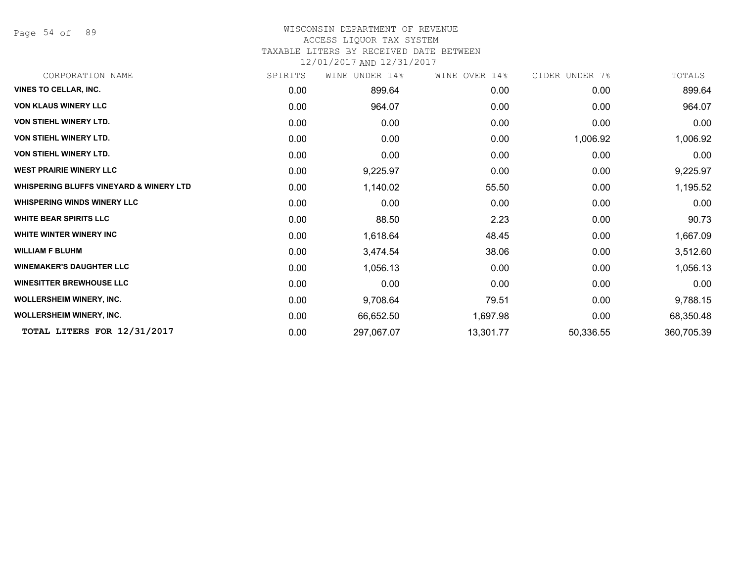WISCONSIN DEPARTMENT OF REVENUE
ACCESS LIQUOR TAX SYSTEM
TAXABLE LITERS BY RECEIVED DATE BETWEEN
12/01/2017 AND 12/31/2017

| CORPORATION NAME | SPIRITS | WINE UNDER 14% | WINE OVER 14% | CIDER UNDER 7% | TOTALS |
|---|---|---|---|---|---|
| **VINES TO CELLAR, INC.** | 0.00 | 899.64 | 0.00 | 0.00 | 899.64 |
| **VON KLAUS WINERY LLC** | 0.00 | 964.07 | 0.00 | 0.00 | 964.07 |
| **VON STIEHL WINERY LTD.** | 0.00 | 0.00 | 0.00 | 0.00 | 0.00 |
| **VON STIEHL WINERY LTD.** | 0.00 | 0.00 | 0.00 | 1,006.92 | 1,006.92 |
| **VON STIEHL WINERY LTD.** | 0.00 | 0.00 | 0.00 | 0.00 | 0.00 |
| **WEST PRAIRIE WINERY LLC** | 0.00 | 9,225.97 | 0.00 | 0.00 | 9,225.97 |
| **WHISPERING BLUFFS VINEYARD & WINERY LTD** | 0.00 | 1,140.02 | 55.50 | 0.00 | 1,195.52 |
| **WHISPERING WINDS WINERY LLC** | 0.00 | 0.00 | 0.00 | 0.00 | 0.00 |
| **WHITE BEAR SPIRITS LLC** | 0.00 | 88.50 | 2.23 | 0.00 | 90.73 |
| **WHITE WINTER WINERY INC** | 0.00 | 1,618.64 | 48.45 | 0.00 | 1,667.09 |
| **WILLIAM F BLUHM** | 0.00 | 3,474.54 | 38.06 | 0.00 | 3,512.60 |
| **WINEMAKER'S DAUGHTER LLC** | 0.00 | 1,056.13 | 0.00 | 0.00 | 1,056.13 |
| **WINESITTER BREWHOUSE LLC** | 0.00 | 0.00 | 0.00 | 0.00 | 0.00 |
| **WOLLERSHEIM WINERY, INC.** | 0.00 | 9,708.64 | 79.51 | 0.00 | 9,788.15 |
| **WOLLERSHEIM WINERY, INC.** | 0.00 | 66,652.50 | 1,697.98 | 0.00 | 68,350.48 |
| **TOTAL LITERS FOR 12/31/2017** | 0.00 | 297,067.07 | 13,301.77 | 50,336.55 | 360,705.39 |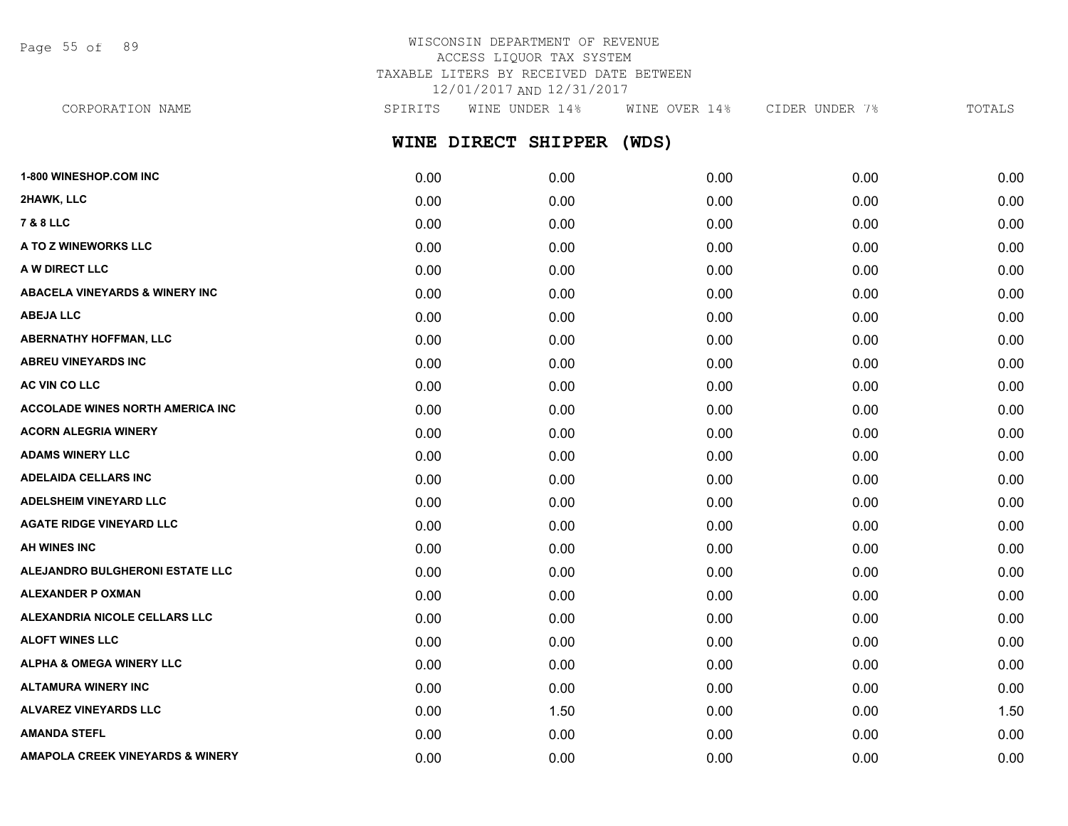WISCONSIN DEPARTMENT OF REVENUE
ACCESS LIQUOR TAX SYSTEM
TAXABLE LITERS BY RECEIVED DATE BETWEEN
12/01/2017 AND 12/31/2017

## WINE DIRECT SHIPPER (WDS)

| CORPORATION NAME | SPIRITS | WINE UNDER 14% | WINE OVER 14% | CIDER UNDER 7% | TOTALS |
|---|---|---|---|---|---|
| 1-800 WINESHOP.COM INC | 0.00 | 0.00 | 0.00 | 0.00 | 0.00 |
| 2HAWK, LLC | 0.00 | 0.00 | 0.00 | 0.00 | 0.00 |
| 7 & 8 LLC | 0.00 | 0.00 | 0.00 | 0.00 | 0.00 |
| A TO Z WINEWORKS LLC | 0.00 | 0.00 | 0.00 | 0.00 | 0.00 |
| A W DIRECT LLC | 0.00 | 0.00 | 0.00 | 0.00 | 0.00 |
| ABACELA VINEYARDS & WINERY INC | 0.00 | 0.00 | 0.00 | 0.00 | 0.00 |
| ABEJA LLC | 0.00 | 0.00 | 0.00 | 0.00 | 0.00 |
| ABERNATHY HOFFMAN, LLC | 0.00 | 0.00 | 0.00 | 0.00 | 0.00 |
| ABREU VINEYARDS INC | 0.00 | 0.00 | 0.00 | 0.00 | 0.00 |
| AC VIN CO LLC | 0.00 | 0.00 | 0.00 | 0.00 | 0.00 |
| ACCOLADE WINES NORTH AMERICA INC | 0.00 | 0.00 | 0.00 | 0.00 | 0.00 |
| ACORN ALEGRIA WINERY | 0.00 | 0.00 | 0.00 | 0.00 | 0.00 |
| ADAMS WINERY LLC | 0.00 | 0.00 | 0.00 | 0.00 | 0.00 |
| ADELAIDA CELLARS INC | 0.00 | 0.00 | 0.00 | 0.00 | 0.00 |
| ADELSHEIM VINEYARD LLC | 0.00 | 0.00 | 0.00 | 0.00 | 0.00 |
| AGATE RIDGE VINEYARD LLC | 0.00 | 0.00 | 0.00 | 0.00 | 0.00 |
| AH WINES INC | 0.00 | 0.00 | 0.00 | 0.00 | 0.00 |
| ALEJANDRO BULGHERONI ESTATE LLC | 0.00 | 0.00 | 0.00 | 0.00 | 0.00 |
| ALEXANDER P OXMAN | 0.00 | 0.00 | 0.00 | 0.00 | 0.00 |
| ALEXANDRIA NICOLE CELLARS LLC | 0.00 | 0.00 | 0.00 | 0.00 | 0.00 |
| ALOFT WINES LLC | 0.00 | 0.00 | 0.00 | 0.00 | 0.00 |
| ALPHA & OMEGA WINERY LLC | 0.00 | 0.00 | 0.00 | 0.00 | 0.00 |
| ALTAMURA WINERY INC | 0.00 | 0.00 | 0.00 | 0.00 | 0.00 |
| ALVAREZ VINEYARDS LLC | 0.00 | 1.50 | 0.00 | 0.00 | 1.50 |
| AMANDA STEFL | 0.00 | 0.00 | 0.00 | 0.00 | 0.00 |
| AMAPOLA CREEK VINEYARDS & WINERY | 0.00 | 0.00 | 0.00 | 0.00 | 0.00 |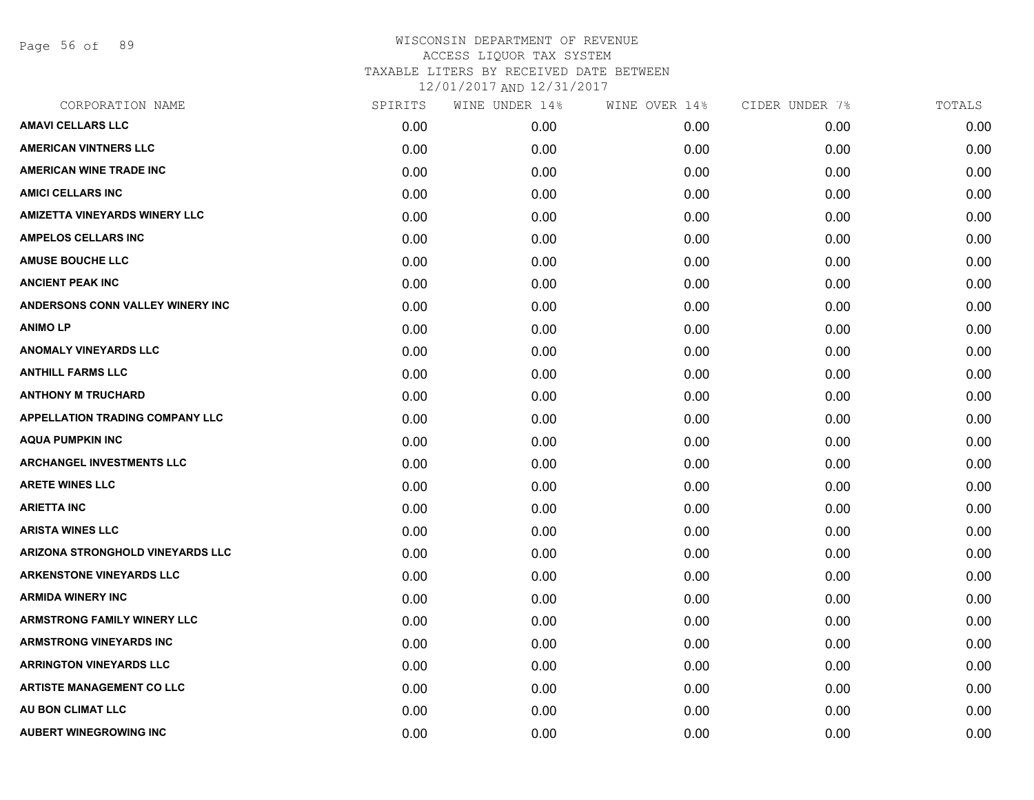# WISCONSIN DEPARTMENT OF REVENUE
ACCESS LIQUOR TAX SYSTEM
TAXABLE LITERS BY RECEIVED DATE BETWEEN
12/01/2017 AND 12/31/2017

| CORPORATION NAME | SPIRITS | WINE UNDER 14% | WINE OVER 14% | CIDER UNDER 7% | TOTALS |
|---|---|---|---|---|---|
| **AMAVI CELLARS LLC** | 0.00 | 0.00 | 0.00 | 0.00 | 0.00 |
| **AMERICAN VINTNERS LLC** | 0.00 | 0.00 | 0.00 | 0.00 | 0.00 |
| **AMERICAN WINE TRADE INC** | 0.00 | 0.00 | 0.00 | 0.00 | 0.00 |
| **AMICI CELLARS INC** | 0.00 | 0.00 | 0.00 | 0.00 | 0.00 |
| **AMIZETTA VINEYARDS WINERY LLC** | 0.00 | 0.00 | 0.00 | 0.00 | 0.00 |
| **AMPELOS CELLARS INC** | 0.00 | 0.00 | 0.00 | 0.00 | 0.00 |
| **AMUSE BOUCHE LLC** | 0.00 | 0.00 | 0.00 | 0.00 | 0.00 |
| **ANCIENT PEAK INC** | 0.00 | 0.00 | 0.00 | 0.00 | 0.00 |
| **ANDERSONS CONN VALLEY WINERY INC** | 0.00 | 0.00 | 0.00 | 0.00 | 0.00 |
| **ANIMO LP** | 0.00 | 0.00 | 0.00 | 0.00 | 0.00 |
| **ANOMALY VINEYARDS LLC** | 0.00 | 0.00 | 0.00 | 0.00 | 0.00 |
| **ANTHILL FARMS LLC** | 0.00 | 0.00 | 0.00 | 0.00 | 0.00 |
| **ANTHONY M TRUCHARD** | 0.00 | 0.00 | 0.00 | 0.00 | 0.00 |
| **APPELLATION TRADING COMPANY LLC** | 0.00 | 0.00 | 0.00 | 0.00 | 0.00 |
| **AQUA PUMPKIN INC** | 0.00 | 0.00 | 0.00 | 0.00 | 0.00 |
| **ARCHANGEL INVESTMENTS LLC** | 0.00 | 0.00 | 0.00 | 0.00 | 0.00 |
| **ARETE WINES LLC** | 0.00 | 0.00 | 0.00 | 0.00 | 0.00 |
| **ARIETTA INC** | 0.00 | 0.00 | 0.00 | 0.00 | 0.00 |
| **ARISTA WINES LLC** | 0.00 | 0.00 | 0.00 | 0.00 | 0.00 |
| **ARIZONA STRONGHOLD VINEYARDS LLC** | 0.00 | 0.00 | 0.00 | 0.00 | 0.00 |
| **ARKENSTONE VINEYARDS LLC** | 0.00 | 0.00 | 0.00 | 0.00 | 0.00 |
| **ARMIDA WINERY INC** | 0.00 | 0.00 | 0.00 | 0.00 | 0.00 |
| **ARMSTRONG FAMILY WINERY LLC** | 0.00 | 0.00 | 0.00 | 0.00 | 0.00 |
| **ARMSTRONG VINEYARDS INC** | 0.00 | 0.00 | 0.00 | 0.00 | 0.00 |
| **ARRINGTON VINEYARDS LLC** | 0.00 | 0.00 | 0.00 | 0.00 | 0.00 |
| **ARTISTE MANAGEMENT CO LLC** | 0.00 | 0.00 | 0.00 | 0.00 | 0.00 |
| **AU BON CLIMAT LLC** | 0.00 | 0.00 | 0.00 | 0.00 | 0.00 |
| **AUBERT WINEGROWING INC** | 0.00 | 0.00 | 0.00 | 0.00 | 0.00 |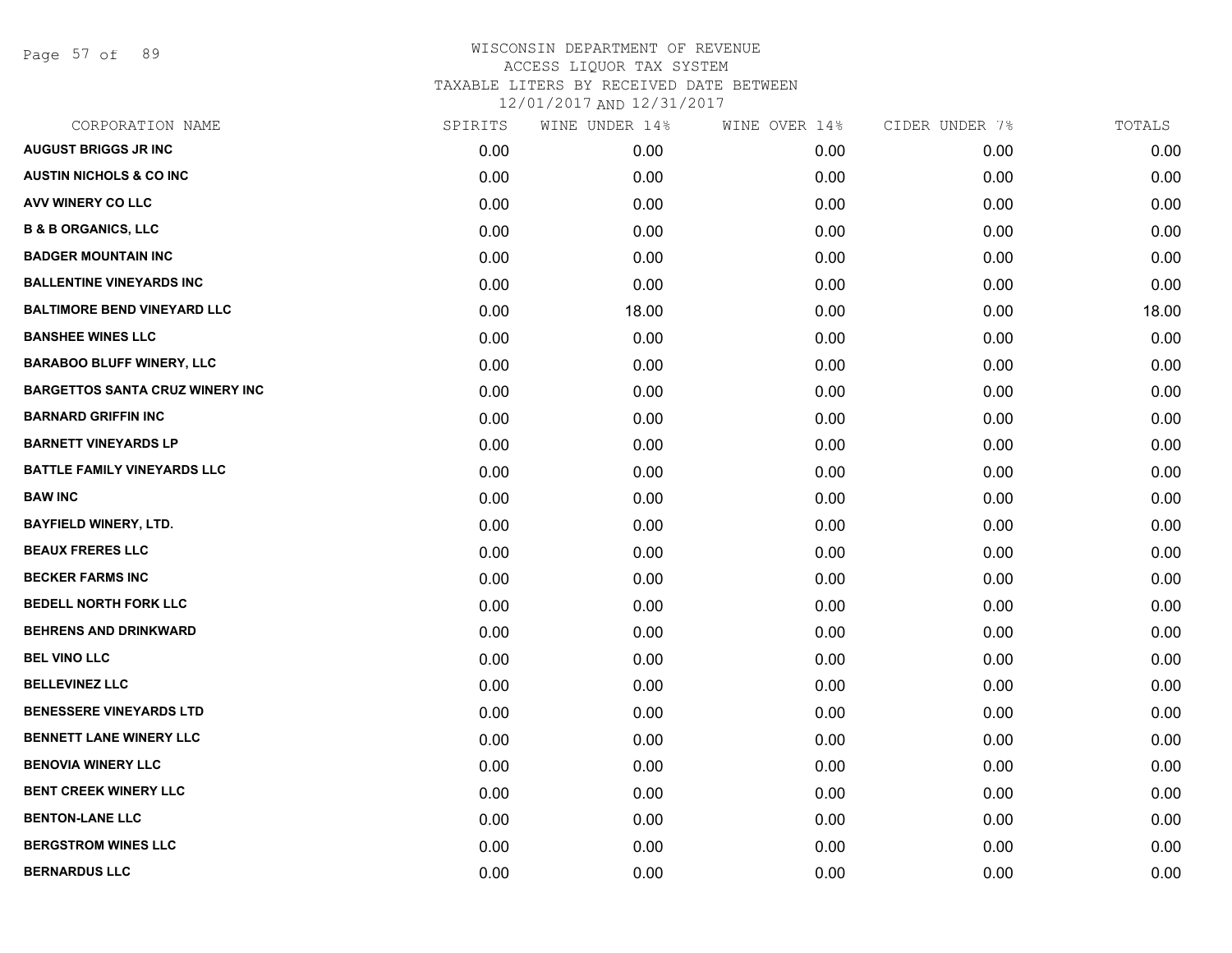# WISCONSIN DEPARTMENT OF REVENUE
## ACCESS LIQUOR TAX SYSTEM
### TAXABLE LITERS BY RECEIVED DATE BETWEEN 12/01/2017 AND 12/31/2017

| CORPORATION NAME | SPIRITS | WINE UNDER 14% | WINE OVER 14% | CIDER UNDER 7% | TOTALS |
|---|---|---|---|---|---|
| AUGUST BRIGGS JR INC | 0.00 | 0.00 | 0.00 | 0.00 | 0.00 |
| AUSTIN NICHOLS & CO INC | 0.00 | 0.00 | 0.00 | 0.00 | 0.00 |
| AVV WINERY CO LLC | 0.00 | 0.00 | 0.00 | 0.00 | 0.00 |
| B & B ORGANICS, LLC | 0.00 | 0.00 | 0.00 | 0.00 | 0.00 |
| BADGER MOUNTAIN INC | 0.00 | 0.00 | 0.00 | 0.00 | 0.00 |
| BALLENTINE VINEYARDS INC | 0.00 | 0.00 | 0.00 | 0.00 | 0.00 |
| BALTIMORE BEND VINEYARD LLC | 0.00 | 18.00 | 0.00 | 0.00 | 18.00 |
| BANSHEE WINES LLC | 0.00 | 0.00 | 0.00 | 0.00 | 0.00 |
| BARABOO BLUFF WINERY, LLC | 0.00 | 0.00 | 0.00 | 0.00 | 0.00 |
| BARGETTOS SANTA CRUZ WINERY INC | 0.00 | 0.00 | 0.00 | 0.00 | 0.00 |
| BARNARD GRIFFIN INC | 0.00 | 0.00 | 0.00 | 0.00 | 0.00 |
| BARNETT VINEYARDS LP | 0.00 | 0.00 | 0.00 | 0.00 | 0.00 |
| BATTLE FAMILY VINEYARDS LLC | 0.00 | 0.00 | 0.00 | 0.00 | 0.00 |
| BAW INC | 0.00 | 0.00 | 0.00 | 0.00 | 0.00 |
| BAYFIELD WINERY, LTD. | 0.00 | 0.00 | 0.00 | 0.00 | 0.00 |
| BEAUX FRERES LLC | 0.00 | 0.00 | 0.00 | 0.00 | 0.00 |
| BECKER FARMS INC | 0.00 | 0.00 | 0.00 | 0.00 | 0.00 |
| BEDELL NORTH FORK LLC | 0.00 | 0.00 | 0.00 | 0.00 | 0.00 |
| BEHRENS AND DRINKWARD | 0.00 | 0.00 | 0.00 | 0.00 | 0.00 |
| BEL VINO LLC | 0.00 | 0.00 | 0.00 | 0.00 | 0.00 |
| BELLEVINEZ LLC | 0.00 | 0.00 | 0.00 | 0.00 | 0.00 |
| BENESSERE VINEYARDS LTD | 0.00 | 0.00 | 0.00 | 0.00 | 0.00 |
| BENNETT LANE WINERY LLC | 0.00 | 0.00 | 0.00 | 0.00 | 0.00 |
| BENOVIA WINERY LLC | 0.00 | 0.00 | 0.00 | 0.00 | 0.00 |
| BENT CREEK WINERY LLC | 0.00 | 0.00 | 0.00 | 0.00 | 0.00 |
| BENTON-LANE LLC | 0.00 | 0.00 | 0.00 | 0.00 | 0.00 |
| BERGSTROM WINES LLC | 0.00 | 0.00 | 0.00 | 0.00 | 0.00 |
| BERNARDUS LLC | 0.00 | 0.00 | 0.00 | 0.00 | 0.00 |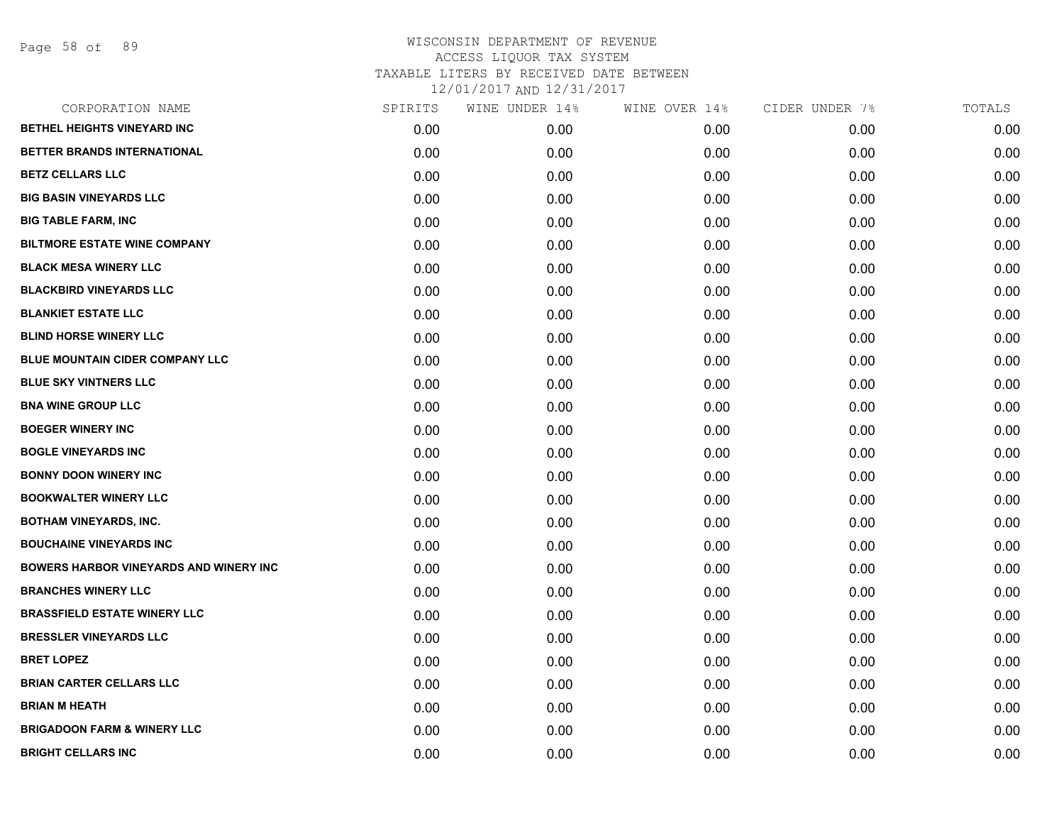WISCONSIN DEPARTMENT OF REVENUE
ACCESS LIQUOR TAX SYSTEM
TAXABLE LITERS BY RECEIVED DATE BETWEEN
12/01/2017 AND 12/31/2017

| CORPORATION NAME | SPIRITS | WINE UNDER 14% | WINE OVER 14% | CIDER UNDER 7% | TOTALS |
|---|---|---|---|---|---|
| BETHEL HEIGHTS VINEYARD INC | 0.00 | 0.00 | 0.00 | 0.00 | 0.00 |
| BETTER BRANDS INTERNATIONAL | 0.00 | 0.00 | 0.00 | 0.00 | 0.00 |
| BETZ CELLARS LLC | 0.00 | 0.00 | 0.00 | 0.00 | 0.00 |
| BIG BASIN VINEYARDS LLC | 0.00 | 0.00 | 0.00 | 0.00 | 0.00 |
| BIG TABLE FARM, INC | 0.00 | 0.00 | 0.00 | 0.00 | 0.00 |
| BILTMORE ESTATE WINE COMPANY | 0.00 | 0.00 | 0.00 | 0.00 | 0.00 |
| BLACK MESA WINERY LLC | 0.00 | 0.00 | 0.00 | 0.00 | 0.00 |
| BLACKBIRD VINEYARDS LLC | 0.00 | 0.00 | 0.00 | 0.00 | 0.00 |
| BLANKIET ESTATE LLC | 0.00 | 0.00 | 0.00 | 0.00 | 0.00 |
| BLIND HORSE WINERY LLC | 0.00 | 0.00 | 0.00 | 0.00 | 0.00 |
| BLUE MOUNTAIN CIDER COMPANY LLC | 0.00 | 0.00 | 0.00 | 0.00 | 0.00 |
| BLUE SKY VINTNERS LLC | 0.00 | 0.00 | 0.00 | 0.00 | 0.00 |
| BNA WINE GROUP LLC | 0.00 | 0.00 | 0.00 | 0.00 | 0.00 |
| BOEGER WINERY INC | 0.00 | 0.00 | 0.00 | 0.00 | 0.00 |
| BOGLE VINEYARDS INC | 0.00 | 0.00 | 0.00 | 0.00 | 0.00 |
| BONNY DOON WINERY INC | 0.00 | 0.00 | 0.00 | 0.00 | 0.00 |
| BOOKWALTER WINERY LLC | 0.00 | 0.00 | 0.00 | 0.00 | 0.00 |
| BOTHAM VINEYARDS, INC. | 0.00 | 0.00 | 0.00 | 0.00 | 0.00 |
| BOUCHAINE VINEYARDS INC | 0.00 | 0.00 | 0.00 | 0.00 | 0.00 |
| BOWERS HARBOR VINEYARDS AND WINERY INC | 0.00 | 0.00 | 0.00 | 0.00 | 0.00 |
| BRANCHES WINERY LLC | 0.00 | 0.00 | 0.00 | 0.00 | 0.00 |
| BRASSFIELD ESTATE WINERY LLC | 0.00 | 0.00 | 0.00 | 0.00 | 0.00 |
| BRESSLER VINEYARDS LLC | 0.00 | 0.00 | 0.00 | 0.00 | 0.00 |
| BRET LOPEZ | 0.00 | 0.00 | 0.00 | 0.00 | 0.00 |
| BRIAN CARTER CELLARS LLC | 0.00 | 0.00 | 0.00 | 0.00 | 0.00 |
| BRIAN M HEATH | 0.00 | 0.00 | 0.00 | 0.00 | 0.00 |
| BRIGADOON FARM & WINERY LLC | 0.00 | 0.00 | 0.00 | 0.00 | 0.00 |
| BRIGHT CELLARS INC | 0.00 | 0.00 | 0.00 | 0.00 | 0.00 |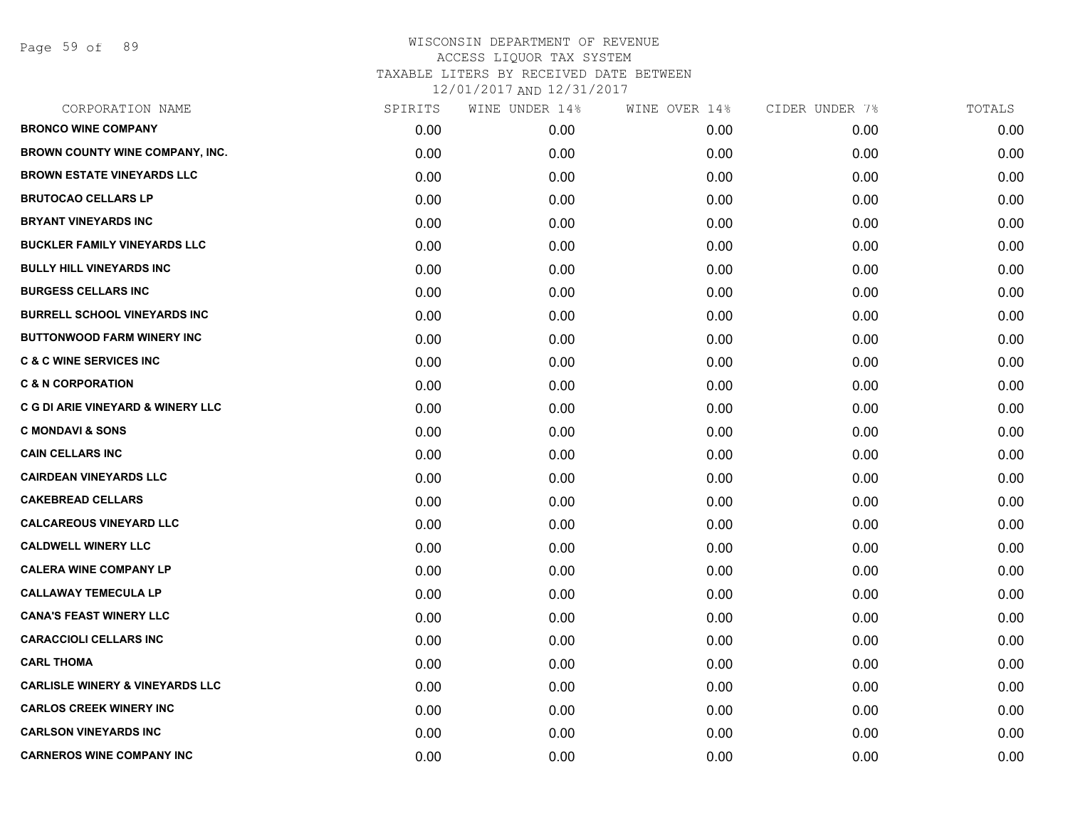# WISCONSIN DEPARTMENT OF REVENUE
## ACCESS LIQUOR TAX SYSTEM
### TAXABLE LITERS BY RECEIVED DATE BETWEEN 12/01/2017 AND 12/31/2017

| CORPORATION NAME | SPIRITS | WINE UNDER 14% | WINE OVER 14% | CIDER UNDER 7% | TOTALS |
|---|---|---|---|---|---|
| **BRONCO WINE COMPANY** | 0.00 | 0.00 | 0.00 | 0.00 | 0.00 |
| **BROWN COUNTY WINE COMPANY, INC.** | 0.00 | 0.00 | 0.00 | 0.00 | 0.00 |
| **BROWN ESTATE VINEYARDS LLC** | 0.00 | 0.00 | 0.00 | 0.00 | 0.00 |
| **BRUTOCAO CELLARS LP** | 0.00 | 0.00 | 0.00 | 0.00 | 0.00 |
| **BRYANT VINEYARDS INC** | 0.00 | 0.00 | 0.00 | 0.00 | 0.00 |
| **BUCKLER FAMILY VINEYARDS LLC** | 0.00 | 0.00 | 0.00 | 0.00 | 0.00 |
| **BULLY HILL VINEYARDS INC** | 0.00 | 0.00 | 0.00 | 0.00 | 0.00 |
| **BURGESS CELLARS INC** | 0.00 | 0.00 | 0.00 | 0.00 | 0.00 |
| **BURRELL SCHOOL VINEYARDS INC** | 0.00 | 0.00 | 0.00 | 0.00 | 0.00 |
| **BUTTONWOOD FARM WINERY INC** | 0.00 | 0.00 | 0.00 | 0.00 | 0.00 |
| **C & C WINE SERVICES INC** | 0.00 | 0.00 | 0.00 | 0.00 | 0.00 |
| **C & N CORPORATION** | 0.00 | 0.00 | 0.00 | 0.00 | 0.00 |
| **C G DI ARIE VINEYARD & WINERY LLC** | 0.00 | 0.00 | 0.00 | 0.00 | 0.00 |
| **C MONDAVI & SONS** | 0.00 | 0.00 | 0.00 | 0.00 | 0.00 |
| **CAIN CELLARS INC** | 0.00 | 0.00 | 0.00 | 0.00 | 0.00 |
| **CAIRDEAN VINEYARDS LLC** | 0.00 | 0.00 | 0.00 | 0.00 | 0.00 |
| **CAKEBREAD CELLARS** | 0.00 | 0.00 | 0.00 | 0.00 | 0.00 |
| **CALCAREOUS VINEYARD LLC** | 0.00 | 0.00 | 0.00 | 0.00 | 0.00 |
| **CALDWELL WINERY LLC** | 0.00 | 0.00 | 0.00 | 0.00 | 0.00 |
| **CALERA WINE COMPANY LP** | 0.00 | 0.00 | 0.00 | 0.00 | 0.00 |
| **CALLAWAY TEMECULA LP** | 0.00 | 0.00 | 0.00 | 0.00 | 0.00 |
| **CANA'S FEAST WINERY LLC** | 0.00 | 0.00 | 0.00 | 0.00 | 0.00 |
| **CARACCIOLI CELLARS INC** | 0.00 | 0.00 | 0.00 | 0.00 | 0.00 |
| **CARL THOMA** | 0.00 | 0.00 | 0.00 | 0.00 | 0.00 |
| **CARLISLE WINERY & VINEYARDS LLC** | 0.00 | 0.00 | 0.00 | 0.00 | 0.00 |
| **CARLOS CREEK WINERY INC** | 0.00 | 0.00 | 0.00 | 0.00 | 0.00 |
| **CARLSON VINEYARDS INC** | 0.00 | 0.00 | 0.00 | 0.00 | 0.00 |
| **CARNEROS WINE COMPANY INC** | 0.00 | 0.00 | 0.00 | 0.00 | 0.00 |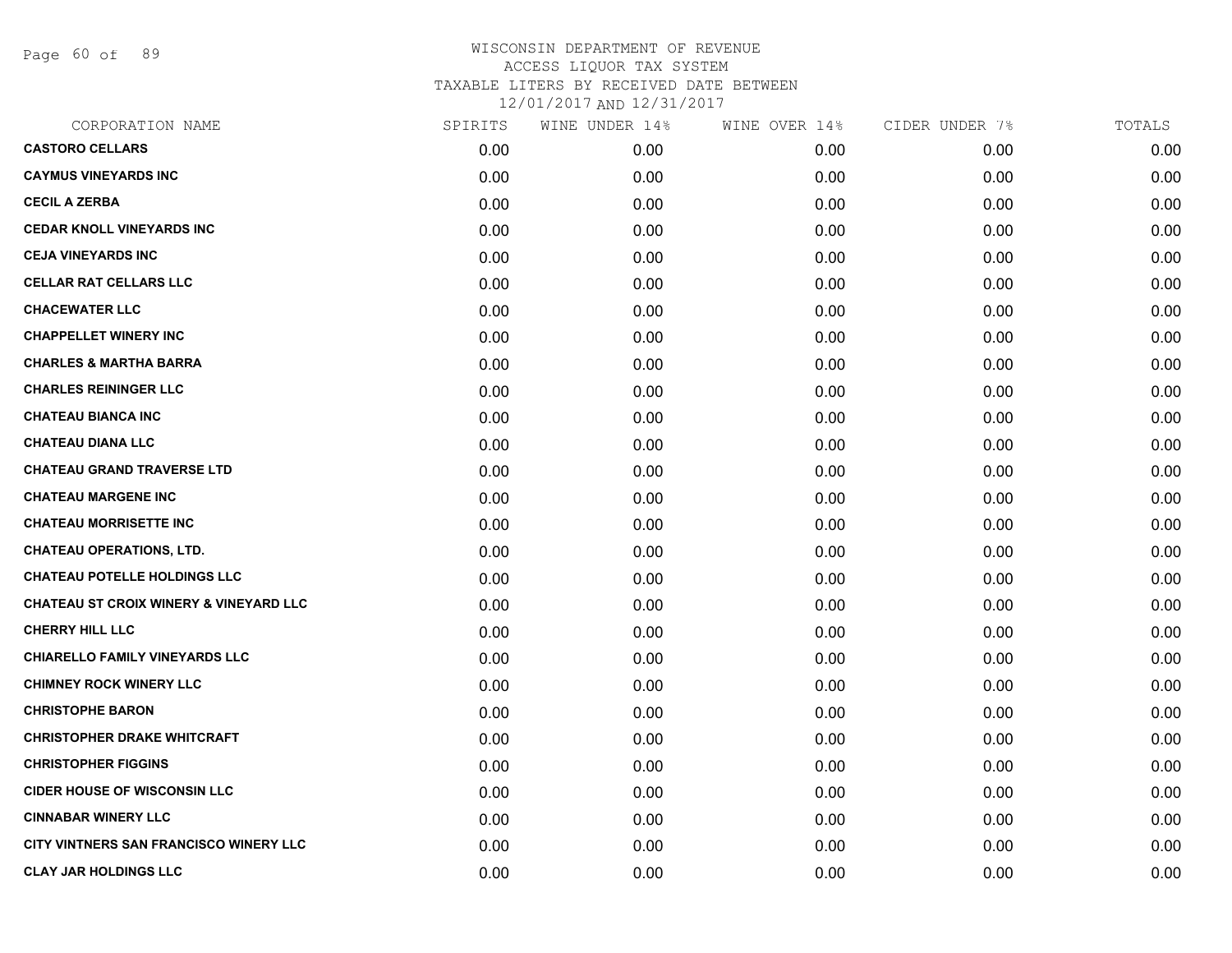WISCONSIN DEPARTMENT OF REVENUE
ACCESS LIQUOR TAX SYSTEM
TAXABLE LITERS BY RECEIVED DATE BETWEEN
12/01/2017 AND 12/31/2017

| CORPORATION NAME | SPIRITS | WINE UNDER 14% | WINE OVER 14% | CIDER UNDER 7% | TOTALS |
|---|---|---|---|---|---|
| **CASTORO CELLARS** | 0.00 | 0.00 | 0.00 | 0.00 | 0.00 |
| **CAYMUS VINEYARDS INC** | 0.00 | 0.00 | 0.00 | 0.00 | 0.00 |
| **CECIL A ZERBA** | 0.00 | 0.00 | 0.00 | 0.00 | 0.00 |
| **CEDAR KNOLL VINEYARDS INC** | 0.00 | 0.00 | 0.00 | 0.00 | 0.00 |
| **CEJA VINEYARDS INC** | 0.00 | 0.00 | 0.00 | 0.00 | 0.00 |
| **CELLAR RAT CELLARS LLC** | 0.00 | 0.00 | 0.00 | 0.00 | 0.00 |
| **CHACEWATER LLC** | 0.00 | 0.00 | 0.00 | 0.00 | 0.00 |
| **CHAPPELLET WINERY INC** | 0.00 | 0.00 | 0.00 | 0.00 | 0.00 |
| **CHARLES & MARTHA BARRA** | 0.00 | 0.00 | 0.00 | 0.00 | 0.00 |
| **CHARLES REININGER LLC** | 0.00 | 0.00 | 0.00 | 0.00 | 0.00 |
| **CHATEAU BIANCA INC** | 0.00 | 0.00 | 0.00 | 0.00 | 0.00 |
| **CHATEAU DIANA LLC** | 0.00 | 0.00 | 0.00 | 0.00 | 0.00 |
| **CHATEAU GRAND TRAVERSE LTD** | 0.00 | 0.00 | 0.00 | 0.00 | 0.00 |
| **CHATEAU MARGENE INC** | 0.00 | 0.00 | 0.00 | 0.00 | 0.00 |
| **CHATEAU MORRISETTE INC** | 0.00 | 0.00 | 0.00 | 0.00 | 0.00 |
| **CHATEAU OPERATIONS, LTD.** | 0.00 | 0.00 | 0.00 | 0.00 | 0.00 |
| **CHATEAU POTELLE HOLDINGS LLC** | 0.00 | 0.00 | 0.00 | 0.00 | 0.00 |
| **CHATEAU ST CROIX WINERY & VINEYARD LLC** | 0.00 | 0.00 | 0.00 | 0.00 | 0.00 |
| **CHERRY HILL LLC** | 0.00 | 0.00 | 0.00 | 0.00 | 0.00 |
| **CHIARELLO FAMILY VINEYARDS LLC** | 0.00 | 0.00 | 0.00 | 0.00 | 0.00 |
| **CHIMNEY ROCK WINERY LLC** | 0.00 | 0.00 | 0.00 | 0.00 | 0.00 |
| **CHRISTOPHE BARON** | 0.00 | 0.00 | 0.00 | 0.00 | 0.00 |
| **CHRISTOPHER DRAKE WHITCRAFT** | 0.00 | 0.00 | 0.00 | 0.00 | 0.00 |
| **CHRISTOPHER FIGGINS** | 0.00 | 0.00 | 0.00 | 0.00 | 0.00 |
| **CIDER HOUSE OF WISCONSIN LLC** | 0.00 | 0.00 | 0.00 | 0.00 | 0.00 |
| **CINNABAR WINERY LLC** | 0.00 | 0.00 | 0.00 | 0.00 | 0.00 |
| **CITY VINTNERS SAN FRANCISCO WINERY LLC** | 0.00 | 0.00 | 0.00 | 0.00 | 0.00 |
| **CLAY JAR HOLDINGS LLC** | 0.00 | 0.00 | 0.00 | 0.00 | 0.00 |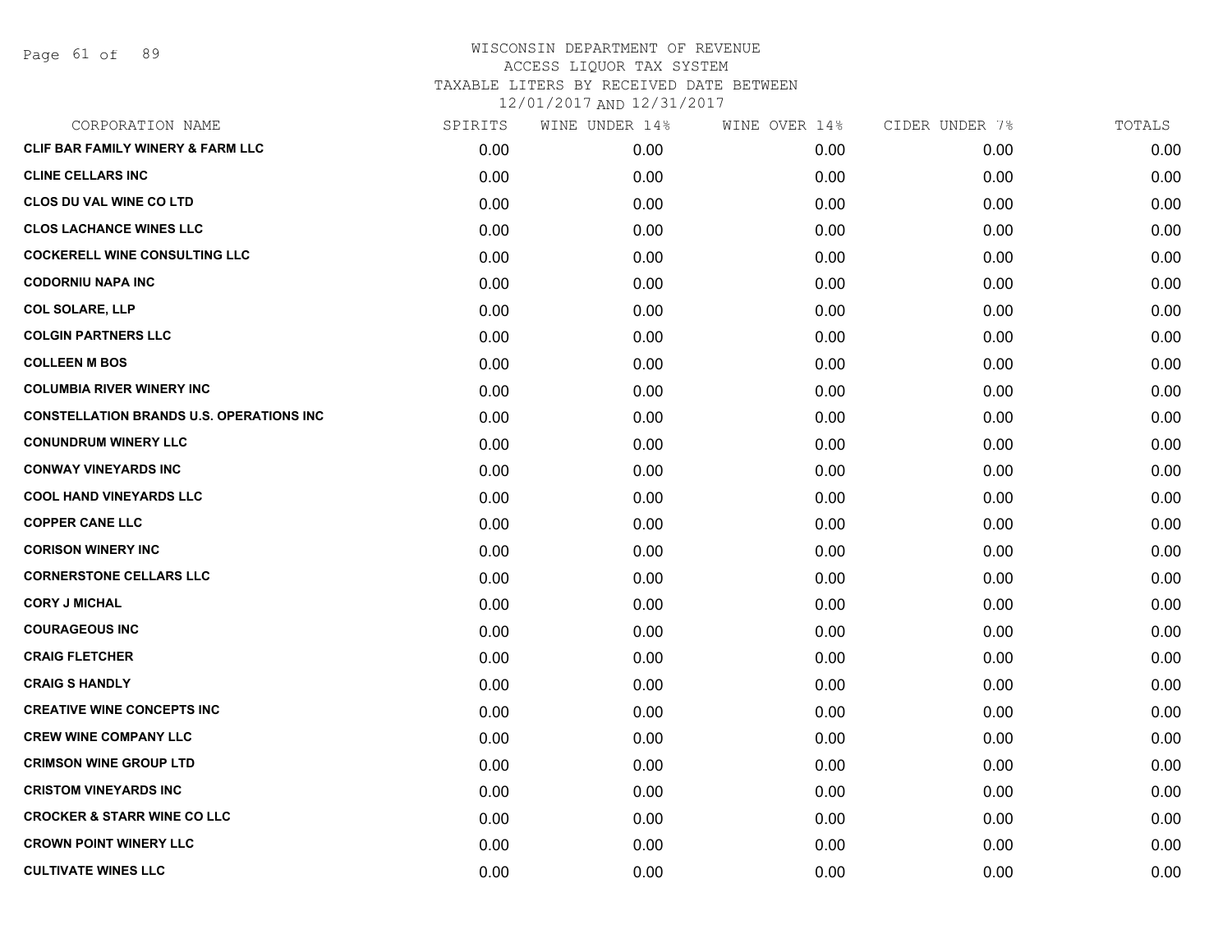WISCONSIN DEPARTMENT OF REVENUE
ACCESS LIQUOR TAX SYSTEM
TAXABLE LITERS BY RECEIVED DATE BETWEEN
12/01/2017 AND 12/31/2017

| CORPORATION NAME | SPIRITS | WINE UNDER 14% | WINE OVER 14% | CIDER UNDER 7% | TOTALS |
|---|---|---|---|---|---|
| CLIF BAR FAMILY WINERY & FARM LLC | 0.00 | 0.00 | 0.00 | 0.00 | 0.00 |
| CLINE CELLARS INC | 0.00 | 0.00 | 0.00 | 0.00 | 0.00 |
| CLOS DU VAL WINE CO LTD | 0.00 | 0.00 | 0.00 | 0.00 | 0.00 |
| CLOS LACHANCE WINES LLC | 0.00 | 0.00 | 0.00 | 0.00 | 0.00 |
| COCKERELL WINE CONSULTING LLC | 0.00 | 0.00 | 0.00 | 0.00 | 0.00 |
| CODORNIU NAPA INC | 0.00 | 0.00 | 0.00 | 0.00 | 0.00 |
| COL SOLARE, LLP | 0.00 | 0.00 | 0.00 | 0.00 | 0.00 |
| COLGIN PARTNERS LLC | 0.00 | 0.00 | 0.00 | 0.00 | 0.00 |
| COLLEEN M BOS | 0.00 | 0.00 | 0.00 | 0.00 | 0.00 |
| COLUMBIA RIVER WINERY INC | 0.00 | 0.00 | 0.00 | 0.00 | 0.00 |
| CONSTELLATION BRANDS U.S. OPERATIONS INC | 0.00 | 0.00 | 0.00 | 0.00 | 0.00 |
| CONUNDRUM WINERY LLC | 0.00 | 0.00 | 0.00 | 0.00 | 0.00 |
| CONWAY VINEYARDS INC | 0.00 | 0.00 | 0.00 | 0.00 | 0.00 |
| COOL HAND VINEYARDS LLC | 0.00 | 0.00 | 0.00 | 0.00 | 0.00 |
| COPPER CANE LLC | 0.00 | 0.00 | 0.00 | 0.00 | 0.00 |
| CORISON WINERY INC | 0.00 | 0.00 | 0.00 | 0.00 | 0.00 |
| CORNERSTONE CELLARS LLC | 0.00 | 0.00 | 0.00 | 0.00 | 0.00 |
| CORY J MICHAL | 0.00 | 0.00 | 0.00 | 0.00 | 0.00 |
| COURAGEOUS INC | 0.00 | 0.00 | 0.00 | 0.00 | 0.00 |
| CRAIG FLETCHER | 0.00 | 0.00 | 0.00 | 0.00 | 0.00 |
| CRAIG S HANDLY | 0.00 | 0.00 | 0.00 | 0.00 | 0.00 |
| CREATIVE WINE CONCEPTS INC | 0.00 | 0.00 | 0.00 | 0.00 | 0.00 |
| CREW WINE COMPANY LLC | 0.00 | 0.00 | 0.00 | 0.00 | 0.00 |
| CRIMSON WINE GROUP LTD | 0.00 | 0.00 | 0.00 | 0.00 | 0.00 |
| CRISTOM VINEYARDS INC | 0.00 | 0.00 | 0.00 | 0.00 | 0.00 |
| CROCKER & STARR WINE CO LLC | 0.00 | 0.00 | 0.00 | 0.00 | 0.00 |
| CROWN POINT WINERY LLC | 0.00 | 0.00 | 0.00 | 0.00 | 0.00 |
| CULTIVATE WINES LLC | 0.00 | 0.00 | 0.00 | 0.00 | 0.00 |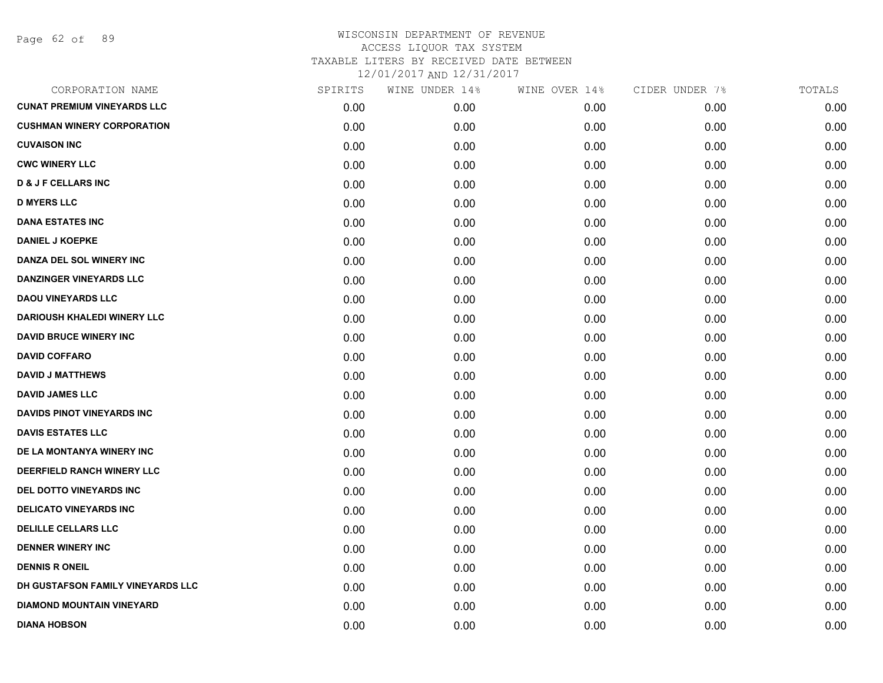# WISCONSIN DEPARTMENT OF REVENUE
ACCESS LIQUOR TAX SYSTEM
TAXABLE LITERS BY RECEIVED DATE BETWEEN
12/01/2017 AND 12/31/2017

| CORPORATION NAME | SPIRITS | WINE UNDER 14% | WINE OVER 14% | CIDER UNDER 7% | TOTALS |
|---|---|---|---|---|---|
| CUNAT PREMIUM VINEYARDS LLC | 0.00 | 0.00 | 0.00 | 0.00 | 0.00 |
| CUSHMAN WINERY CORPORATION | 0.00 | 0.00 | 0.00 | 0.00 | 0.00 |
| CUVAISON INC | 0.00 | 0.00 | 0.00 | 0.00 | 0.00 |
| CWC WINERY LLC | 0.00 | 0.00 | 0.00 | 0.00 | 0.00 |
| D & J F CELLARS INC | 0.00 | 0.00 | 0.00 | 0.00 | 0.00 |
| D MYERS LLC | 0.00 | 0.00 | 0.00 | 0.00 | 0.00 |
| DANA ESTATES INC | 0.00 | 0.00 | 0.00 | 0.00 | 0.00 |
| DANIEL J KOEPKE | 0.00 | 0.00 | 0.00 | 0.00 | 0.00 |
| DANZA DEL SOL WINERY INC | 0.00 | 0.00 | 0.00 | 0.00 | 0.00 |
| DANZINGER VINEYARDS LLC | 0.00 | 0.00 | 0.00 | 0.00 | 0.00 |
| DAOU VINEYARDS LLC | 0.00 | 0.00 | 0.00 | 0.00 | 0.00 |
| DARIOUSH KHALEDI WINERY LLC | 0.00 | 0.00 | 0.00 | 0.00 | 0.00 |
| DAVID BRUCE WINERY INC | 0.00 | 0.00 | 0.00 | 0.00 | 0.00 |
| DAVID COFFARO | 0.00 | 0.00 | 0.00 | 0.00 | 0.00 |
| DAVID J MATTHEWS | 0.00 | 0.00 | 0.00 | 0.00 | 0.00 |
| DAVID JAMES LLC | 0.00 | 0.00 | 0.00 | 0.00 | 0.00 |
| DAVIDS PINOT VINEYARDS INC | 0.00 | 0.00 | 0.00 | 0.00 | 0.00 |
| DAVIS ESTATES LLC | 0.00 | 0.00 | 0.00 | 0.00 | 0.00 |
| DE LA MONTANYA WINERY INC | 0.00 | 0.00 | 0.00 | 0.00 | 0.00 |
| DEERFIELD RANCH WINERY LLC | 0.00 | 0.00 | 0.00 | 0.00 | 0.00 |
| DEL DOTTO VINEYARDS INC | 0.00 | 0.00 | 0.00 | 0.00 | 0.00 |
| DELICATO VINEYARDS INC | 0.00 | 0.00 | 0.00 | 0.00 | 0.00 |
| DELILLE CELLARS LLC | 0.00 | 0.00 | 0.00 | 0.00 | 0.00 |
| DENNER WINERY INC | 0.00 | 0.00 | 0.00 | 0.00 | 0.00 |
| DENNIS R ONEIL | 0.00 | 0.00 | 0.00 | 0.00 | 0.00 |
| DH GUSTAFSON FAMILY VINEYARDS LLC | 0.00 | 0.00 | 0.00 | 0.00 | 0.00 |
| DIAMOND MOUNTAIN VINEYARD | 0.00 | 0.00 | 0.00 | 0.00 | 0.00 |
| DIANA HOBSON | 0.00 | 0.00 | 0.00 | 0.00 | 0.00 |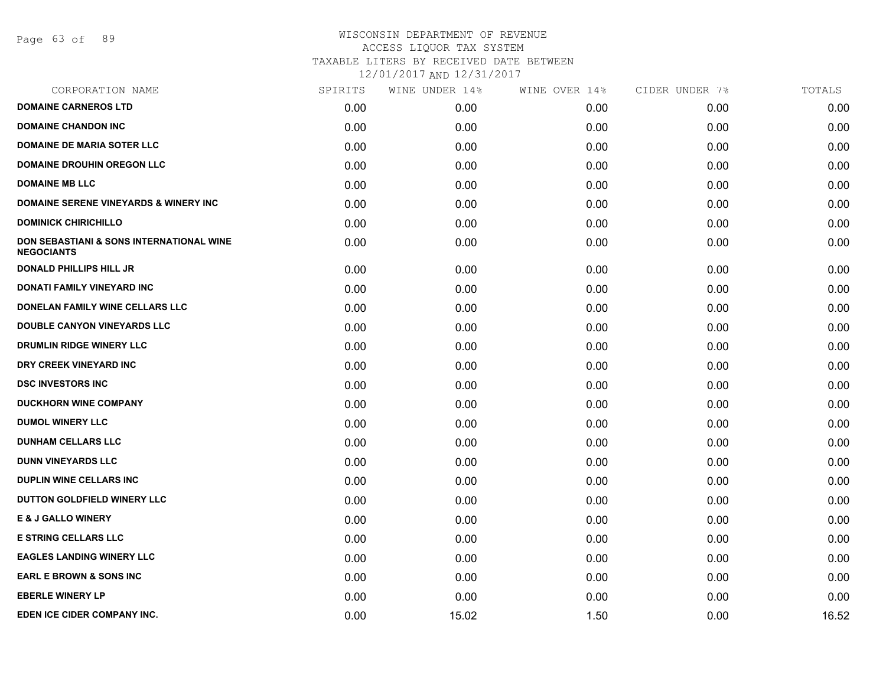WISCONSIN DEPARTMENT OF REVENUE
ACCESS LIQUOR TAX SYSTEM
TAXABLE LITERS BY RECEIVED DATE BETWEEN
12/01/2017 AND 12/31/2017

| CORPORATION NAME | SPIRITS | WINE UNDER 14% | WINE OVER 14% | CIDER UNDER 7% | TOTALS |
|---|---|---|---|---|---|
| DOMAINE CARNEROS LTD | 0.00 | 0.00 | 0.00 | 0.00 | 0.00 |
| DOMAINE CHANDON INC | 0.00 | 0.00 | 0.00 | 0.00 | 0.00 |
| DOMAINE DE MARIA SOTER LLC | 0.00 | 0.00 | 0.00 | 0.00 | 0.00 |
| DOMAINE DROUHIN OREGON LLC | 0.00 | 0.00 | 0.00 | 0.00 | 0.00 |
| DOMAINE MB LLC | 0.00 | 0.00 | 0.00 | 0.00 | 0.00 |
| DOMAINE SERENE VINEYARDS & WINERY INC | 0.00 | 0.00 | 0.00 | 0.00 | 0.00 |
| DOMINICK CHIRICHILLO | 0.00 | 0.00 | 0.00 | 0.00 | 0.00 |
| DON SEBASTIANI & SONS INTERNATIONAL WINE NEGOCIANTS | 0.00 | 0.00 | 0.00 | 0.00 | 0.00 |
| DONALD PHILLIPS HILL JR | 0.00 | 0.00 | 0.00 | 0.00 | 0.00 |
| DONATI FAMILY VINEYARD INC | 0.00 | 0.00 | 0.00 | 0.00 | 0.00 |
| DONELAN FAMILY WINE CELLARS LLC | 0.00 | 0.00 | 0.00 | 0.00 | 0.00 |
| DOUBLE CANYON VINEYARDS LLC | 0.00 | 0.00 | 0.00 | 0.00 | 0.00 |
| DRUMLIN RIDGE WINERY LLC | 0.00 | 0.00 | 0.00 | 0.00 | 0.00 |
| DRY CREEK VINEYARD INC | 0.00 | 0.00 | 0.00 | 0.00 | 0.00 |
| DSC INVESTORS INC | 0.00 | 0.00 | 0.00 | 0.00 | 0.00 |
| DUCKHORN WINE COMPANY | 0.00 | 0.00 | 0.00 | 0.00 | 0.00 |
| DUMOL WINERY LLC | 0.00 | 0.00 | 0.00 | 0.00 | 0.00 |
| DUNHAM CELLARS LLC | 0.00 | 0.00 | 0.00 | 0.00 | 0.00 |
| DUNN VINEYARDS LLC | 0.00 | 0.00 | 0.00 | 0.00 | 0.00 |
| DUPLIN WINE CELLARS INC | 0.00 | 0.00 | 0.00 | 0.00 | 0.00 |
| DUTTON GOLDFIELD WINERY LLC | 0.00 | 0.00 | 0.00 | 0.00 | 0.00 |
| E & J GALLO WINERY | 0.00 | 0.00 | 0.00 | 0.00 | 0.00 |
| E STRING CELLARS LLC | 0.00 | 0.00 | 0.00 | 0.00 | 0.00 |
| EAGLES LANDING WINERY LLC | 0.00 | 0.00 | 0.00 | 0.00 | 0.00 |
| EARL E BROWN & SONS INC | 0.00 | 0.00 | 0.00 | 0.00 | 0.00 |
| EBERLE WINERY LP | 0.00 | 0.00 | 0.00 | 0.00 | 0.00 |
| EDEN ICE CIDER COMPANY INC. | 0.00 | 15.02 | 1.50 | 0.00 | 16.52 |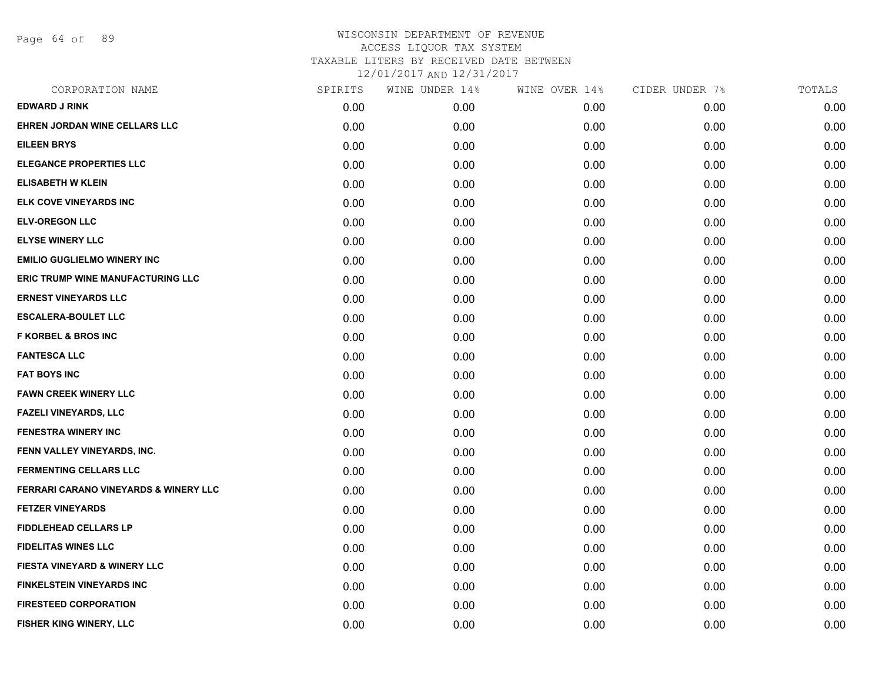# WISCONSIN DEPARTMENT OF REVENUE
ACCESS LIQUOR TAX SYSTEM
TAXABLE LITERS BY RECEIVED DATE BETWEEN
12/01/2017 AND 12/31/2017

| CORPORATION NAME | SPIRITS | WINE UNDER 14% | WINE OVER 14% | CIDER UNDER 7% | TOTALS |
|---|---|---|---|---|---|
| EDWARD J RINK | 0.00 | 0.00 | 0.00 | 0.00 | 0.00 |
| EHREN JORDAN WINE CELLARS LLC | 0.00 | 0.00 | 0.00 | 0.00 | 0.00 |
| EILEEN BRYS | 0.00 | 0.00 | 0.00 | 0.00 | 0.00 |
| ELEGANCE PROPERTIES LLC | 0.00 | 0.00 | 0.00 | 0.00 | 0.00 |
| ELISABETH W KLEIN | 0.00 | 0.00 | 0.00 | 0.00 | 0.00 |
| ELK COVE VINEYARDS INC | 0.00 | 0.00 | 0.00 | 0.00 | 0.00 |
| ELV-OREGON LLC | 0.00 | 0.00 | 0.00 | 0.00 | 0.00 |
| ELYSE WINERY LLC | 0.00 | 0.00 | 0.00 | 0.00 | 0.00 |
| EMILIO GUGLIELMO WINERY INC | 0.00 | 0.00 | 0.00 | 0.00 | 0.00 |
| ERIC TRUMP WINE MANUFACTURING LLC | 0.00 | 0.00 | 0.00 | 0.00 | 0.00 |
| ERNEST VINEYARDS LLC | 0.00 | 0.00 | 0.00 | 0.00 | 0.00 |
| ESCALERA-BOULET LLC | 0.00 | 0.00 | 0.00 | 0.00 | 0.00 |
| F KORBEL & BROS INC | 0.00 | 0.00 | 0.00 | 0.00 | 0.00 |
| FANTESCA LLC | 0.00 | 0.00 | 0.00 | 0.00 | 0.00 |
| FAT BOYS INC | 0.00 | 0.00 | 0.00 | 0.00 | 0.00 |
| FAWN CREEK WINERY LLC | 0.00 | 0.00 | 0.00 | 0.00 | 0.00 |
| FAZELI VINEYARDS, LLC | 0.00 | 0.00 | 0.00 | 0.00 | 0.00 |
| FENESTRA WINERY INC | 0.00 | 0.00 | 0.00 | 0.00 | 0.00 |
| FENN VALLEY VINEYARDS, INC. | 0.00 | 0.00 | 0.00 | 0.00 | 0.00 |
| FERMENTING CELLARS LLC | 0.00 | 0.00 | 0.00 | 0.00 | 0.00 |
| FERRARI CARANO VINEYARDS & WINERY LLC | 0.00 | 0.00 | 0.00 | 0.00 | 0.00 |
| FETZER VINEYARDS | 0.00 | 0.00 | 0.00 | 0.00 | 0.00 |
| FIDDLEHEAD CELLARS LP | 0.00 | 0.00 | 0.00 | 0.00 | 0.00 |
| FIDELITAS WINES LLC | 0.00 | 0.00 | 0.00 | 0.00 | 0.00 |
| FIESTA VINEYARD & WINERY LLC | 0.00 | 0.00 | 0.00 | 0.00 | 0.00 |
| FINKELSTEIN VINEYARDS INC | 0.00 | 0.00 | 0.00 | 0.00 | 0.00 |
| FIRESTEED CORPORATION | 0.00 | 0.00 | 0.00 | 0.00 | 0.00 |
| FISHER KING WINERY, LLC | 0.00 | 0.00 | 0.00 | 0.00 | 0.00 |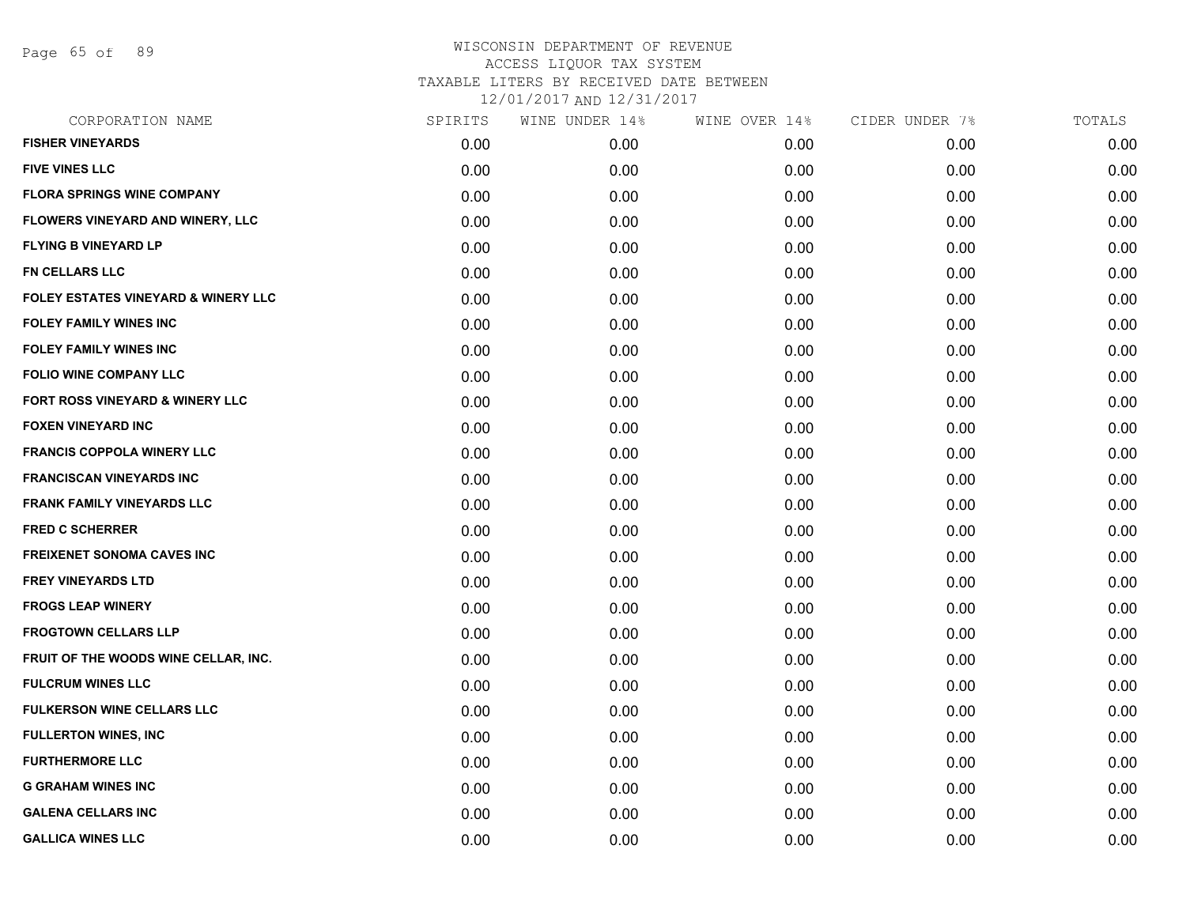WISCONSIN DEPARTMENT OF REVENUE
ACCESS LIQUOR TAX SYSTEM
TAXABLE LITERS BY RECEIVED DATE BETWEEN
12/01/2017 AND 12/31/2017

| CORPORATION NAME | SPIRITS | WINE UNDER 14% | WINE OVER 14% | CIDER UNDER 7% | TOTALS |
|---|---|---|---|---|---|
| FISHER VINEYARDS | 0.00 | 0.00 | 0.00 | 0.00 | 0.00 |
| FIVE VINES LLC | 0.00 | 0.00 | 0.00 | 0.00 | 0.00 |
| FLORA SPRINGS WINE COMPANY | 0.00 | 0.00 | 0.00 | 0.00 | 0.00 |
| FLOWERS VINEYARD AND WINERY, LLC | 0.00 | 0.00 | 0.00 | 0.00 | 0.00 |
| FLYING B VINEYARD LP | 0.00 | 0.00 | 0.00 | 0.00 | 0.00 |
| FN CELLARS LLC | 0.00 | 0.00 | 0.00 | 0.00 | 0.00 |
| FOLEY ESTATES VINEYARD & WINERY LLC | 0.00 | 0.00 | 0.00 | 0.00 | 0.00 |
| FOLEY FAMILY WINES INC | 0.00 | 0.00 | 0.00 | 0.00 | 0.00 |
| FOLEY FAMILY WINES INC | 0.00 | 0.00 | 0.00 | 0.00 | 0.00 |
| FOLIO WINE COMPANY LLC | 0.00 | 0.00 | 0.00 | 0.00 | 0.00 |
| FORT ROSS VINEYARD & WINERY LLC | 0.00 | 0.00 | 0.00 | 0.00 | 0.00 |
| FOXEN VINEYARD INC | 0.00 | 0.00 | 0.00 | 0.00 | 0.00 |
| FRANCIS COPPOLA WINERY LLC | 0.00 | 0.00 | 0.00 | 0.00 | 0.00 |
| FRANCISCAN VINEYARDS INC | 0.00 | 0.00 | 0.00 | 0.00 | 0.00 |
| FRANK FAMILY VINEYARDS LLC | 0.00 | 0.00 | 0.00 | 0.00 | 0.00 |
| FRED C SCHERRER | 0.00 | 0.00 | 0.00 | 0.00 | 0.00 |
| FREIXENET SONOMA CAVES INC | 0.00 | 0.00 | 0.00 | 0.00 | 0.00 |
| FREY VINEYARDS LTD | 0.00 | 0.00 | 0.00 | 0.00 | 0.00 |
| FROGS LEAP WINERY | 0.00 | 0.00 | 0.00 | 0.00 | 0.00 |
| FROGTOWN CELLARS LLP | 0.00 | 0.00 | 0.00 | 0.00 | 0.00 |
| FRUIT OF THE WOODS WINE CELLAR, INC. | 0.00 | 0.00 | 0.00 | 0.00 | 0.00 |
| FULCRUM WINES LLC | 0.00 | 0.00 | 0.00 | 0.00 | 0.00 |
| FULKERSON WINE CELLARS LLC | 0.00 | 0.00 | 0.00 | 0.00 | 0.00 |
| FULLERTON WINES, INC | 0.00 | 0.00 | 0.00 | 0.00 | 0.00 |
| FURTHERMORE LLC | 0.00 | 0.00 | 0.00 | 0.00 | 0.00 |
| G GRAHAM WINES INC | 0.00 | 0.00 | 0.00 | 0.00 | 0.00 |
| GALENA CELLARS INC | 0.00 | 0.00 | 0.00 | 0.00 | 0.00 |
| GALLICA WINES LLC | 0.00 | 0.00 | 0.00 | 0.00 | 0.00 |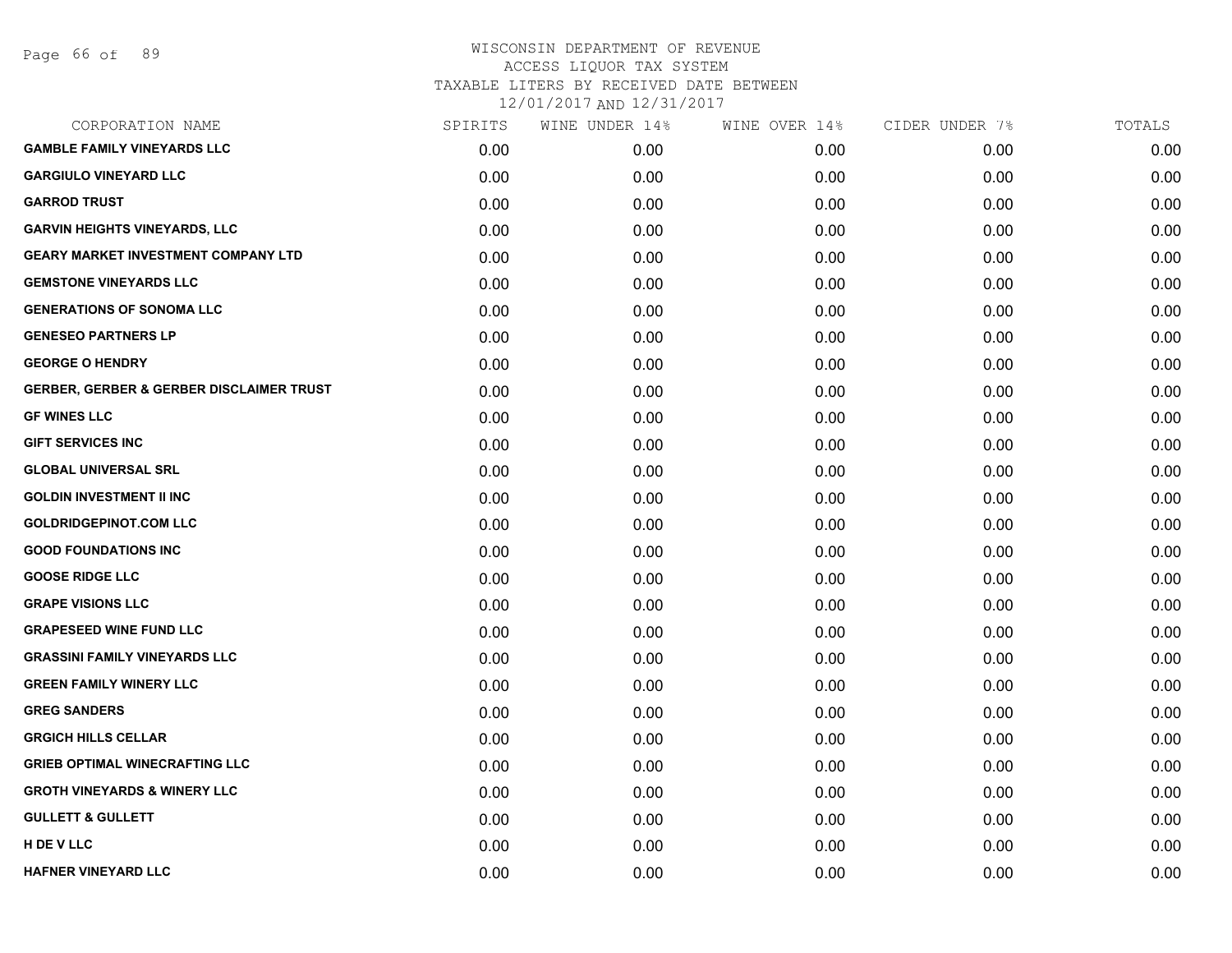# WISCONSIN DEPARTMENT OF REVENUE
## ACCESS LIQUOR TAX SYSTEM
## TAXABLE LITERS BY RECEIVED DATE BETWEEN
## 12/01/2017 AND 12/31/2017

| CORPORATION NAME | SPIRITS | WINE UNDER 14% | WINE OVER 14% | CIDER UNDER 7% | TOTALS |
|---|---|---|---|---|---|
| **GAMBLE FAMILY VINEYARDS LLC** | 0.00 | 0.00 | 0.00 | 0.00 | 0.00 |
| **GARGIULO VINEYARD LLC** | 0.00 | 0.00 | 0.00 | 0.00 | 0.00 |
| **GARROD TRUST** | 0.00 | 0.00 | 0.00 | 0.00 | 0.00 |
| **GARVIN HEIGHTS VINEYARDS, LLC** | 0.00 | 0.00 | 0.00 | 0.00 | 0.00 |
| **GEARY MARKET INVESTMENT COMPANY LTD** | 0.00 | 0.00 | 0.00 | 0.00 | 0.00 |
| **GEMSTONE VINEYARDS LLC** | 0.00 | 0.00 | 0.00 | 0.00 | 0.00 |
| **GENERATIONS OF SONOMA LLC** | 0.00 | 0.00 | 0.00 | 0.00 | 0.00 |
| **GENESEO PARTNERS LP** | 0.00 | 0.00 | 0.00 | 0.00 | 0.00 |
| **GEORGE O HENDRY** | 0.00 | 0.00 | 0.00 | 0.00 | 0.00 |
| **GERBER, GERBER & GERBER DISCLAIMER TRUST** | 0.00 | 0.00 | 0.00 | 0.00 | 0.00 |
| **GF WINES LLC** | 0.00 | 0.00 | 0.00 | 0.00 | 0.00 |
| **GIFT SERVICES INC** | 0.00 | 0.00 | 0.00 | 0.00 | 0.00 |
| **GLOBAL UNIVERSAL SRL** | 0.00 | 0.00 | 0.00 | 0.00 | 0.00 |
| **GOLDIN INVESTMENT II INC** | 0.00 | 0.00 | 0.00 | 0.00 | 0.00 |
| **GOLDRIDGEPINOT.COM LLC** | 0.00 | 0.00 | 0.00 | 0.00 | 0.00 |
| **GOOD FOUNDATIONS INC** | 0.00 | 0.00 | 0.00 | 0.00 | 0.00 |
| **GOOSE RIDGE LLC** | 0.00 | 0.00 | 0.00 | 0.00 | 0.00 |
| **GRAPE VISIONS LLC** | 0.00 | 0.00 | 0.00 | 0.00 | 0.00 |
| **GRAPESEED WINE FUND LLC** | 0.00 | 0.00 | 0.00 | 0.00 | 0.00 |
| **GRASSINI FAMILY VINEYARDS LLC** | 0.00 | 0.00 | 0.00 | 0.00 | 0.00 |
| **GREEN FAMILY WINERY LLC** | 0.00 | 0.00 | 0.00 | 0.00 | 0.00 |
| **GREG SANDERS** | 0.00 | 0.00 | 0.00 | 0.00 | 0.00 |
| **GRGICH HILLS CELLAR** | 0.00 | 0.00 | 0.00 | 0.00 | 0.00 |
| **GRIEB OPTIMAL WINECRAFTING LLC** | 0.00 | 0.00 | 0.00 | 0.00 | 0.00 |
| **GROTH VINEYARDS & WINERY LLC** | 0.00 | 0.00 | 0.00 | 0.00 | 0.00 |
| **GULLETT & GULLETT** | 0.00 | 0.00 | 0.00 | 0.00 | 0.00 |
| **H DE V LLC** | 0.00 | 0.00 | 0.00 | 0.00 | 0.00 |
| **HAFNER VINEYARD LLC** | 0.00 | 0.00 | 0.00 | 0.00 | 0.00 |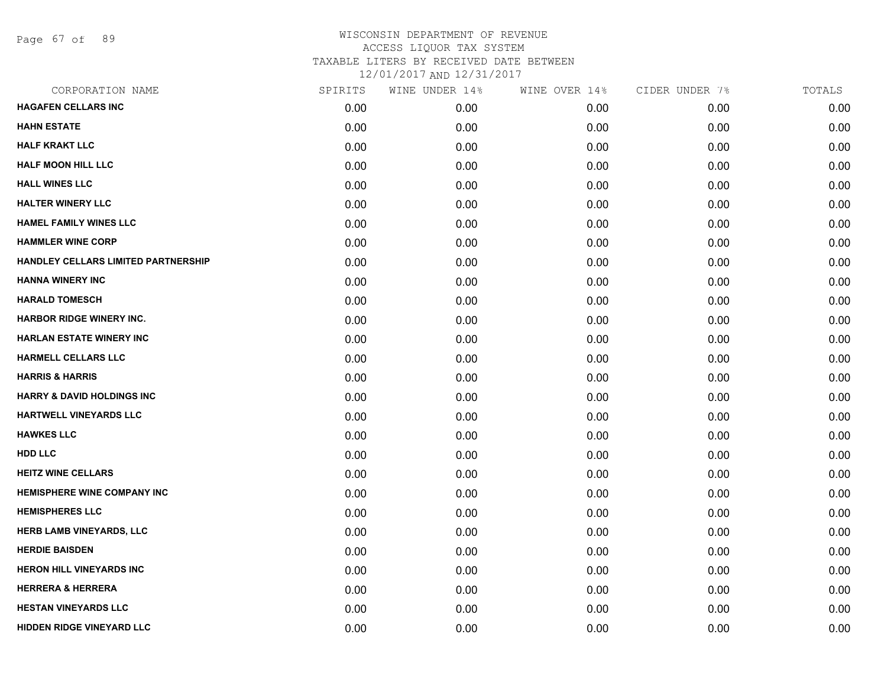WISCONSIN DEPARTMENT OF REVENUE
ACCESS LIQUOR TAX SYSTEM
TAXABLE LITERS BY RECEIVED DATE BETWEEN
12/01/2017 AND 12/31/2017

| CORPORATION NAME | SPIRITS | WINE UNDER 14% | WINE OVER 14% | CIDER UNDER 7% | TOTALS |
|---|---|---|---|---|---|
| HAGAFEN CELLARS INC | 0.00 | 0.00 | 0.00 | 0.00 | 0.00 |
| HAHN ESTATE | 0.00 | 0.00 | 0.00 | 0.00 | 0.00 |
| HALF KRAKT LLC | 0.00 | 0.00 | 0.00 | 0.00 | 0.00 |
| HALF MOON HILL LLC | 0.00 | 0.00 | 0.00 | 0.00 | 0.00 |
| HALL WINES LLC | 0.00 | 0.00 | 0.00 | 0.00 | 0.00 |
| HALTER WINERY LLC | 0.00 | 0.00 | 0.00 | 0.00 | 0.00 |
| HAMEL FAMILY WINES LLC | 0.00 | 0.00 | 0.00 | 0.00 | 0.00 |
| HAMMLER WINE CORP | 0.00 | 0.00 | 0.00 | 0.00 | 0.00 |
| HANDLEY CELLARS LIMITED PARTNERSHIP | 0.00 | 0.00 | 0.00 | 0.00 | 0.00 |
| HANNA WINERY INC | 0.00 | 0.00 | 0.00 | 0.00 | 0.00 |
| HARALD TOMESCH | 0.00 | 0.00 | 0.00 | 0.00 | 0.00 |
| HARBOR RIDGE WINERY INC. | 0.00 | 0.00 | 0.00 | 0.00 | 0.00 |
| HARLAN ESTATE WINERY INC | 0.00 | 0.00 | 0.00 | 0.00 | 0.00 |
| HARMELL CELLARS LLC | 0.00 | 0.00 | 0.00 | 0.00 | 0.00 |
| HARRIS & HARRIS | 0.00 | 0.00 | 0.00 | 0.00 | 0.00 |
| HARRY & DAVID HOLDINGS INC | 0.00 | 0.00 | 0.00 | 0.00 | 0.00 |
| HARTWELL VINEYARDS LLC | 0.00 | 0.00 | 0.00 | 0.00 | 0.00 |
| HAWKES LLC | 0.00 | 0.00 | 0.00 | 0.00 | 0.00 |
| HDD LLC | 0.00 | 0.00 | 0.00 | 0.00 | 0.00 |
| HEITZ WINE CELLARS | 0.00 | 0.00 | 0.00 | 0.00 | 0.00 |
| HEMISPHERE WINE COMPANY INC | 0.00 | 0.00 | 0.00 | 0.00 | 0.00 |
| HEMISPHERES LLC | 0.00 | 0.00 | 0.00 | 0.00 | 0.00 |
| HERB LAMB VINEYARDS, LLC | 0.00 | 0.00 | 0.00 | 0.00 | 0.00 |
| HERDIE BAISDEN | 0.00 | 0.00 | 0.00 | 0.00 | 0.00 |
| HERON HILL VINEYARDS INC | 0.00 | 0.00 | 0.00 | 0.00 | 0.00 |
| HERRERA & HERRERA | 0.00 | 0.00 | 0.00 | 0.00 | 0.00 |
| HESTAN VINEYARDS LLC | 0.00 | 0.00 | 0.00 | 0.00 | 0.00 |
| HIDDEN RIDGE VINEYARD LLC | 0.00 | 0.00 | 0.00 | 0.00 | 0.00 |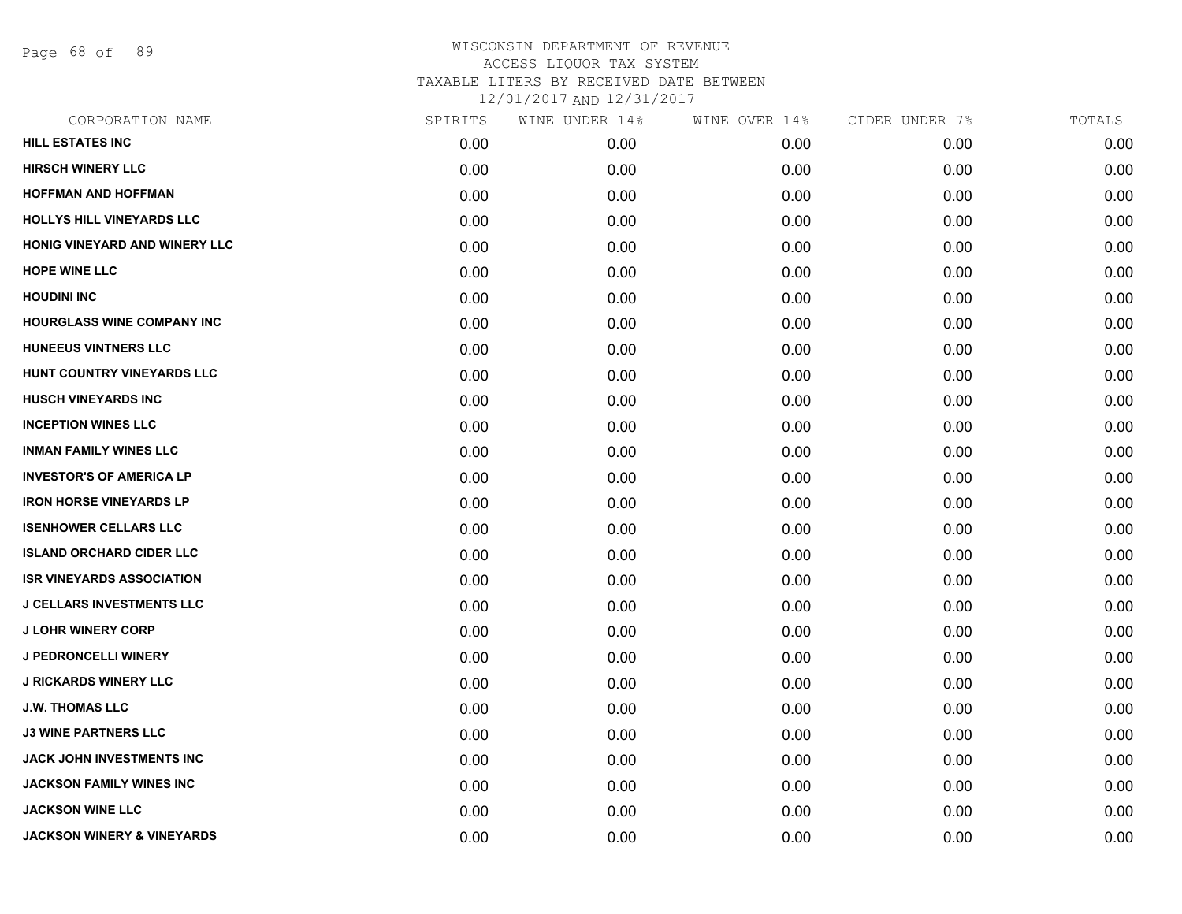# WISCONSIN DEPARTMENT OF REVENUE
ACCESS LIQUOR TAX SYSTEM
TAXABLE LITERS BY RECEIVED DATE BETWEEN
12/01/2017 AND 12/31/2017

| CORPORATION NAME | SPIRITS | WINE UNDER 14% | WINE OVER 14% | CIDER UNDER 7% | TOTALS |
|---|---|---|---|---|---|
| HILL ESTATES INC | 0.00 | 0.00 | 0.00 | 0.00 | 0.00 |
| HIRSCH WINERY LLC | 0.00 | 0.00 | 0.00 | 0.00 | 0.00 |
| HOFFMAN AND HOFFMAN | 0.00 | 0.00 | 0.00 | 0.00 | 0.00 |
| HOLLYS HILL VINEYARDS LLC | 0.00 | 0.00 | 0.00 | 0.00 | 0.00 |
| HONIG VINEYARD AND WINERY LLC | 0.00 | 0.00 | 0.00 | 0.00 | 0.00 |
| HOPE WINE LLC | 0.00 | 0.00 | 0.00 | 0.00 | 0.00 |
| HOUDINI INC | 0.00 | 0.00 | 0.00 | 0.00 | 0.00 |
| HOURGLASS WINE COMPANY INC | 0.00 | 0.00 | 0.00 | 0.00 | 0.00 |
| HUNEEUS VINTNERS LLC | 0.00 | 0.00 | 0.00 | 0.00 | 0.00 |
| HUNT COUNTRY VINEYARDS LLC | 0.00 | 0.00 | 0.00 | 0.00 | 0.00 |
| HUSCH VINEYARDS INC | 0.00 | 0.00 | 0.00 | 0.00 | 0.00 |
| INCEPTION WINES LLC | 0.00 | 0.00 | 0.00 | 0.00 | 0.00 |
| INMAN FAMILY WINES LLC | 0.00 | 0.00 | 0.00 | 0.00 | 0.00 |
| INVESTOR'S OF AMERICA LP | 0.00 | 0.00 | 0.00 | 0.00 | 0.00 |
| IRON HORSE VINEYARDS LP | 0.00 | 0.00 | 0.00 | 0.00 | 0.00 |
| ISENHOWER CELLARS LLC | 0.00 | 0.00 | 0.00 | 0.00 | 0.00 |
| ISLAND ORCHARD CIDER LLC | 0.00 | 0.00 | 0.00 | 0.00 | 0.00 |
| ISR VINEYARDS ASSOCIATION | 0.00 | 0.00 | 0.00 | 0.00 | 0.00 |
| J CELLARS INVESTMENTS LLC | 0.00 | 0.00 | 0.00 | 0.00 | 0.00 |
| J LOHR WINERY CORP | 0.00 | 0.00 | 0.00 | 0.00 | 0.00 |
| J PEDRONCELLI WINERY | 0.00 | 0.00 | 0.00 | 0.00 | 0.00 |
| J RICKARDS WINERY LLC | 0.00 | 0.00 | 0.00 | 0.00 | 0.00 |
| J.W. THOMAS LLC | 0.00 | 0.00 | 0.00 | 0.00 | 0.00 |
| J3 WINE PARTNERS LLC | 0.00 | 0.00 | 0.00 | 0.00 | 0.00 |
| JACK JOHN INVESTMENTS INC | 0.00 | 0.00 | 0.00 | 0.00 | 0.00 |
| JACKSON FAMILY WINES INC | 0.00 | 0.00 | 0.00 | 0.00 | 0.00 |
| JACKSON WINE LLC | 0.00 | 0.00 | 0.00 | 0.00 | 0.00 |
| JACKSON WINERY & VINEYARDS | 0.00 | 0.00 | 0.00 | 0.00 | 0.00 |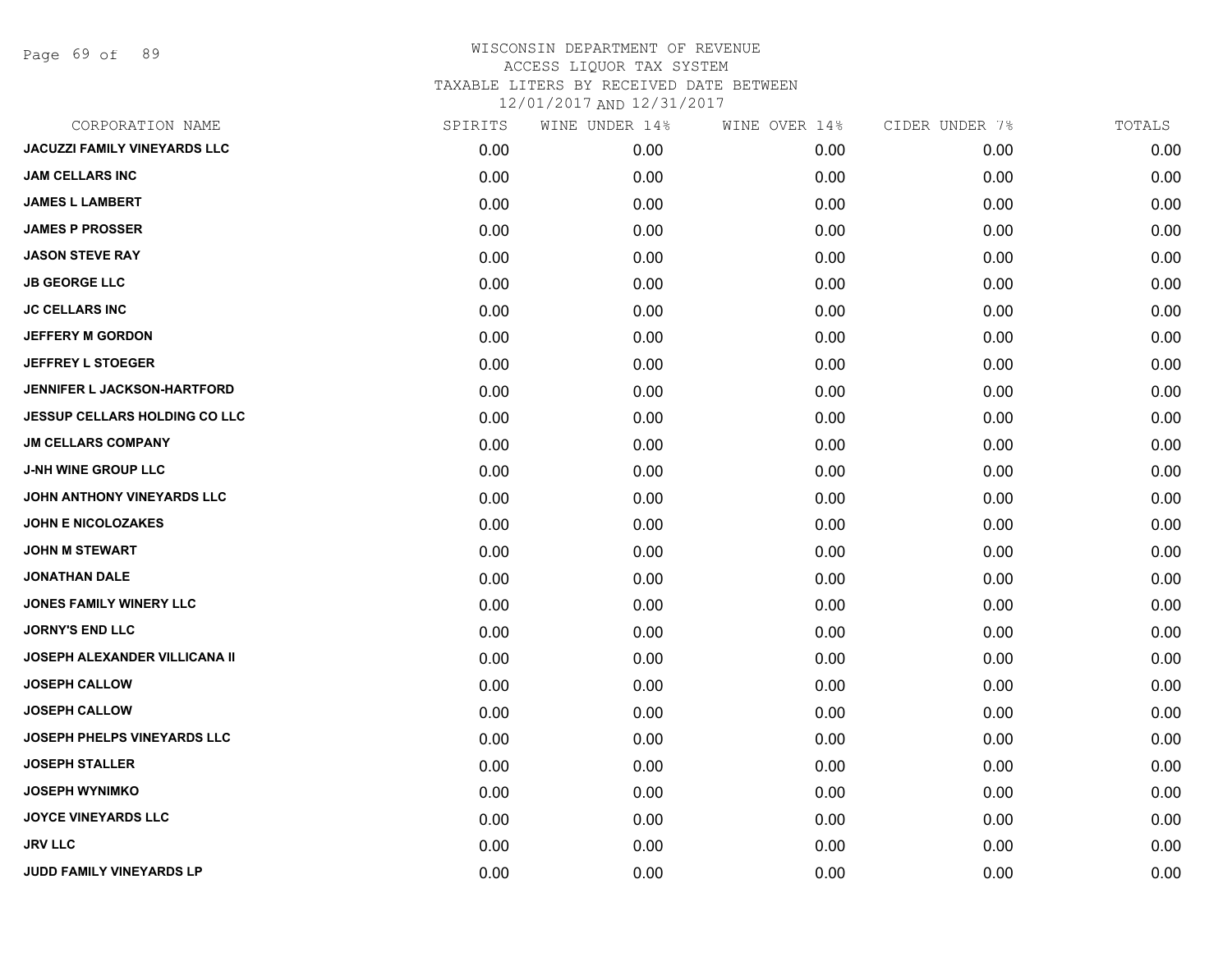# WISCONSIN DEPARTMENT OF REVENUE
## ACCESS LIQUOR TAX SYSTEM
### TAXABLE LITERS BY RECEIVED DATE BETWEEN 12/01/2017 AND 12/31/2017

| CORPORATION NAME | SPIRITS | WINE UNDER 14% | WINE OVER 14% | CIDER UNDER 7% | TOTALS |
|---|---|---|---|---|---|
| JACUZZI FAMILY VINEYARDS LLC | 0.00 | 0.00 | 0.00 | 0.00 | 0.00 |
| JAM CELLARS INC | 0.00 | 0.00 | 0.00 | 0.00 | 0.00 |
| JAMES L LAMBERT | 0.00 | 0.00 | 0.00 | 0.00 | 0.00 |
| JAMES P PROSSER | 0.00 | 0.00 | 0.00 | 0.00 | 0.00 |
| JASON STEVE RAY | 0.00 | 0.00 | 0.00 | 0.00 | 0.00 |
| JB GEORGE LLC | 0.00 | 0.00 | 0.00 | 0.00 | 0.00 |
| JC CELLARS INC | 0.00 | 0.00 | 0.00 | 0.00 | 0.00 |
| JEFFERY M GORDON | 0.00 | 0.00 | 0.00 | 0.00 | 0.00 |
| JEFFREY L STOEGER | 0.00 | 0.00 | 0.00 | 0.00 | 0.00 |
| JENNIFER L JACKSON-HARTFORD | 0.00 | 0.00 | 0.00 | 0.00 | 0.00 |
| JESSUP CELLARS HOLDING CO LLC | 0.00 | 0.00 | 0.00 | 0.00 | 0.00 |
| JM CELLARS COMPANY | 0.00 | 0.00 | 0.00 | 0.00 | 0.00 |
| J-NH WINE GROUP LLC | 0.00 | 0.00 | 0.00 | 0.00 | 0.00 |
| JOHN ANTHONY VINEYARDS LLC | 0.00 | 0.00 | 0.00 | 0.00 | 0.00 |
| JOHN E NICOLOZAKES | 0.00 | 0.00 | 0.00 | 0.00 | 0.00 |
| JOHN M STEWART | 0.00 | 0.00 | 0.00 | 0.00 | 0.00 |
| JONATHAN DALE | 0.00 | 0.00 | 0.00 | 0.00 | 0.00 |
| JONES FAMILY WINERY LLC | 0.00 | 0.00 | 0.00 | 0.00 | 0.00 |
| JORNY'S END LLC | 0.00 | 0.00 | 0.00 | 0.00 | 0.00 |
| JOSEPH ALEXANDER VILLICANA II | 0.00 | 0.00 | 0.00 | 0.00 | 0.00 |
| JOSEPH CALLOW | 0.00 | 0.00 | 0.00 | 0.00 | 0.00 |
| JOSEPH CALLOW | 0.00 | 0.00 | 0.00 | 0.00 | 0.00 |
| JOSEPH PHELPS VINEYARDS LLC | 0.00 | 0.00 | 0.00 | 0.00 | 0.00 |
| JOSEPH STALLER | 0.00 | 0.00 | 0.00 | 0.00 | 0.00 |
| JOSEPH WYNIMKO | 0.00 | 0.00 | 0.00 | 0.00 | 0.00 |
| JOYCE VINEYARDS LLC | 0.00 | 0.00 | 0.00 | 0.00 | 0.00 |
| JRV LLC | 0.00 | 0.00 | 0.00 | 0.00 | 0.00 |
| JUDD FAMILY VINEYARDS LP | 0.00 | 0.00 | 0.00 | 0.00 | 0.00 |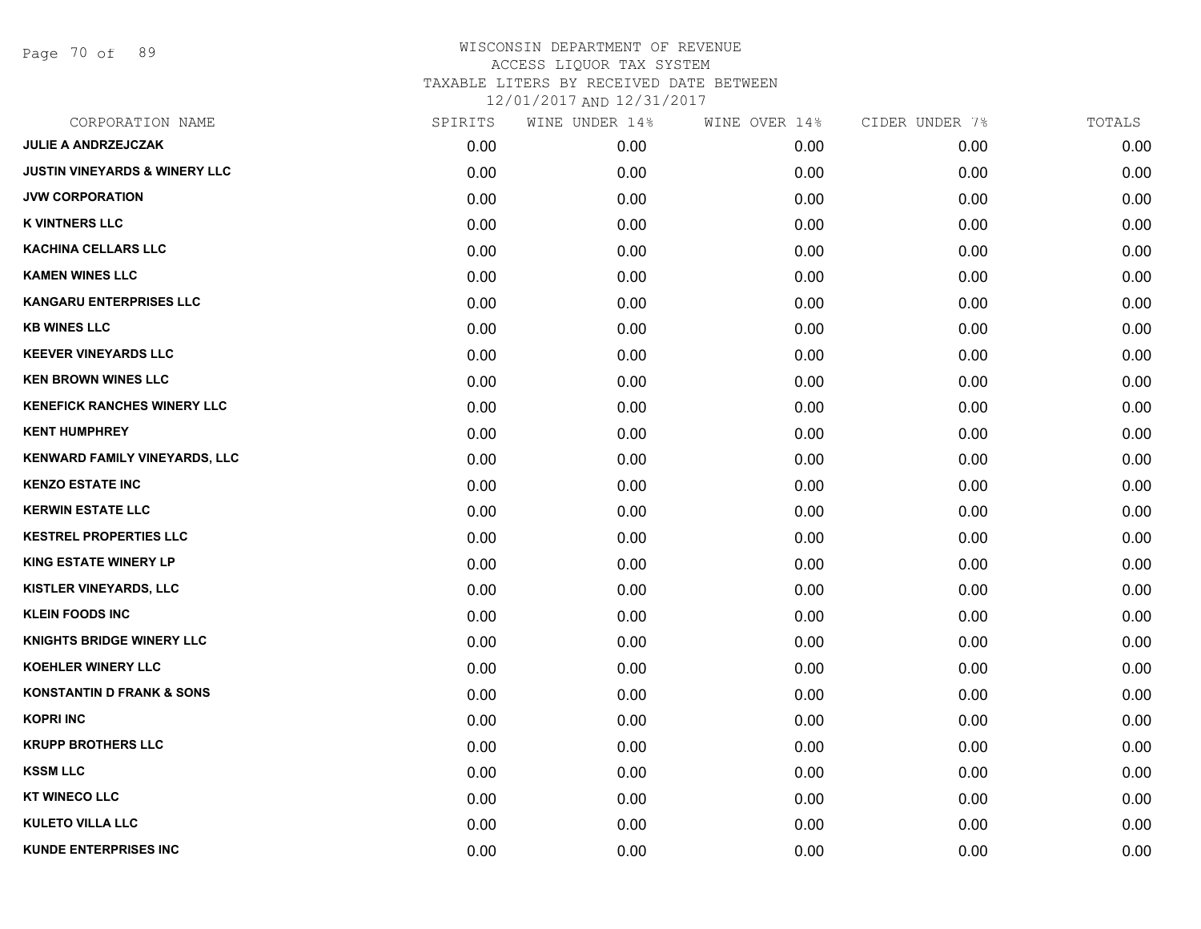# WISCONSIN DEPARTMENT OF REVENUE
ACCESS LIQUOR TAX SYSTEM
TAXABLE LITERS BY RECEIVED DATE BETWEEN
12/01/2017 AND 12/31/2017

| CORPORATION NAME | SPIRITS | WINE UNDER 14% | WINE OVER 14% | CIDER UNDER 7% | TOTALS |
|---|---|---|---|---|---|
| JULIE A ANDRZEJCZAK | 0.00 | 0.00 | 0.00 | 0.00 | 0.00 |
| JUSTIN VINEYARDS & WINERY LLC | 0.00 | 0.00 | 0.00 | 0.00 | 0.00 |
| JVW CORPORATION | 0.00 | 0.00 | 0.00 | 0.00 | 0.00 |
| K VINTNERS LLC | 0.00 | 0.00 | 0.00 | 0.00 | 0.00 |
| KACHINA CELLARS LLC | 0.00 | 0.00 | 0.00 | 0.00 | 0.00 |
| KAMEN WINES LLC | 0.00 | 0.00 | 0.00 | 0.00 | 0.00 |
| KANGARU ENTERPRISES LLC | 0.00 | 0.00 | 0.00 | 0.00 | 0.00 |
| KB WINES LLC | 0.00 | 0.00 | 0.00 | 0.00 | 0.00 |
| KEEVER VINEYARDS LLC | 0.00 | 0.00 | 0.00 | 0.00 | 0.00 |
| KEN BROWN WINES LLC | 0.00 | 0.00 | 0.00 | 0.00 | 0.00 |
| KENEFICK RANCHES WINERY LLC | 0.00 | 0.00 | 0.00 | 0.00 | 0.00 |
| KENT HUMPHREY | 0.00 | 0.00 | 0.00 | 0.00 | 0.00 |
| KENWARD FAMILY VINEYARDS, LLC | 0.00 | 0.00 | 0.00 | 0.00 | 0.00 |
| KENZO ESTATE INC | 0.00 | 0.00 | 0.00 | 0.00 | 0.00 |
| KERWIN ESTATE LLC | 0.00 | 0.00 | 0.00 | 0.00 | 0.00 |
| KESTREL PROPERTIES LLC | 0.00 | 0.00 | 0.00 | 0.00 | 0.00 |
| KING ESTATE WINERY LP | 0.00 | 0.00 | 0.00 | 0.00 | 0.00 |
| KISTLER VINEYARDS, LLC | 0.00 | 0.00 | 0.00 | 0.00 | 0.00 |
| KLEIN FOODS INC | 0.00 | 0.00 | 0.00 | 0.00 | 0.00 |
| KNIGHTS BRIDGE WINERY LLC | 0.00 | 0.00 | 0.00 | 0.00 | 0.00 |
| KOEHLER WINERY LLC | 0.00 | 0.00 | 0.00 | 0.00 | 0.00 |
| KONSTANTIN D FRANK & SONS | 0.00 | 0.00 | 0.00 | 0.00 | 0.00 |
| KOPRI INC | 0.00 | 0.00 | 0.00 | 0.00 | 0.00 |
| KRUPP BROTHERS LLC | 0.00 | 0.00 | 0.00 | 0.00 | 0.00 |
| KSSM LLC | 0.00 | 0.00 | 0.00 | 0.00 | 0.00 |
| KT WINECO LLC | 0.00 | 0.00 | 0.00 | 0.00 | 0.00 |
| KULETO VILLA LLC | 0.00 | 0.00 | 0.00 | 0.00 | 0.00 |
| KUNDE ENTERPRISES INC | 0.00 | 0.00 | 0.00 | 0.00 | 0.00 |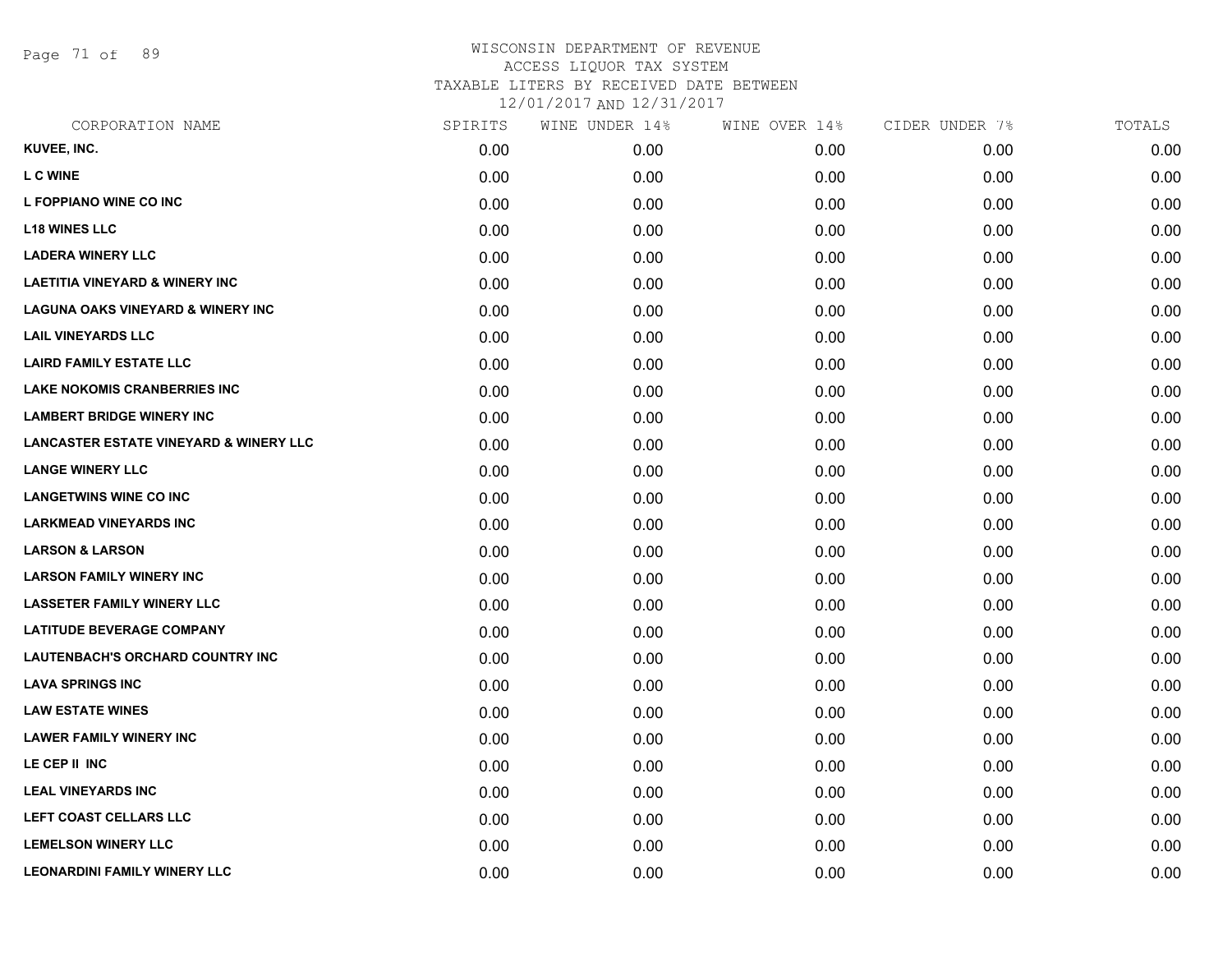WISCONSIN DEPARTMENT OF REVENUE
ACCESS LIQUOR TAX SYSTEM
TAXABLE LITERS BY RECEIVED DATE BETWEEN
12/01/2017 AND 12/31/2017

| CORPORATION NAME | SPIRITS | WINE UNDER 14% | WINE OVER 14% | CIDER UNDER 7% | TOTALS |
|---|---|---|---|---|---|
| KUVEE, INC. | 0.00 | 0.00 | 0.00 | 0.00 | 0.00 |
| L C WINE | 0.00 | 0.00 | 0.00 | 0.00 | 0.00 |
| L FOPPIANO WINE CO INC | 0.00 | 0.00 | 0.00 | 0.00 | 0.00 |
| L18 WINES LLC | 0.00 | 0.00 | 0.00 | 0.00 | 0.00 |
| LADERA WINERY LLC | 0.00 | 0.00 | 0.00 | 0.00 | 0.00 |
| LAETITIA VINEYARD & WINERY INC | 0.00 | 0.00 | 0.00 | 0.00 | 0.00 |
| LAGUNA OAKS VINEYARD & WINERY INC | 0.00 | 0.00 | 0.00 | 0.00 | 0.00 |
| LAIL VINEYARDS LLC | 0.00 | 0.00 | 0.00 | 0.00 | 0.00 |
| LAIRD FAMILY ESTATE LLC | 0.00 | 0.00 | 0.00 | 0.00 | 0.00 |
| LAKE NOKOMIS CRANBERRIES INC | 0.00 | 0.00 | 0.00 | 0.00 | 0.00 |
| LAMBERT BRIDGE WINERY INC | 0.00 | 0.00 | 0.00 | 0.00 | 0.00 |
| LANCASTER ESTATE VINEYARD & WINERY LLC | 0.00 | 0.00 | 0.00 | 0.00 | 0.00 |
| LANGE WINERY LLC | 0.00 | 0.00 | 0.00 | 0.00 | 0.00 |
| LANGETWINS WINE CO INC | 0.00 | 0.00 | 0.00 | 0.00 | 0.00 |
| LARKMEAD VINEYARDS INC | 0.00 | 0.00 | 0.00 | 0.00 | 0.00 |
| LARSON & LARSON | 0.00 | 0.00 | 0.00 | 0.00 | 0.00 |
| LARSON FAMILY WINERY INC | 0.00 | 0.00 | 0.00 | 0.00 | 0.00 |
| LASSETER FAMILY WINERY LLC | 0.00 | 0.00 | 0.00 | 0.00 | 0.00 |
| LATITUDE BEVERAGE COMPANY | 0.00 | 0.00 | 0.00 | 0.00 | 0.00 |
| LAUTENBACH'S ORCHARD COUNTRY INC | 0.00 | 0.00 | 0.00 | 0.00 | 0.00 |
| LAVA SPRINGS INC | 0.00 | 0.00 | 0.00 | 0.00 | 0.00 |
| LAW ESTATE WINES | 0.00 | 0.00 | 0.00 | 0.00 | 0.00 |
| LAWER FAMILY WINERY INC | 0.00 | 0.00 | 0.00 | 0.00 | 0.00 |
| LE CEP II INC | 0.00 | 0.00 | 0.00 | 0.00 | 0.00 |
| LEAL VINEYARDS INC | 0.00 | 0.00 | 0.00 | 0.00 | 0.00 |
| LEFT COAST CELLARS LLC | 0.00 | 0.00 | 0.00 | 0.00 | 0.00 |
| LEMELSON WINERY LLC | 0.00 | 0.00 | 0.00 | 0.00 | 0.00 |
| LEONARDINI FAMILY WINERY LLC | 0.00 | 0.00 | 0.00 | 0.00 | 0.00 |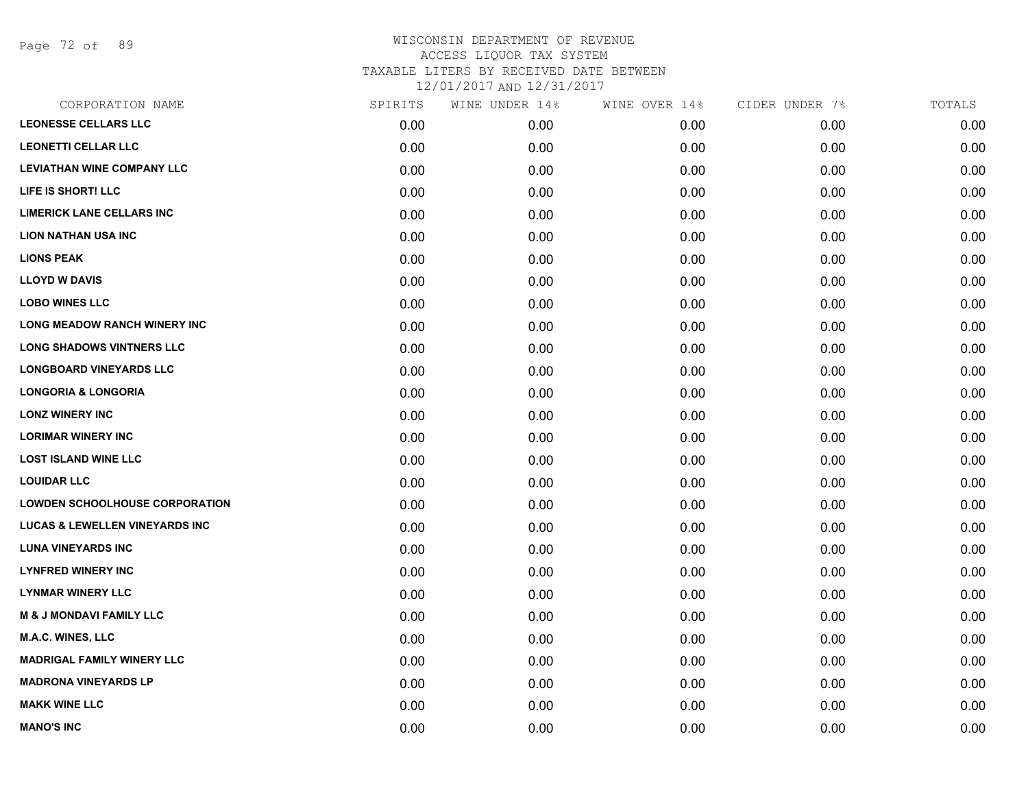# WISCONSIN DEPARTMENT OF REVENUE
## ACCESS LIQUOR TAX SYSTEM
### TAXABLE LITERS BY RECEIVED DATE BETWEEN 12/01/2017 AND 12/31/2017

| CORPORATION NAME | SPIRITS | WINE UNDER 14% | WINE OVER 14% | CIDER UNDER 7% | TOTALS |
|---|---|---|---|---|---|
| LEONESSE CELLARS LLC | 0.00 | 0.00 | 0.00 | 0.00 | 0.00 |
| LEONETTI CELLAR LLC | 0.00 | 0.00 | 0.00 | 0.00 | 0.00 |
| LEVIATHAN WINE COMPANY LLC | 0.00 | 0.00 | 0.00 | 0.00 | 0.00 |
| LIFE IS SHORT! LLC | 0.00 | 0.00 | 0.00 | 0.00 | 0.00 |
| LIMERICK LANE CELLARS INC | 0.00 | 0.00 | 0.00 | 0.00 | 0.00 |
| LION NATHAN USA INC | 0.00 | 0.00 | 0.00 | 0.00 | 0.00 |
| LIONS PEAK | 0.00 | 0.00 | 0.00 | 0.00 | 0.00 |
| LLOYD W DAVIS | 0.00 | 0.00 | 0.00 | 0.00 | 0.00 |
| LOBO WINES LLC | 0.00 | 0.00 | 0.00 | 0.00 | 0.00 |
| LONG MEADOW RANCH WINERY INC | 0.00 | 0.00 | 0.00 | 0.00 | 0.00 |
| LONG SHADOWS VINTNERS LLC | 0.00 | 0.00 | 0.00 | 0.00 | 0.00 |
| LONGBOARD VINEYARDS LLC | 0.00 | 0.00 | 0.00 | 0.00 | 0.00 |
| LONGORIA & LONGORIA | 0.00 | 0.00 | 0.00 | 0.00 | 0.00 |
| LONZ WINERY INC | 0.00 | 0.00 | 0.00 | 0.00 | 0.00 |
| LORIMAR WINERY INC | 0.00 | 0.00 | 0.00 | 0.00 | 0.00 |
| LOST ISLAND WINE LLC | 0.00 | 0.00 | 0.00 | 0.00 | 0.00 |
| LOUIDAR LLC | 0.00 | 0.00 | 0.00 | 0.00 | 0.00 |
| LOWDEN SCHOOLHOUSE CORPORATION | 0.00 | 0.00 | 0.00 | 0.00 | 0.00 |
| LUCAS & LEWELLEN VINEYARDS INC | 0.00 | 0.00 | 0.00 | 0.00 | 0.00 |
| LUNA VINEYARDS INC | 0.00 | 0.00 | 0.00 | 0.00 | 0.00 |
| LYNFRED WINERY INC | 0.00 | 0.00 | 0.00 | 0.00 | 0.00 |
| LYNMAR WINERY LLC | 0.00 | 0.00 | 0.00 | 0.00 | 0.00 |
| M & J MONDAVI FAMILY LLC | 0.00 | 0.00 | 0.00 | 0.00 | 0.00 |
| M.A.C. WINES, LLC | 0.00 | 0.00 | 0.00 | 0.00 | 0.00 |
| MADRIGAL FAMILY WINERY LLC | 0.00 | 0.00 | 0.00 | 0.00 | 0.00 |
| MADRONA VINEYARDS LP | 0.00 | 0.00 | 0.00 | 0.00 | 0.00 |
| MAKK WINE LLC | 0.00 | 0.00 | 0.00 | 0.00 | 0.00 |
| MANO'S INC | 0.00 | 0.00 | 0.00 | 0.00 | 0.00 |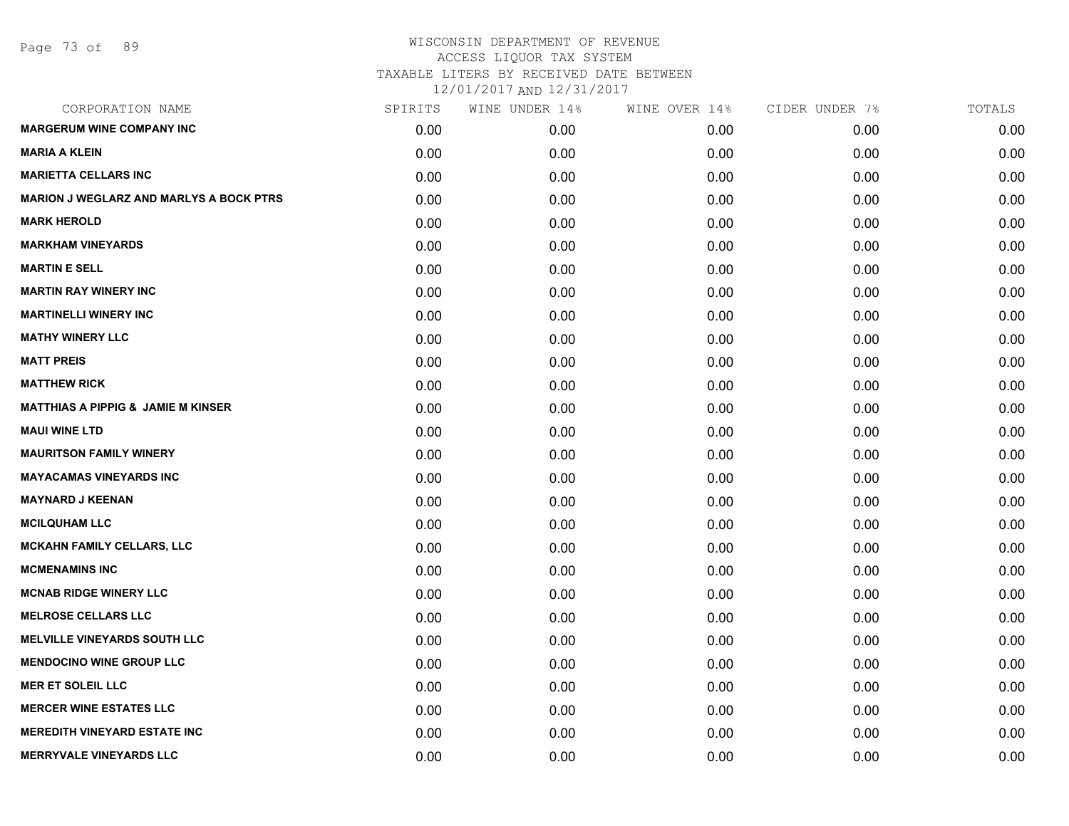WISCONSIN DEPARTMENT OF REVENUE
ACCESS LIQUOR TAX SYSTEM
TAXABLE LITERS BY RECEIVED DATE BETWEEN
12/01/2017 AND 12/31/2017

| CORPORATION NAME | SPIRITS | WINE UNDER 14% | WINE OVER 14% | CIDER UNDER 7% | TOTALS |
|---|---|---|---|---|---|
| **MARGERUM WINE COMPANY INC** | 0.00 | 0.00 | 0.00 | 0.00 | 0.00 |
| **MARIA A KLEIN** | 0.00 | 0.00 | 0.00 | 0.00 | 0.00 |
| **MARIETTA CELLARS INC** | 0.00 | 0.00 | 0.00 | 0.00 | 0.00 |
| **MARION J WEGLARZ AND MARLYS A BOCK PTRS** | 0.00 | 0.00 | 0.00 | 0.00 | 0.00 |
| **MARK HEROLD** | 0.00 | 0.00 | 0.00 | 0.00 | 0.00 |
| **MARKHAM VINEYARDS** | 0.00 | 0.00 | 0.00 | 0.00 | 0.00 |
| **MARTIN E SELL** | 0.00 | 0.00 | 0.00 | 0.00 | 0.00 |
| **MARTIN RAY WINERY INC** | 0.00 | 0.00 | 0.00 | 0.00 | 0.00 |
| **MARTINELLI WINERY INC** | 0.00 | 0.00 | 0.00 | 0.00 | 0.00 |
| **MATHY WINERY LLC** | 0.00 | 0.00 | 0.00 | 0.00 | 0.00 |
| **MATT PREIS** | 0.00 | 0.00 | 0.00 | 0.00 | 0.00 |
| **MATTHEW RICK** | 0.00 | 0.00 | 0.00 | 0.00 | 0.00 |
| **MATTHIAS A PIPPIG & JAMIE M KINSER** | 0.00 | 0.00 | 0.00 | 0.00 | 0.00 |
| **MAUI WINE LTD** | 0.00 | 0.00 | 0.00 | 0.00 | 0.00 |
| **MAURITSON FAMILY WINERY** | 0.00 | 0.00 | 0.00 | 0.00 | 0.00 |
| **MAYACAMAS VINEYARDS INC** | 0.00 | 0.00 | 0.00 | 0.00 | 0.00 |
| **MAYNARD J KEENAN** | 0.00 | 0.00 | 0.00 | 0.00 | 0.00 |
| **MCILQUHAM LLC** | 0.00 | 0.00 | 0.00 | 0.00 | 0.00 |
| **MCKAHN FAMILY CELLARS, LLC** | 0.00 | 0.00 | 0.00 | 0.00 | 0.00 |
| **MCMENAMINS INC** | 0.00 | 0.00 | 0.00 | 0.00 | 0.00 |
| **MCNAB RIDGE WINERY LLC** | 0.00 | 0.00 | 0.00 | 0.00 | 0.00 |
| **MELROSE CELLARS LLC** | 0.00 | 0.00 | 0.00 | 0.00 | 0.00 |
| **MELVILLE VINEYARDS SOUTH LLC** | 0.00 | 0.00 | 0.00 | 0.00 | 0.00 |
| **MENDOCINO WINE GROUP LLC** | 0.00 | 0.00 | 0.00 | 0.00 | 0.00 |
| **MER ET SOLEIL LLC** | 0.00 | 0.00 | 0.00 | 0.00 | 0.00 |
| **MERCER WINE ESTATES LLC** | 0.00 | 0.00 | 0.00 | 0.00 | 0.00 |
| **MEREDITH VINEYARD ESTATE INC** | 0.00 | 0.00 | 0.00 | 0.00 | 0.00 |
| **MERRYVALE VINEYARDS LLC** | 0.00 | 0.00 | 0.00 | 0.00 | 0.00 |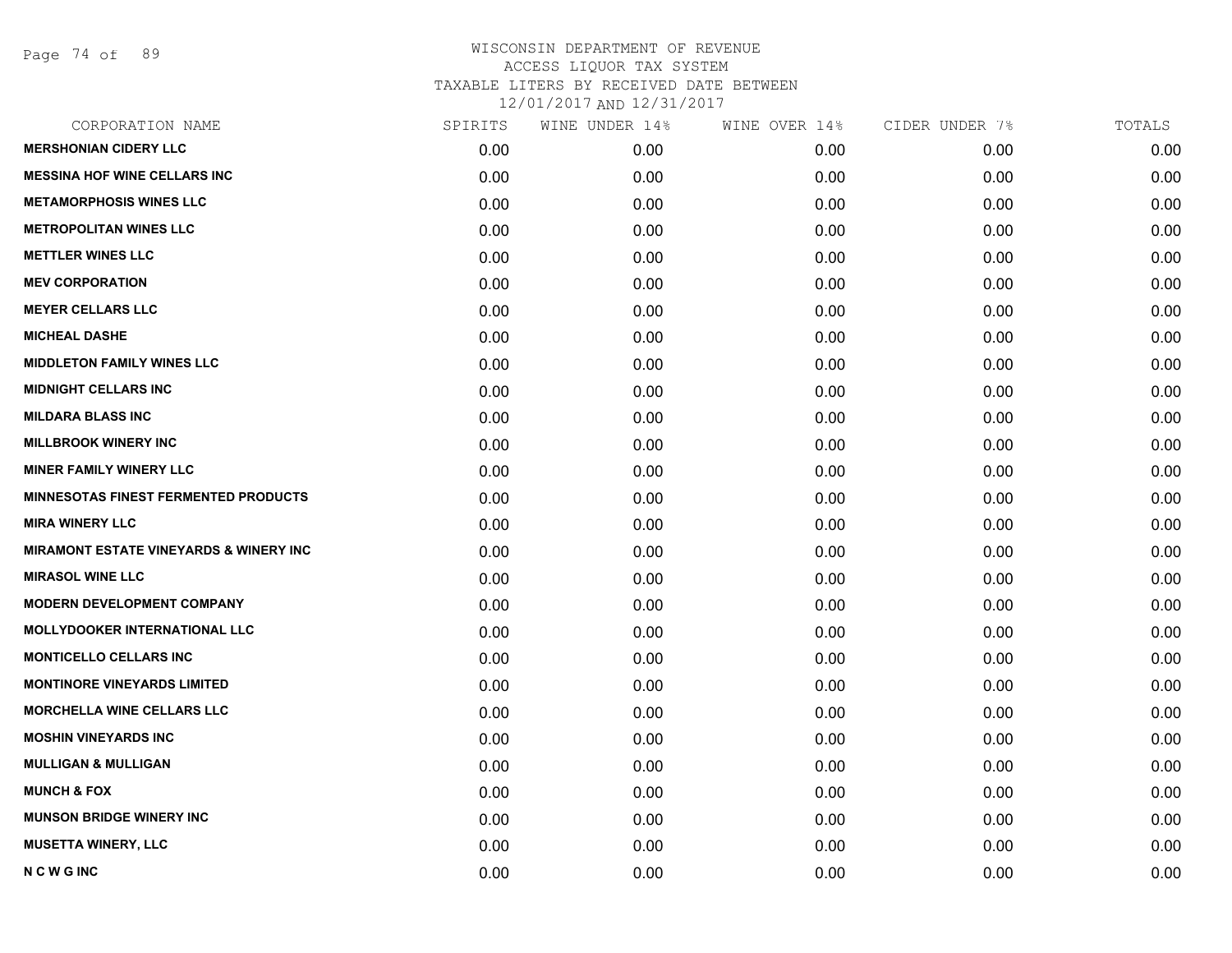# WISCONSIN DEPARTMENT OF REVENUE
## ACCESS LIQUOR TAX SYSTEM
### TAXABLE LITERS BY RECEIVED DATE BETWEEN 12/01/2017 AND 12/31/2017

| CORPORATION NAME | SPIRITS | WINE UNDER 14% | WINE OVER 14% | CIDER UNDER 7% | TOTALS |
|---|---|---|---|---|---|
| **MERSHONIAN CIDERY LLC** | 0.00 | 0.00 | 0.00 | 0.00 | 0.00 |
| **MESSINA HOF WINE CELLARS INC** | 0.00 | 0.00 | 0.00 | 0.00 | 0.00 |
| **METAMORPHOSIS WINES LLC** | 0.00 | 0.00 | 0.00 | 0.00 | 0.00 |
| **METROPOLITAN WINES LLC** | 0.00 | 0.00 | 0.00 | 0.00 | 0.00 |
| **METTLER WINES LLC** | 0.00 | 0.00 | 0.00 | 0.00 | 0.00 |
| **MEV CORPORATION** | 0.00 | 0.00 | 0.00 | 0.00 | 0.00 |
| **MEYER CELLARS LLC** | 0.00 | 0.00 | 0.00 | 0.00 | 0.00 |
| **MICHEAL DASHE** | 0.00 | 0.00 | 0.00 | 0.00 | 0.00 |
| **MIDDLETON FAMILY WINES LLC** | 0.00 | 0.00 | 0.00 | 0.00 | 0.00 |
| **MIDNIGHT CELLARS INC** | 0.00 | 0.00 | 0.00 | 0.00 | 0.00 |
| **MILDARA BLASS INC** | 0.00 | 0.00 | 0.00 | 0.00 | 0.00 |
| **MILLBROOK WINERY INC** | 0.00 | 0.00 | 0.00 | 0.00 | 0.00 |
| **MINER FAMILY WINERY LLC** | 0.00 | 0.00 | 0.00 | 0.00 | 0.00 |
| **MINNESOTAS FINEST FERMENTED PRODUCTS** | 0.00 | 0.00 | 0.00 | 0.00 | 0.00 |
| **MIRA WINERY LLC** | 0.00 | 0.00 | 0.00 | 0.00 | 0.00 |
| **MIRAMONT ESTATE VINEYARDS & WINERY INC** | 0.00 | 0.00 | 0.00 | 0.00 | 0.00 |
| **MIRASOL WINE LLC** | 0.00 | 0.00 | 0.00 | 0.00 | 0.00 |
| **MODERN DEVELOPMENT COMPANY** | 0.00 | 0.00 | 0.00 | 0.00 | 0.00 |
| **MOLLYDOOKER INTERNATIONAL LLC** | 0.00 | 0.00 | 0.00 | 0.00 | 0.00 |
| **MONTICELLO CELLARS INC** | 0.00 | 0.00 | 0.00 | 0.00 | 0.00 |
| **MONTINORE VINEYARDS LIMITED** | 0.00 | 0.00 | 0.00 | 0.00 | 0.00 |
| **MORCHELLA WINE CELLARS LLC** | 0.00 | 0.00 | 0.00 | 0.00 | 0.00 |
| **MOSHIN VINEYARDS INC** | 0.00 | 0.00 | 0.00 | 0.00 | 0.00 |
| **MULLIGAN & MULLIGAN** | 0.00 | 0.00 | 0.00 | 0.00 | 0.00 |
| **MUNCH & FOX** | 0.00 | 0.00 | 0.00 | 0.00 | 0.00 |
| **MUNSON BRIDGE WINERY INC** | 0.00 | 0.00 | 0.00 | 0.00 | 0.00 |
| **MUSETTA WINERY, LLC** | 0.00 | 0.00 | 0.00 | 0.00 | 0.00 |
| **N C W G INC** | 0.00 | 0.00 | 0.00 | 0.00 | 0.00 |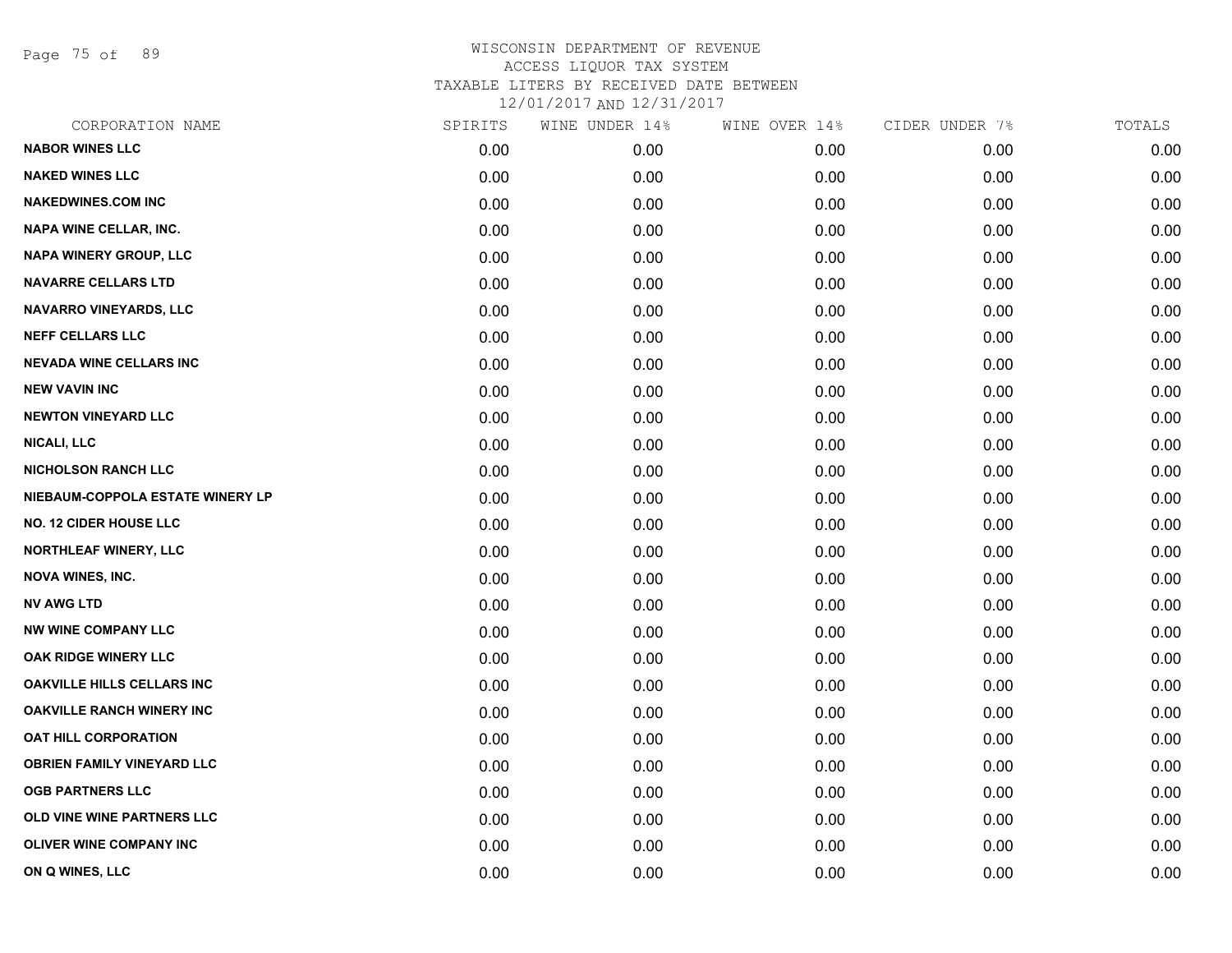# WISCONSIN DEPARTMENT OF REVENUE
ACCESS LIQUOR TAX SYSTEM
TAXABLE LITERS BY RECEIVED DATE BETWEEN
12/01/2017 AND 12/31/2017

| CORPORATION NAME | SPIRITS | WINE UNDER 14% | WINE OVER 14% | CIDER UNDER 7% | TOTALS |
|---|---|---|---|---|---|
| NABOR WINES LLC | 0.00 | 0.00 | 0.00 | 0.00 | 0.00 |
| NAKED WINES LLC | 0.00 | 0.00 | 0.00 | 0.00 | 0.00 |
| NAKEDWINES.COM INC | 0.00 | 0.00 | 0.00 | 0.00 | 0.00 |
| NAPA WINE CELLAR, INC. | 0.00 | 0.00 | 0.00 | 0.00 | 0.00 |
| NAPA WINERY GROUP, LLC | 0.00 | 0.00 | 0.00 | 0.00 | 0.00 |
| NAVARRE CELLARS LTD | 0.00 | 0.00 | 0.00 | 0.00 | 0.00 |
| NAVARRO VINEYARDS, LLC | 0.00 | 0.00 | 0.00 | 0.00 | 0.00 |
| NEFF CELLARS LLC | 0.00 | 0.00 | 0.00 | 0.00 | 0.00 |
| NEVADA WINE CELLARS INC | 0.00 | 0.00 | 0.00 | 0.00 | 0.00 |
| NEW VAVIN INC | 0.00 | 0.00 | 0.00 | 0.00 | 0.00 |
| NEWTON VINEYARD LLC | 0.00 | 0.00 | 0.00 | 0.00 | 0.00 |
| NICALI, LLC | 0.00 | 0.00 | 0.00 | 0.00 | 0.00 |
| NICHOLSON RANCH LLC | 0.00 | 0.00 | 0.00 | 0.00 | 0.00 |
| NIEBAUM-COPPOLA ESTATE WINERY LP | 0.00 | 0.00 | 0.00 | 0.00 | 0.00 |
| NO. 12 CIDER HOUSE LLC | 0.00 | 0.00 | 0.00 | 0.00 | 0.00 |
| NORTHLEAF WINERY, LLC | 0.00 | 0.00 | 0.00 | 0.00 | 0.00 |
| NOVA WINES, INC. | 0.00 | 0.00 | 0.00 | 0.00 | 0.00 |
| NV AWG LTD | 0.00 | 0.00 | 0.00 | 0.00 | 0.00 |
| NW WINE COMPANY LLC | 0.00 | 0.00 | 0.00 | 0.00 | 0.00 |
| OAK RIDGE WINERY LLC | 0.00 | 0.00 | 0.00 | 0.00 | 0.00 |
| OAKVILLE HILLS CELLARS INC | 0.00 | 0.00 | 0.00 | 0.00 | 0.00 |
| OAKVILLE RANCH WINERY INC | 0.00 | 0.00 | 0.00 | 0.00 | 0.00 |
| OAT HILL CORPORATION | 0.00 | 0.00 | 0.00 | 0.00 | 0.00 |
| OBRIEN FAMILY VINEYARD LLC | 0.00 | 0.00 | 0.00 | 0.00 | 0.00 |
| OGB PARTNERS LLC | 0.00 | 0.00 | 0.00 | 0.00 | 0.00 |
| OLD VINE WINE PARTNERS LLC | 0.00 | 0.00 | 0.00 | 0.00 | 0.00 |
| OLIVER WINE COMPANY INC | 0.00 | 0.00 | 0.00 | 0.00 | 0.00 |
| ON Q WINES, LLC | 0.00 | 0.00 | 0.00 | 0.00 | 0.00 |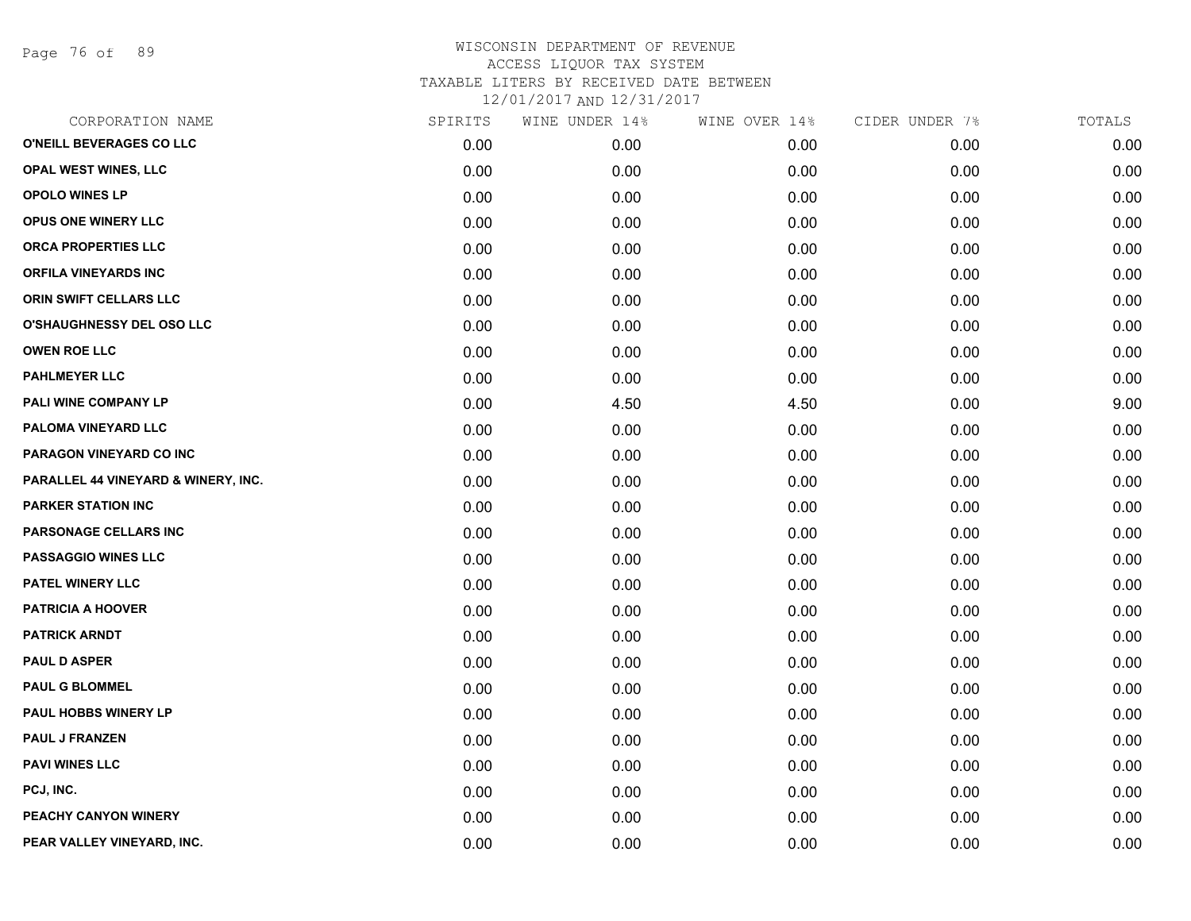# WISCONSIN DEPARTMENT OF REVENUE
## ACCESS LIQUOR TAX SYSTEM
### TAXABLE LITERS BY RECEIVED DATE BETWEEN 12/01/2017 AND 12/31/2017

| CORPORATION NAME | SPIRITS | WINE UNDER 14% | WINE OVER 14% | CIDER UNDER 7% | TOTALS |
|---|---|---|---|---|---|
| O'NEILL BEVERAGES CO LLC | 0.00 | 0.00 | 0.00 | 0.00 | 0.00 |
| OPAL WEST WINES, LLC | 0.00 | 0.00 | 0.00 | 0.00 | 0.00 |
| OPOLO WINES LP | 0.00 | 0.00 | 0.00 | 0.00 | 0.00 |
| OPUS ONE WINERY LLC | 0.00 | 0.00 | 0.00 | 0.00 | 0.00 |
| ORCA PROPERTIES LLC | 0.00 | 0.00 | 0.00 | 0.00 | 0.00 |
| ORFILA VINEYARDS INC | 0.00 | 0.00 | 0.00 | 0.00 | 0.00 |
| ORIN SWIFT CELLARS LLC | 0.00 | 0.00 | 0.00 | 0.00 | 0.00 |
| O'SHAUGHNESSY DEL OSO LLC | 0.00 | 0.00 | 0.00 | 0.00 | 0.00 |
| OWEN ROE LLC | 0.00 | 0.00 | 0.00 | 0.00 | 0.00 |
| PAHLMEYER LLC | 0.00 | 0.00 | 0.00 | 0.00 | 0.00 |
| PALI WINE COMPANY LP | 0.00 | 4.50 | 4.50 | 0.00 | 9.00 |
| PALOMA VINEYARD LLC | 0.00 | 0.00 | 0.00 | 0.00 | 0.00 |
| PARAGON VINEYARD CO INC | 0.00 | 0.00 | 0.00 | 0.00 | 0.00 |
| PARALLEL 44 VINEYARD & WINERY, INC. | 0.00 | 0.00 | 0.00 | 0.00 | 0.00 |
| PARKER STATION INC | 0.00 | 0.00 | 0.00 | 0.00 | 0.00 |
| PARSONAGE CELLARS INC | 0.00 | 0.00 | 0.00 | 0.00 | 0.00 |
| PASSAGGIO WINES LLC | 0.00 | 0.00 | 0.00 | 0.00 | 0.00 |
| PATEL WINERY LLC | 0.00 | 0.00 | 0.00 | 0.00 | 0.00 |
| PATRICIA A HOOVER | 0.00 | 0.00 | 0.00 | 0.00 | 0.00 |
| PATRICK ARNDT | 0.00 | 0.00 | 0.00 | 0.00 | 0.00 |
| PAUL D ASPER | 0.00 | 0.00 | 0.00 | 0.00 | 0.00 |
| PAUL G BLOMMEL | 0.00 | 0.00 | 0.00 | 0.00 | 0.00 |
| PAUL HOBBS WINERY LP | 0.00 | 0.00 | 0.00 | 0.00 | 0.00 |
| PAUL J FRANZEN | 0.00 | 0.00 | 0.00 | 0.00 | 0.00 |
| PAVI WINES LLC | 0.00 | 0.00 | 0.00 | 0.00 | 0.00 |
| PCJ, INC. | 0.00 | 0.00 | 0.00 | 0.00 | 0.00 |
| PEACHY CANYON WINERY | 0.00 | 0.00 | 0.00 | 0.00 | 0.00 |
| PEAR VALLEY VINEYARD, INC. | 0.00 | 0.00 | 0.00 | 0.00 | 0.00 |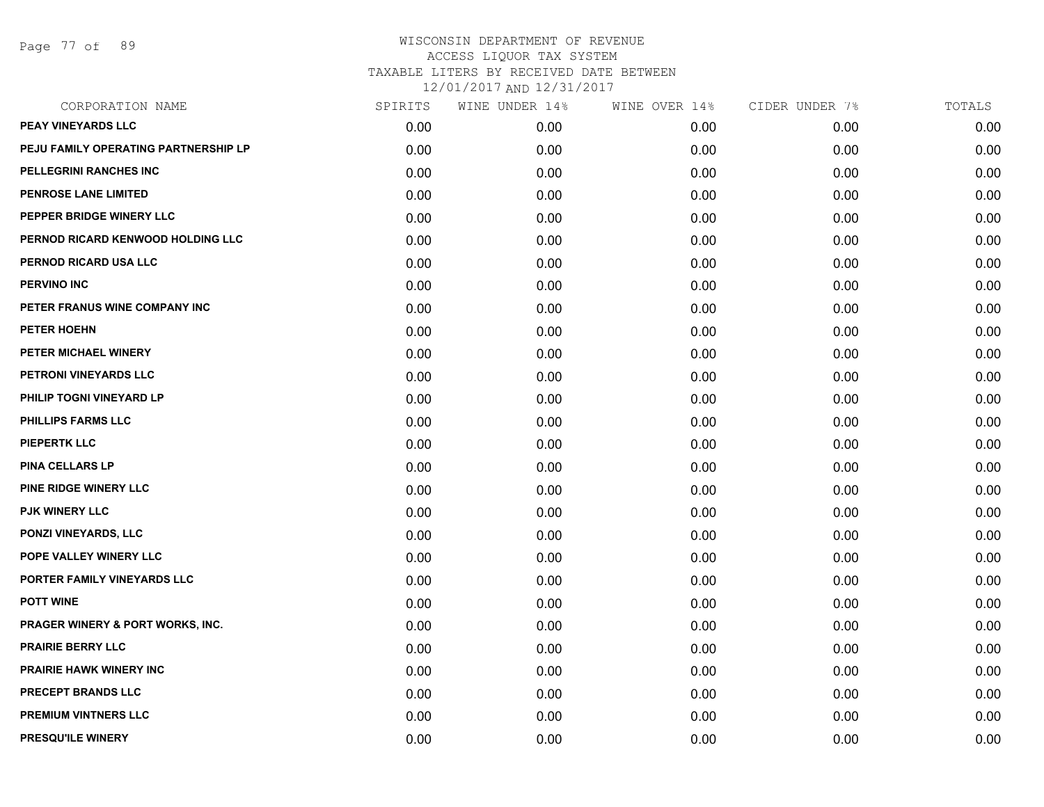WISCONSIN DEPARTMENT OF REVENUE
ACCESS LIQUOR TAX SYSTEM
TAXABLE LITERS BY RECEIVED DATE BETWEEN
12/01/2017 AND 12/31/2017

| CORPORATION NAME | SPIRITS | WINE UNDER 14% | WINE OVER 14% | CIDER UNDER 7% | TOTALS |
|---|---|---|---|---|---|
| PEAY VINEYARDS LLC | 0.00 | 0.00 | 0.00 | 0.00 | 0.00 |
| PEJU FAMILY OPERATING PARTNERSHIP LP | 0.00 | 0.00 | 0.00 | 0.00 | 0.00 |
| PELLEGRINI RANCHES INC | 0.00 | 0.00 | 0.00 | 0.00 | 0.00 |
| PENROSE LANE LIMITED | 0.00 | 0.00 | 0.00 | 0.00 | 0.00 |
| PEPPER BRIDGE WINERY LLC | 0.00 | 0.00 | 0.00 | 0.00 | 0.00 |
| PERNOD RICARD KENWOOD HOLDING LLC | 0.00 | 0.00 | 0.00 | 0.00 | 0.00 |
| PERNOD RICARD USA LLC | 0.00 | 0.00 | 0.00 | 0.00 | 0.00 |
| PERVINO INC | 0.00 | 0.00 | 0.00 | 0.00 | 0.00 |
| PETER FRANUS WINE COMPANY INC | 0.00 | 0.00 | 0.00 | 0.00 | 0.00 |
| PETER HOEHN | 0.00 | 0.00 | 0.00 | 0.00 | 0.00 |
| PETER MICHAEL WINERY | 0.00 | 0.00 | 0.00 | 0.00 | 0.00 |
| PETRONI VINEYARDS LLC | 0.00 | 0.00 | 0.00 | 0.00 | 0.00 |
| PHILIP TOGNI VINEYARD LP | 0.00 | 0.00 | 0.00 | 0.00 | 0.00 |
| PHILLIPS FARMS LLC | 0.00 | 0.00 | 0.00 | 0.00 | 0.00 |
| PIEPERTK LLC | 0.00 | 0.00 | 0.00 | 0.00 | 0.00 |
| PINA CELLARS LP | 0.00 | 0.00 | 0.00 | 0.00 | 0.00 |
| PINE RIDGE WINERY LLC | 0.00 | 0.00 | 0.00 | 0.00 | 0.00 |
| PJK WINERY LLC | 0.00 | 0.00 | 0.00 | 0.00 | 0.00 |
| PONZI VINEYARDS, LLC | 0.00 | 0.00 | 0.00 | 0.00 | 0.00 |
| POPE VALLEY WINERY LLC | 0.00 | 0.00 | 0.00 | 0.00 | 0.00 |
| PORTER FAMILY VINEYARDS LLC | 0.00 | 0.00 | 0.00 | 0.00 | 0.00 |
| POTT WINE | 0.00 | 0.00 | 0.00 | 0.00 | 0.00 |
| PRAGER WINERY & PORT WORKS, INC. | 0.00 | 0.00 | 0.00 | 0.00 | 0.00 |
| PRAIRIE BERRY LLC | 0.00 | 0.00 | 0.00 | 0.00 | 0.00 |
| PRAIRIE HAWK WINERY INC | 0.00 | 0.00 | 0.00 | 0.00 | 0.00 |
| PRECEPT BRANDS LLC | 0.00 | 0.00 | 0.00 | 0.00 | 0.00 |
| PREMIUM VINTNERS LLC | 0.00 | 0.00 | 0.00 | 0.00 | 0.00 |
| PRESQU'ILE WINERY | 0.00 | 0.00 | 0.00 | 0.00 | 0.00 |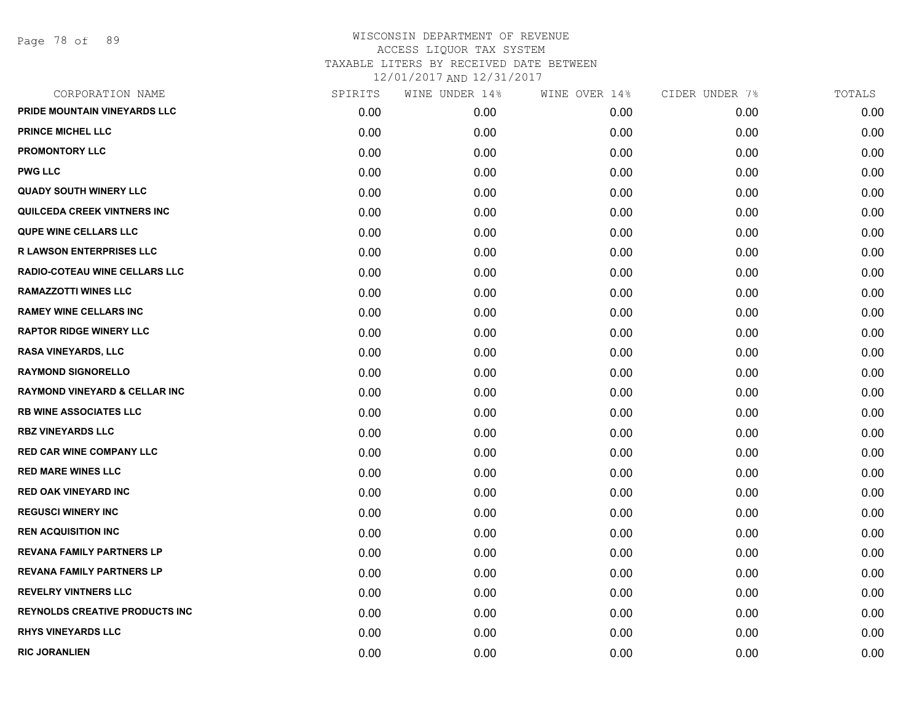# WISCONSIN DEPARTMENT OF REVENUE
## ACCESS LIQUOR TAX SYSTEM
## TAXABLE LITERS BY RECEIVED DATE BETWEEN
## 12/01/2017 AND 12/31/2017

| CORPORATION NAME | SPIRITS | WINE UNDER 14% | WINE OVER 14% | CIDER UNDER 7% | TOTALS |
|---|---|---|---|---|---|
| PRIDE MOUNTAIN VINEYARDS LLC | 0.00 | 0.00 | 0.00 | 0.00 | 0.00 |
| PRINCE MICHEL LLC | 0.00 | 0.00 | 0.00 | 0.00 | 0.00 |
| PROMONTORY LLC | 0.00 | 0.00 | 0.00 | 0.00 | 0.00 |
| PWG LLC | 0.00 | 0.00 | 0.00 | 0.00 | 0.00 |
| QUADY SOUTH WINERY LLC | 0.00 | 0.00 | 0.00 | 0.00 | 0.00 |
| QUILCEDA CREEK VINTNERS INC | 0.00 | 0.00 | 0.00 | 0.00 | 0.00 |
| QUPE WINE CELLARS LLC | 0.00 | 0.00 | 0.00 | 0.00 | 0.00 |
| R LAWSON ENTERPRISES LLC | 0.00 | 0.00 | 0.00 | 0.00 | 0.00 |
| RADIO-COTEAU WINE CELLARS LLC | 0.00 | 0.00 | 0.00 | 0.00 | 0.00 |
| RAMAZZOTTI WINES LLC | 0.00 | 0.00 | 0.00 | 0.00 | 0.00 |
| RAMEY WINE CELLARS INC | 0.00 | 0.00 | 0.00 | 0.00 | 0.00 |
| RAPTOR RIDGE WINERY LLC | 0.00 | 0.00 | 0.00 | 0.00 | 0.00 |
| RASA VINEYARDS, LLC | 0.00 | 0.00 | 0.00 | 0.00 | 0.00 |
| RAYMOND SIGNORELLO | 0.00 | 0.00 | 0.00 | 0.00 | 0.00 |
| RAYMOND VINEYARD & CELLAR INC | 0.00 | 0.00 | 0.00 | 0.00 | 0.00 |
| RB WINE ASSOCIATES LLC | 0.00 | 0.00 | 0.00 | 0.00 | 0.00 |
| RBZ VINEYARDS LLC | 0.00 | 0.00 | 0.00 | 0.00 | 0.00 |
| RED CAR WINE COMPANY LLC | 0.00 | 0.00 | 0.00 | 0.00 | 0.00 |
| RED MARE WINES LLC | 0.00 | 0.00 | 0.00 | 0.00 | 0.00 |
| RED OAK VINEYARD INC | 0.00 | 0.00 | 0.00 | 0.00 | 0.00 |
| REGUSCI WINERY INC | 0.00 | 0.00 | 0.00 | 0.00 | 0.00 |
| REN ACQUISITION INC | 0.00 | 0.00 | 0.00 | 0.00 | 0.00 |
| REVANA FAMILY PARTNERS LP | 0.00 | 0.00 | 0.00 | 0.00 | 0.00 |
| REVANA FAMILY PARTNERS LP | 0.00 | 0.00 | 0.00 | 0.00 | 0.00 |
| REVELRY VINTNERS LLC | 0.00 | 0.00 | 0.00 | 0.00 | 0.00 |
| REYNOLDS CREATIVE PRODUCTS INC | 0.00 | 0.00 | 0.00 | 0.00 | 0.00 |
| RHYS VINEYARDS LLC | 0.00 | 0.00 | 0.00 | 0.00 | 0.00 |
| RIC JORANLIEN | 0.00 | 0.00 | 0.00 | 0.00 | 0.00 |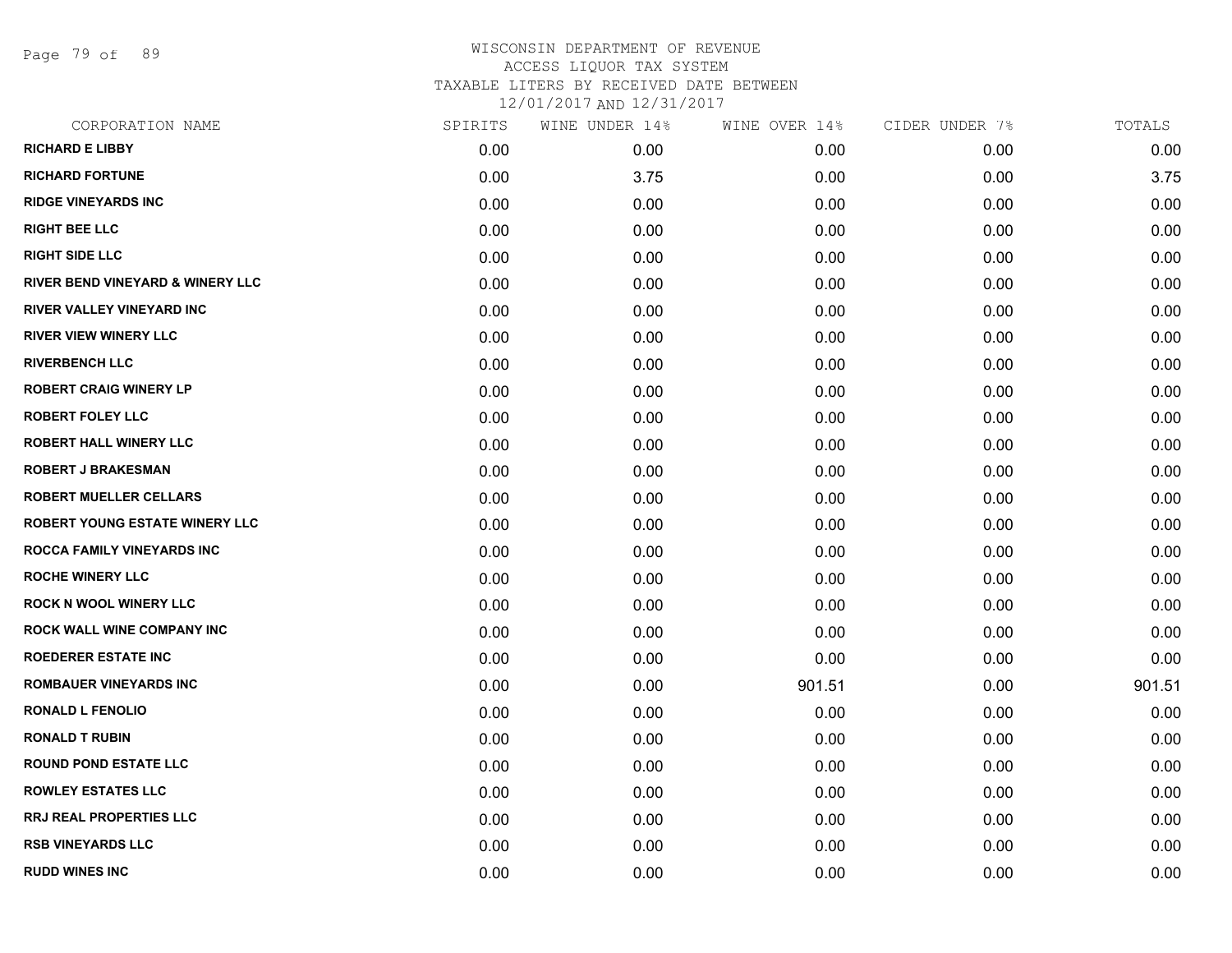# WISCONSIN DEPARTMENT OF REVENUE
## ACCESS LIQUOR TAX SYSTEM
### TAXABLE LITERS BY RECEIVED DATE BETWEEN 12/01/2017 AND 12/31/2017

| CORPORATION NAME | SPIRITS | WINE UNDER 14% | WINE OVER 14% | CIDER UNDER 7% | TOTALS |
|---|---|---|---|---|---|
| RICHARD E LIBBY | 0.00 | 0.00 | 0.00 | 0.00 | 0.00 |
| RICHARD FORTUNE | 0.00 | 3.75 | 0.00 | 0.00 | 3.75 |
| RIDGE VINEYARDS INC | 0.00 | 0.00 | 0.00 | 0.00 | 0.00 |
| RIGHT BEE LLC | 0.00 | 0.00 | 0.00 | 0.00 | 0.00 |
| RIGHT SIDE LLC | 0.00 | 0.00 | 0.00 | 0.00 | 0.00 |
| RIVER BEND VINEYARD & WINERY LLC | 0.00 | 0.00 | 0.00 | 0.00 | 0.00 |
| RIVER VALLEY VINEYARD INC | 0.00 | 0.00 | 0.00 | 0.00 | 0.00 |
| RIVER VIEW WINERY LLC | 0.00 | 0.00 | 0.00 | 0.00 | 0.00 |
| RIVERBENCH LLC | 0.00 | 0.00 | 0.00 | 0.00 | 0.00 |
| ROBERT CRAIG WINERY LP | 0.00 | 0.00 | 0.00 | 0.00 | 0.00 |
| ROBERT FOLEY LLC | 0.00 | 0.00 | 0.00 | 0.00 | 0.00 |
| ROBERT HALL WINERY LLC | 0.00 | 0.00 | 0.00 | 0.00 | 0.00 |
| ROBERT J BRAKESMAN | 0.00 | 0.00 | 0.00 | 0.00 | 0.00 |
| ROBERT MUELLER CELLARS | 0.00 | 0.00 | 0.00 | 0.00 | 0.00 |
| ROBERT YOUNG ESTATE WINERY LLC | 0.00 | 0.00 | 0.00 | 0.00 | 0.00 |
| ROCCA FAMILY VINEYARDS INC | 0.00 | 0.00 | 0.00 | 0.00 | 0.00 |
| ROCHE WINERY LLC | 0.00 | 0.00 | 0.00 | 0.00 | 0.00 |
| ROCK N WOOL WINERY LLC | 0.00 | 0.00 | 0.00 | 0.00 | 0.00 |
| ROCK WALL WINE COMPANY INC | 0.00 | 0.00 | 0.00 | 0.00 | 0.00 |
| ROEDERER ESTATE INC | 0.00 | 0.00 | 0.00 | 0.00 | 0.00 |
| ROMBAUER VINEYARDS INC | 0.00 | 0.00 | 901.51 | 0.00 | 901.51 |
| RONALD L FENOLIO | 0.00 | 0.00 | 0.00 | 0.00 | 0.00 |
| RONALD T RUBIN | 0.00 | 0.00 | 0.00 | 0.00 | 0.00 |
| ROUND POND ESTATE LLC | 0.00 | 0.00 | 0.00 | 0.00 | 0.00 |
| ROWLEY ESTATES LLC | 0.00 | 0.00 | 0.00 | 0.00 | 0.00 |
| RRJ REAL PROPERTIES LLC | 0.00 | 0.00 | 0.00 | 0.00 | 0.00 |
| RSB VINEYARDS LLC | 0.00 | 0.00 | 0.00 | 0.00 | 0.00 |
| RUDD WINES INC | 0.00 | 0.00 | 0.00 | 0.00 | 0.00 |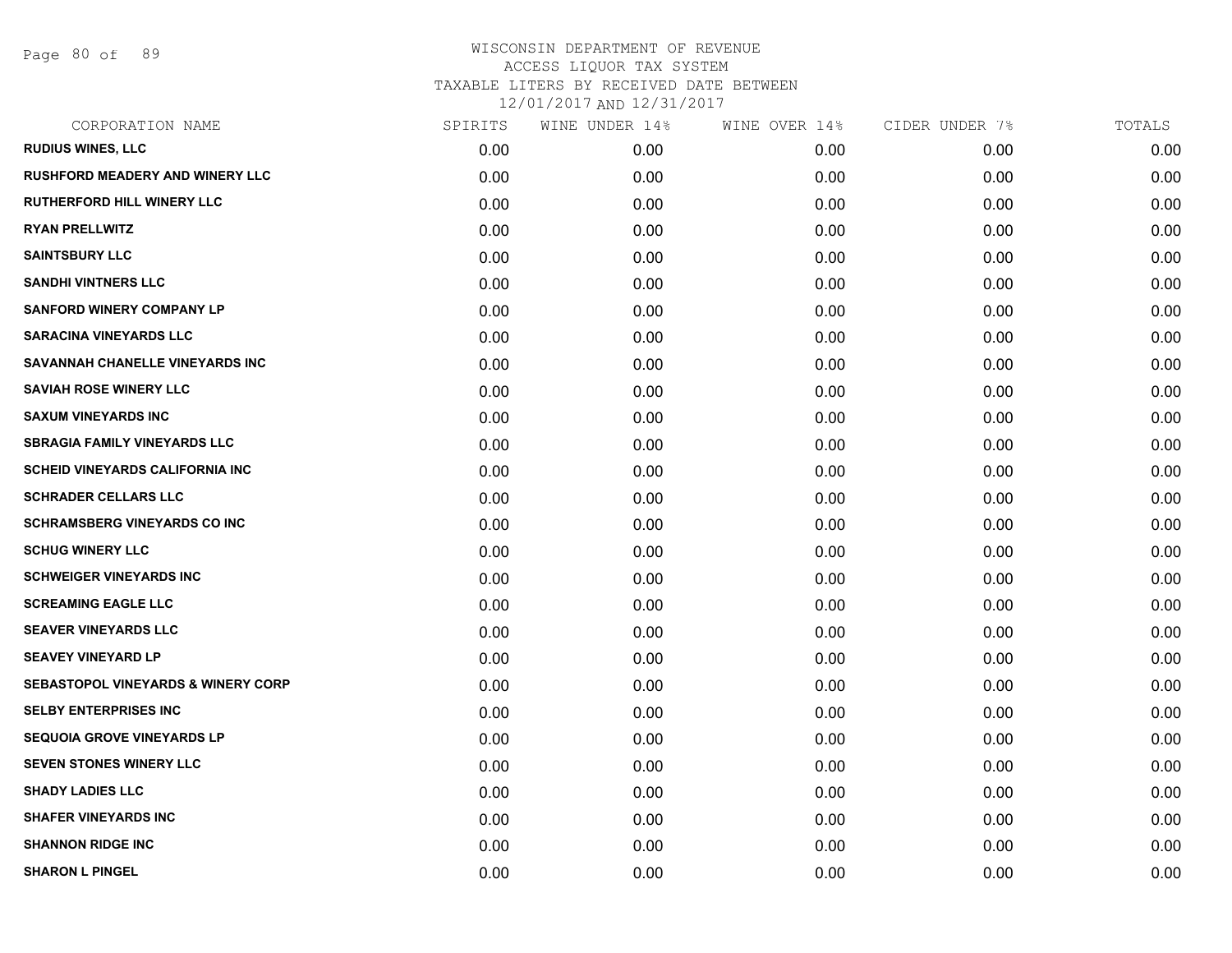WISCONSIN DEPARTMENT OF REVENUE
ACCESS LIQUOR TAX SYSTEM
TAXABLE LITERS BY RECEIVED DATE BETWEEN
12/01/2017 AND 12/31/2017

| CORPORATION NAME | SPIRITS | WINE UNDER 14% | WINE OVER 14% | CIDER UNDER 7% | TOTALS |
|---|---|---|---|---|---|
| **RUDIUS WINES, LLC** | 0.00 | 0.00 | 0.00 | 0.00 | 0.00 |
| **RUSHFORD MEADERY AND WINERY LLC** | 0.00 | 0.00 | 0.00 | 0.00 | 0.00 |
| **RUTHERFORD HILL WINERY LLC** | 0.00 | 0.00 | 0.00 | 0.00 | 0.00 |
| **RYAN PRELLWITZ** | 0.00 | 0.00 | 0.00 | 0.00 | 0.00 |
| **SAINTSBURY LLC** | 0.00 | 0.00 | 0.00 | 0.00 | 0.00 |
| **SANDHI VINTNERS LLC** | 0.00 | 0.00 | 0.00 | 0.00 | 0.00 |
| **SANFORD WINERY COMPANY LP** | 0.00 | 0.00 | 0.00 | 0.00 | 0.00 |
| **SARACINA VINEYARDS LLC** | 0.00 | 0.00 | 0.00 | 0.00 | 0.00 |
| **SAVANNAH CHANELLE VINEYARDS INC** | 0.00 | 0.00 | 0.00 | 0.00 | 0.00 |
| **SAVIAH ROSE WINERY LLC** | 0.00 | 0.00 | 0.00 | 0.00 | 0.00 |
| **SAXUM VINEYARDS INC** | 0.00 | 0.00 | 0.00 | 0.00 | 0.00 |
| **SBRAGIA FAMILY VINEYARDS LLC** | 0.00 | 0.00 | 0.00 | 0.00 | 0.00 |
| **SCHEID VINEYARDS CALIFORNIA INC** | 0.00 | 0.00 | 0.00 | 0.00 | 0.00 |
| **SCHRADER CELLARS LLC** | 0.00 | 0.00 | 0.00 | 0.00 | 0.00 |
| **SCHRAMSBERG VINEYARDS CO INC** | 0.00 | 0.00 | 0.00 | 0.00 | 0.00 |
| **SCHUG WINERY LLC** | 0.00 | 0.00 | 0.00 | 0.00 | 0.00 |
| **SCHWEIGER VINEYARDS INC** | 0.00 | 0.00 | 0.00 | 0.00 | 0.00 |
| **SCREAMING EAGLE LLC** | 0.00 | 0.00 | 0.00 | 0.00 | 0.00 |
| **SEAVER VINEYARDS LLC** | 0.00 | 0.00 | 0.00 | 0.00 | 0.00 |
| **SEAVEY VINEYARD LP** | 0.00 | 0.00 | 0.00 | 0.00 | 0.00 |
| **SEBASTOPOL VINEYARDS & WINERY CORP** | 0.00 | 0.00 | 0.00 | 0.00 | 0.00 |
| **SELBY ENTERPRISES INC** | 0.00 | 0.00 | 0.00 | 0.00 | 0.00 |
| **SEQUOIA GROVE VINEYARDS LP** | 0.00 | 0.00 | 0.00 | 0.00 | 0.00 |
| **SEVEN STONES WINERY LLC** | 0.00 | 0.00 | 0.00 | 0.00 | 0.00 |
| **SHADY LADIES LLC** | 0.00 | 0.00 | 0.00 | 0.00 | 0.00 |
| **SHAFER VINEYARDS INC** | 0.00 | 0.00 | 0.00 | 0.00 | 0.00 |
| **SHANNON RIDGE INC** | 0.00 | 0.00 | 0.00 | 0.00 | 0.00 |
| **SHARON L PINGEL** | 0.00 | 0.00 | 0.00 | 0.00 | 0.00 |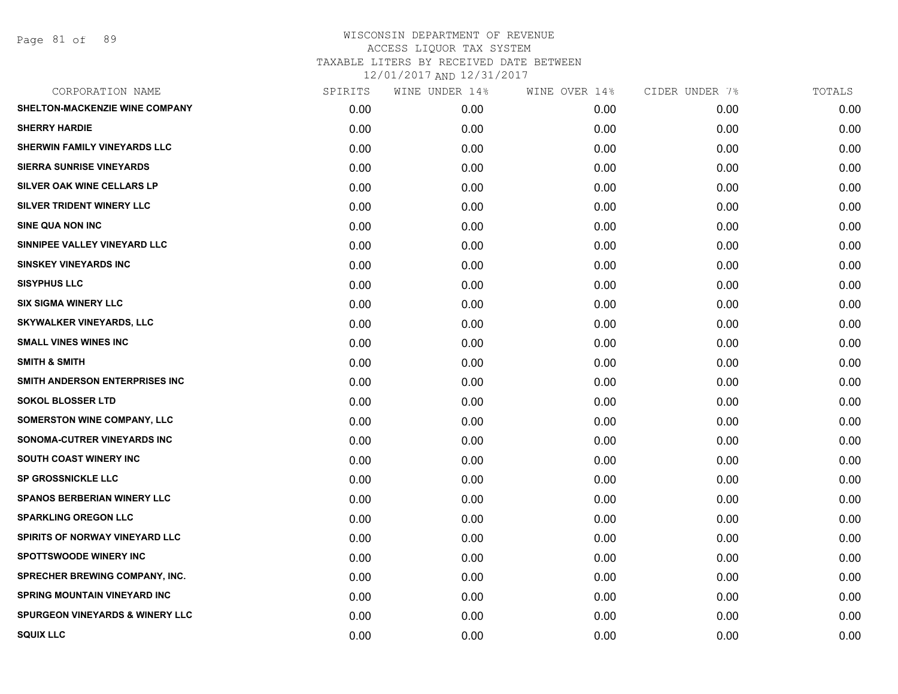WISCONSIN DEPARTMENT OF REVENUE
ACCESS LIQUOR TAX SYSTEM
TAXABLE LITERS BY RECEIVED DATE BETWEEN
12/01/2017 AND 12/31/2017

| CORPORATION NAME | SPIRITS | WINE UNDER 14% | WINE OVER 14% | CIDER UNDER 7% | TOTALS |
|---|---|---|---|---|---|
| SHELTON-MACKENZIE WINE COMPANY | 0.00 | 0.00 | 0.00 | 0.00 | 0.00 |
| SHERRY HARDIE | 0.00 | 0.00 | 0.00 | 0.00 | 0.00 |
| SHERWIN FAMILY VINEYARDS LLC | 0.00 | 0.00 | 0.00 | 0.00 | 0.00 |
| SIERRA SUNRISE VINEYARDS | 0.00 | 0.00 | 0.00 | 0.00 | 0.00 |
| SILVER OAK WINE CELLARS LP | 0.00 | 0.00 | 0.00 | 0.00 | 0.00 |
| SILVER TRIDENT WINERY LLC | 0.00 | 0.00 | 0.00 | 0.00 | 0.00 |
| SINE QUA NON INC | 0.00 | 0.00 | 0.00 | 0.00 | 0.00 |
| SINNIPEE VALLEY VINEYARD LLC | 0.00 | 0.00 | 0.00 | 0.00 | 0.00 |
| SINSKEY VINEYARDS INC | 0.00 | 0.00 | 0.00 | 0.00 | 0.00 |
| SISYPHUS LLC | 0.00 | 0.00 | 0.00 | 0.00 | 0.00 |
| SIX SIGMA WINERY LLC | 0.00 | 0.00 | 0.00 | 0.00 | 0.00 |
| SKYWALKER VINEYARDS, LLC | 0.00 | 0.00 | 0.00 | 0.00 | 0.00 |
| SMALL VINES WINES INC | 0.00 | 0.00 | 0.00 | 0.00 | 0.00 |
| SMITH & SMITH | 0.00 | 0.00 | 0.00 | 0.00 | 0.00 |
| SMITH ANDERSON ENTERPRISES INC | 0.00 | 0.00 | 0.00 | 0.00 | 0.00 |
| SOKOL BLOSSER LTD | 0.00 | 0.00 | 0.00 | 0.00 | 0.00 |
| SOMERSTON WINE COMPANY, LLC | 0.00 | 0.00 | 0.00 | 0.00 | 0.00 |
| SONOMA-CUTRER VINEYARDS INC | 0.00 | 0.00 | 0.00 | 0.00 | 0.00 |
| SOUTH COAST WINERY INC | 0.00 | 0.00 | 0.00 | 0.00 | 0.00 |
| SP GROSSNICKLE LLC | 0.00 | 0.00 | 0.00 | 0.00 | 0.00 |
| SPANOS BERBERIAN WINERY LLC | 0.00 | 0.00 | 0.00 | 0.00 | 0.00 |
| SPARKLING OREGON LLC | 0.00 | 0.00 | 0.00 | 0.00 | 0.00 |
| SPIRITS OF NORWAY VINEYARD LLC | 0.00 | 0.00 | 0.00 | 0.00 | 0.00 |
| SPOTTSWOODE WINERY INC | 0.00 | 0.00 | 0.00 | 0.00 | 0.00 |
| SPRECHER BREWING COMPANY, INC. | 0.00 | 0.00 | 0.00 | 0.00 | 0.00 |
| SPRING MOUNTAIN VINEYARD INC | 0.00 | 0.00 | 0.00 | 0.00 | 0.00 |
| SPURGEON VINEYARDS & WINERY LLC | 0.00 | 0.00 | 0.00 | 0.00 | 0.00 |
| SQUIX LLC | 0.00 | 0.00 | 0.00 | 0.00 | 0.00 |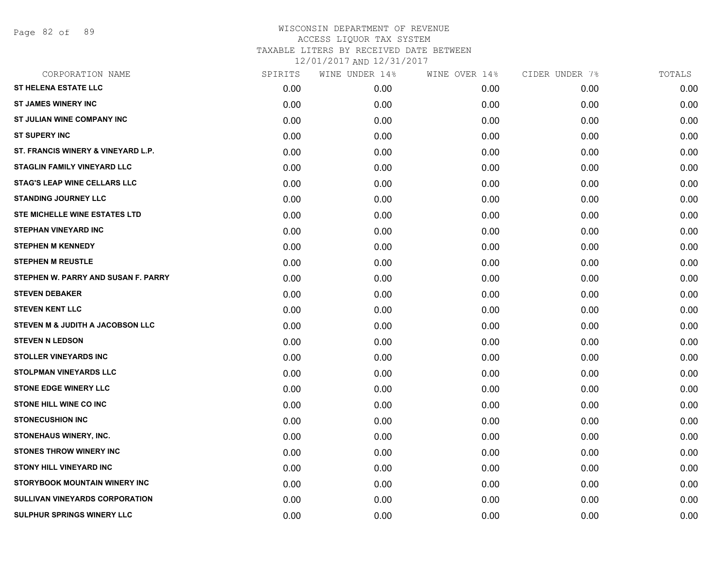WISCONSIN DEPARTMENT OF REVENUE
ACCESS LIQUOR TAX SYSTEM
TAXABLE LITERS BY RECEIVED DATE BETWEEN
12/01/2017 AND 12/31/2017

| CORPORATION NAME | SPIRITS | WINE UNDER 14% | WINE OVER 14% | CIDER UNDER 7% | TOTALS |
|---|---|---|---|---|---|
| ST HELENA ESTATE LLC | 0.00 | 0.00 | 0.00 | 0.00 | 0.00 |
| ST JAMES WINERY INC | 0.00 | 0.00 | 0.00 | 0.00 | 0.00 |
| ST JULIAN WINE COMPANY INC | 0.00 | 0.00 | 0.00 | 0.00 | 0.00 |
| ST SUPERY INC | 0.00 | 0.00 | 0.00 | 0.00 | 0.00 |
| ST. FRANCIS WINERY & VINEYARD L.P. | 0.00 | 0.00 | 0.00 | 0.00 | 0.00 |
| STAGLIN FAMILY VINEYARD LLC | 0.00 | 0.00 | 0.00 | 0.00 | 0.00 |
| STAG'S LEAP WINE CELLARS LLC | 0.00 | 0.00 | 0.00 | 0.00 | 0.00 |
| STANDING JOURNEY LLC | 0.00 | 0.00 | 0.00 | 0.00 | 0.00 |
| STE MICHELLE WINE ESTATES LTD | 0.00 | 0.00 | 0.00 | 0.00 | 0.00 |
| STEPHAN VINEYARD INC | 0.00 | 0.00 | 0.00 | 0.00 | 0.00 |
| STEPHEN M KENNEDY | 0.00 | 0.00 | 0.00 | 0.00 | 0.00 |
| STEPHEN M REUSTLE | 0.00 | 0.00 | 0.00 | 0.00 | 0.00 |
| STEPHEN W. PARRY AND SUSAN F. PARRY | 0.00 | 0.00 | 0.00 | 0.00 | 0.00 |
| STEVEN DEBAKER | 0.00 | 0.00 | 0.00 | 0.00 | 0.00 |
| STEVEN KENT LLC | 0.00 | 0.00 | 0.00 | 0.00 | 0.00 |
| STEVEN M & JUDITH A JACOBSON LLC | 0.00 | 0.00 | 0.00 | 0.00 | 0.00 |
| STEVEN N LEDSON | 0.00 | 0.00 | 0.00 | 0.00 | 0.00 |
| STOLLER VINEYARDS INC | 0.00 | 0.00 | 0.00 | 0.00 | 0.00 |
| STOLPMAN VINEYARDS LLC | 0.00 | 0.00 | 0.00 | 0.00 | 0.00 |
| STONE EDGE WINERY LLC | 0.00 | 0.00 | 0.00 | 0.00 | 0.00 |
| STONE HILL WINE CO INC | 0.00 | 0.00 | 0.00 | 0.00 | 0.00 |
| STONECUSHION INC | 0.00 | 0.00 | 0.00 | 0.00 | 0.00 |
| STONEHAUS WINERY, INC. | 0.00 | 0.00 | 0.00 | 0.00 | 0.00 |
| STONES THROW WINERY INC | 0.00 | 0.00 | 0.00 | 0.00 | 0.00 |
| STONY HILL VINEYARD INC | 0.00 | 0.00 | 0.00 | 0.00 | 0.00 |
| STORYBOOK MOUNTAIN WINERY INC | 0.00 | 0.00 | 0.00 | 0.00 | 0.00 |
| SULLIVAN VINEYARDS CORPORATION | 0.00 | 0.00 | 0.00 | 0.00 | 0.00 |
| SULPHUR SPRINGS WINERY LLC | 0.00 | 0.00 | 0.00 | 0.00 | 0.00 |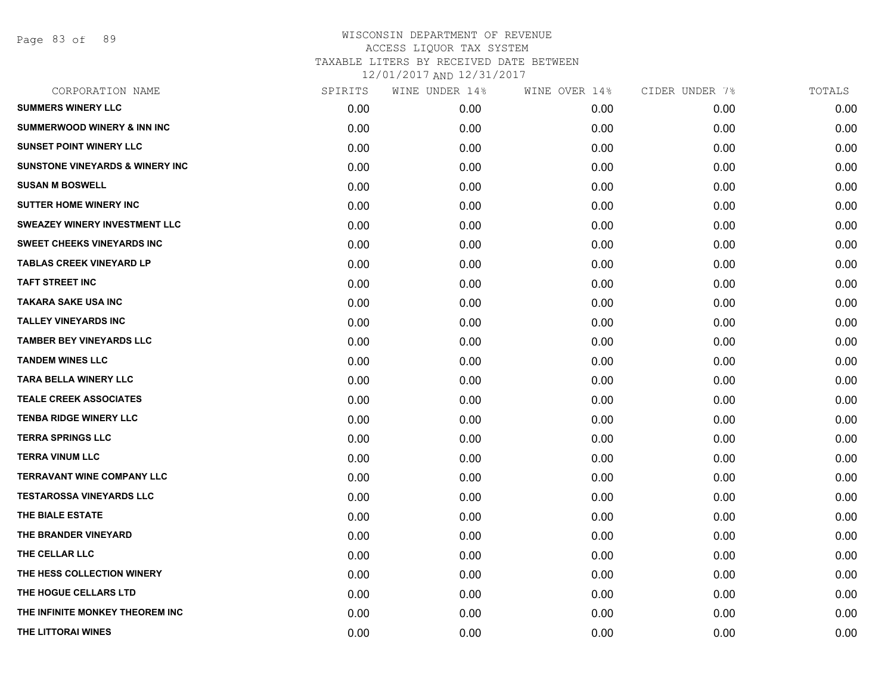# WISCONSIN DEPARTMENT OF REVENUE
## ACCESS LIQUOR TAX SYSTEM
### TAXABLE LITERS BY RECEIVED DATE BETWEEN 12/01/2017 AND 12/31/2017

| CORPORATION NAME | SPIRITS | WINE UNDER 14% | WINE OVER 14% | CIDER UNDER 7% | TOTALS |
|---|---|---|---|---|---|
| SUMMERS WINERY LLC | 0.00 | 0.00 | 0.00 | 0.00 | 0.00 |
| SUMMERWOOD WINERY & INN INC | 0.00 | 0.00 | 0.00 | 0.00 | 0.00 |
| SUNSET POINT WINERY LLC | 0.00 | 0.00 | 0.00 | 0.00 | 0.00 |
| SUNSTONE VINEYARDS & WINERY INC | 0.00 | 0.00 | 0.00 | 0.00 | 0.00 |
| SUSAN M BOSWELL | 0.00 | 0.00 | 0.00 | 0.00 | 0.00 |
| SUTTER HOME WINERY INC | 0.00 | 0.00 | 0.00 | 0.00 | 0.00 |
| SWEAZEY WINERY INVESTMENT LLC | 0.00 | 0.00 | 0.00 | 0.00 | 0.00 |
| SWEET CHEEKS VINEYARDS INC | 0.00 | 0.00 | 0.00 | 0.00 | 0.00 |
| TABLAS CREEK VINEYARD LP | 0.00 | 0.00 | 0.00 | 0.00 | 0.00 |
| TAFT STREET INC | 0.00 | 0.00 | 0.00 | 0.00 | 0.00 |
| TAKARA SAKE USA INC | 0.00 | 0.00 | 0.00 | 0.00 | 0.00 |
| TALLEY VINEYARDS INC | 0.00 | 0.00 | 0.00 | 0.00 | 0.00 |
| TAMBER BEY VINEYARDS LLC | 0.00 | 0.00 | 0.00 | 0.00 | 0.00 |
| TANDEM WINES LLC | 0.00 | 0.00 | 0.00 | 0.00 | 0.00 |
| TARA BELLA WINERY LLC | 0.00 | 0.00 | 0.00 | 0.00 | 0.00 |
| TEALE CREEK ASSOCIATES | 0.00 | 0.00 | 0.00 | 0.00 | 0.00 |
| TENBA RIDGE WINERY LLC | 0.00 | 0.00 | 0.00 | 0.00 | 0.00 |
| TERRA SPRINGS LLC | 0.00 | 0.00 | 0.00 | 0.00 | 0.00 |
| TERRA VINUM LLC | 0.00 | 0.00 | 0.00 | 0.00 | 0.00 |
| TERRAVANT WINE COMPANY LLC | 0.00 | 0.00 | 0.00 | 0.00 | 0.00 |
| TESTAROSSA VINEYARDS LLC | 0.00 | 0.00 | 0.00 | 0.00 | 0.00 |
| THE BIALE ESTATE | 0.00 | 0.00 | 0.00 | 0.00 | 0.00 |
| THE BRANDER VINEYARD | 0.00 | 0.00 | 0.00 | 0.00 | 0.00 |
| THE CELLAR LLC | 0.00 | 0.00 | 0.00 | 0.00 | 0.00 |
| THE HESS COLLECTION WINERY | 0.00 | 0.00 | 0.00 | 0.00 | 0.00 |
| THE HOGUE CELLARS LTD | 0.00 | 0.00 | 0.00 | 0.00 | 0.00 |
| THE INFINITE MONKEY THEOREM INC | 0.00 | 0.00 | 0.00 | 0.00 | 0.00 |
| THE LITTORAI WINES | 0.00 | 0.00 | 0.00 | 0.00 | 0.00 |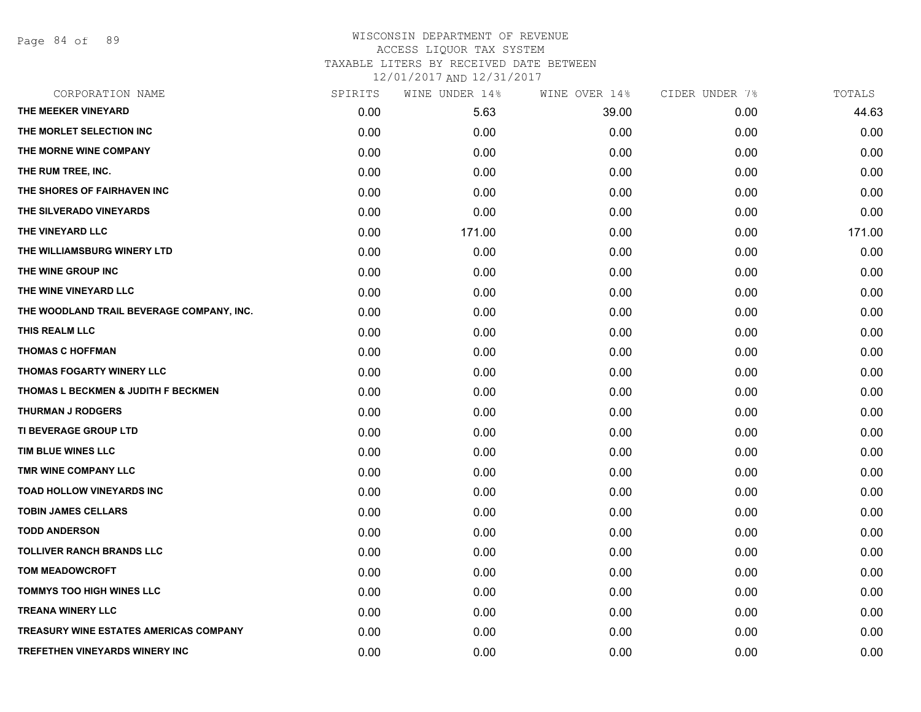WISCONSIN DEPARTMENT OF REVENUE
ACCESS LIQUOR TAX SYSTEM
TAXABLE LITERS BY RECEIVED DATE BETWEEN
12/01/2017 AND 12/31/2017

| CORPORATION NAME | SPIRITS | WINE UNDER 14% | WINE OVER 14% | CIDER UNDER 7% | TOTALS |
|---|---|---|---|---|---|
| THE MEEKER VINEYARD | 0.00 | 5.63 | 39.00 | 0.00 | 44.63 |
| THE MORLET SELECTION INC | 0.00 | 0.00 | 0.00 | 0.00 | 0.00 |
| THE MORNE WINE COMPANY | 0.00 | 0.00 | 0.00 | 0.00 | 0.00 |
| THE RUM TREE, INC. | 0.00 | 0.00 | 0.00 | 0.00 | 0.00 |
| THE SHORES OF FAIRHAVEN INC | 0.00 | 0.00 | 0.00 | 0.00 | 0.00 |
| THE SILVERADO VINEYARDS | 0.00 | 0.00 | 0.00 | 0.00 | 0.00 |
| THE VINEYARD LLC | 0.00 | 171.00 | 0.00 | 0.00 | 171.00 |
| THE WILLIAMSBURG WINERY LTD | 0.00 | 0.00 | 0.00 | 0.00 | 0.00 |
| THE WINE GROUP INC | 0.00 | 0.00 | 0.00 | 0.00 | 0.00 |
| THE WINE VINEYARD LLC | 0.00 | 0.00 | 0.00 | 0.00 | 0.00 |
| THE WOODLAND TRAIL BEVERAGE COMPANY, INC. | 0.00 | 0.00 | 0.00 | 0.00 | 0.00 |
| THIS REALM LLC | 0.00 | 0.00 | 0.00 | 0.00 | 0.00 |
| THOMAS C HOFFMAN | 0.00 | 0.00 | 0.00 | 0.00 | 0.00 |
| THOMAS FOGARTY WINERY LLC | 0.00 | 0.00 | 0.00 | 0.00 | 0.00 |
| THOMAS L BECKMEN & JUDITH F BECKMEN | 0.00 | 0.00 | 0.00 | 0.00 | 0.00 |
| THURMAN J RODGERS | 0.00 | 0.00 | 0.00 | 0.00 | 0.00 |
| TI BEVERAGE GROUP LTD | 0.00 | 0.00 | 0.00 | 0.00 | 0.00 |
| TIM BLUE WINES LLC | 0.00 | 0.00 | 0.00 | 0.00 | 0.00 |
| TMR WINE COMPANY LLC | 0.00 | 0.00 | 0.00 | 0.00 | 0.00 |
| TOAD HOLLOW VINEYARDS INC | 0.00 | 0.00 | 0.00 | 0.00 | 0.00 |
| TOBIN JAMES CELLARS | 0.00 | 0.00 | 0.00 | 0.00 | 0.00 |
| TODD ANDERSON | 0.00 | 0.00 | 0.00 | 0.00 | 0.00 |
| TOLLIVER RANCH BRANDS LLC | 0.00 | 0.00 | 0.00 | 0.00 | 0.00 |
| TOM MEADOWCROFT | 0.00 | 0.00 | 0.00 | 0.00 | 0.00 |
| TOMMYS TOO HIGH WINES LLC | 0.00 | 0.00 | 0.00 | 0.00 | 0.00 |
| TREANA WINERY LLC | 0.00 | 0.00 | 0.00 | 0.00 | 0.00 |
| TREASURY WINE ESTATES AMERICAS COMPANY | 0.00 | 0.00 | 0.00 | 0.00 | 0.00 |
| TREFETHEN VINEYARDS WINERY INC | 0.00 | 0.00 | 0.00 | 0.00 | 0.00 |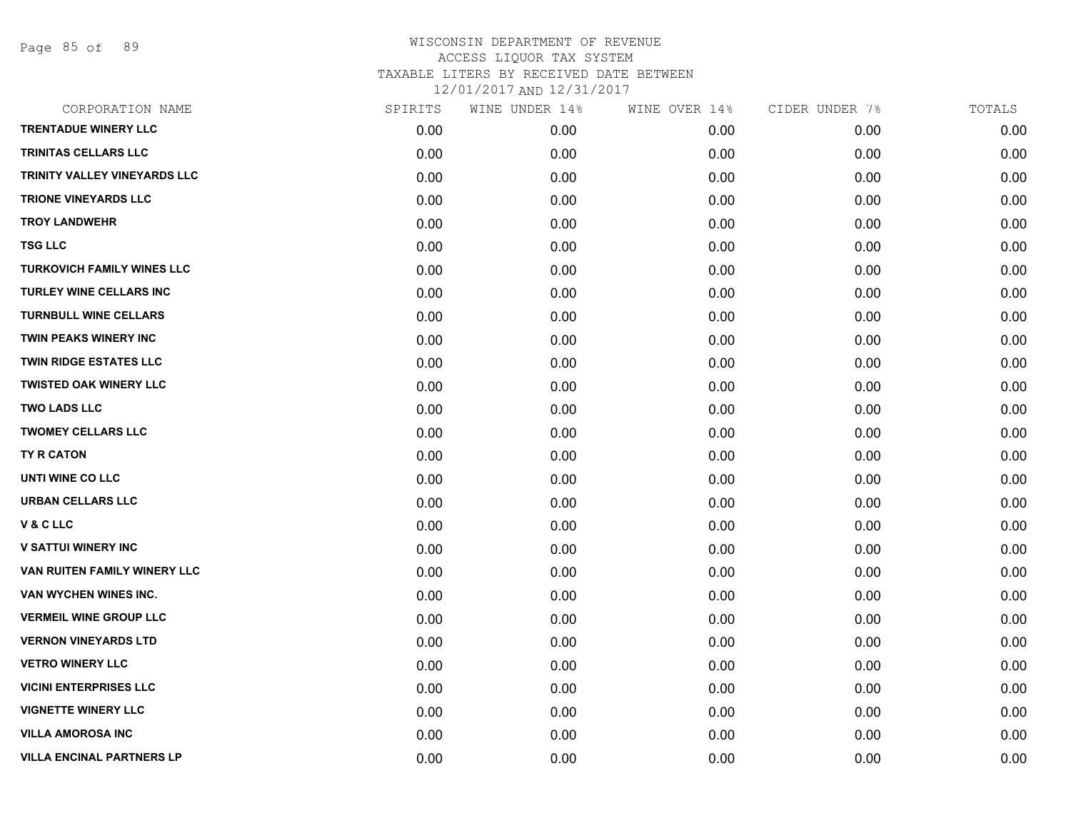WISCONSIN DEPARTMENT OF REVENUE
ACCESS LIQUOR TAX SYSTEM
TAXABLE LITERS BY RECEIVED DATE BETWEEN
12/01/2017 AND 12/31/2017

| CORPORATION NAME | SPIRITS | WINE UNDER 14% | WINE OVER 14% | CIDER UNDER 7% | TOTALS |
|---|---|---|---|---|---|
| TRENTADUE WINERY LLC | 0.00 | 0.00 | 0.00 | 0.00 | 0.00 |
| TRINITAS CELLARS LLC | 0.00 | 0.00 | 0.00 | 0.00 | 0.00 |
| TRINITY VALLEY VINEYARDS LLC | 0.00 | 0.00 | 0.00 | 0.00 | 0.00 |
| TRIONE VINEYARDS LLC | 0.00 | 0.00 | 0.00 | 0.00 | 0.00 |
| TROY LANDWEHR | 0.00 | 0.00 | 0.00 | 0.00 | 0.00 |
| TSG LLC | 0.00 | 0.00 | 0.00 | 0.00 | 0.00 |
| TURKOVICH FAMILY WINES LLC | 0.00 | 0.00 | 0.00 | 0.00 | 0.00 |
| TURLEY WINE CELLARS INC | 0.00 | 0.00 | 0.00 | 0.00 | 0.00 |
| TURNBULL WINE CELLARS | 0.00 | 0.00 | 0.00 | 0.00 | 0.00 |
| TWIN PEAKS WINERY INC | 0.00 | 0.00 | 0.00 | 0.00 | 0.00 |
| TWIN RIDGE ESTATES LLC | 0.00 | 0.00 | 0.00 | 0.00 | 0.00 |
| TWISTED OAK WINERY LLC | 0.00 | 0.00 | 0.00 | 0.00 | 0.00 |
| TWO LADS LLC | 0.00 | 0.00 | 0.00 | 0.00 | 0.00 |
| TWOMEY CELLARS LLC | 0.00 | 0.00 | 0.00 | 0.00 | 0.00 |
| TY R CATON | 0.00 | 0.00 | 0.00 | 0.00 | 0.00 |
| UNTI WINE CO LLC | 0.00 | 0.00 | 0.00 | 0.00 | 0.00 |
| URBAN CELLARS LLC | 0.00 | 0.00 | 0.00 | 0.00 | 0.00 |
| V & C LLC | 0.00 | 0.00 | 0.00 | 0.00 | 0.00 |
| V SATTUI WINERY INC | 0.00 | 0.00 | 0.00 | 0.00 | 0.00 |
| VAN RUITEN FAMILY WINERY LLC | 0.00 | 0.00 | 0.00 | 0.00 | 0.00 |
| VAN WYCHEN WINES INC. | 0.00 | 0.00 | 0.00 | 0.00 | 0.00 |
| VERMEIL WINE GROUP LLC | 0.00 | 0.00 | 0.00 | 0.00 | 0.00 |
| VERNON VINEYARDS LTD | 0.00 | 0.00 | 0.00 | 0.00 | 0.00 |
| VETRO WINERY LLC | 0.00 | 0.00 | 0.00 | 0.00 | 0.00 |
| VICINI ENTERPRISES LLC | 0.00 | 0.00 | 0.00 | 0.00 | 0.00 |
| VIGNETTE WINERY LLC | 0.00 | 0.00 | 0.00 | 0.00 | 0.00 |
| VILLA AMOROSA INC | 0.00 | 0.00 | 0.00 | 0.00 | 0.00 |
| VILLA ENCINAL PARTNERS LP | 0.00 | 0.00 | 0.00 | 0.00 | 0.00 |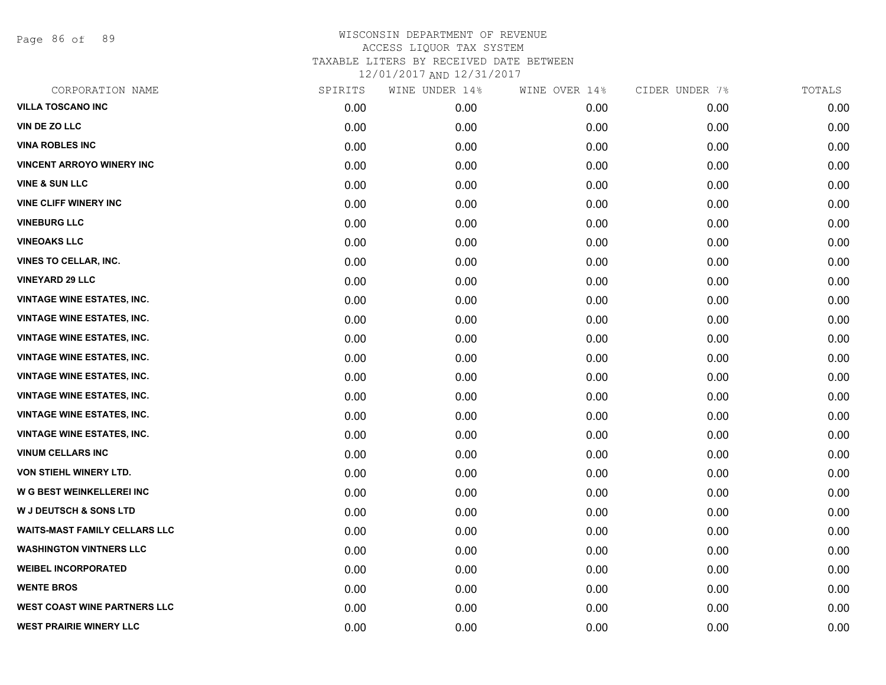# WISCONSIN DEPARTMENT OF REVENUE
ACCESS LIQUOR TAX SYSTEM
TAXABLE LITERS BY RECEIVED DATE BETWEEN
12/01/2017 AND 12/31/2017

| CORPORATION NAME | SPIRITS | WINE UNDER 14% | WINE OVER 14% | CIDER UNDER 7% | TOTALS |
|---|---|---|---|---|---|
| VILLA TOSCANO INC | 0.00 | 0.00 | 0.00 | 0.00 | 0.00 |
| VIN DE ZO LLC | 0.00 | 0.00 | 0.00 | 0.00 | 0.00 |
| VINA ROBLES INC | 0.00 | 0.00 | 0.00 | 0.00 | 0.00 |
| VINCENT ARROYO WINERY INC | 0.00 | 0.00 | 0.00 | 0.00 | 0.00 |
| VINE & SUN LLC | 0.00 | 0.00 | 0.00 | 0.00 | 0.00 |
| VINE CLIFF WINERY INC | 0.00 | 0.00 | 0.00 | 0.00 | 0.00 |
| VINEBURG LLC | 0.00 | 0.00 | 0.00 | 0.00 | 0.00 |
| VINEOAKS LLC | 0.00 | 0.00 | 0.00 | 0.00 | 0.00 |
| VINES TO CELLAR, INC. | 0.00 | 0.00 | 0.00 | 0.00 | 0.00 |
| VINEYARD 29 LLC | 0.00 | 0.00 | 0.00 | 0.00 | 0.00 |
| VINTAGE WINE ESTATES, INC. | 0.00 | 0.00 | 0.00 | 0.00 | 0.00 |
| VINTAGE WINE ESTATES, INC. | 0.00 | 0.00 | 0.00 | 0.00 | 0.00 |
| VINTAGE WINE ESTATES, INC. | 0.00 | 0.00 | 0.00 | 0.00 | 0.00 |
| VINTAGE WINE ESTATES, INC. | 0.00 | 0.00 | 0.00 | 0.00 | 0.00 |
| VINTAGE WINE ESTATES, INC. | 0.00 | 0.00 | 0.00 | 0.00 | 0.00 |
| VINTAGE WINE ESTATES, INC. | 0.00 | 0.00 | 0.00 | 0.00 | 0.00 |
| VINTAGE WINE ESTATES, INC. | 0.00 | 0.00 | 0.00 | 0.00 | 0.00 |
| VINTAGE WINE ESTATES, INC. | 0.00 | 0.00 | 0.00 | 0.00 | 0.00 |
| VINUM CELLARS INC | 0.00 | 0.00 | 0.00 | 0.00 | 0.00 |
| VON STIEHL WINERY LTD. | 0.00 | 0.00 | 0.00 | 0.00 | 0.00 |
| W G BEST WEINKELLEREI INC | 0.00 | 0.00 | 0.00 | 0.00 | 0.00 |
| W J DEUTSCH & SONS LTD | 0.00 | 0.00 | 0.00 | 0.00 | 0.00 |
| WAITS-MAST FAMILY CELLARS LLC | 0.00 | 0.00 | 0.00 | 0.00 | 0.00 |
| WASHINGTON VINTNERS LLC | 0.00 | 0.00 | 0.00 | 0.00 | 0.00 |
| WEIBEL INCORPORATED | 0.00 | 0.00 | 0.00 | 0.00 | 0.00 |
| WENTE BROS | 0.00 | 0.00 | 0.00 | 0.00 | 0.00 |
| WEST COAST WINE PARTNERS LLC | 0.00 | 0.00 | 0.00 | 0.00 | 0.00 |
| WEST PRAIRIE WINERY LLC | 0.00 | 0.00 | 0.00 | 0.00 | 0.00 |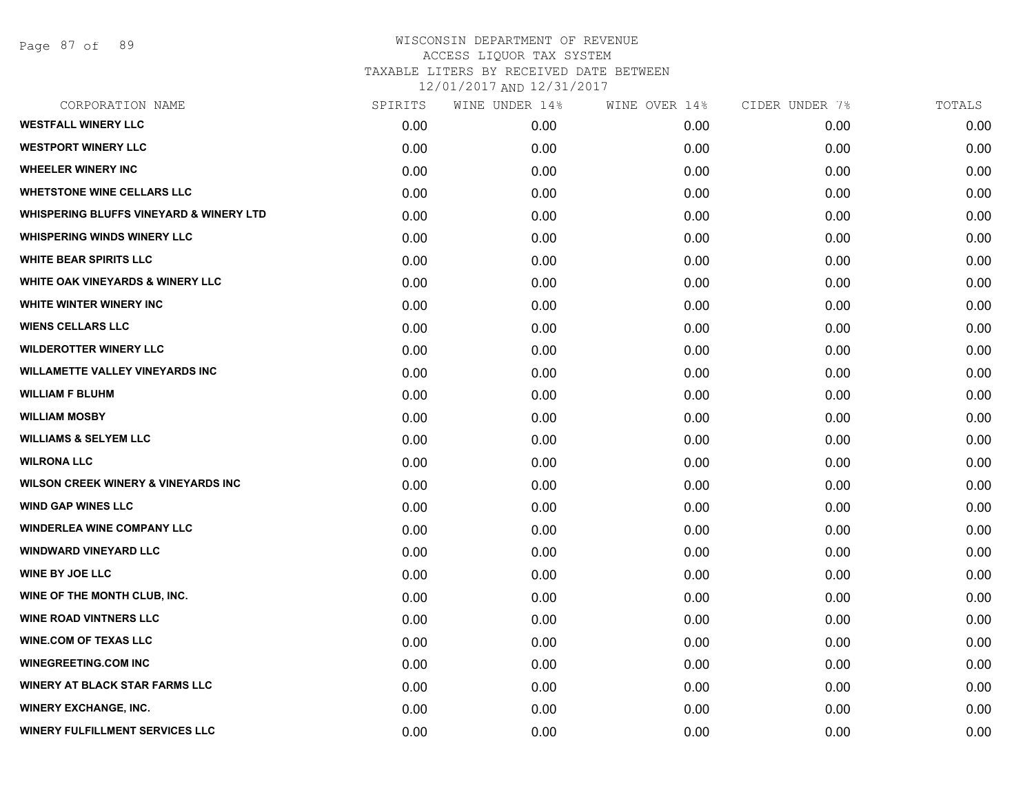# WISCONSIN DEPARTMENT OF REVENUE
## ACCESS LIQUOR TAX SYSTEM
### TAXABLE LITERS BY RECEIVED DATE BETWEEN 12/01/2017 AND 12/31/2017

| CORPORATION NAME | SPIRITS | WINE UNDER 14% | WINE OVER 14% | CIDER UNDER 7% | TOTALS |
|---|---|---|---|---|---|
| WESTFALL WINERY LLC | 0.00 | 0.00 | 0.00 | 0.00 | 0.00 |
| WESTPORT WINERY LLC | 0.00 | 0.00 | 0.00 | 0.00 | 0.00 |
| WHEELER WINERY INC | 0.00 | 0.00 | 0.00 | 0.00 | 0.00 |
| WHETSTONE WINE CELLARS LLC | 0.00 | 0.00 | 0.00 | 0.00 | 0.00 |
| WHISPERING BLUFFS VINEYARD & WINERY LTD | 0.00 | 0.00 | 0.00 | 0.00 | 0.00 |
| WHISPERING WINDS WINERY LLC | 0.00 | 0.00 | 0.00 | 0.00 | 0.00 |
| WHITE BEAR SPIRITS LLC | 0.00 | 0.00 | 0.00 | 0.00 | 0.00 |
| WHITE OAK VINEYARDS & WINERY LLC | 0.00 | 0.00 | 0.00 | 0.00 | 0.00 |
| WHITE WINTER WINERY INC | 0.00 | 0.00 | 0.00 | 0.00 | 0.00 |
| WIENS CELLARS LLC | 0.00 | 0.00 | 0.00 | 0.00 | 0.00 |
| WILDEROTTER WINERY LLC | 0.00 | 0.00 | 0.00 | 0.00 | 0.00 |
| WILLAMETTE VALLEY VINEYARDS INC | 0.00 | 0.00 | 0.00 | 0.00 | 0.00 |
| WILLIAM F BLUHM | 0.00 | 0.00 | 0.00 | 0.00 | 0.00 |
| WILLIAM MOSBY | 0.00 | 0.00 | 0.00 | 0.00 | 0.00 |
| WILLIAMS & SELYEM LLC | 0.00 | 0.00 | 0.00 | 0.00 | 0.00 |
| WILRONA LLC | 0.00 | 0.00 | 0.00 | 0.00 | 0.00 |
| WILSON CREEK WINERY & VINEYARDS INC | 0.00 | 0.00 | 0.00 | 0.00 | 0.00 |
| WIND GAP WINES LLC | 0.00 | 0.00 | 0.00 | 0.00 | 0.00 |
| WINDERLEA WINE COMPANY LLC | 0.00 | 0.00 | 0.00 | 0.00 | 0.00 |
| WINDWARD VINEYARD LLC | 0.00 | 0.00 | 0.00 | 0.00 | 0.00 |
| WINE BY JOE LLC | 0.00 | 0.00 | 0.00 | 0.00 | 0.00 |
| WINE OF THE MONTH CLUB, INC. | 0.00 | 0.00 | 0.00 | 0.00 | 0.00 |
| WINE ROAD VINTNERS LLC | 0.00 | 0.00 | 0.00 | 0.00 | 0.00 |
| WINE.COM OF TEXAS LLC | 0.00 | 0.00 | 0.00 | 0.00 | 0.00 |
| WINEGREETING.COM INC | 0.00 | 0.00 | 0.00 | 0.00 | 0.00 |
| WINERY AT BLACK STAR FARMS LLC | 0.00 | 0.00 | 0.00 | 0.00 | 0.00 |
| WINERY EXCHANGE, INC. | 0.00 | 0.00 | 0.00 | 0.00 | 0.00 |
| WINERY FULFILLMENT SERVICES LLC | 0.00 | 0.00 | 0.00 | 0.00 | 0.00 |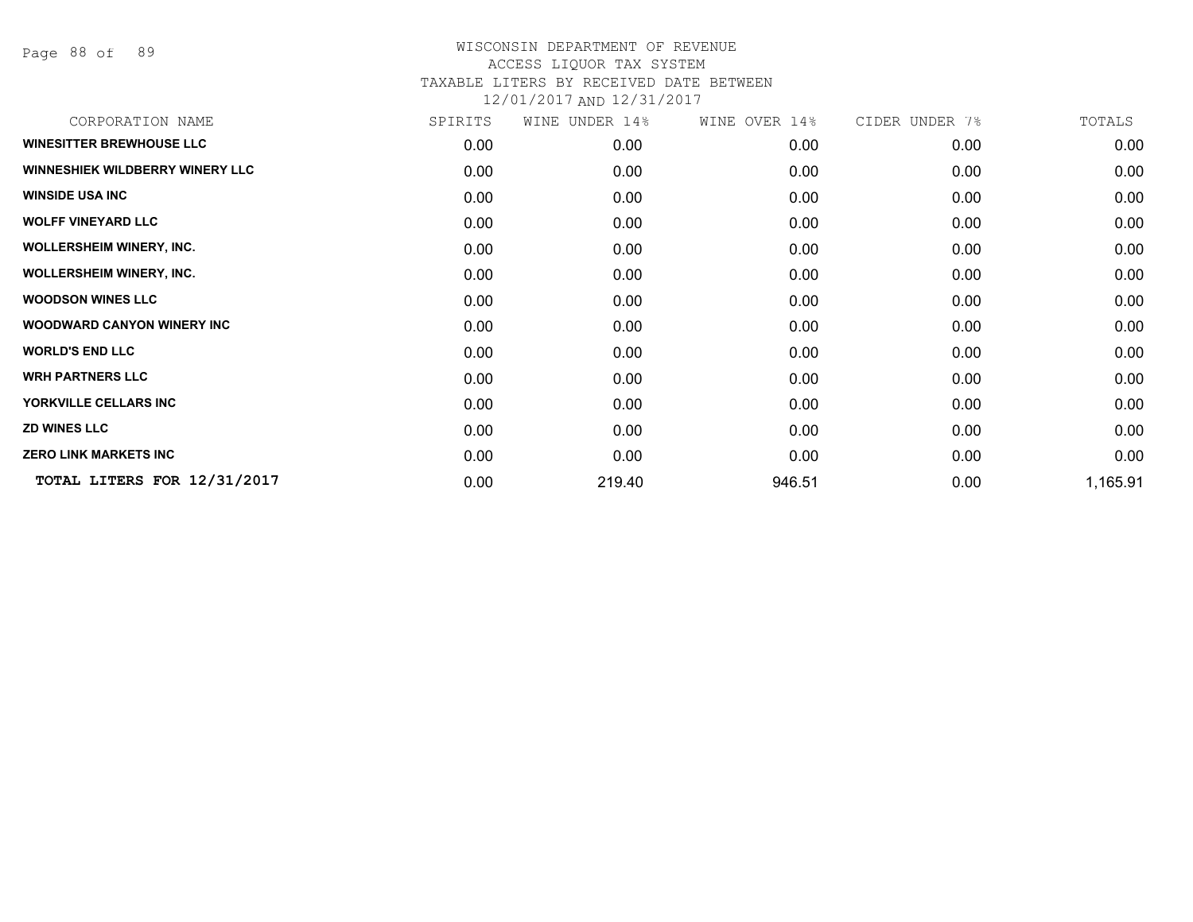WISCONSIN DEPARTMENT OF REVENUE
ACCESS LIQUOR TAX SYSTEM
TAXABLE LITERS BY RECEIVED DATE BETWEEN
12/01/2017 AND 12/31/2017

| CORPORATION NAME | SPIRITS | WINE UNDER 14% | WINE OVER 14% | CIDER UNDER 7% | TOTALS |
|---|---|---|---|---|---|
| WINESITTER BREWHOUSE LLC | 0.00 | 0.00 | 0.00 | 0.00 | 0.00 |
| WINNESHIEK WILDBERRY WINERY LLC | 0.00 | 0.00 | 0.00 | 0.00 | 0.00 |
| WINSIDE USA INC | 0.00 | 0.00 | 0.00 | 0.00 | 0.00 |
| WOLFF VINEYARD LLC | 0.00 | 0.00 | 0.00 | 0.00 | 0.00 |
| WOLLERSHEIM WINERY, INC. | 0.00 | 0.00 | 0.00 | 0.00 | 0.00 |
| WOLLERSHEIM WINERY, INC. | 0.00 | 0.00 | 0.00 | 0.00 | 0.00 |
| WOODSON WINES LLC | 0.00 | 0.00 | 0.00 | 0.00 | 0.00 |
| WOODWARD CANYON WINERY INC | 0.00 | 0.00 | 0.00 | 0.00 | 0.00 |
| WORLD'S END LLC | 0.00 | 0.00 | 0.00 | 0.00 | 0.00 |
| WRH PARTNERS LLC | 0.00 | 0.00 | 0.00 | 0.00 | 0.00 |
| YORKVILLE CELLARS INC | 0.00 | 0.00 | 0.00 | 0.00 | 0.00 |
| ZD WINES LLC | 0.00 | 0.00 | 0.00 | 0.00 | 0.00 |
| ZERO LINK MARKETS INC | 0.00 | 0.00 | 0.00 | 0.00 | 0.00 |
| **TOTAL LITERS FOR 12/31/2017** | 0.00 | 219.40 | 946.51 | 0.00 | 1,165.91 |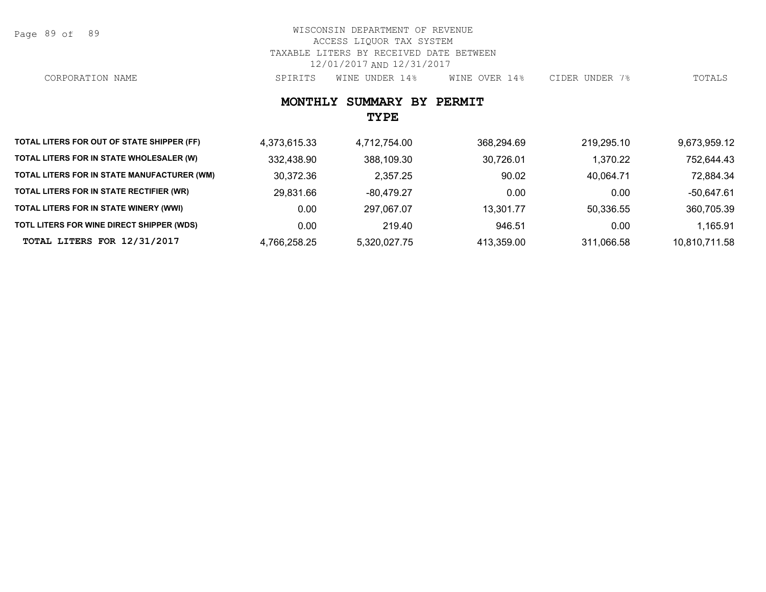WISCONSIN DEPARTMENT OF REVENUE
ACCESS LIQUOR TAX SYSTEM
TAXABLE LITERS BY RECEIVED DATE BETWEEN
12/01/2017 AND 12/31/2017

## MONTHLY SUMMARY BY PERMIT TYPE

| CORPORATION NAME | SPIRITS | WINE UNDER 14% | WINE OVER 14% | CIDER UNDER 7% | TOTALS |
|---|---|---|---|---|---|
| **TOTAL LITERS FOR OUT OF STATE SHIPPER (FF)** | 4,373,615.33 | 4,712,754.00 | 368,294.69 | 219,295.10 | 9,673,959.12 |
| **TOTAL LITERS FOR IN STATE WHOLESALER (W)** | 332,438.90 | 388,109.30 | 30,726.01 | 1,370.22 | 752,644.43 |
| **TOTAL LITERS FOR IN STATE MANUFACTURER (WM)** | 30,372.36 | 2,357.25 | 90.02 | 40,064.71 | 72,884.34 |
| **TOTAL LITERS FOR IN STATE RECTIFIER (WR)** | 29,831.66 | -80,479.27 | 0.00 | 0.00 | -50,647.61 |
| **TOTAL LITERS FOR IN STATE WINERY (WWI)** | 0.00 | 297,067.07 | 13,301.77 | 50,336.55 | 360,705.39 |
| **TOTL LITERS FOR WINE DIRECT SHIPPER (WDS)** | 0.00 | 219.40 | 946.51 | 0.00 | 1,165.91 |
| **TOTAL LITERS FOR 12/31/2017** | 4,766,258.25 | 5,320,027.75 | 413,359.00 | 311,066.58 | 10,810,711.58 |